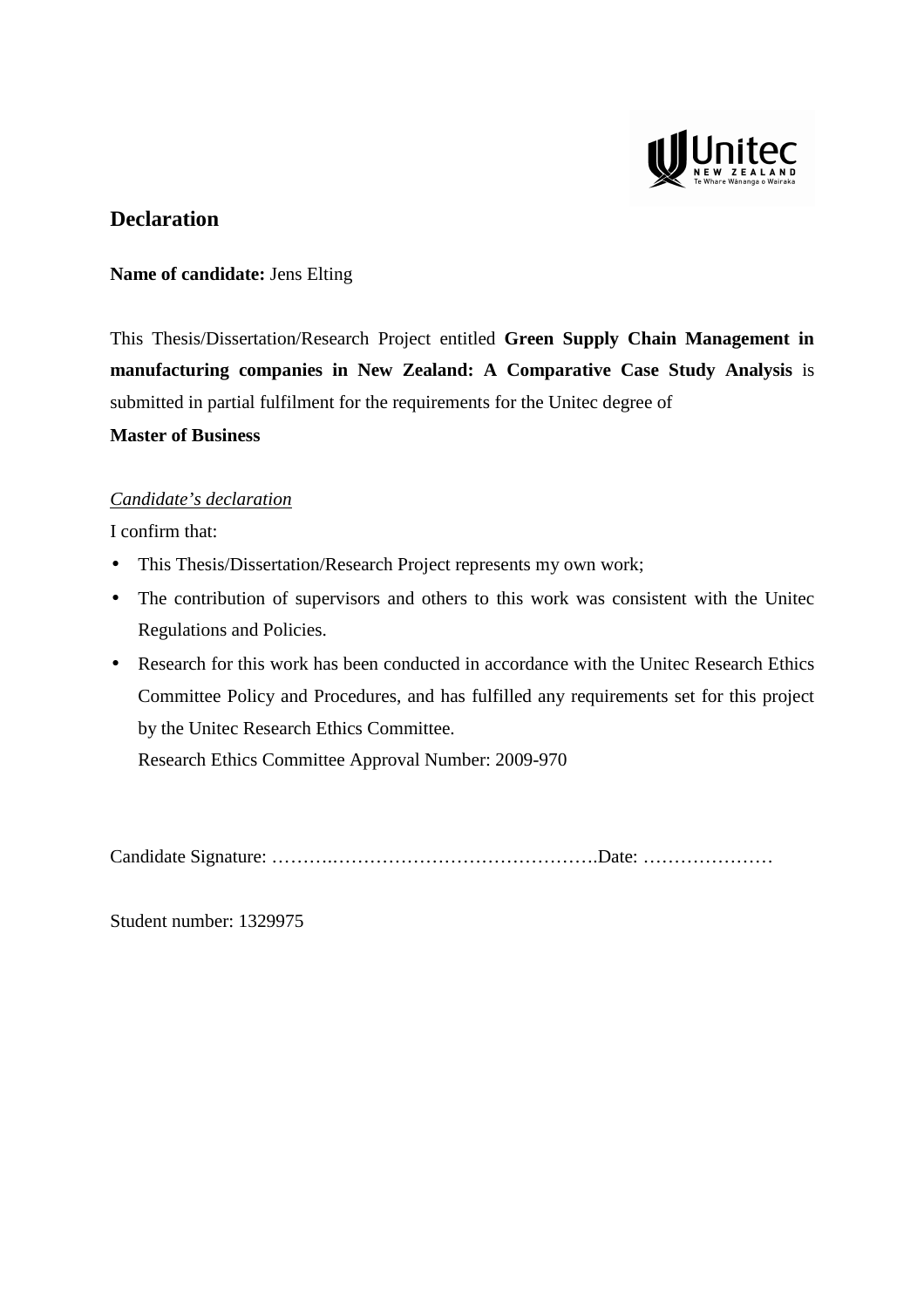# Declaration

**Name of candidate:** Jens Elting

This Thesis/Dissertation/Research Project entitled **Green Supply Chain Management in manufacturing companies in New Zealand: A Comparative Case Study Analysis** is submitted in partial fulfilment for the requirements for the Unitec degree of

**Master of Business**

<u>*Candidate's declaration*</u>

I confirm that:

- This Thesis/Dissertation/Research Project represents my own work;
- The contribution of supervisors and others to this work was consistent with the Unitec Regulations and Policies.
- Research for this work has been conducted in accordance with the Unitec Research Ethics Committee Policy and Procedures, and has fulfilled any requirements set for this project by the Unitec Research Ethics Committee.
  
  Research Ethics Committee Approval Number: 2009-970

Candidate Signature: ………..……………………………………….Date: …………………

Student number: 1329975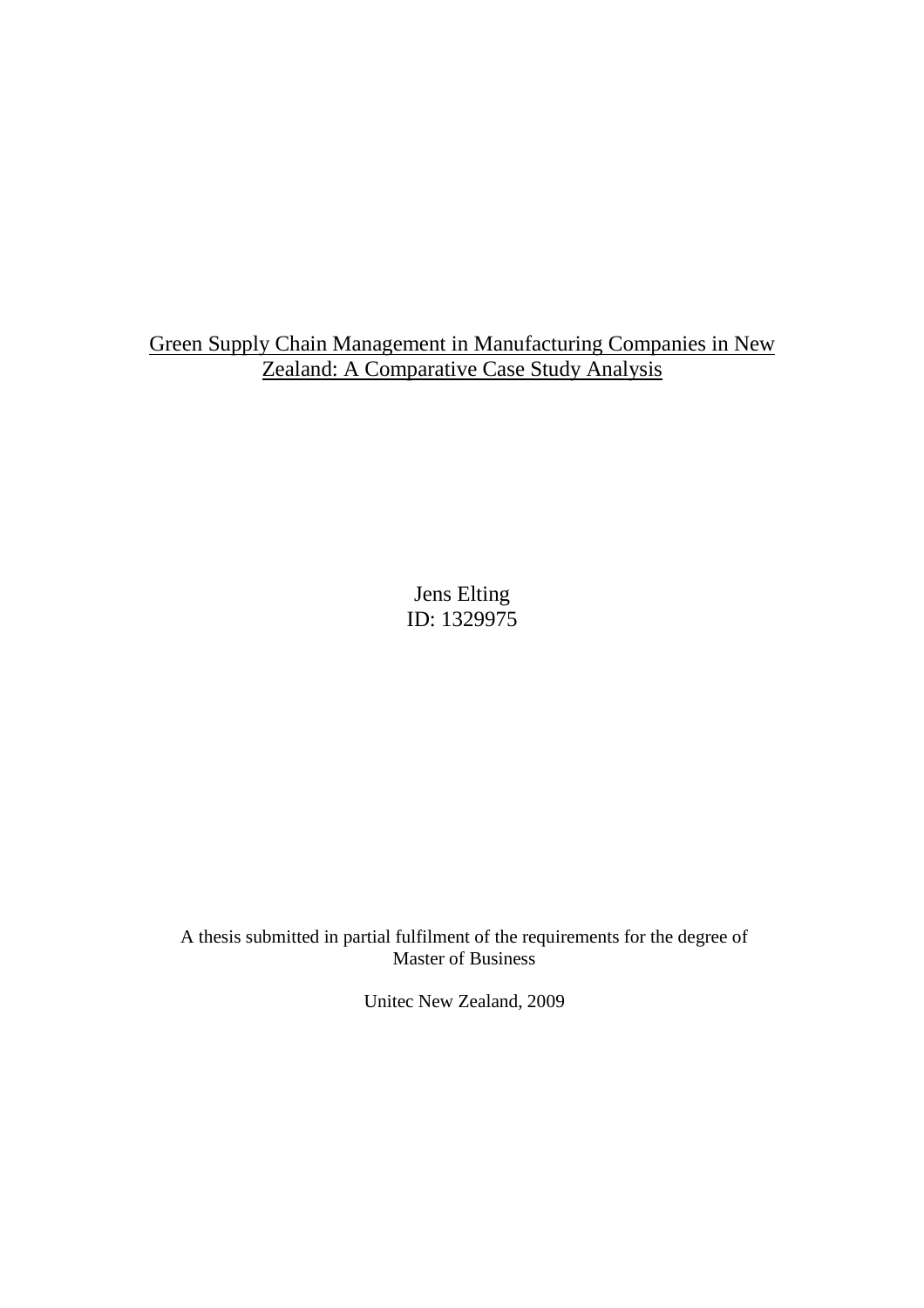# Green Supply Chain Management in Manufacturing Companies in New Zealand: A Comparative Case Study Analysis

Jens Elting
ID: 1329975

A thesis submitted in partial fulfilment of the requirements for the degree of Master of Business

Unitec New Zealand, 2009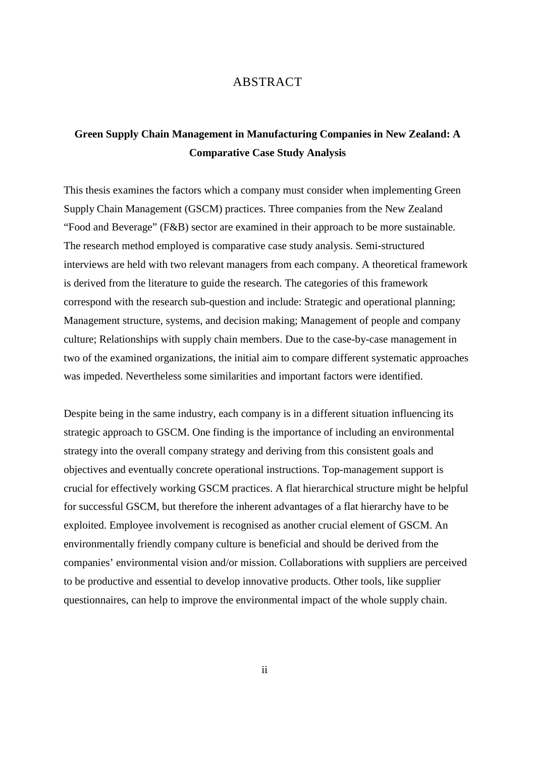# ABSTRACT

**Green Supply Chain Management in Manufacturing Companies in New Zealand: A Comparative Case Study Analysis**

This thesis examines the factors which a company must consider when implementing Green Supply Chain Management (GSCM) practices. Three companies from the New Zealand "Food and Beverage" (F&B) sector are examined in their approach to be more sustainable. The research method employed is comparative case study analysis. Semi-structured interviews are held with two relevant managers from each company. A theoretical framework is derived from the literature to guide the research. The categories of this framework correspond with the research sub-question and include: Strategic and operational planning; Management structure, systems, and decision making; Management of people and company culture; Relationships with supply chain members. Due to the case-by-case management in two of the examined organizations, the initial aim to compare different systematic approaches was impeded. Nevertheless some similarities and important factors were identified.

Despite being in the same industry, each company is in a different situation influencing its strategic approach to GSCM. One finding is the importance of including an environmental strategy into the overall company strategy and deriving from this consistent goals and objectives and eventually concrete operational instructions. Top-management support is crucial for effectively working GSCM practices. A flat hierarchical structure might be helpful for successful GSCM, but therefore the inherent advantages of a flat hierarchy have to be exploited. Employee involvement is recognised as another crucial element of GSCM. An environmentally friendly company culture is beneficial and should be derived from the companies' environmental vision and/or mission. Collaborations with suppliers are perceived to be productive and essential to develop innovative products. Other tools, like supplier questionnaires, can help to improve the environmental impact of the whole supply chain.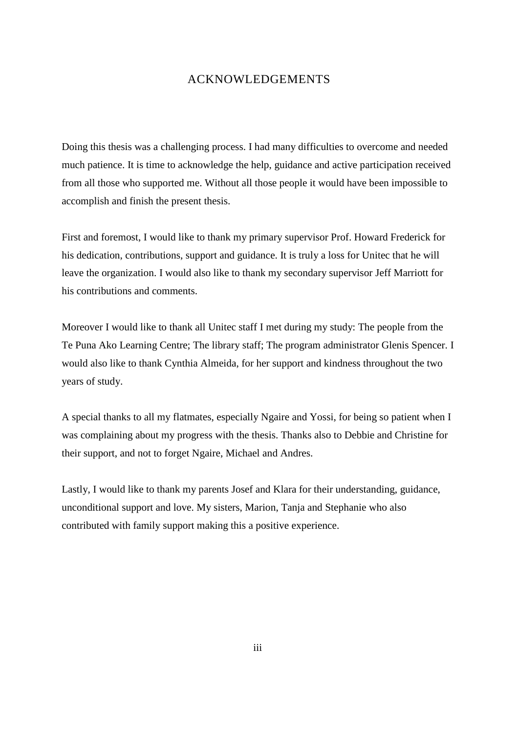# ACKNOWLEDGEMENTS

Doing this thesis was a challenging process. I had many difficulties to overcome and needed much patience. It is time to acknowledge the help, guidance and active participation received from all those who supported me. Without all those people it would have been impossible to accomplish and finish the present thesis.

First and foremost, I would like to thank my primary supervisor Prof. Howard Frederick for his dedication, contributions, support and guidance. It is truly a loss for Unitec that he will leave the organization. I would also like to thank my secondary supervisor Jeff Marriott for his contributions and comments.

Moreover I would like to thank all Unitec staff I met during my study: The people from the Te Puna Ako Learning Centre; The library staff; The program administrator Glenis Spencer. I would also like to thank Cynthia Almeida, for her support and kindness throughout the two years of study.

A special thanks to all my flatmates, especially Ngaire and Yossi, for being so patient when I was complaining about my progress with the thesis. Thanks also to Debbie and Christine for their support, and not to forget Ngaire, Michael and Andres.

Lastly, I would like to thank my parents Josef and Klara for their understanding, guidance, unconditional support and love. My sisters, Marion, Tanja and Stephanie who also contributed with family support making this a positive experience.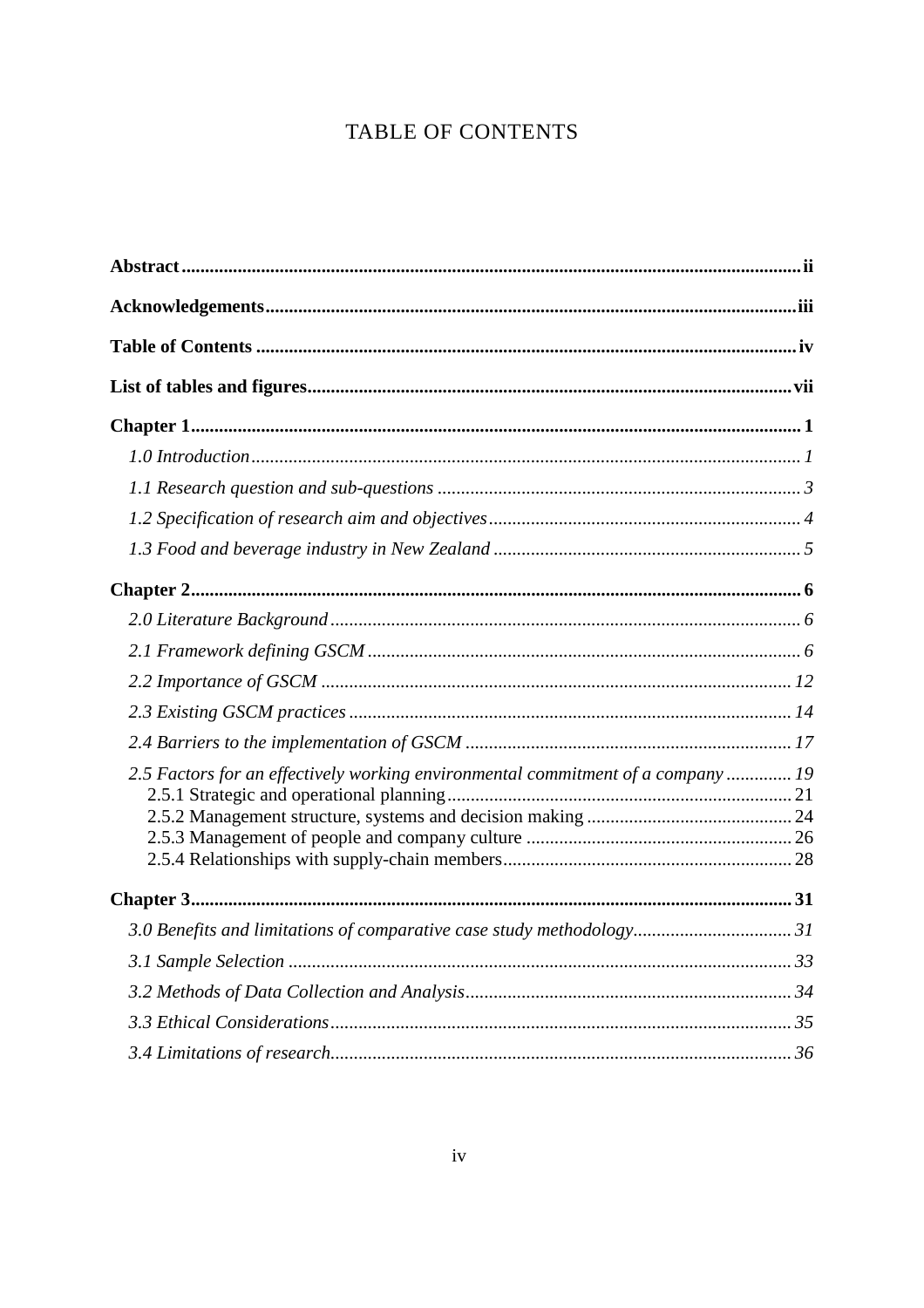# TABLE OF CONTENTS

**Abstract** .......... **ii**

**Acknowledgements** .......... **iii**

**Table of Contents** .......... **iv**

**List of tables and figures** .......... **vii**

**Chapter 1** .......... **1**

*1.0 Introduction* .......... *1*

*1.1 Research question and sub-questions* .......... *3*

*1.2 Specification of research aim and objectives* .......... *4*

*1.3 Food and beverage industry in New Zealand* .......... *5*

**Chapter 2** .......... **6**

*2.0 Literature Background* .......... *6*

*2.1 Framework defining GSCM* .......... *6*

*2.2 Importance of GSCM* .......... *12*

*2.3 Existing GSCM practices* .......... *14*

*2.4 Barriers to the implementation of GSCM* .......... *17*

*2.5 Factors for an effectively working environmental commitment of a company* .......... *19*

2.5.1 Strategic and operational planning .......... 21
2.5.2 Management structure, systems and decision making .......... 24
2.5.3 Management of people and company culture .......... 26
2.5.4 Relationships with supply-chain members .......... 28

**Chapter 3** .......... **31**

*3.0 Benefits and limitations of comparative case study methodology* .......... *31*

*3.1 Sample Selection* .......... *33*

*3.2 Methods of Data Collection and Analysis* .......... *34*

*3.3 Ethical Considerations* .......... *35*

*3.4 Limitations of research* .......... *36*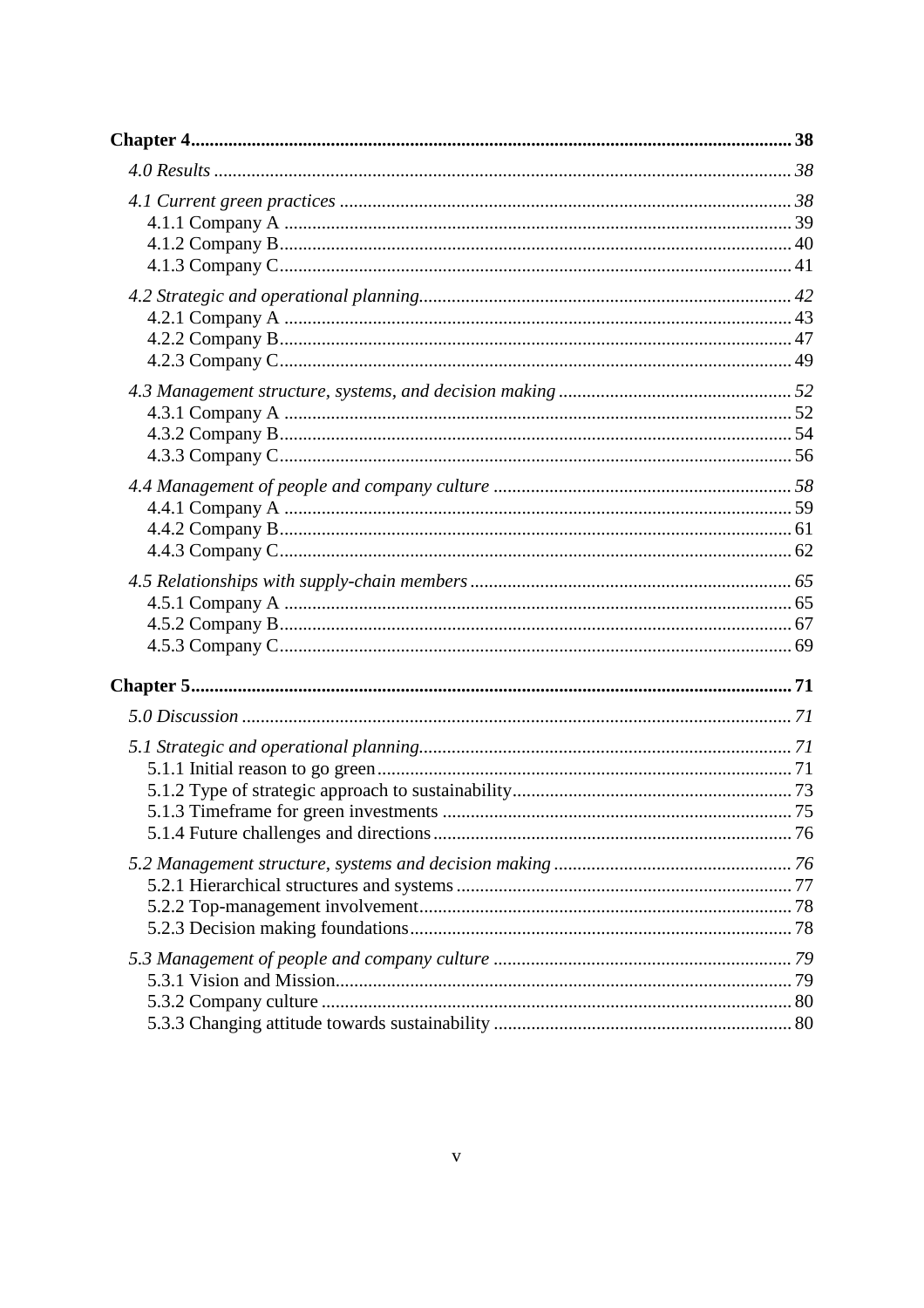**Chapter 4** ........................................................................................................................ **38**

*4.0 Results* ........................................................................................................................ *38*

*4.1 Current green practices* ........................................................................................ *38*
4.1.1 Company A ........................................................................................................ 39
4.1.2 Company B ........................................................................................................ 40
4.1.3 Company C ........................................................................................................ 41

*4.2 Strategic and operational planning* ........................................................................ *42*
4.2.1 Company A ........................................................................................................ 43
4.2.2 Company B ........................................................................................................ 47
4.2.3 Company C ........................................................................................................ 49

*4.3 Management structure, systems, and decision making* ........................................... *52*
4.3.1 Company A ........................................................................................................ 52
4.3.2 Company B ........................................................................................................ 54
4.3.3 Company C ........................................................................................................ 56

*4.4 Management of people and company culture* ......................................................... *58*
4.4.1 Company A ........................................................................................................ 59
4.4.2 Company B ........................................................................................................ 61
4.4.3 Company C ........................................................................................................ 62

*4.5 Relationships with supply-chain members* .............................................................. *65*
4.5.1 Company A ........................................................................................................ 65
4.5.2 Company B ........................................................................................................ 67
4.5.3 Company C ........................................................................................................ 69

**Chapter 5** ........................................................................................................................ **71**

*5.0 Discussion* ..................................................................................................................... *71*

*5.1 Strategic and operational planning* ........................................................................ *71*
5.1.1 Initial reason to go green ........................................................................................ 71
5.1.2 Type of strategic approach to sustainability ........................................................... 73
5.1.3 Timeframe for green investments .......................................................................... 75
5.1.4 Future challenges and directions ............................................................................ 76

*5.2 Management structure, systems and decision making* ............................................ *76*
5.2.1 Hierarchical structures and systems ....................................................................... 77
5.2.2 Top-management involvement ............................................................................... 78
5.2.3 Decision making foundations ................................................................................. 78

*5.3 Management of people and company culture* ......................................................... *79*
5.3.1 Vision and Mission ................................................................................................. 79
5.3.2 Company culture ..................................................................................................... 80
5.3.3 Changing attitude towards sustainability ............................................................... 80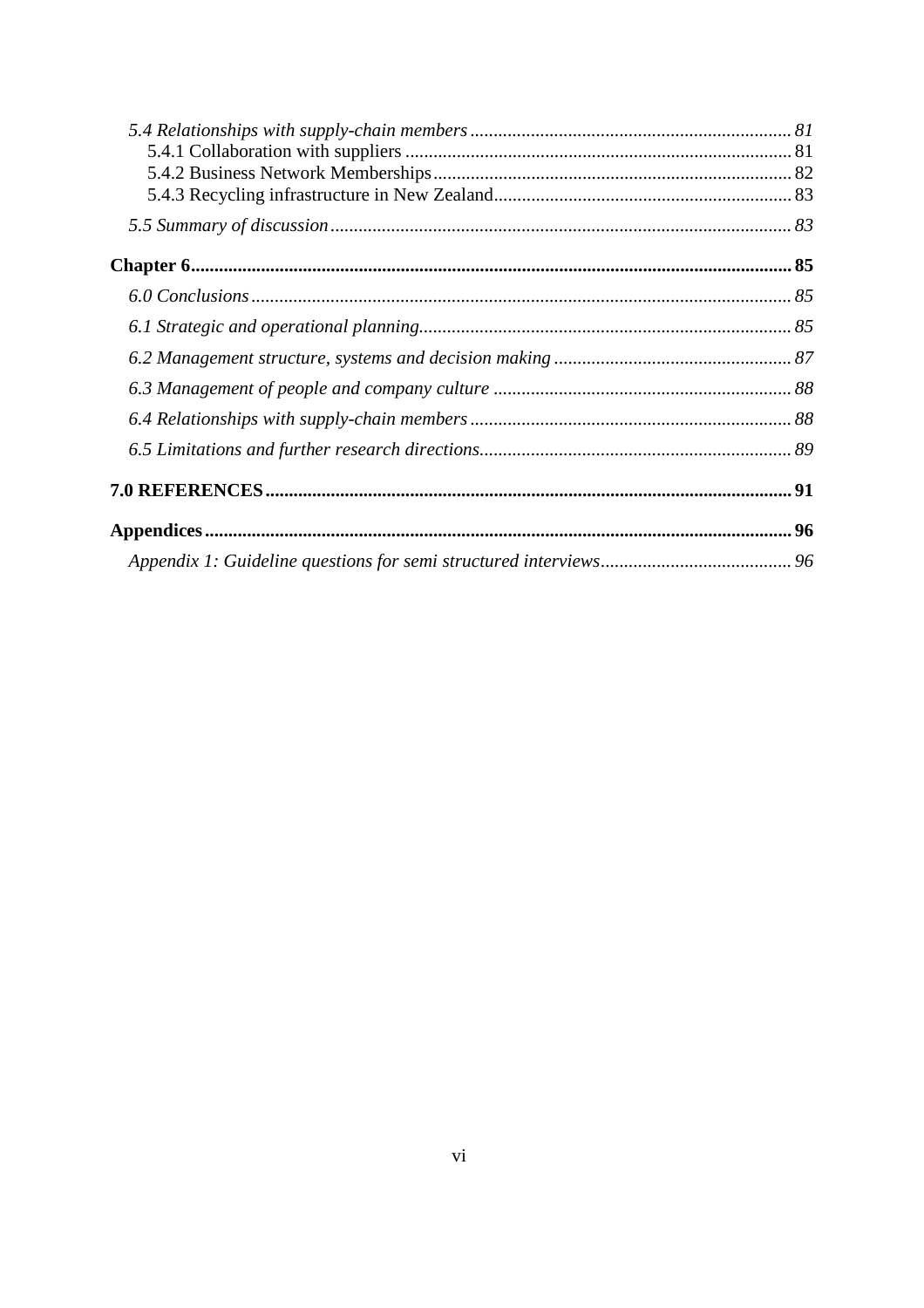*5.4 Relationships with supply-chain members* .................................................................... *81*
5.4.1 Collaboration with suppliers .................................................................................. 81
5.4.2 Business Network Memberships ............................................................................ 82
5.4.3 Recycling infrastructure in New Zealand ............................................................... 83

*5.5 Summary of discussion* .................................................................................................. *83*

**Chapter 6** ................................................................................................................................ **85**

*6.0 Conclusions* ................................................................................................................... *85*

*6.1 Strategic and operational planning* ............................................................................... *85*

*6.2 Management structure, systems and decision making* .................................................. *87*

*6.3 Management of people and company culture* ............................................................... *88*

*6.4 Relationships with supply-chain members* .................................................................... *88*

*6.5 Limitations and further research directions* .................................................................. *89*

**7.0 REFERENCES** ................................................................................................................ **91**

**Appendices** ............................................................................................................................. **96**

*Appendix 1: Guideline questions for semi structured interviews* ......................................... *96*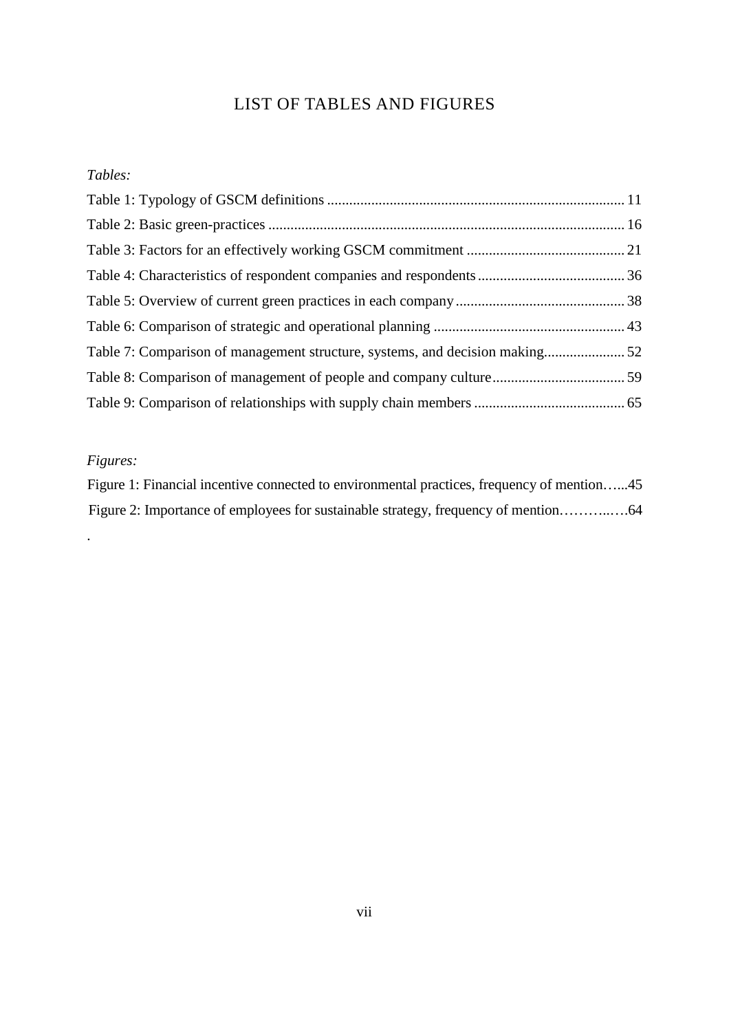# LIST OF TABLES AND FIGURES

*Tables:*

Table 1: Typology of GSCM definitions ................................................................................ 11

Table 2: Basic green-practices ................................................................................................ 16

Table 3: Factors for an effectively working GSCM commitment ........................................... 21

Table 4: Characteristics of respondent companies and respondents ........................................ 36

Table 5: Overview of current green practices in each company .............................................. 38

Table 6: Comparison of strategic and operational planning .................................................... 43

Table 7: Comparison of management structure, systems, and decision making...................... 52

Table 8: Comparison of management of people and company culture.................................... 59

Table 9: Comparison of relationships with supply chain members ......................................... 65

*Figures:*

Figure 1: Financial incentive connected to environmental practices, frequency of mention…...45

Figure 2: Importance of employees for sustainable strategy, frequency of mention……….….64

.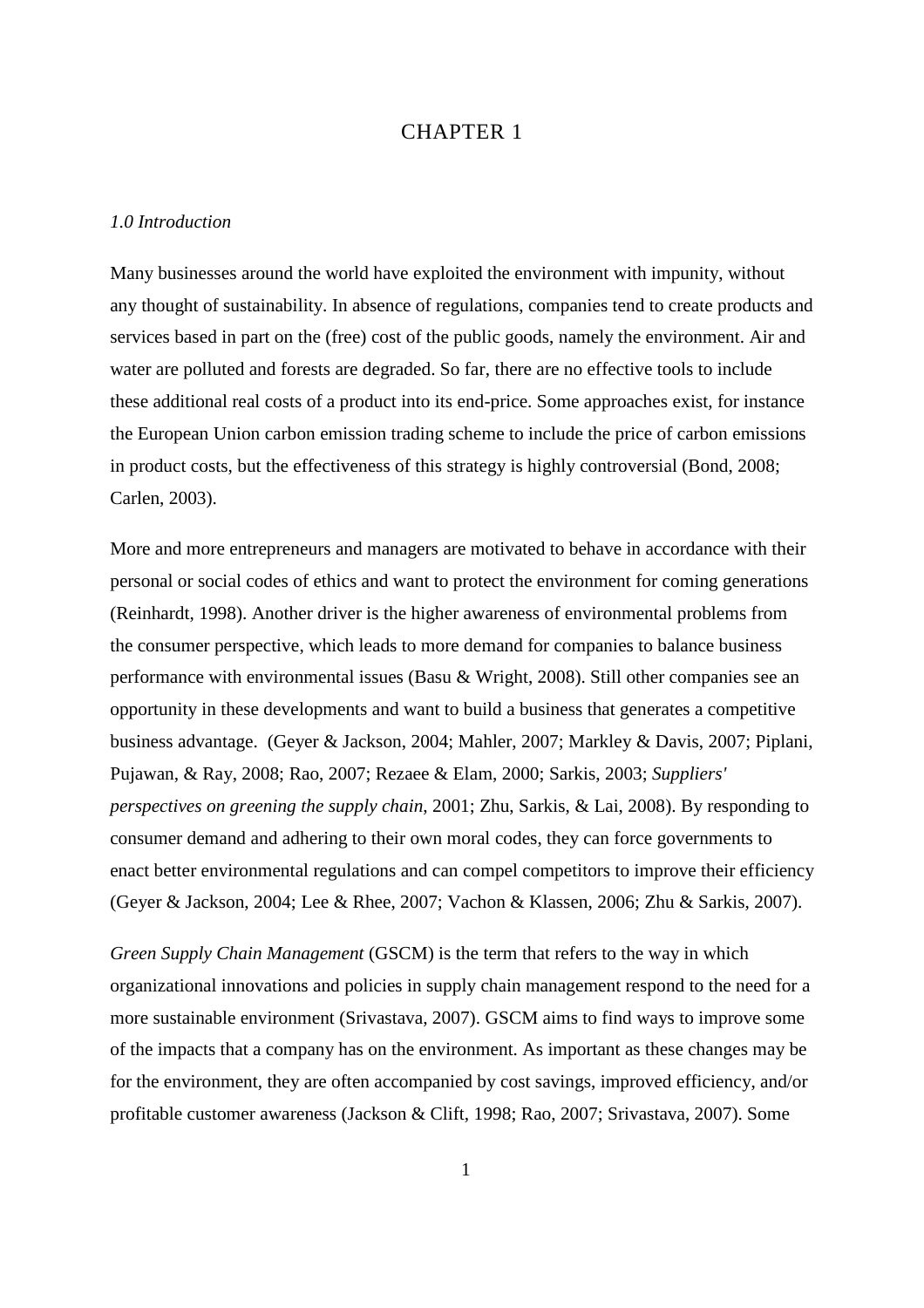# CHAPTER 1

## *1.0 Introduction*

Many businesses around the world have exploited the environment with impunity, without any thought of sustainability. In absence of regulations, companies tend to create products and services based in part on the (free) cost of the public goods, namely the environment. Air and water are polluted and forests are degraded. So far, there are no effective tools to include these additional real costs of a product into its end-price. Some approaches exist, for instance the European Union carbon emission trading scheme to include the price of carbon emissions in product costs, but the effectiveness of this strategy is highly controversial (Bond, 2008; Carlen, 2003).

More and more entrepreneurs and managers are motivated to behave in accordance with their personal or social codes of ethics and want to protect the environment for coming generations (Reinhardt, 1998). Another driver is the higher awareness of environmental problems from the consumer perspective, which leads to more demand for companies to balance business performance with environmental issues (Basu & Wright, 2008). Still other companies see an opportunity in these developments and want to build a business that generates a competitive business advantage. (Geyer & Jackson, 2004; Mahler, 2007; Markley & Davis, 2007; Piplani, Pujawan, & Ray, 2008; Rao, 2007; Rezaee & Elam, 2000; Sarkis, 2003; *Suppliers' perspectives on greening the supply chain*, 2001; Zhu, Sarkis, & Lai, 2008). By responding to consumer demand and adhering to their own moral codes, they can force governments to enact better environmental regulations and can compel competitors to improve their efficiency (Geyer & Jackson, 2004; Lee & Rhee, 2007; Vachon & Klassen, 2006; Zhu & Sarkis, 2007).

*Green Supply Chain Management* (GSCM) is the term that refers to the way in which organizational innovations and policies in supply chain management respond to the need for a more sustainable environment (Srivastava, 2007). GSCM aims to find ways to improve some of the impacts that a company has on the environment. As important as these changes may be for the environment, they are often accompanied by cost savings, improved efficiency, and/or profitable customer awareness (Jackson & Clift, 1998; Rao, 2007; Srivastava, 2007). Some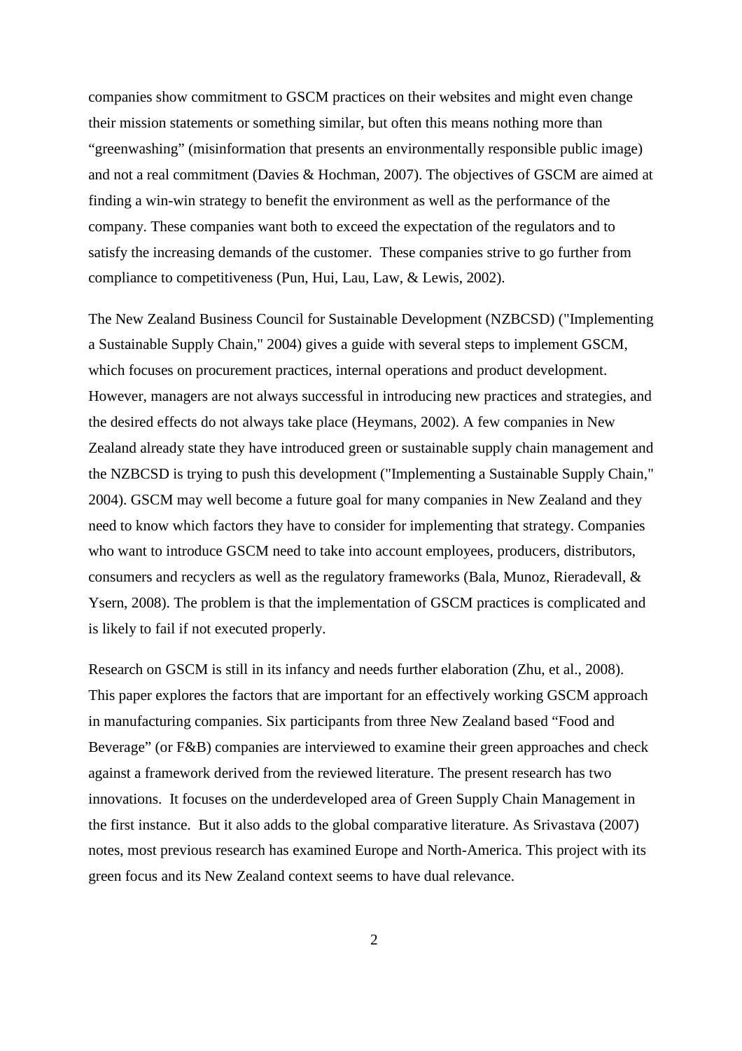companies show commitment to GSCM practices on their websites and might even change their mission statements or something similar, but often this means nothing more than "greenwashing" (misinformation that presents an environmentally responsible public image) and not a real commitment (Davies & Hochman, 2007). The objectives of GSCM are aimed at finding a win-win strategy to benefit the environment as well as the performance of the company. These companies want both to exceed the expectation of the regulators and to satisfy the increasing demands of the customer. These companies strive to go further from compliance to competitiveness (Pun, Hui, Lau, Law, & Lewis, 2002).

The New Zealand Business Council for Sustainable Development (NZBCSD) ("Implementing a Sustainable Supply Chain," 2004) gives a guide with several steps to implement GSCM, which focuses on procurement practices, internal operations and product development. However, managers are not always successful in introducing new practices and strategies, and the desired effects do not always take place (Heymans, 2002). A few companies in New Zealand already state they have introduced green or sustainable supply chain management and the NZBCSD is trying to push this development ("Implementing a Sustainable Supply Chain," 2004). GSCM may well become a future goal for many companies in New Zealand and they need to know which factors they have to consider for implementing that strategy. Companies who want to introduce GSCM need to take into account employees, producers, distributors, consumers and recyclers as well as the regulatory frameworks (Bala, Munoz, Rieradevall, & Ysern, 2008). The problem is that the implementation of GSCM practices is complicated and is likely to fail if not executed properly.

Research on GSCM is still in its infancy and needs further elaboration (Zhu, et al., 2008). This paper explores the factors that are important for an effectively working GSCM approach in manufacturing companies. Six participants from three New Zealand based "Food and Beverage" (or F&B) companies are interviewed to examine their green approaches and check against a framework derived from the reviewed literature. The present research has two innovations. It focuses on the underdeveloped area of Green Supply Chain Management in the first instance. But it also adds to the global comparative literature. As Srivastava (2007) notes, most previous research has examined Europe and North-America. This project with its green focus and its New Zealand context seems to have dual relevance.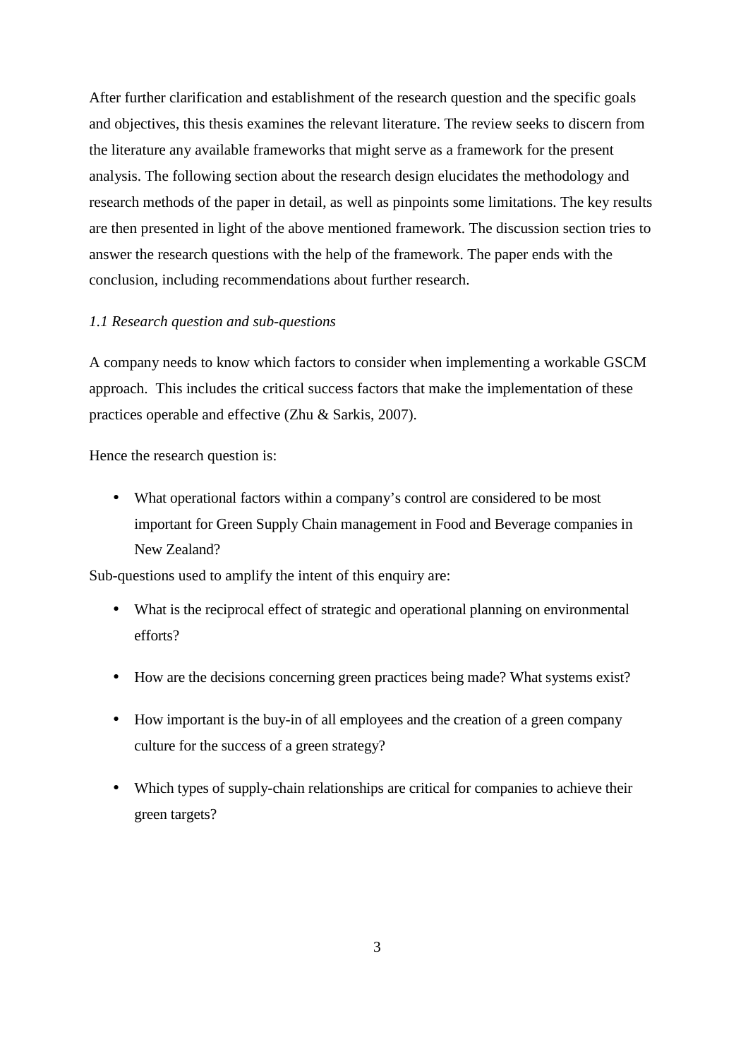After further clarification and establishment of the research question and the specific goals and objectives, this thesis examines the relevant literature. The review seeks to discern from the literature any available frameworks that might serve as a framework for the present analysis. The following section about the research design elucidates the methodology and research methods of the paper in detail, as well as pinpoints some limitations. The key results are then presented in light of the above mentioned framework. The discussion section tries to answer the research questions with the help of the framework. The paper ends with the conclusion, including recommendations about further research.

### *1.1 Research question and sub-questions*

A company needs to know which factors to consider when implementing a workable GSCM approach. This includes the critical success factors that make the implementation of these practices operable and effective (Zhu & Sarkis, 2007).

Hence the research question is:

- What operational factors within a company's control are considered to be most important for Green Supply Chain management in Food and Beverage companies in New Zealand?

Sub-questions used to amplify the intent of this enquiry are:

- What is the reciprocal effect of strategic and operational planning on environmental efforts?
- How are the decisions concerning green practices being made? What systems exist?
- How important is the buy-in of all employees and the creation of a green company culture for the success of a green strategy?
- Which types of supply-chain relationships are critical for companies to achieve their green targets?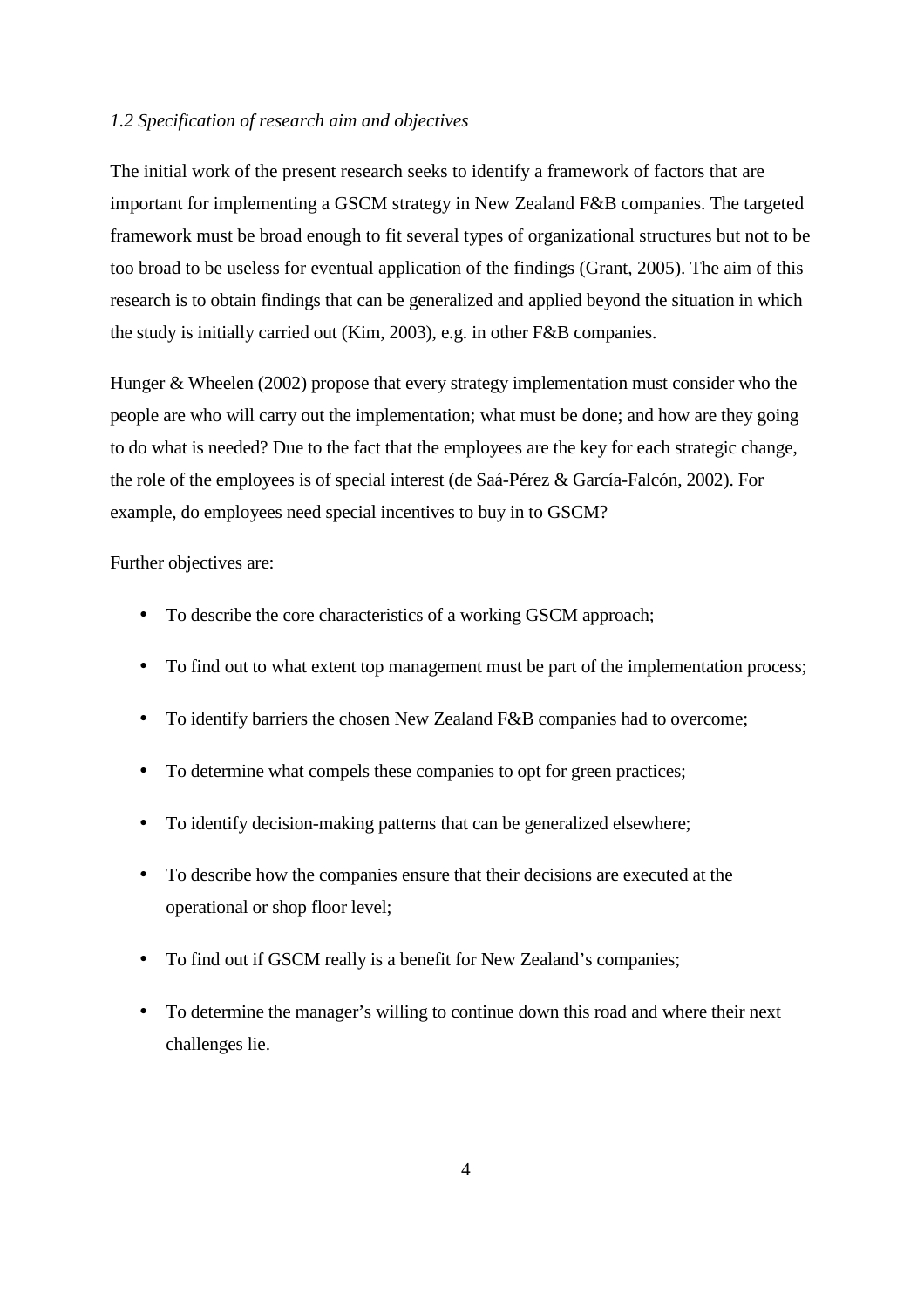### *1.2 Specification of research aim and objectives*

The initial work of the present research seeks to identify a framework of factors that are important for implementing a GSCM strategy in New Zealand F&B companies. The targeted framework must be broad enough to fit several types of organizational structures but not to be too broad to be useless for eventual application of the findings (Grant, 2005). The aim of this research is to obtain findings that can be generalized and applied beyond the situation in which the study is initially carried out (Kim, 2003), e.g. in other F&B companies.

Hunger & Wheelen (2002) propose that every strategy implementation must consider who the people are who will carry out the implementation; what must be done; and how are they going to do what is needed? Due to the fact that the employees are the key for each strategic change, the role of the employees is of special interest (de Saá-Pérez & García-Falcón, 2002). For example, do employees need special incentives to buy in to GSCM?

Further objectives are:

- To describe the core characteristics of a working GSCM approach;
- To find out to what extent top management must be part of the implementation process;
- To identify barriers the chosen New Zealand F&B companies had to overcome;
- To determine what compels these companies to opt for green practices;
- To identify decision-making patterns that can be generalized elsewhere;
- To describe how the companies ensure that their decisions are executed at the operational or shop floor level;
- To find out if GSCM really is a benefit for New Zealand's companies;
- To determine the manager's willing to continue down this road and where their next challenges lie.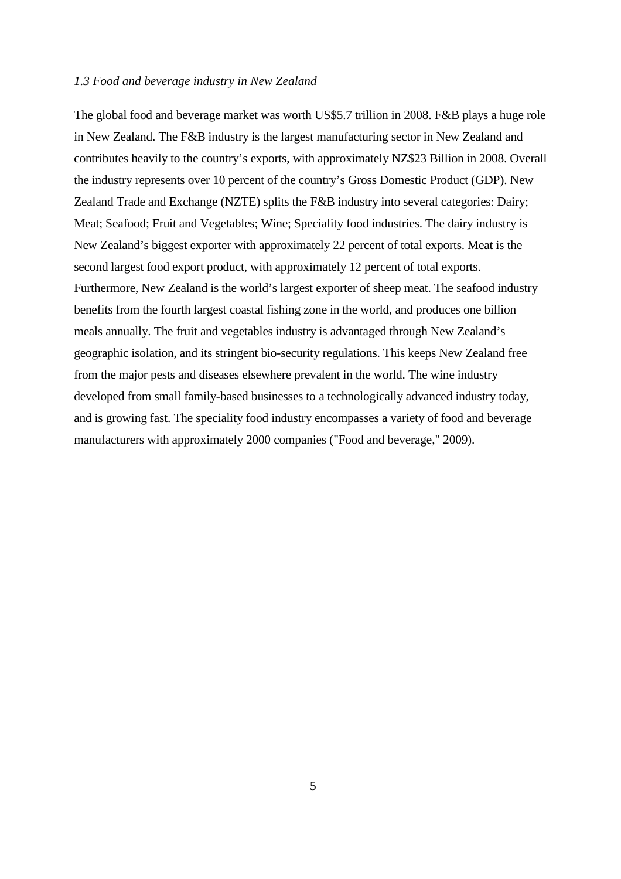### *1.3 Food and beverage industry in New Zealand*

The global food and beverage market was worth US$5.7 trillion in 2008. F&B plays a huge role in New Zealand. The F&B industry is the largest manufacturing sector in New Zealand and contributes heavily to the country's exports, with approximately NZ$23 Billion in 2008. Overall the industry represents over 10 percent of the country's Gross Domestic Product (GDP). New Zealand Trade and Exchange (NZTE) splits the F&B industry into several categories: Dairy; Meat; Seafood; Fruit and Vegetables; Wine; Speciality food industries. The dairy industry is New Zealand's biggest exporter with approximately 22 percent of total exports. Meat is the second largest food export product, with approximately 12 percent of total exports. Furthermore, New Zealand is the world's largest exporter of sheep meat. The seafood industry benefits from the fourth largest coastal fishing zone in the world, and produces one billion meals annually. The fruit and vegetables industry is advantaged through New Zealand's geographic isolation, and its stringent bio-security regulations. This keeps New Zealand free from the major pests and diseases elsewhere prevalent in the world. The wine industry developed from small family-based businesses to a technologically advanced industry today, and is growing fast. The speciality food industry encompasses a variety of food and beverage manufacturers with approximately 2000 companies ("Food and beverage," 2009).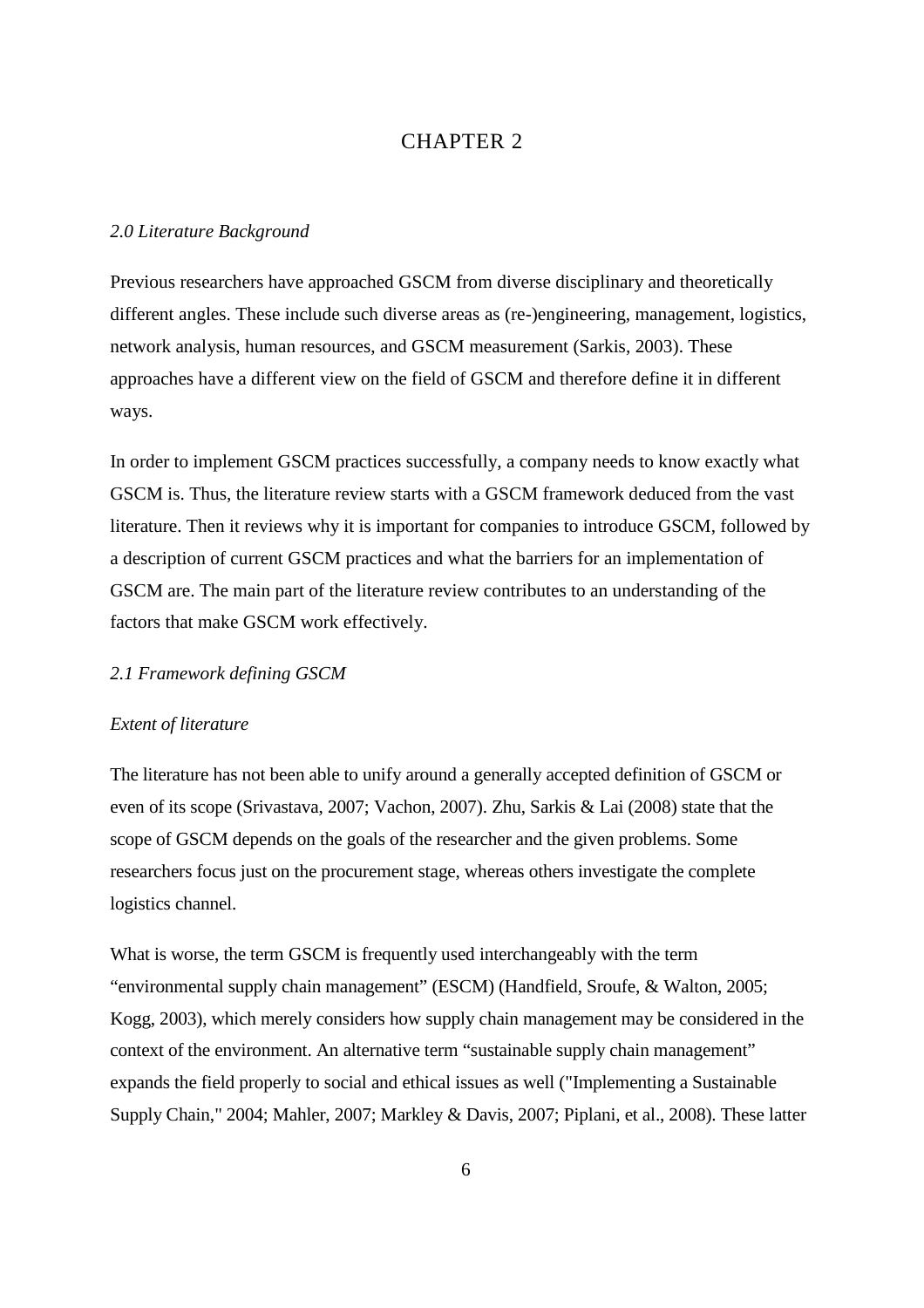# CHAPTER 2

## *2.0 Literature Background*

Previous researchers have approached GSCM from diverse disciplinary and theoretically different angles. These include such diverse areas as (re-)engineering, management, logistics, network analysis, human resources, and GSCM measurement (Sarkis, 2003). These approaches have a different view on the field of GSCM and therefore define it in different ways.

In order to implement GSCM practices successfully, a company needs to know exactly what GSCM is. Thus, the literature review starts with a GSCM framework deduced from the vast literature. Then it reviews why it is important for companies to introduce GSCM, followed by a description of current GSCM practices and what the barriers for an implementation of GSCM are. The main part of the literature review contributes to an understanding of the factors that make GSCM work effectively.

## *2.1 Framework defining GSCM*

### *Extent of literature*

The literature has not been able to unify around a generally accepted definition of GSCM or even of its scope (Srivastava, 2007; Vachon, 2007). Zhu, Sarkis & Lai (2008) state that the scope of GSCM depends on the goals of the researcher and the given problems. Some researchers focus just on the procurement stage, whereas others investigate the complete logistics channel.

What is worse, the term GSCM is frequently used interchangeably with the term "environmental supply chain management" (ESCM) (Handfield, Sroufe, & Walton, 2005; Kogg, 2003), which merely considers how supply chain management may be considered in the context of the environment. An alternative term "sustainable supply chain management" expands the field properly to social and ethical issues as well ("Implementing a Sustainable Supply Chain," 2004; Mahler, 2007; Markley & Davis, 2007; Piplani, et al., 2008). These latter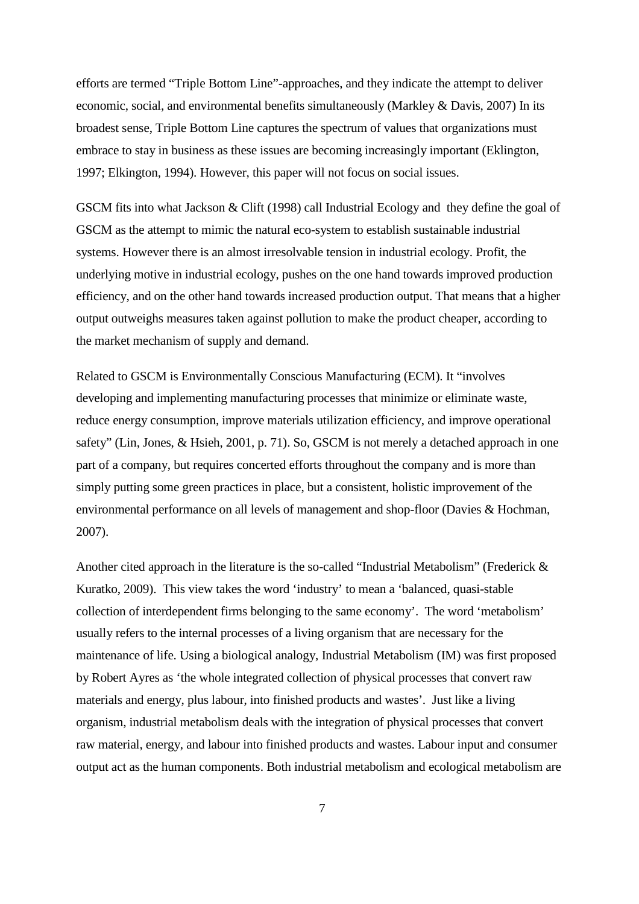efforts are termed “Triple Bottom Line”-approaches, and they indicate the attempt to deliver economic, social, and environmental benefits simultaneously (Markley & Davis, 2007) In its broadest sense, Triple Bottom Line captures the spectrum of values that organizations must embrace to stay in business as these issues are becoming increasingly important (Eklington, 1997; Elkington, 1994). However, this paper will not focus on social issues.

GSCM fits into what Jackson & Clift (1998) call Industrial Ecology and they define the goal of GSCM as the attempt to mimic the natural eco-system to establish sustainable industrial systems. However there is an almost irresolvable tension in industrial ecology. Profit, the underlying motive in industrial ecology, pushes on the one hand towards improved production efficiency, and on the other hand towards increased production output. That means that a higher output outweighs measures taken against pollution to make the product cheaper, according to the market mechanism of supply and demand.

Related to GSCM is Environmentally Conscious Manufacturing (ECM). It “involves developing and implementing manufacturing processes that minimize or eliminate waste, reduce energy consumption, improve materials utilization efficiency, and improve operational safety” (Lin, Jones, & Hsieh, 2001, p. 71). So, GSCM is not merely a detached approach in one part of a company, but requires concerted efforts throughout the company and is more than simply putting some green practices in place, but a consistent, holistic improvement of the environmental performance on all levels of management and shop-floor (Davies & Hochman, 2007).

Another cited approach in the literature is the so-called “Industrial Metabolism” (Frederick & Kuratko, 2009). This view takes the word ‘industry’ to mean a ‘balanced, quasi-stable collection of interdependent firms belonging to the same economy’. The word ‘metabolism’ usually refers to the internal processes of a living organism that are necessary for the maintenance of life. Using a biological analogy, Industrial Metabolism (IM) was first proposed by Robert Ayres as ‘the whole integrated collection of physical processes that convert raw materials and energy, plus labour, into finished products and wastes’. Just like a living organism, industrial metabolism deals with the integration of physical processes that convert raw material, energy, and labour into finished products and wastes. Labour input and consumer output act as the human components. Both industrial metabolism and ecological metabolism are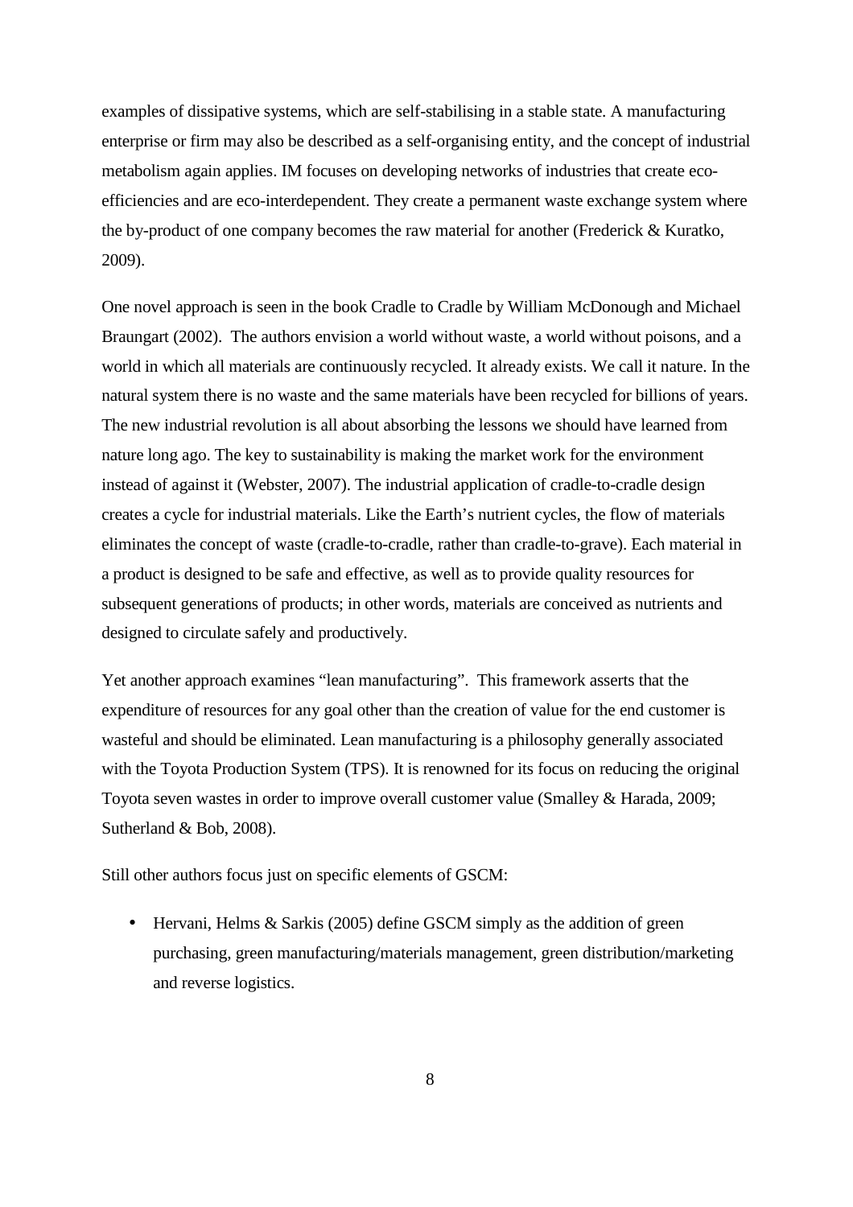examples of dissipative systems, which are self-stabilising in a stable state. A manufacturing enterprise or firm may also be described as a self-organising entity, and the concept of industrial metabolism again applies. IM focuses on developing networks of industries that create eco-efficiencies and are eco-interdependent. They create a permanent waste exchange system where the by-product of one company becomes the raw material for another (Frederick & Kuratko, 2009).

One novel approach is seen in the book Cradle to Cradle by William McDonough and Michael Braungart (2002). The authors envision a world without waste, a world without poisons, and a world in which all materials are continuously recycled. It already exists. We call it nature. In the natural system there is no waste and the same materials have been recycled for billions of years. The new industrial revolution is all about absorbing the lessons we should have learned from nature long ago. The key to sustainability is making the market work for the environment instead of against it (Webster, 2007). The industrial application of cradle-to-cradle design creates a cycle for industrial materials. Like the Earth's nutrient cycles, the flow of materials eliminates the concept of waste (cradle-to-cradle, rather than cradle-to-grave). Each material in a product is designed to be safe and effective, as well as to provide quality resources for subsequent generations of products; in other words, materials are conceived as nutrients and designed to circulate safely and productively.

Yet another approach examines "lean manufacturing". This framework asserts that the expenditure of resources for any goal other than the creation of value for the end customer is wasteful and should be eliminated. Lean manufacturing is a philosophy generally associated with the Toyota Production System (TPS). It is renowned for its focus on reducing the original Toyota seven wastes in order to improve overall customer value (Smalley & Harada, 2009; Sutherland & Bob, 2008).

Still other authors focus just on specific elements of GSCM:

- Hervani, Helms & Sarkis (2005) define GSCM simply as the addition of green purchasing, green manufacturing/materials management, green distribution/marketing and reverse logistics.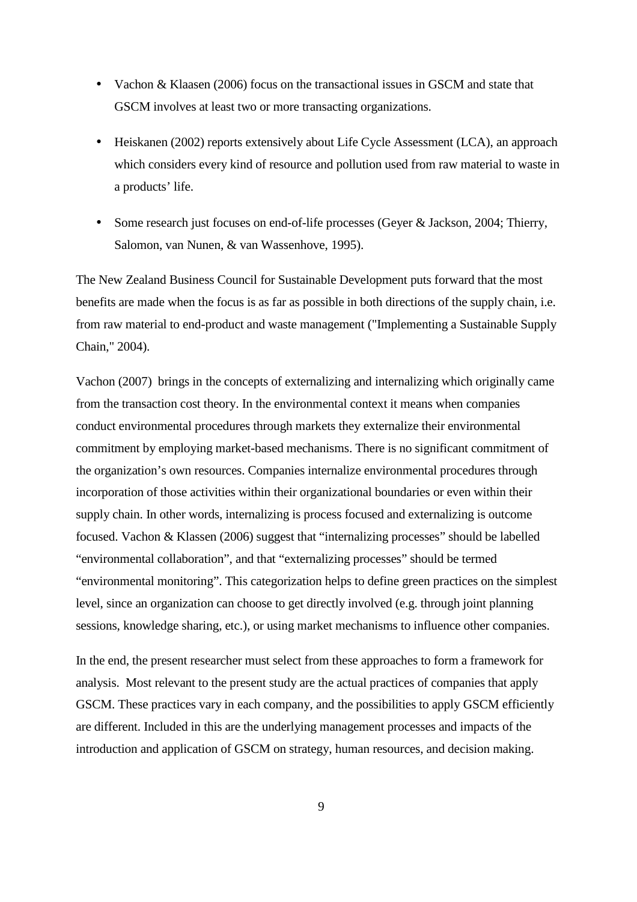- Vachon & Klaasen (2006) focus on the transactional issues in GSCM and state that GSCM involves at least two or more transacting organizations.

- Heiskanen (2002) reports extensively about Life Cycle Assessment (LCA), an approach which considers every kind of resource and pollution used from raw material to waste in a products' life.

- Some research just focuses on end-of-life processes (Geyer & Jackson, 2004; Thierry, Salomon, van Nunen, & van Wassenhove, 1995).

The New Zealand Business Council for Sustainable Development puts forward that the most benefits are made when the focus is as far as possible in both directions of the supply chain, i.e. from raw material to end-product and waste management ("Implementing a Sustainable Supply Chain," 2004).

Vachon (2007) brings in the concepts of externalizing and internalizing which originally came from the transaction cost theory. In the environmental context it means when companies conduct environmental procedures through markets they externalize their environmental commitment by employing market-based mechanisms. There is no significant commitment of the organization's own resources. Companies internalize environmental procedures through incorporation of those activities within their organizational boundaries or even within their supply chain. In other words, internalizing is process focused and externalizing is outcome focused. Vachon & Klassen (2006) suggest that "internalizing processes" should be labelled "environmental collaboration", and that "externalizing processes" should be termed "environmental monitoring". This categorization helps to define green practices on the simplest level, since an organization can choose to get directly involved (e.g. through joint planning sessions, knowledge sharing, etc.), or using market mechanisms to influence other companies.

In the end, the present researcher must select from these approaches to form a framework for analysis. Most relevant to the present study are the actual practices of companies that apply GSCM. These practices vary in each company, and the possibilities to apply GSCM efficiently are different. Included in this are the underlying management processes and impacts of the introduction and application of GSCM on strategy, human resources, and decision making.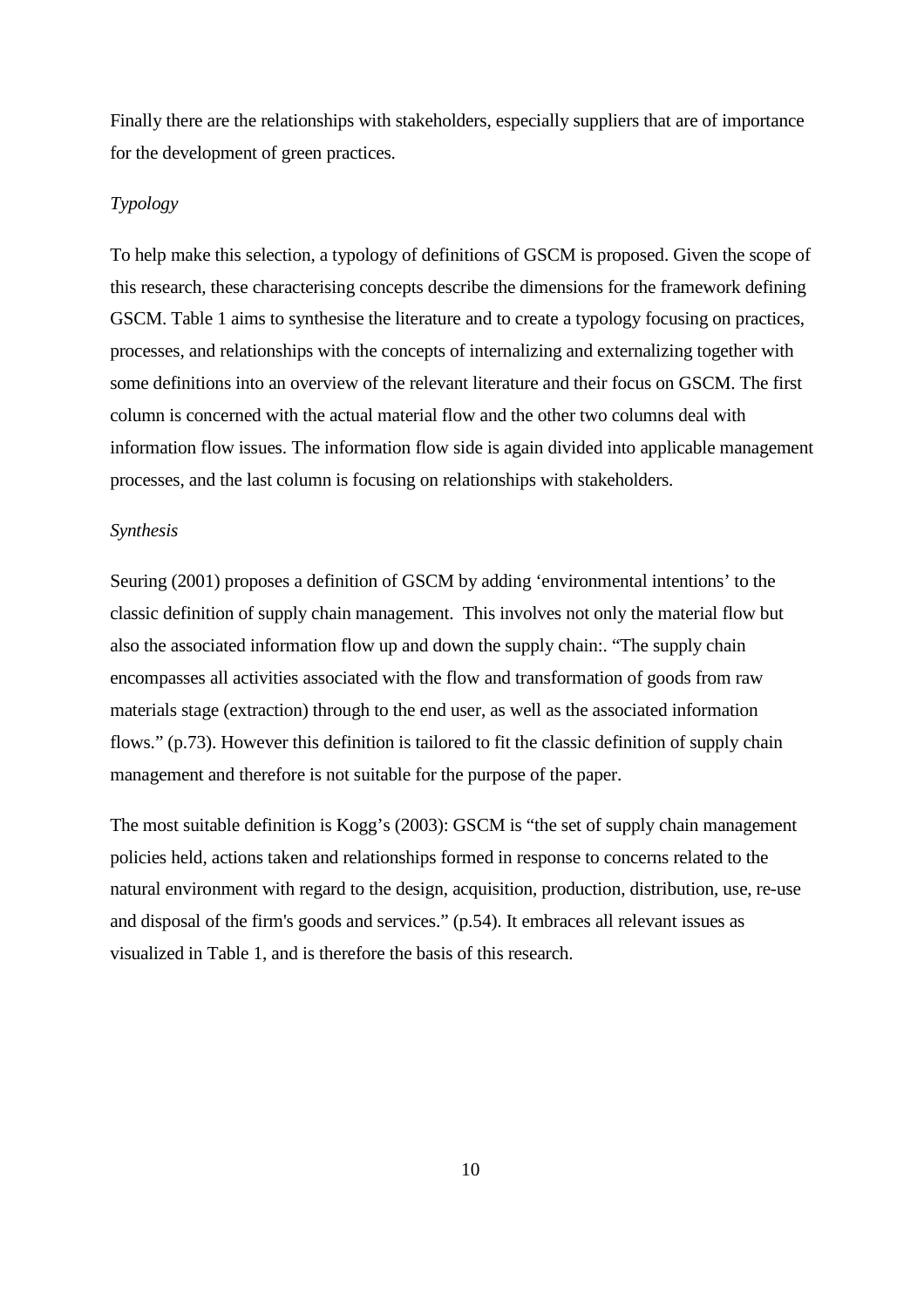Finally there are the relationships with stakeholders, especially suppliers that are of importance for the development of green practices.

*Typology*

To help make this selection, a typology of definitions of GSCM is proposed. Given the scope of this research, these characterising concepts describe the dimensions for the framework defining GSCM. Table 1 aims to synthesise the literature and to create a typology focusing on practices, processes, and relationships with the concepts of internalizing and externalizing together with some definitions into an overview of the relevant literature and their focus on GSCM. The first column is concerned with the actual material flow and the other two columns deal with information flow issues. The information flow side is again divided into applicable management processes, and the last column is focusing on relationships with stakeholders.

*Synthesis*

Seuring (2001) proposes a definition of GSCM by adding 'environmental intentions' to the classic definition of supply chain management. This involves not only the material flow but also the associated information flow up and down the supply chain:. "The supply chain encompasses all activities associated with the flow and transformation of goods from raw materials stage (extraction) through to the end user, as well as the associated information flows." (p.73). However this definition is tailored to fit the classic definition of supply chain management and therefore is not suitable for the purpose of the paper.

The most suitable definition is Kogg's (2003): GSCM is "the set of supply chain management policies held, actions taken and relationships formed in response to concerns related to the natural environment with regard to the design, acquisition, production, distribution, use, re-use and disposal of the firm's goods and services." (p.54). It embraces all relevant issues as visualized in Table 1, and is therefore the basis of this research.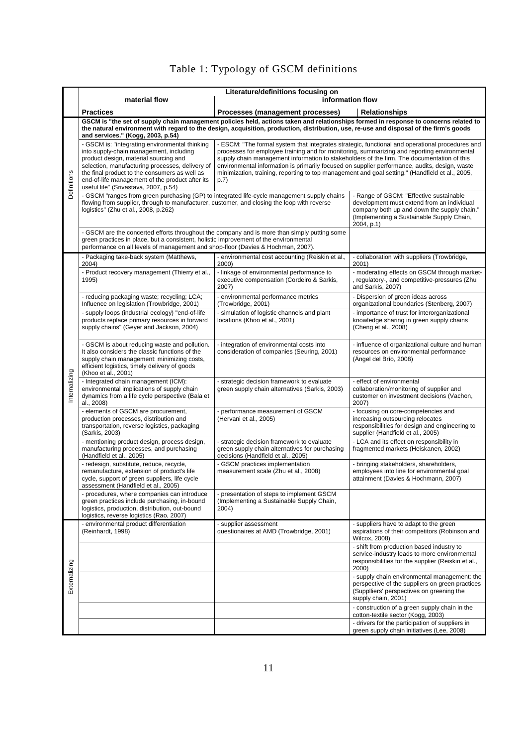# Table 1: Typology of GSCM definitions

| | Literature/definitions focusing on material flow | Literature/definitions focusing on information flow | |
|---|---|---|---|
| | **Practices** | **Processes (management processes)** | **Relationships** |
| Definitions | **GSCM is "the set of supply chain management policies held, actions taken and relationships formed in response to concerns related to the natural environment with regard to the design, acquisition, production, distribution, use, re-use and disposal of the firm's goods and services." (Kogg, 2003, p.54)** | | |
| | - GSCM is: "integrating environmental thinking into supply-chain management, including product design, material sourcing and selection, manufacturing processes, delivery of the final product to the consumers as well as end-of-life management of the product after its useful life" (Srivastava, 2007, p.54) | - ESCM: "The formal system that integrates strategic, functional and operational procedures and processes for employee training and for monitoring, summarizing and reporting environmental supply chain management information to stakeholders of the firm. The documentation of this environmental information is primarily focused on supplier performance, audits, design, waste minimization, training, reporting to top management and goal setting." (Handfield et al., 2005, p.7) | |
| | - GSCM "ranges from green purchasing (GP) to integrated life-cycle management supply chains flowing from supplier, through to manufacturer, customer, and closing the loop with reverse logistics" (Zhu et al., 2008, p.262) | | - Range of GSCM: "Effective sustainable development must extend from an individual company both up and down the supply chain." (Implementing a Sustainable Supply Chain, 2004, p.1) |
| | - GSCM are the concerted efforts throughout the company and is more than simply putting some green practices in place, but a consistent, holistic improvement of the environmental performance on all levels of management and shop-floor (Davies & Hochman, 2007). | | |
| Internalizing | - Packaging take-back system (Matthews, 2004) | - environmental cost accounting (Reiskin et al., 2000) | - collaboration with suppliers (Trowbridge, 2001) |
| | - Product recovery management (Thierry et al., 1995) | - linkage of environmental performance to executive compensation (Cordeiro & Sarkis, 2007) | - moderating effects on GSCM through market-, regulatory-, and competitive-pressures (Zhu and Sarkis, 2007) |
| | - reducing packaging waste; recycling; LCA; Influence on legislation (Trowbridge, 2001) | - environmental performance metrics (Trowbridge, 2001) | - Dispersion of green ideas across organizational boundaries (Stenberg, 2007) |
| | - supply loops (industrial ecology) "end-of-life products replace primary resources in forward supply chains" (Geyer and Jackson, 2004) | - simulation of logistic channels and plant locations (Khoo et al., 2001) | - importance of trust for interorganizational knowledge sharing in green supply chains (Cheng et al., 2008) |
| | - GSCM is about reducing waste and pollution. It also considers the classic functions of the supply chain management: minimizing costs, efficient logistics, timely delivery of goods (Khoo et al., 2001) | - integration of environmental costs into consideration of companies (Seuring, 2001) | - influence of organizational culture and human resources on environmental performance (Ángel del Brío, 2008) |
| | - Integrated chain management (ICM): environmental implications of supply chain dynamics from a life cycle perspective (Bala et al., 2008) | - strategic decision framework to evaluate green supply chain alternatives (Sarkis, 2003) | - effect of environmental collaboration/monitoring of supplier and customer on investment decisions (Vachon, 2007) |
| | - elements of GSCM are procurement, production processes, distribution and transportation, reverse logistics, packaging (Sarkis, 2003) | - performance measurement of GSCM (Hervani et al., 2005) | - focusing on core-competencies and increasing outsourcing relocates responsibilities for design and engineering to supplier (Handfield et al., 2005) |
| | - mentioning product design, process design, manufacturing processes, and purchasing (Handfield et al., 2005) | - strategic decision framework to evaluate green supply chain alternatives for purchasing decisions (Handfield et al., 2005) | - LCA and its effect on responsibility in fragmented markets (Heiskanen, 2002) |
| | - redesign, substitute, reduce, recycle, remanufacture, extension of product's life cycle, support of green suppliers, life cycle assessment (Handfield et al., 2005) | - GSCM practices implementation measurement scale (Zhu et al., 2008) | - bringing stakeholders, shareholders, employees into line for environmental goal attainment (Davies & Hochmann, 2007) |
| | - procedures, where companies can introduce green practices include purchasing, in-bound logistics, production, distribution, out-bound logistics, reverse logistics (Rao, 2007) | - presentation of steps to implement GSCM (Implementing a Sustainable Supply Chain, 2004) | |
| Externalizing | - environmental product differentiation (Reinhardt, 1998) | - supplier assessment questionaires at AMD (Trowbridge, 2001) | - suppliers have to adapt to the green aspirations of their competitors (Robinson and Wilcox, 2008) |
| | | | - shift from production based industry to service-industry leads to more environmental responsibilities for the supplier (Reiskin et al., 2000) |
| | | | - supply chain environmental management: the perspective of the suppliers on green practices (Supplliers' perspectives on greening the supply chain, 2001) |
| | | | - construction of a green supply chain in the cotton-textile sector (Kogg, 2003) |
| | | | - drivers for the participation of suppliers in green supply chain initiatives (Lee, 2008) |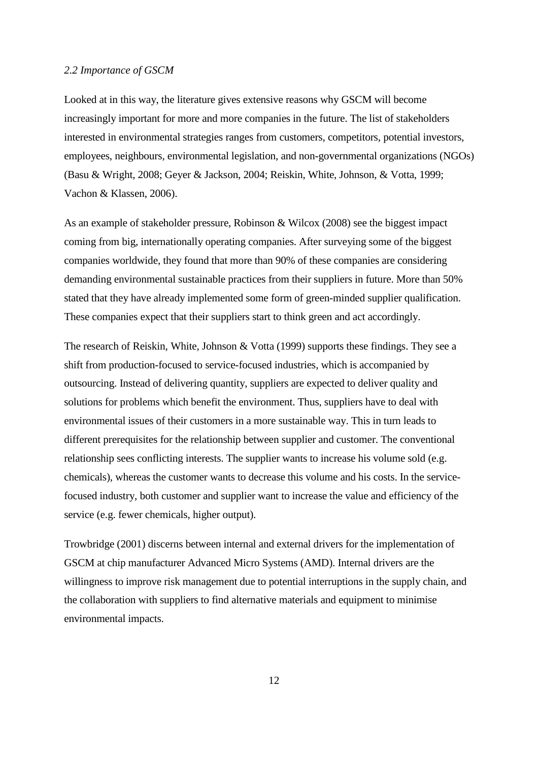*2.2 Importance of GSCM*

Looked at in this way, the literature gives extensive reasons why GSCM will become increasingly important for more and more companies in the future. The list of stakeholders interested in environmental strategies ranges from customers, competitors, potential investors, employees, neighbours, environmental legislation, and non-governmental organizations (NGOs) (Basu & Wright, 2008; Geyer & Jackson, 2004; Reiskin, White, Johnson, & Votta, 1999; Vachon & Klassen, 2006).

As an example of stakeholder pressure, Robinson & Wilcox (2008) see the biggest impact coming from big, internationally operating companies. After surveying some of the biggest companies worldwide, they found that more than 90% of these companies are considering demanding environmental sustainable practices from their suppliers in future. More than 50% stated that they have already implemented some form of green-minded supplier qualification. These companies expect that their suppliers start to think green and act accordingly.

The research of Reiskin, White, Johnson & Votta (1999) supports these findings. They see a shift from production-focused to service-focused industries, which is accompanied by outsourcing. Instead of delivering quantity, suppliers are expected to deliver quality and solutions for problems which benefit the environment. Thus, suppliers have to deal with environmental issues of their customers in a more sustainable way. This in turn leads to different prerequisites for the relationship between supplier and customer. The conventional relationship sees conflicting interests. The supplier wants to increase his volume sold (e.g. chemicals), whereas the customer wants to decrease this volume and his costs. In the service-focused industry, both customer and supplier want to increase the value and efficiency of the service (e.g. fewer chemicals, higher output).

Trowbridge (2001) discerns between internal and external drivers for the implementation of GSCM at chip manufacturer Advanced Micro Systems (AMD). Internal drivers are the willingness to improve risk management due to potential interruptions in the supply chain, and the collaboration with suppliers to find alternative materials and equipment to minimise environmental impacts.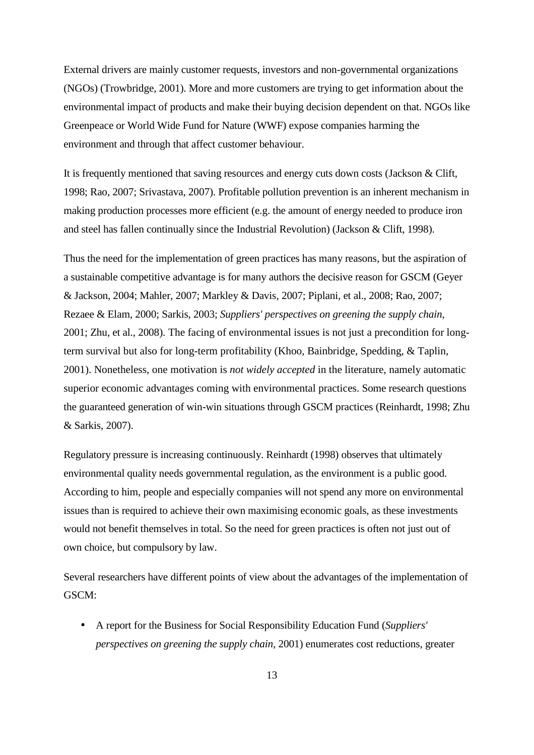External drivers are mainly customer requests, investors and non-governmental organizations (NGOs) (Trowbridge, 2001). More and more customers are trying to get information about the environmental impact of products and make their buying decision dependent on that. NGOs like Greenpeace or World Wide Fund for Nature (WWF) expose companies harming the environment and through that affect customer behaviour.

It is frequently mentioned that saving resources and energy cuts down costs (Jackson & Clift, 1998; Rao, 2007; Srivastava, 2007). Profitable pollution prevention is an inherent mechanism in making production processes more efficient (e.g. the amount of energy needed to produce iron and steel has fallen continually since the Industrial Revolution) (Jackson & Clift, 1998).

Thus the need for the implementation of green practices has many reasons, but the aspiration of a sustainable competitive advantage is for many authors the decisive reason for GSCM (Geyer & Jackson, 2004; Mahler, 2007; Markley & Davis, 2007; Piplani, et al., 2008; Rao, 2007; Rezaee & Elam, 2000; Sarkis, 2003; *Suppliers' perspectives on greening the supply chain*, 2001; Zhu, et al., 2008). The facing of environmental issues is not just a precondition for long-term survival but also for long-term profitability (Khoo, Bainbridge, Spedding, & Taplin, 2001). Nonetheless, one motivation is *not widely accepted* in the literature, namely automatic superior economic advantages coming with environmental practices. Some research questions the guaranteed generation of win-win situations through GSCM practices (Reinhardt, 1998; Zhu & Sarkis, 2007).

Regulatory pressure is increasing continuously. Reinhardt (1998) observes that ultimately environmental quality needs governmental regulation, as the environment is a public good. According to him, people and especially companies will not spend any more on environmental issues than is required to achieve their own maximising economic goals, as these investments would not benefit themselves in total. So the need for green practices is often not just out of own choice, but compulsory by law.

Several researchers have different points of view about the advantages of the implementation of GSCM:

- A report for the Business for Social Responsibility Education Fund (*Suppliers' perspectives on greening the supply chain*, 2001) enumerates cost reductions, greater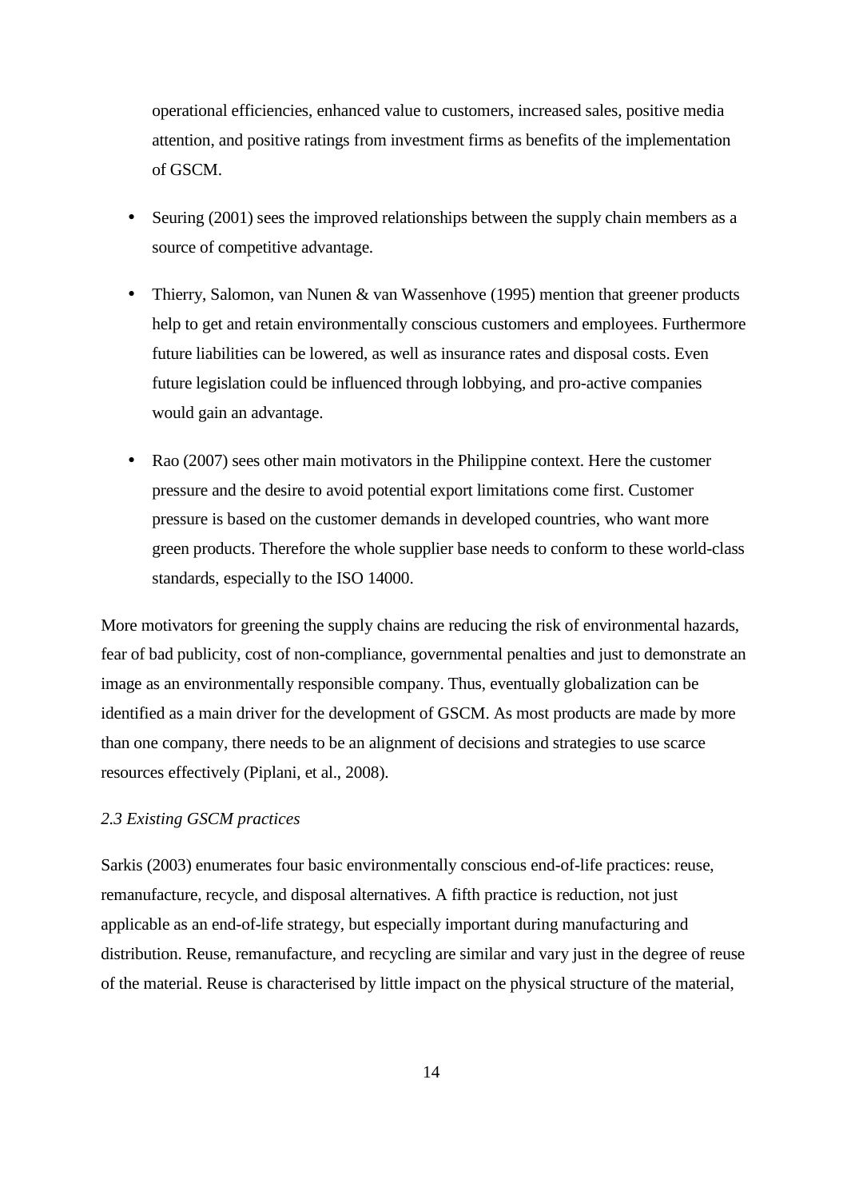operational efficiencies, enhanced value to customers, increased sales, positive media attention, and positive ratings from investment firms as benefits of the implementation of GSCM.

- Seuring (2001) sees the improved relationships between the supply chain members as a source of competitive advantage.
- Thierry, Salomon, van Nunen & van Wassenhove (1995) mention that greener products help to get and retain environmentally conscious customers and employees. Furthermore future liabilities can be lowered, as well as insurance rates and disposal costs. Even future legislation could be influenced through lobbying, and pro-active companies would gain an advantage.
- Rao (2007) sees other main motivators in the Philippine context. Here the customer pressure and the desire to avoid potential export limitations come first. Customer pressure is based on the customer demands in developed countries, who want more green products. Therefore the whole supplier base needs to conform to these world-class standards, especially to the ISO 14000.

More motivators for greening the supply chains are reducing the risk of environmental hazards, fear of bad publicity, cost of non-compliance, governmental penalties and just to demonstrate an image as an environmentally responsible company. Thus, eventually globalization can be identified as a main driver for the development of GSCM. As most products are made by more than one company, there needs to be an alignment of decisions and strategies to use scarce resources effectively (Piplani, et al., 2008).

### *2.3 Existing GSCM practices*

Sarkis (2003) enumerates four basic environmentally conscious end-of-life practices: reuse, remanufacture, recycle, and disposal alternatives. A fifth practice is reduction, not just applicable as an end-of-life strategy, but especially important during manufacturing and distribution. Reuse, remanufacture, and recycling are similar and vary just in the degree of reuse of the material. Reuse is characterised by little impact on the physical structure of the material,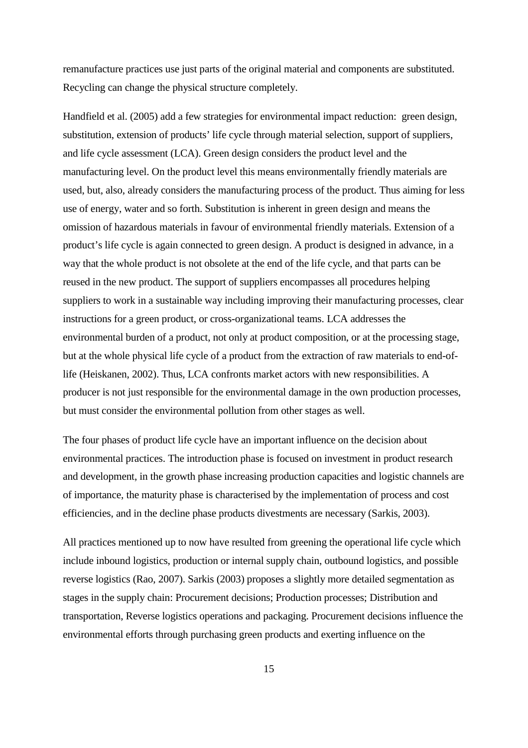remanufacture practices use just parts of the original material and components are substituted. Recycling can change the physical structure completely.

Handfield et al. (2005) add a few strategies for environmental impact reduction: green design, substitution, extension of products' life cycle through material selection, support of suppliers, and life cycle assessment (LCA). Green design considers the product level and the manufacturing level. On the product level this means environmentally friendly materials are used, but, also, already considers the manufacturing process of the product. Thus aiming for less use of energy, water and so forth. Substitution is inherent in green design and means the omission of hazardous materials in favour of environmental friendly materials. Extension of a product's life cycle is again connected to green design. A product is designed in advance, in a way that the whole product is not obsolete at the end of the life cycle, and that parts can be reused in the new product. The support of suppliers encompasses all procedures helping suppliers to work in a sustainable way including improving their manufacturing processes, clear instructions for a green product, or cross-organizational teams. LCA addresses the environmental burden of a product, not only at product composition, or at the processing stage, but at the whole physical life cycle of a product from the extraction of raw materials to end-of-life (Heiskanen, 2002). Thus, LCA confronts market actors with new responsibilities. A producer is not just responsible for the environmental damage in the own production processes, but must consider the environmental pollution from other stages as well.

The four phases of product life cycle have an important influence on the decision about environmental practices. The introduction phase is focused on investment in product research and development, in the growth phase increasing production capacities and logistic channels are of importance, the maturity phase is characterised by the implementation of process and cost efficiencies, and in the decline phase products divestments are necessary (Sarkis, 2003).

All practices mentioned up to now have resulted from greening the operational life cycle which include inbound logistics, production or internal supply chain, outbound logistics, and possible reverse logistics (Rao, 2007). Sarkis (2003) proposes a slightly more detailed segmentation as stages in the supply chain: Procurement decisions; Production processes; Distribution and transportation, Reverse logistics operations and packaging. Procurement decisions influence the environmental efforts through purchasing green products and exerting influence on the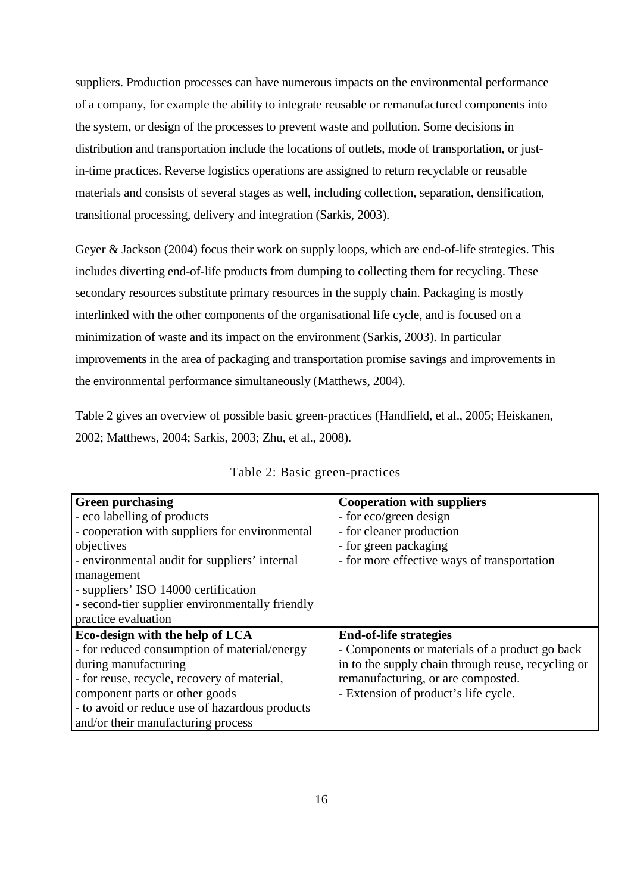suppliers. Production processes can have numerous impacts on the environmental performance of a company, for example the ability to integrate reusable or remanufactured components into the system, or design of the processes to prevent waste and pollution. Some decisions in distribution and transportation include the locations of outlets, mode of transportation, or just-in-time practices. Reverse logistics operations are assigned to return recyclable or reusable materials and consists of several stages as well, including collection, separation, densification, transitional processing, delivery and integration (Sarkis, 2003).

Geyer & Jackson (2004) focus their work on supply loops, which are end-of-life strategies. This includes diverting end-of-life products from dumping to collecting them for recycling. These secondary resources substitute primary resources in the supply chain. Packaging is mostly interlinked with the other components of the organisational life cycle, and is focused on a minimization of waste and its impact on the environment (Sarkis, 2003). In particular improvements in the area of packaging and transportation promise savings and improvements in the environmental performance simultaneously (Matthews, 2004).

Table 2 gives an overview of possible basic green-practices (Handfield, et al., 2005; Heiskanen, 2002; Matthews, 2004; Sarkis, 2003; Zhu, et al., 2008).

Table 2: Basic green-practices

| **Green purchasing** | **Cooperation with suppliers** |
|---|---|
| - eco labelling of products<br>- cooperation with suppliers for environmental objectives<br>- environmental audit for suppliers' internal management<br>- suppliers' ISO 14000 certification<br>- second-tier supplier environmentally friendly practice evaluation | - for eco/green design<br>- for cleaner production<br>- for green packaging<br>- for more effective ways of transportation |
| **Eco-design with the help of LCA** | **End-of-life strategies** |
| - for reduced consumption of material/energy during manufacturing<br>- for reuse, recycle, recovery of material, component parts or other goods<br>- to avoid or reduce use of hazardous products and/or their manufacturing process | - Components or materials of a product go back in to the supply chain through reuse, recycling or remanufacturing, or are composted.<br>- Extension of product's life cycle. |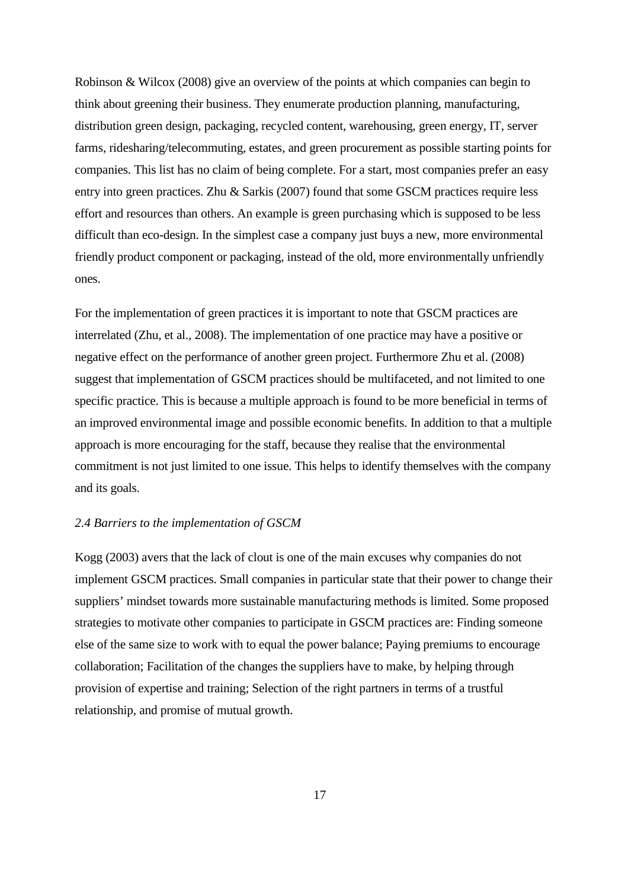Robinson & Wilcox (2008) give an overview of the points at which companies can begin to think about greening their business. They enumerate production planning, manufacturing, distribution green design, packaging, recycled content, warehousing, green energy, IT, server farms, ridesharing/telecommuting, estates, and green procurement as possible starting points for companies. This list has no claim of being complete. For a start, most companies prefer an easy entry into green practices. Zhu & Sarkis (2007) found that some GSCM practices require less effort and resources than others. An example is green purchasing which is supposed to be less difficult than eco-design. In the simplest case a company just buys a new, more environmental friendly product component or packaging, instead of the old, more environmentally unfriendly ones.

For the implementation of green practices it is important to note that GSCM practices are interrelated (Zhu, et al., 2008). The implementation of one practice may have a positive or negative effect on the performance of another green project. Furthermore Zhu et al. (2008) suggest that implementation of GSCM practices should be multifaceted, and not limited to one specific practice. This is because a multiple approach is found to be more beneficial in terms of an improved environmental image and possible economic benefits. In addition to that a multiple approach is more encouraging for the staff, because they realise that the environmental commitment is not just limited to one issue. This helps to identify themselves with the company and its goals.

### *2.4 Barriers to the implementation of GSCM*

Kogg (2003) avers that the lack of clout is one of the main excuses why companies do not implement GSCM practices. Small companies in particular state that their power to change their suppliers' mindset towards more sustainable manufacturing methods is limited. Some proposed strategies to motivate other companies to participate in GSCM practices are: Finding someone else of the same size to work with to equal the power balance; Paying premiums to encourage collaboration; Facilitation of the changes the suppliers have to make, by helping through provision of expertise and training; Selection of the right partners in terms of a trustful relationship, and promise of mutual growth.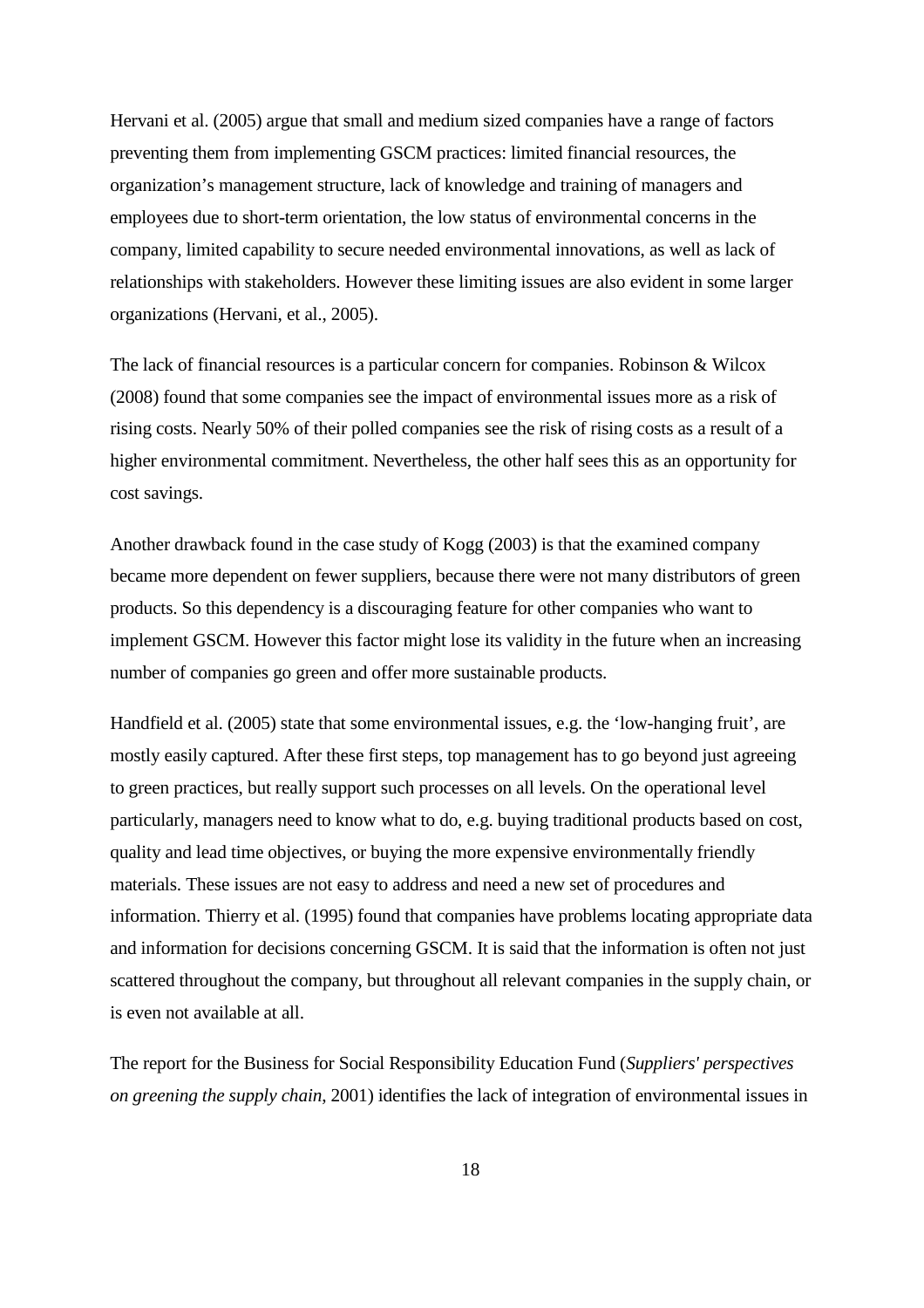Hervani et al. (2005) argue that small and medium sized companies have a range of factors preventing them from implementing GSCM practices: limited financial resources, the organization’s management structure, lack of knowledge and training of managers and employees due to short-term orientation, the low status of environmental concerns in the company, limited capability to secure needed environmental innovations, as well as lack of relationships with stakeholders. However these limiting issues are also evident in some larger organizations (Hervani, et al., 2005).

The lack of financial resources is a particular concern for companies. Robinson & Wilcox (2008) found that some companies see the impact of environmental issues more as a risk of rising costs. Nearly 50% of their polled companies see the risk of rising costs as a result of a higher environmental commitment. Nevertheless, the other half sees this as an opportunity for cost savings.

Another drawback found in the case study of Kogg (2003) is that the examined company became more dependent on fewer suppliers, because there were not many distributors of green products. So this dependency is a discouraging feature for other companies who want to implement GSCM. However this factor might lose its validity in the future when an increasing number of companies go green and offer more sustainable products.

Handfield et al. (2005) state that some environmental issues, e.g. the ‘low-hanging fruit’, are mostly easily captured. After these first steps, top management has to go beyond just agreeing to green practices, but really support such processes on all levels. On the operational level particularly, managers need to know what to do, e.g. buying traditional products based on cost, quality and lead time objectives, or buying the more expensive environmentally friendly materials. These issues are not easy to address and need a new set of procedures and information. Thierry et al. (1995) found that companies have problems locating appropriate data and information for decisions concerning GSCM. It is said that the information is often not just scattered throughout the company, but throughout all relevant companies in the supply chain, or is even not available at all.

The report for the Business for Social Responsibility Education Fund (*Suppliers' perspectives on greening the supply chain*, 2001) identifies the lack of integration of environmental issues in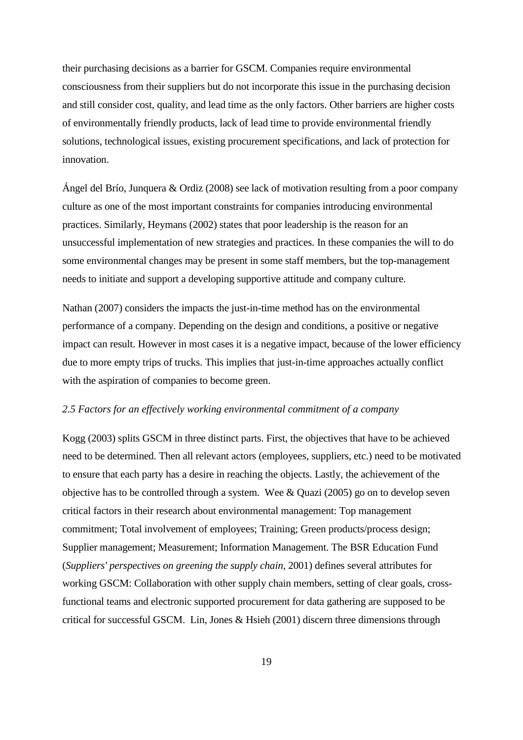their purchasing decisions as a barrier for GSCM. Companies require environmental consciousness from their suppliers but do not incorporate this issue in the purchasing decision and still consider cost, quality, and lead time as the only factors. Other barriers are higher costs of environmentally friendly products, lack of lead time to provide environmental friendly solutions, technological issues, existing procurement specifications, and lack of protection for innovation.

Ángel del Brío, Junquera & Ordiz (2008) see lack of motivation resulting from a poor company culture as one of the most important constraints for companies introducing environmental practices. Similarly, Heymans (2002) states that poor leadership is the reason for an unsuccessful implementation of new strategies and practices. In these companies the will to do some environmental changes may be present in some staff members, but the top-management needs to initiate and support a developing supportive attitude and company culture.

Nathan (2007) considers the impacts the just-in-time method has on the environmental performance of a company. Depending on the design and conditions, a positive or negative impact can result. However in most cases it is a negative impact, because of the lower efficiency due to more empty trips of trucks. This implies that just-in-time approaches actually conflict with the aspiration of companies to become green.

### *2.5 Factors for an effectively working environmental commitment of a company*

Kogg (2003) splits GSCM in three distinct parts. First, the objectives that have to be achieved need to be determined. Then all relevant actors (employees, suppliers, etc.) need to be motivated to ensure that each party has a desire in reaching the objects. Lastly, the achievement of the objective has to be controlled through a system. Wee & Quazi (2005) go on to develop seven critical factors in their research about environmental management: Top management commitment; Total involvement of employees; Training; Green products/process design; Supplier management; Measurement; Information Management. The BSR Education Fund (*Suppliers' perspectives on greening the supply chain*, 2001) defines several attributes for working GSCM: Collaboration with other supply chain members, setting of clear goals, cross-functional teams and electronic supported procurement for data gathering are supposed to be critical for successful GSCM. Lin, Jones & Hsieh (2001) discern three dimensions through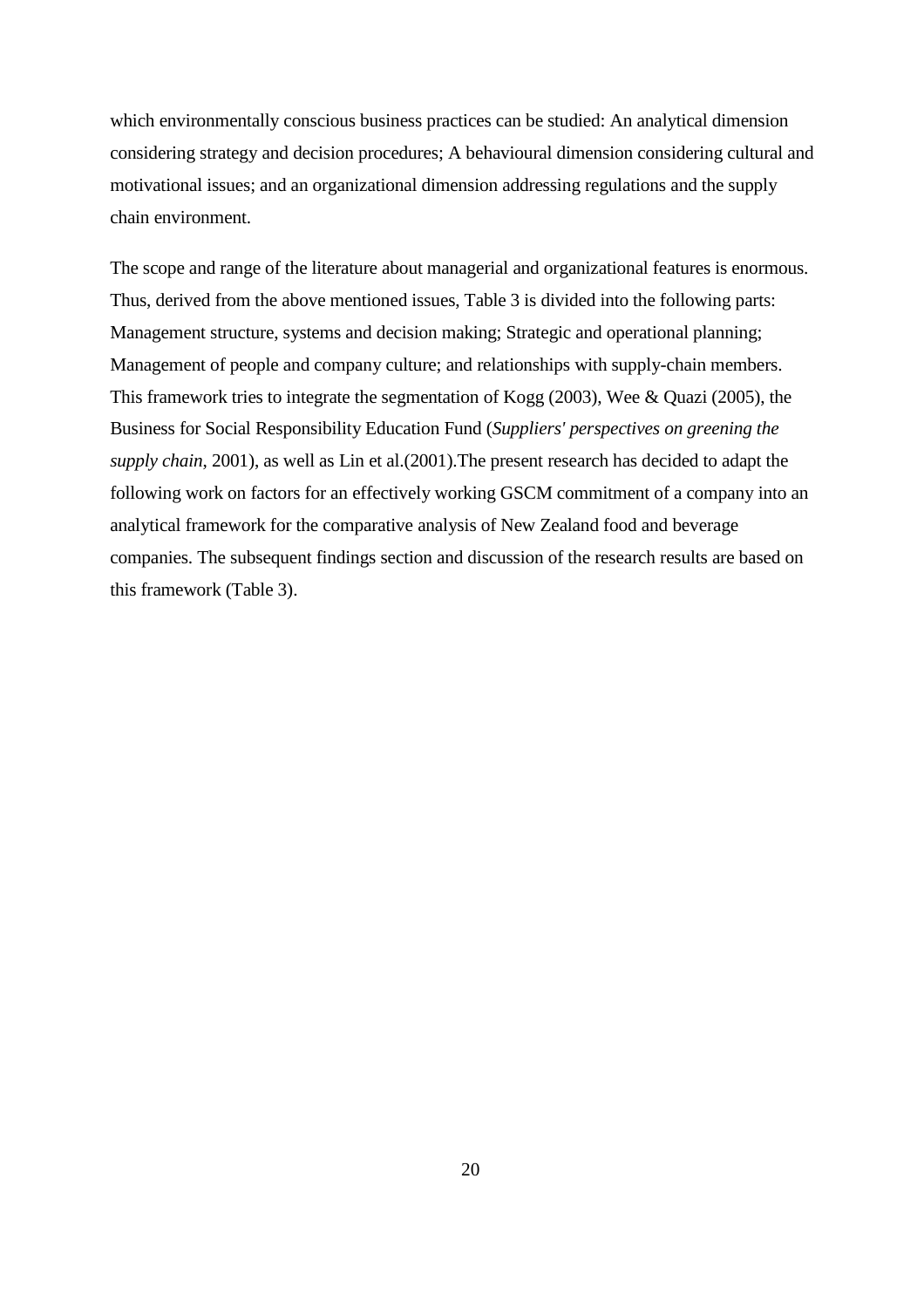which environmentally conscious business practices can be studied: An analytical dimension considering strategy and decision procedures; A behavioural dimension considering cultural and motivational issues; and an organizational dimension addressing regulations and the supply chain environment.

The scope and range of the literature about managerial and organizational features is enormous. Thus, derived from the above mentioned issues, Table 3 is divided into the following parts: Management structure, systems and decision making; Strategic and operational planning; Management of people and company culture; and relationships with supply-chain members. This framework tries to integrate the segmentation of Kogg (2003), Wee & Quazi (2005), the Business for Social Responsibility Education Fund (*Suppliers' perspectives on greening the supply chain*, 2001), as well as Lin et al.(2001).The present research has decided to adapt the following work on factors for an effectively working GSCM commitment of a company into an analytical framework for the comparative analysis of New Zealand food and beverage companies. The subsequent findings section and discussion of the research results are based on this framework (Table 3).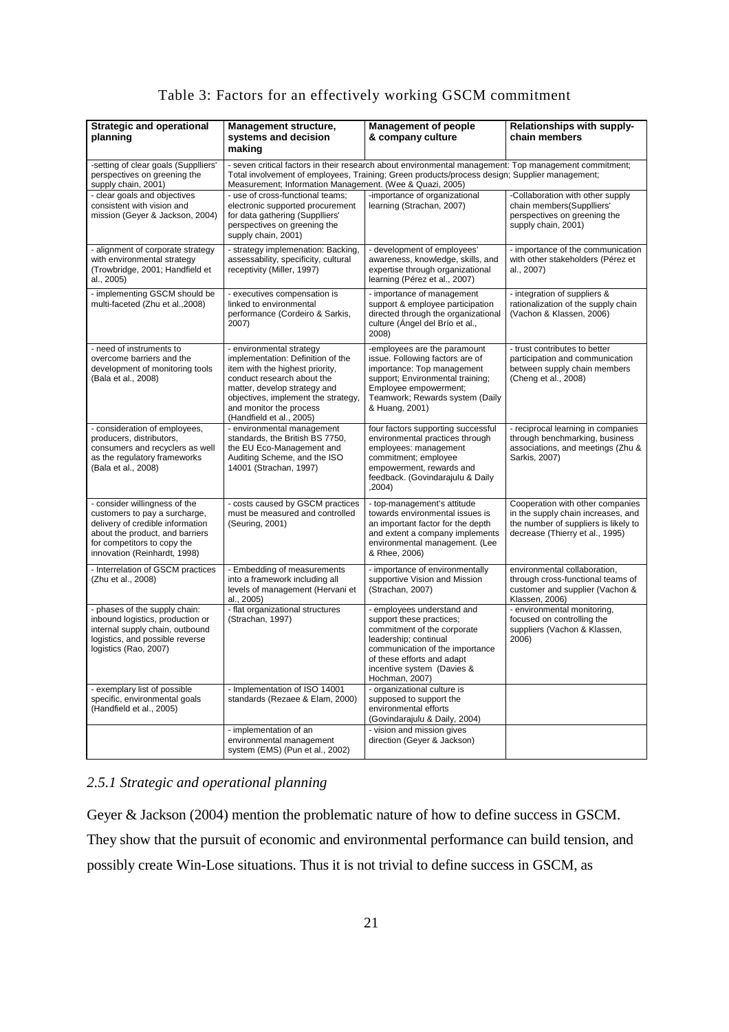Table 3: Factors for an effectively working GSCM commitment

| Strategic and operational planning | Management structure, systems and decision making | Management of people & company culture | Relationships with supply-chain members |
|---|---|---|---|
| -setting of clear goals (Supplliers' perspectives on greening the supply chain, 2001) | - seven critical factors in their research about environmental management: Top management commitment; Total involvement of employees, Training; Green products/process design; Supplier management; Measurement; Information Management. (Wee & Quazi, 2005) | | |
| - clear goals and objectives consistent with vision and mission (Geyer & Jackson, 2004) | - use of cross-functional teams; electronic supported procurement for data gathering (Supplliers' perspectives on greening the supply chain, 2001) | -importance of organizational learning (Strachan, 2007) | -Collaboration with other supply chain members(Supplliers' perspectives on greening the supply chain, 2001) |
| - alignment of corporate strategy with environmental strategy (Trowbridge, 2001; Handfield et al., 2005) | - strategy implemenation: Backing, assessability, specificity, cultural receptivity (Miller, 1997) | - development of employees' awareness, knowledge, skills, and expertise through organizational learning (Pérez et al., 2007) | - importance of the communication with other stakeholders (Pérez et al., 2007) |
| - implementing GSCM should be multi-faceted (Zhu et al.,2008) | - executives compensation is linked to environmental performance (Cordeiro & Sarkis, 2007) | - importance of management support & employee participation directed through the organizational culture (Ángel del Brío et al., 2008) | - integration of suppliers & rationalization of the supply chain (Vachon & Klassen, 2006) |
| - need of instruments to overcome barriers and the development of monitoring tools (Bala et al., 2008) | - environmental strategy implementation: Definition of the item with the highest priority, conduct research about the matter, develop strategy and objectives, implement the strategy, and monitor the process (Handfield et al., 2005) | -employees are the paramount issue. Following factors are of importance: Top management support; Environmental training; Employee empowerment; Teamwork; Rewards system (Daily & Huang, 2001) | - trust contributes to better participation and communication between supply chain members (Cheng et al., 2008) |
| - consideration of employees, producers, distributors, consumers and recyclers as well as the regulatory frameworks (Bala et al., 2008) | - environmental management standards, the British BS 7750, the EU Eco-Management and Auditing Scheme, and the ISO 14001 (Strachan, 1997) | four factors supporting successful environmental practices through employees: management commitment; employee empowerment, rewards and feedback. (Govindarajulu & Daily ,2004) | - reciprocal learning in companies through benchmarking, business associations, and meetings (Zhu & Sarkis, 2007) |
| - consider willingness of the customers to pay a surcharge, delivery of credible information about the product, and barriers for competitors to copy the innovation (Reinhardt, 1998) | - costs caused by GSCM practices must be measured and controlled (Seuring, 2001) | - top-management's attitude towards environmental issues is an important factor for the depth and extent a company implements environmental management. (Lee & Rhee, 2006) | Cooperation with other companies in the supply chain increases, and the number of suppliers is likely to decrease (Thierry et al., 1995) |
| - Interrelation of GSCM practices (Zhu et al., 2008) | - Embedding of measurements into a framework including all levels of management (Hervani et al., 2005) | - importance of environmentally supportive Vision and Mission (Strachan, 2007) | environmental collaboration, through cross-functional teams of customer and supplier (Vachon & Klassen, 2006) |
| - phases of the supply chain: inbound logistics, production or internal supply chain, outbound logistics, and possible reverse logistics (Rao, 2007) | - flat organizational structures (Strachan, 1997) | - employees understand and support these practices; commitment of the corporate leadership; continual communication of the importance of these efforts and adapt incentive system (Davies & Hochman, 2007) | - environmental monitoring, focused on controlling the suppliers (Vachon & Klassen, 2006) |
| - exemplary list of possible specific, environmental goals (Handfield et al., 2005) | - Implementation of ISO 14001 standards (Rezaee & Elam, 2000) | - organizational culture is supposed to support the environmental efforts (Govindarajulu & Daily, 2004) | |
| | - implementation of an environmental management system (EMS) (Pun et al., 2002) | - vision and mission gives direction (Geyer & Jackson) | |

### *2.5.1 Strategic and operational planning*

Geyer & Jackson (2004) mention the problematic nature of how to define success in GSCM. They show that the pursuit of economic and environmental performance can build tension, and possibly create Win-Lose situations. Thus it is not trivial to define success in GSCM, as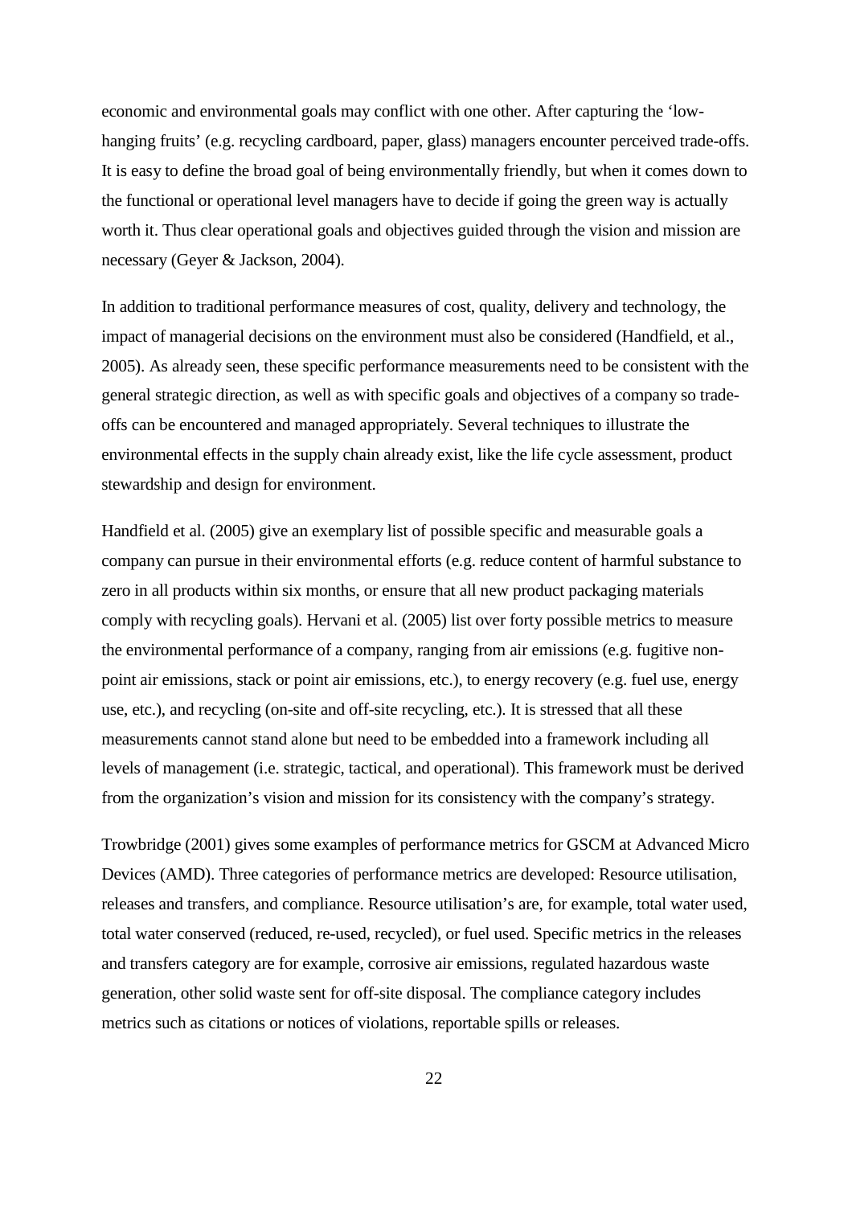economic and environmental goals may conflict with one other. After capturing the 'low-hanging fruits' (e.g. recycling cardboard, paper, glass) managers encounter perceived trade-offs. It is easy to define the broad goal of being environmentally friendly, but when it comes down to the functional or operational level managers have to decide if going the green way is actually worth it. Thus clear operational goals and objectives guided through the vision and mission are necessary (Geyer & Jackson, 2004).

In addition to traditional performance measures of cost, quality, delivery and technology, the impact of managerial decisions on the environment must also be considered (Handfield, et al., 2005). As already seen, these specific performance measurements need to be consistent with the general strategic direction, as well as with specific goals and objectives of a company so trade-offs can be encountered and managed appropriately. Several techniques to illustrate the environmental effects in the supply chain already exist, like the life cycle assessment, product stewardship and design for environment.

Handfield et al. (2005) give an exemplary list of possible specific and measurable goals a company can pursue in their environmental efforts (e.g. reduce content of harmful substance to zero in all products within six months, or ensure that all new product packaging materials comply with recycling goals). Hervani et al. (2005) list over forty possible metrics to measure the environmental performance of a company, ranging from air emissions (e.g. fugitive non-point air emissions, stack or point air emissions, etc.), to energy recovery (e.g. fuel use, energy use, etc.), and recycling (on-site and off-site recycling, etc.). It is stressed that all these measurements cannot stand alone but need to be embedded into a framework including all levels of management (i.e. strategic, tactical, and operational). This framework must be derived from the organization's vision and mission for its consistency with the company's strategy.

Trowbridge (2001) gives some examples of performance metrics for GSCM at Advanced Micro Devices (AMD). Three categories of performance metrics are developed: Resource utilisation, releases and transfers, and compliance. Resource utilisation's are, for example, total water used, total water conserved (reduced, re-used, recycled), or fuel used. Specific metrics in the releases and transfers category are for example, corrosive air emissions, regulated hazardous waste generation, other solid waste sent for off-site disposal. The compliance category includes metrics such as citations or notices of violations, reportable spills or releases.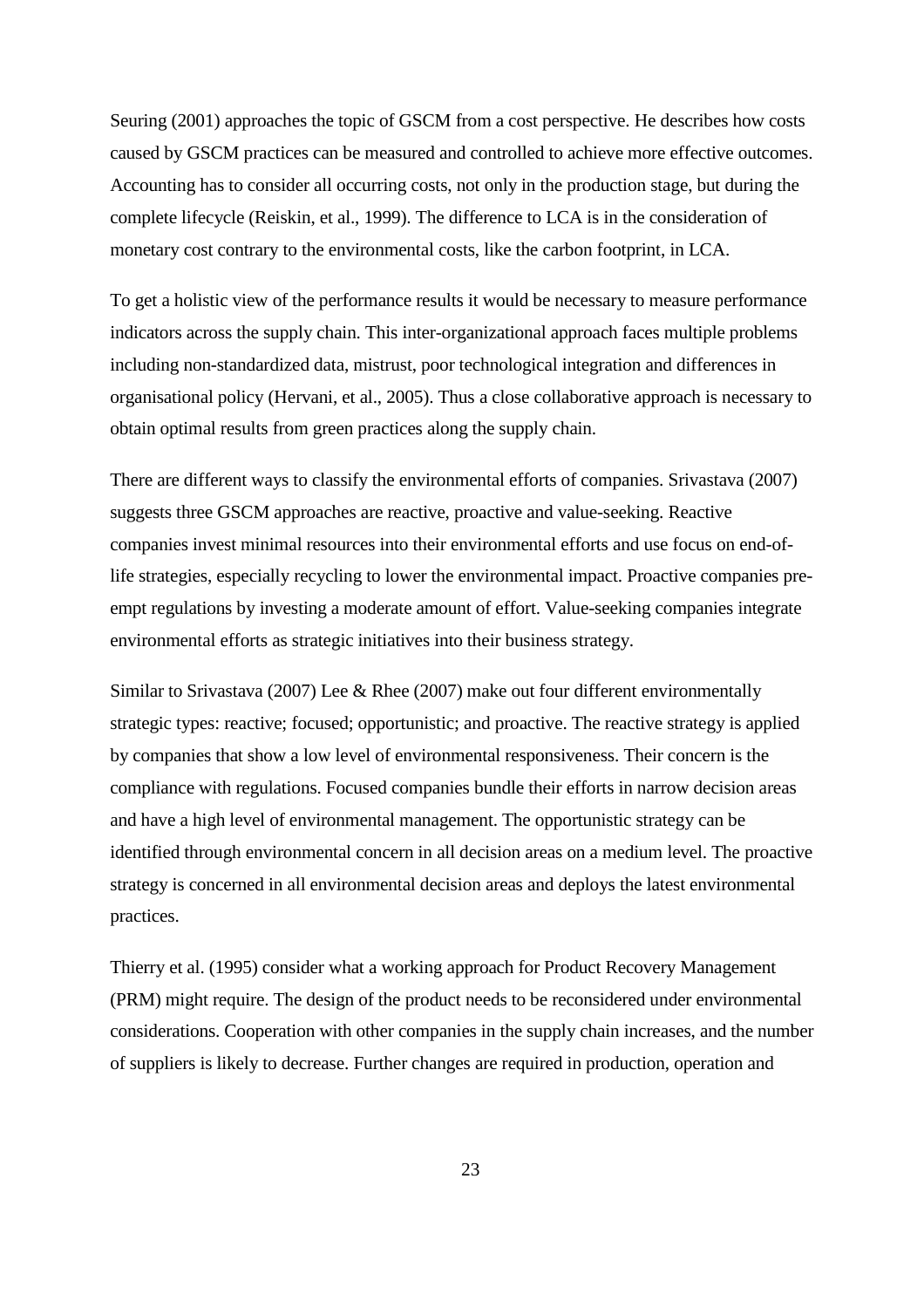Seuring (2001) approaches the topic of GSCM from a cost perspective. He describes how costs caused by GSCM practices can be measured and controlled to achieve more effective outcomes. Accounting has to consider all occurring costs, not only in the production stage, but during the complete lifecycle (Reiskin, et al., 1999). The difference to LCA is in the consideration of monetary cost contrary to the environmental costs, like the carbon footprint, in LCA.

To get a holistic view of the performance results it would be necessary to measure performance indicators across the supply chain. This inter-organizational approach faces multiple problems including non-standardized data, mistrust, poor technological integration and differences in organisational policy (Hervani, et al., 2005). Thus a close collaborative approach is necessary to obtain optimal results from green practices along the supply chain.

There are different ways to classify the environmental efforts of companies. Srivastava (2007) suggests three GSCM approaches are reactive, proactive and value-seeking. Reactive companies invest minimal resources into their environmental efforts and use focus on end-of-life strategies, especially recycling to lower the environmental impact. Proactive companies pre-empt regulations by investing a moderate amount of effort. Value-seeking companies integrate environmental efforts as strategic initiatives into their business strategy.

Similar to Srivastava (2007) Lee & Rhee (2007) make out four different environmentally strategic types: reactive; focused; opportunistic; and proactive. The reactive strategy is applied by companies that show a low level of environmental responsiveness. Their concern is the compliance with regulations. Focused companies bundle their efforts in narrow decision areas and have a high level of environmental management. The opportunistic strategy can be identified through environmental concern in all decision areas on a medium level. The proactive strategy is concerned in all environmental decision areas and deploys the latest environmental practices.

Thierry et al. (1995) consider what a working approach for Product Recovery Management (PRM) might require. The design of the product needs to be reconsidered under environmental considerations. Cooperation with other companies in the supply chain increases, and the number of suppliers is likely to decrease. Further changes are required in production, operation and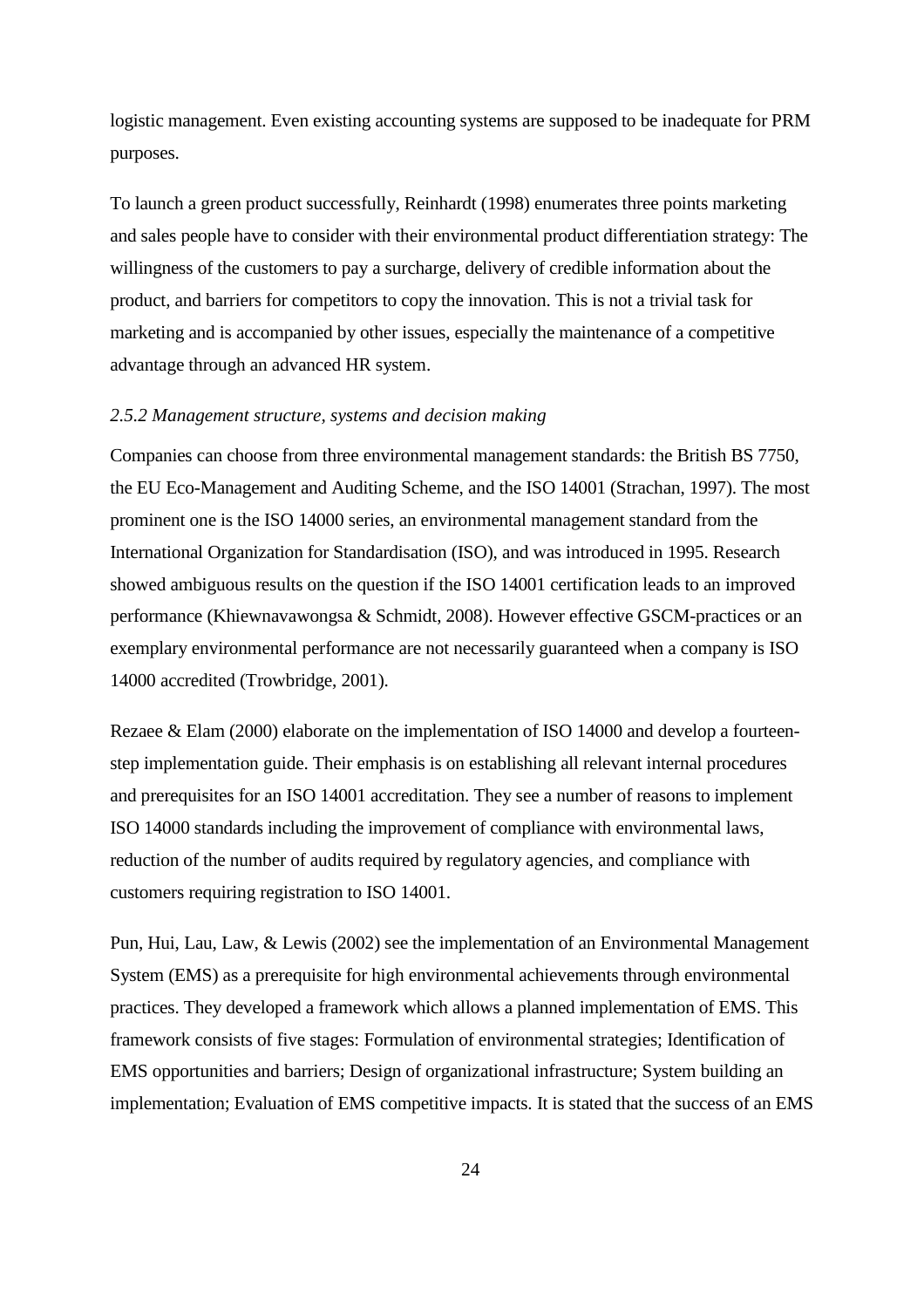logistic management. Even existing accounting systems are supposed to be inadequate for PRM purposes.

To launch a green product successfully, Reinhardt (1998) enumerates three points marketing and sales people have to consider with their environmental product differentiation strategy: The willingness of the customers to pay a surcharge, delivery of credible information about the product, and barriers for competitors to copy the innovation. This is not a trivial task for marketing and is accompanied by other issues, especially the maintenance of a competitive advantage through an advanced HR system.

### *2.5.2 Management structure, systems and decision making*

Companies can choose from three environmental management standards: the British BS 7750, the EU Eco-Management and Auditing Scheme, and the ISO 14001 (Strachan, 1997). The most prominent one is the ISO 14000 series, an environmental management standard from the International Organization for Standardisation (ISO), and was introduced in 1995. Research showed ambiguous results on the question if the ISO 14001 certification leads to an improved performance (Khiewnavawongsa & Schmidt, 2008). However effective GSCM-practices or an exemplary environmental performance are not necessarily guaranteed when a company is ISO 14000 accredited (Trowbridge, 2001).

Rezaee & Elam (2000) elaborate on the implementation of ISO 14000 and develop a fourteen-step implementation guide. Their emphasis is on establishing all relevant internal procedures and prerequisites for an ISO 14001 accreditation. They see a number of reasons to implement ISO 14000 standards including the improvement of compliance with environmental laws, reduction of the number of audits required by regulatory agencies, and compliance with customers requiring registration to ISO 14001.

Pun, Hui, Lau, Law, & Lewis (2002) see the implementation of an Environmental Management System (EMS) as a prerequisite for high environmental achievements through environmental practices. They developed a framework which allows a planned implementation of EMS. This framework consists of five stages: Formulation of environmental strategies; Identification of EMS opportunities and barriers; Design of organizational infrastructure; System building an implementation; Evaluation of EMS competitive impacts. It is stated that the success of an EMS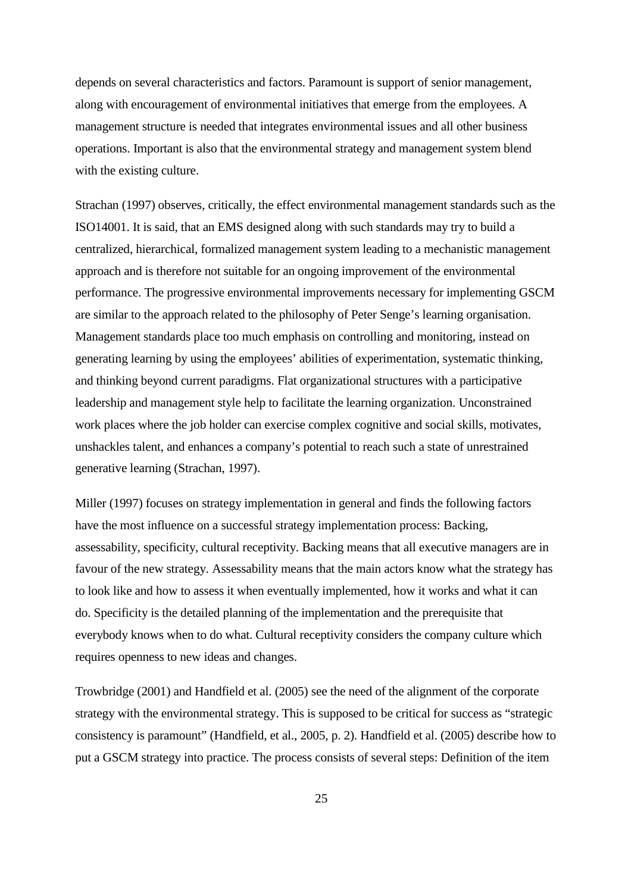depends on several characteristics and factors. Paramount is support of senior management, along with encouragement of environmental initiatives that emerge from the employees. A management structure is needed that integrates environmental issues and all other business operations. Important is also that the environmental strategy and management system blend with the existing culture.

Strachan (1997) observes, critically, the effect environmental management standards such as the ISO14001. It is said, that an EMS designed along with such standards may try to build a centralized, hierarchical, formalized management system leading to a mechanistic management approach and is therefore not suitable for an ongoing improvement of the environmental performance. The progressive environmental improvements necessary for implementing GSCM are similar to the approach related to the philosophy of Peter Senge's learning organisation. Management standards place too much emphasis on controlling and monitoring, instead on generating learning by using the employees' abilities of experimentation, systematic thinking, and thinking beyond current paradigms. Flat organizational structures with a participative leadership and management style help to facilitate the learning organization. Unconstrained work places where the job holder can exercise complex cognitive and social skills, motivates, unshackles talent, and enhances a company's potential to reach such a state of unrestrained generative learning (Strachan, 1997).

Miller (1997) focuses on strategy implementation in general and finds the following factors have the most influence on a successful strategy implementation process: Backing, assessability, specificity, cultural receptivity. Backing means that all executive managers are in favour of the new strategy. Assessability means that the main actors know what the strategy has to look like and how to assess it when eventually implemented, how it works and what it can do. Specificity is the detailed planning of the implementation and the prerequisite that everybody knows when to do what. Cultural receptivity considers the company culture which requires openness to new ideas and changes.

Trowbridge (2001) and Handfield et al. (2005) see the need of the alignment of the corporate strategy with the environmental strategy. This is supposed to be critical for success as "strategic consistency is paramount" (Handfield, et al., 2005, p. 2). Handfield et al. (2005) describe how to put a GSCM strategy into practice. The process consists of several steps: Definition of the item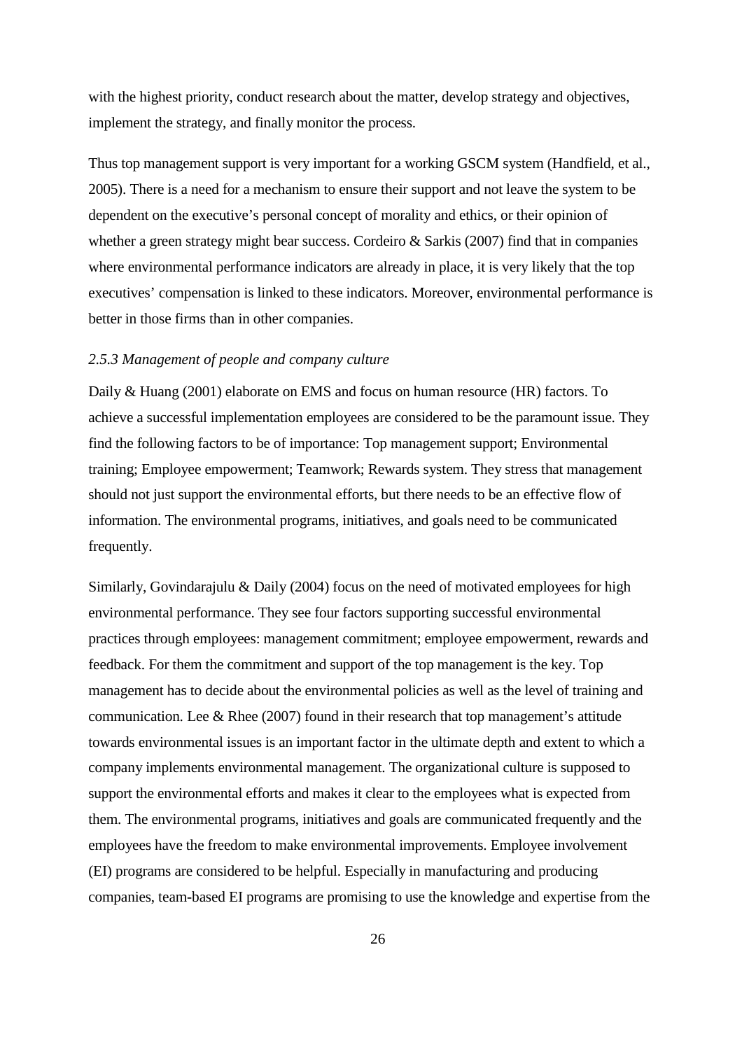with the highest priority, conduct research about the matter, develop strategy and objectives, implement the strategy, and finally monitor the process.

Thus top management support is very important for a working GSCM system (Handfield, et al., 2005). There is a need for a mechanism to ensure their support and not leave the system to be dependent on the executive's personal concept of morality and ethics, or their opinion of whether a green strategy might bear success. Cordeiro & Sarkis (2007) find that in companies where environmental performance indicators are already in place, it is very likely that the top executives' compensation is linked to these indicators. Moreover, environmental performance is better in those firms than in other companies.

### *2.5.3 Management of people and company culture*

Daily & Huang (2001) elaborate on EMS and focus on human resource (HR) factors. To achieve a successful implementation employees are considered to be the paramount issue. They find the following factors to be of importance: Top management support; Environmental training; Employee empowerment; Teamwork; Rewards system. They stress that management should not just support the environmental efforts, but there needs to be an effective flow of information. The environmental programs, initiatives, and goals need to be communicated frequently.

Similarly, Govindarajulu & Daily (2004) focus on the need of motivated employees for high environmental performance. They see four factors supporting successful environmental practices through employees: management commitment; employee empowerment, rewards and feedback. For them the commitment and support of the top management is the key. Top management has to decide about the environmental policies as well as the level of training and communication. Lee & Rhee (2007) found in their research that top management's attitude towards environmental issues is an important factor in the ultimate depth and extent to which a company implements environmental management. The organizational culture is supposed to support the environmental efforts and makes it clear to the employees what is expected from them. The environmental programs, initiatives and goals are communicated frequently and the employees have the freedom to make environmental improvements. Employee involvement (EI) programs are considered to be helpful. Especially in manufacturing and producing companies, team-based EI programs are promising to use the knowledge and expertise from the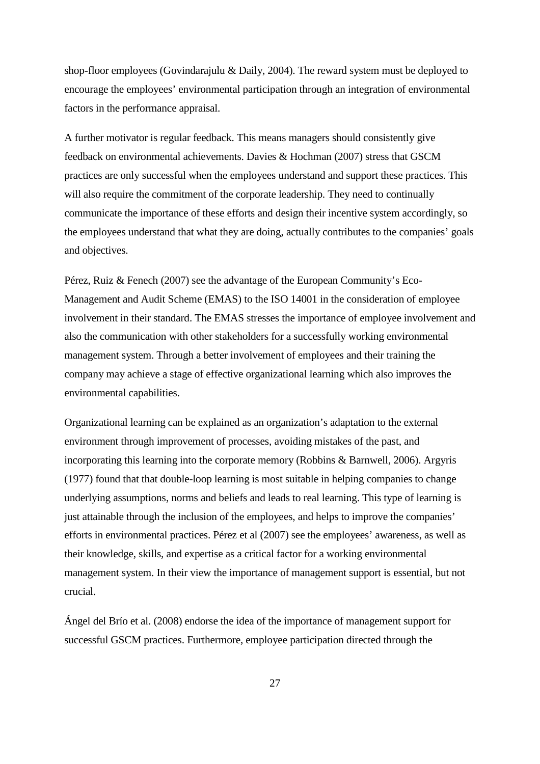shop-floor employees (Govindarajulu & Daily, 2004). The reward system must be deployed to encourage the employees' environmental participation through an integration of environmental factors in the performance appraisal.

A further motivator is regular feedback. This means managers should consistently give feedback on environmental achievements. Davies & Hochman (2007) stress that GSCM practices are only successful when the employees understand and support these practices. This will also require the commitment of the corporate leadership. They need to continually communicate the importance of these efforts and design their incentive system accordingly, so the employees understand that what they are doing, actually contributes to the companies' goals and objectives.

Pérez, Ruiz & Fenech (2007) see the advantage of the European Community's Eco-Management and Audit Scheme (EMAS) to the ISO 14001 in the consideration of employee involvement in their standard. The EMAS stresses the importance of employee involvement and also the communication with other stakeholders for a successfully working environmental management system. Through a better involvement of employees and their training the company may achieve a stage of effective organizational learning which also improves the environmental capabilities.

Organizational learning can be explained as an organization's adaptation to the external environment through improvement of processes, avoiding mistakes of the past, and incorporating this learning into the corporate memory (Robbins & Barnwell, 2006). Argyris (1977) found that that double-loop learning is most suitable in helping companies to change underlying assumptions, norms and beliefs and leads to real learning. This type of learning is just attainable through the inclusion of the employees, and helps to improve the companies' efforts in environmental practices. Pérez et al (2007) see the employees' awareness, as well as their knowledge, skills, and expertise as a critical factor for a working environmental management system. In their view the importance of management support is essential, but not crucial.

Ángel del Brío et al. (2008) endorse the idea of the importance of management support for successful GSCM practices. Furthermore, employee participation directed through the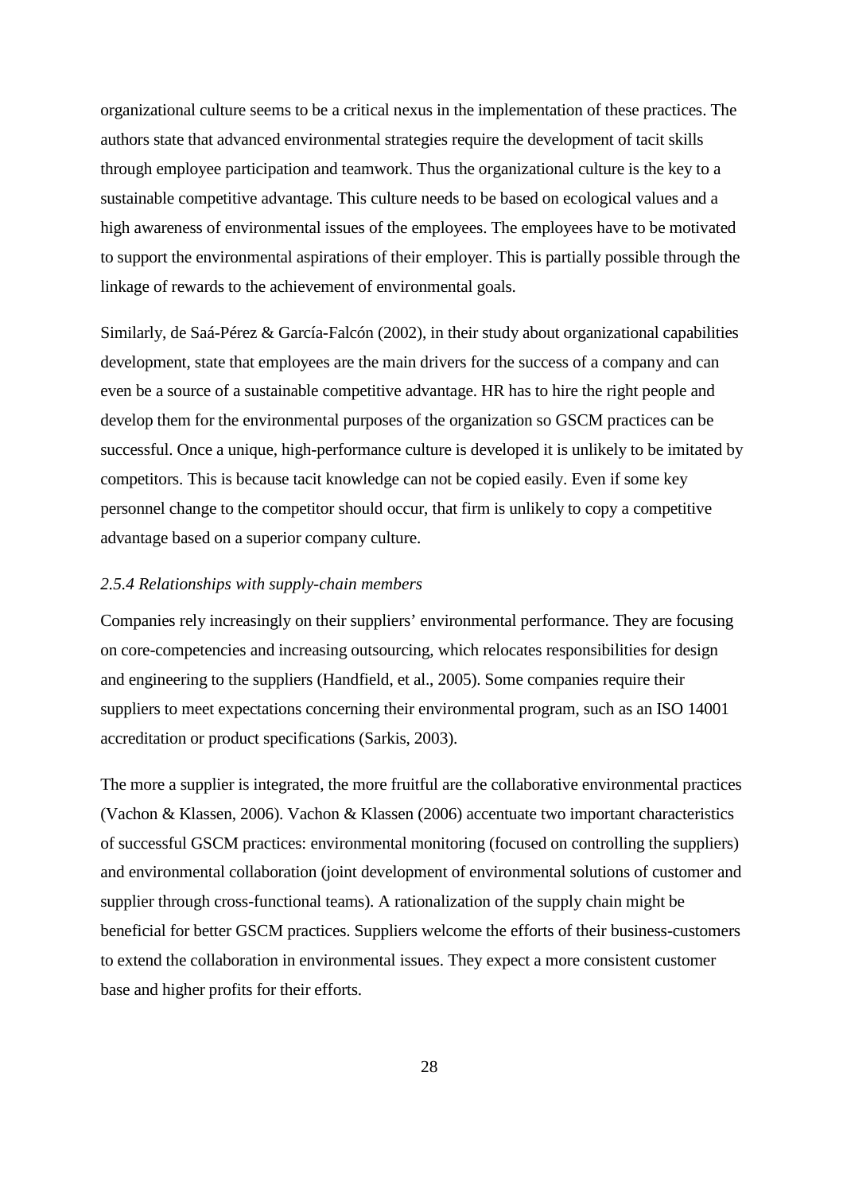organizational culture seems to be a critical nexus in the implementation of these practices. The authors state that advanced environmental strategies require the development of tacit skills through employee participation and teamwork. Thus the organizational culture is the key to a sustainable competitive advantage. This culture needs to be based on ecological values and a high awareness of environmental issues of the employees. The employees have to be motivated to support the environmental aspirations of their employer. This is partially possible through the linkage of rewards to the achievement of environmental goals.

Similarly, de Saá-Pérez & García-Falcón (2002), in their study about organizational capabilities development, state that employees are the main drivers for the success of a company and can even be a source of a sustainable competitive advantage. HR has to hire the right people and develop them for the environmental purposes of the organization so GSCM practices can be successful. Once a unique, high-performance culture is developed it is unlikely to be imitated by competitors. This is because tacit knowledge can not be copied easily. Even if some key personnel change to the competitor should occur, that firm is unlikely to copy a competitive advantage based on a superior company culture.

#### *2.5.4 Relationships with supply-chain members*

Companies rely increasingly on their suppliers' environmental performance. They are focusing on core-competencies and increasing outsourcing, which relocates responsibilities for design and engineering to the suppliers (Handfield, et al., 2005). Some companies require their suppliers to meet expectations concerning their environmental program, such as an ISO 14001 accreditation or product specifications (Sarkis, 2003).

The more a supplier is integrated, the more fruitful are the collaborative environmental practices (Vachon & Klassen, 2006). Vachon & Klassen (2006) accentuate two important characteristics of successful GSCM practices: environmental monitoring (focused on controlling the suppliers) and environmental collaboration (joint development of environmental solutions of customer and supplier through cross-functional teams). A rationalization of the supply chain might be beneficial for better GSCM practices. Suppliers welcome the efforts of their business-customers to extend the collaboration in environmental issues. They expect a more consistent customer base and higher profits for their efforts.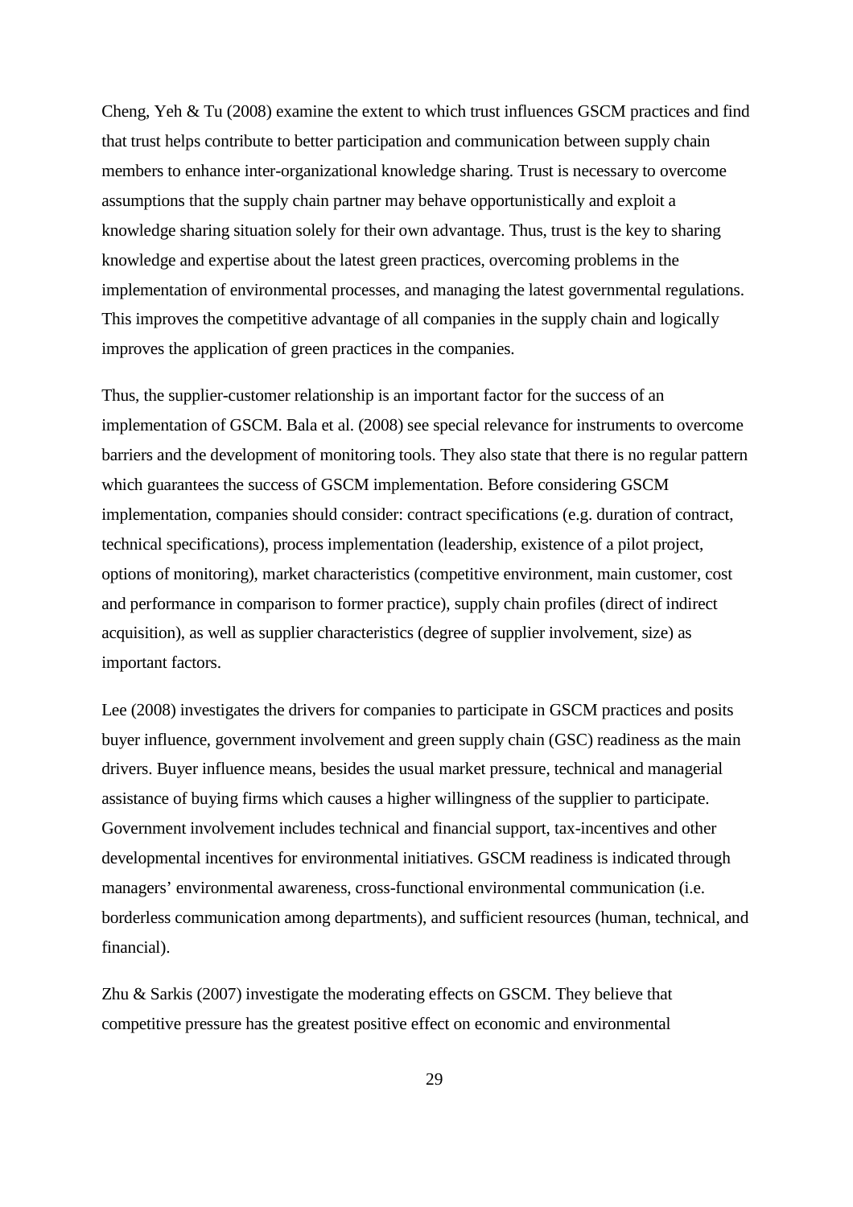Cheng, Yeh & Tu (2008) examine the extent to which trust influences GSCM practices and find that trust helps contribute to better participation and communication between supply chain members to enhance inter-organizational knowledge sharing. Trust is necessary to overcome assumptions that the supply chain partner may behave opportunistically and exploit a knowledge sharing situation solely for their own advantage. Thus, trust is the key to sharing knowledge and expertise about the latest green practices, overcoming problems in the implementation of environmental processes, and managing the latest governmental regulations. This improves the competitive advantage of all companies in the supply chain and logically improves the application of green practices in the companies.

Thus, the supplier-customer relationship is an important factor for the success of an implementation of GSCM. Bala et al. (2008) see special relevance for instruments to overcome barriers and the development of monitoring tools. They also state that there is no regular pattern which guarantees the success of GSCM implementation. Before considering GSCM implementation, companies should consider: contract specifications (e.g. duration of contract, technical specifications), process implementation (leadership, existence of a pilot project, options of monitoring), market characteristics (competitive environment, main customer, cost and performance in comparison to former practice), supply chain profiles (direct of indirect acquisition), as well as supplier characteristics (degree of supplier involvement, size) as important factors.

Lee (2008) investigates the drivers for companies to participate in GSCM practices and posits buyer influence, government involvement and green supply chain (GSC) readiness as the main drivers. Buyer influence means, besides the usual market pressure, technical and managerial assistance of buying firms which causes a higher willingness of the supplier to participate. Government involvement includes technical and financial support, tax-incentives and other developmental incentives for environmental initiatives. GSCM readiness is indicated through managers' environmental awareness, cross-functional environmental communication (i.e. borderless communication among departments), and sufficient resources (human, technical, and financial).

Zhu & Sarkis (2007) investigate the moderating effects on GSCM. They believe that competitive pressure has the greatest positive effect on economic and environmental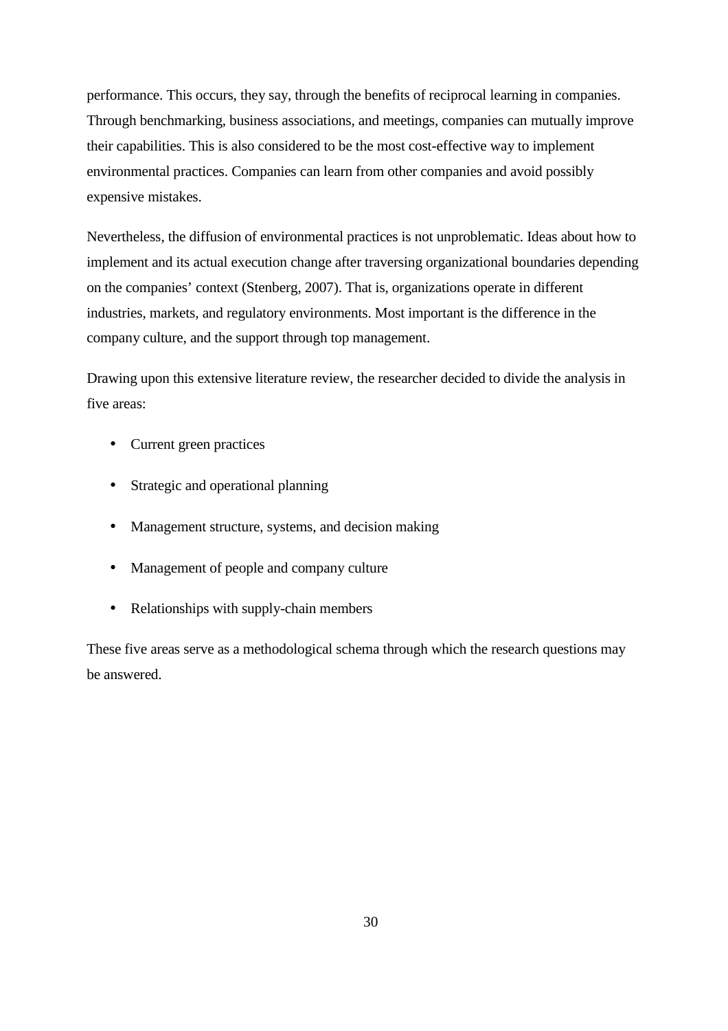performance. This occurs, they say, through the benefits of reciprocal learning in companies. Through benchmarking, business associations, and meetings, companies can mutually improve their capabilities. This is also considered to be the most cost-effective way to implement environmental practices. Companies can learn from other companies and avoid possibly expensive mistakes.

Nevertheless, the diffusion of environmental practices is not unproblematic. Ideas about how to implement and its actual execution change after traversing organizational boundaries depending on the companies' context (Stenberg, 2007). That is, organizations operate in different industries, markets, and regulatory environments. Most important is the difference in the company culture, and the support through top management.

Drawing upon this extensive literature review, the researcher decided to divide the analysis in five areas:

- Current green practices
- Strategic and operational planning
- Management structure, systems, and decision making
- Management of people and company culture
- Relationships with supply-chain members

These five areas serve as a methodological schema through which the research questions may be answered.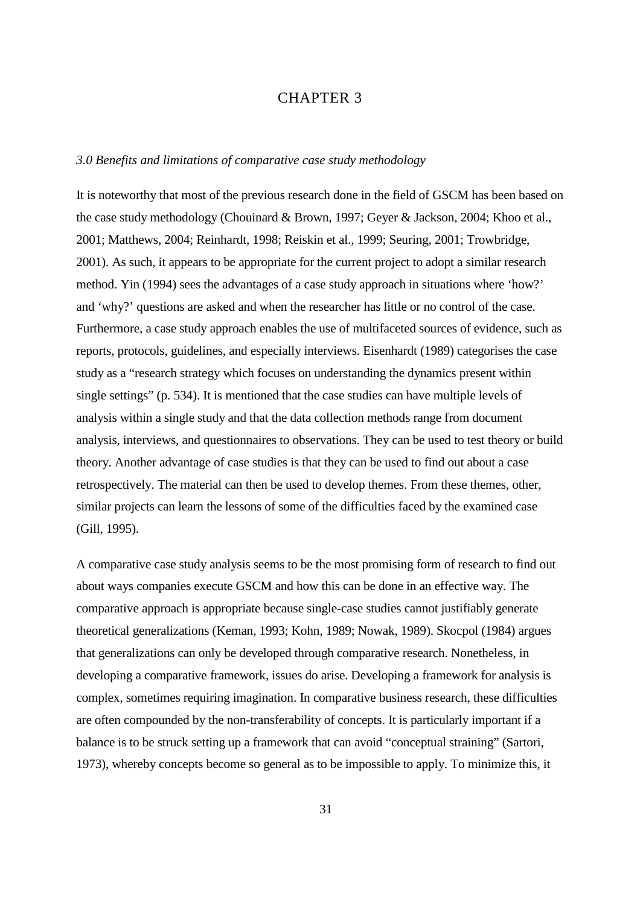# CHAPTER 3

## *3.0 Benefits and limitations of comparative case study methodology*

It is noteworthy that most of the previous research done in the field of GSCM has been based on the case study methodology (Chouinard & Brown, 1997; Geyer & Jackson, 2004; Khoo et al., 2001; Matthews, 2004; Reinhardt, 1998; Reiskin et al., 1999; Seuring, 2001; Trowbridge, 2001). As such, it appears to be appropriate for the current project to adopt a similar research method. Yin (1994) sees the advantages of a case study approach in situations where 'how?' and 'why?' questions are asked and when the researcher has little or no control of the case. Furthermore, a case study approach enables the use of multifaceted sources of evidence, such as reports, protocols, guidelines, and especially interviews. Eisenhardt (1989) categorises the case study as a "research strategy which focuses on understanding the dynamics present within single settings" (p. 534). It is mentioned that the case studies can have multiple levels of analysis within a single study and that the data collection methods range from document analysis, interviews, and questionnaires to observations. They can be used to test theory or build theory. Another advantage of case studies is that they can be used to find out about a case retrospectively. The material can then be used to develop themes. From these themes, other, similar projects can learn the lessons of some of the difficulties faced by the examined case (Gill, 1995).

A comparative case study analysis seems to be the most promising form of research to find out about ways companies execute GSCM and how this can be done in an effective way. The comparative approach is appropriate because single-case studies cannot justifiably generate theoretical generalizations (Keman, 1993; Kohn, 1989; Nowak, 1989). Skocpol (1984) argues that generalizations can only be developed through comparative research. Nonetheless, in developing a comparative framework, issues do arise. Developing a framework for analysis is complex, sometimes requiring imagination. In comparative business research, these difficulties are often compounded by the non-transferability of concepts. It is particularly important if a balance is to be struck setting up a framework that can avoid "conceptual straining" (Sartori, 1973), whereby concepts become so general as to be impossible to apply. To minimize this, it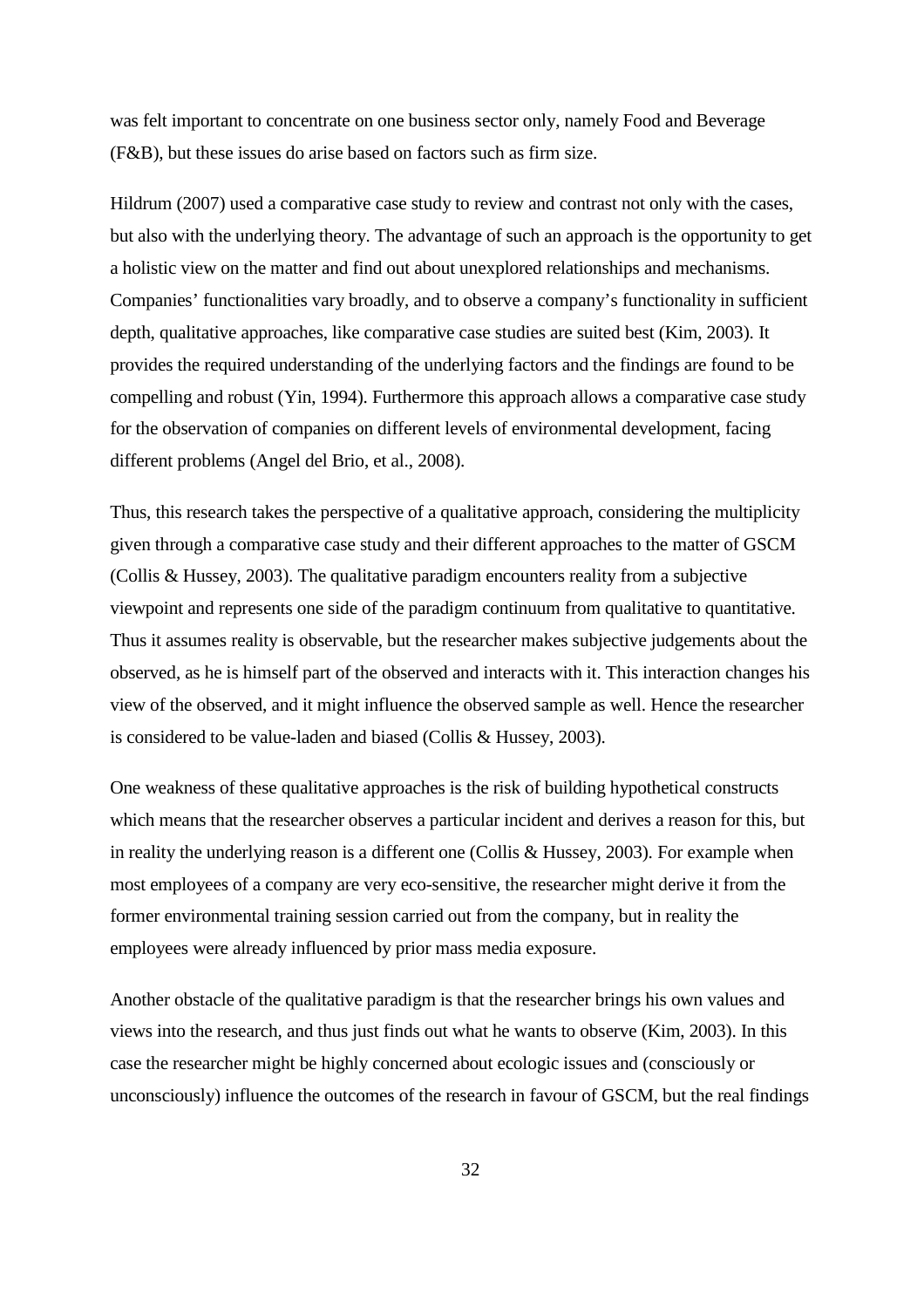was felt important to concentrate on one business sector only, namely Food and Beverage (F&B), but these issues do arise based on factors such as firm size.

Hildrum (2007) used a comparative case study to review and contrast not only with the cases, but also with the underlying theory. The advantage of such an approach is the opportunity to get a holistic view on the matter and find out about unexplored relationships and mechanisms. Companies' functionalities vary broadly, and to observe a company's functionality in sufficient depth, qualitative approaches, like comparative case studies are suited best (Kim, 2003). It provides the required understanding of the underlying factors and the findings are found to be compelling and robust (Yin, 1994). Furthermore this approach allows a comparative case study for the observation of companies on different levels of environmental development, facing different problems (Angel del Brio, et al., 2008).

Thus, this research takes the perspective of a qualitative approach, considering the multiplicity given through a comparative case study and their different approaches to the matter of GSCM (Collis & Hussey, 2003). The qualitative paradigm encounters reality from a subjective viewpoint and represents one side of the paradigm continuum from qualitative to quantitative. Thus it assumes reality is observable, but the researcher makes subjective judgements about the observed, as he is himself part of the observed and interacts with it. This interaction changes his view of the observed, and it might influence the observed sample as well. Hence the researcher is considered to be value-laden and biased (Collis & Hussey, 2003).

One weakness of these qualitative approaches is the risk of building hypothetical constructs which means that the researcher observes a particular incident and derives a reason for this, but in reality the underlying reason is a different one (Collis & Hussey, 2003). For example when most employees of a company are very eco-sensitive, the researcher might derive it from the former environmental training session carried out from the company, but in reality the employees were already influenced by prior mass media exposure.

Another obstacle of the qualitative paradigm is that the researcher brings his own values and views into the research, and thus just finds out what he wants to observe (Kim, 2003). In this case the researcher might be highly concerned about ecologic issues and (consciously or unconsciously) influence the outcomes of the research in favour of GSCM, but the real findings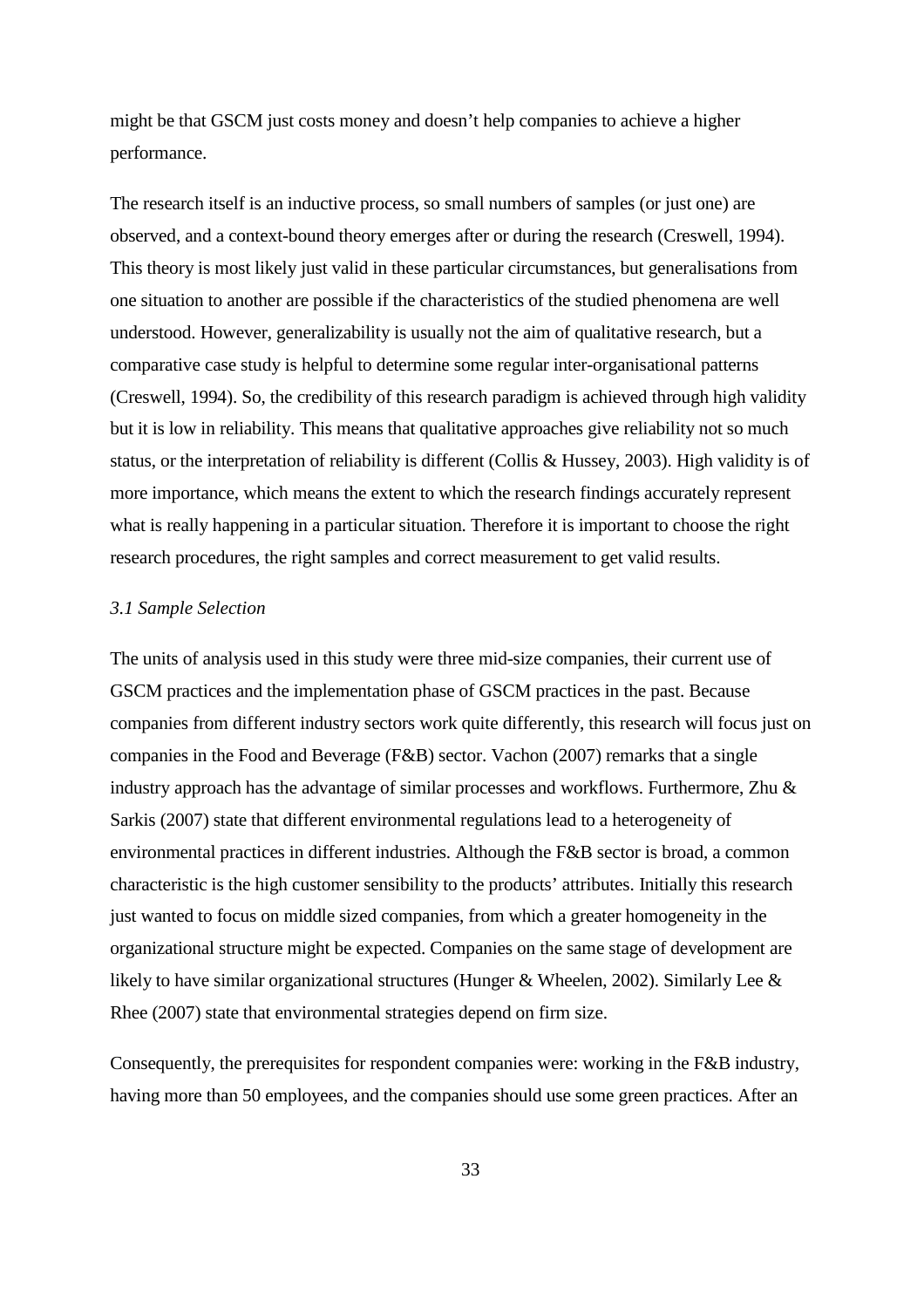might be that GSCM just costs money and doesn't help companies to achieve a higher performance.

The research itself is an inductive process, so small numbers of samples (or just one) are observed, and a context-bound theory emerges after or during the research (Creswell, 1994). This theory is most likely just valid in these particular circumstances, but generalisations from one situation to another are possible if the characteristics of the studied phenomena are well understood. However, generalizability is usually not the aim of qualitative research, but a comparative case study is helpful to determine some regular inter-organisational patterns (Creswell, 1994). So, the credibility of this research paradigm is achieved through high validity but it is low in reliability. This means that qualitative approaches give reliability not so much status, or the interpretation of reliability is different (Collis & Hussey, 2003). High validity is of more importance, which means the extent to which the research findings accurately represent what is really happening in a particular situation. Therefore it is important to choose the right research procedures, the right samples and correct measurement to get valid results.

### *3.1 Sample Selection*

The units of analysis used in this study were three mid-size companies, their current use of GSCM practices and the implementation phase of GSCM practices in the past. Because companies from different industry sectors work quite differently, this research will focus just on companies in the Food and Beverage (F&B) sector. Vachon (2007) remarks that a single industry approach has the advantage of similar processes and workflows. Furthermore, Zhu & Sarkis (2007) state that different environmental regulations lead to a heterogeneity of environmental practices in different industries. Although the F&B sector is broad, a common characteristic is the high customer sensibility to the products' attributes. Initially this research just wanted to focus on middle sized companies, from which a greater homogeneity in the organizational structure might be expected. Companies on the same stage of development are likely to have similar organizational structures (Hunger & Wheelen, 2002). Similarly Lee & Rhee (2007) state that environmental strategies depend on firm size.

Consequently, the prerequisites for respondent companies were: working in the F&B industry, having more than 50 employees, and the companies should use some green practices. After an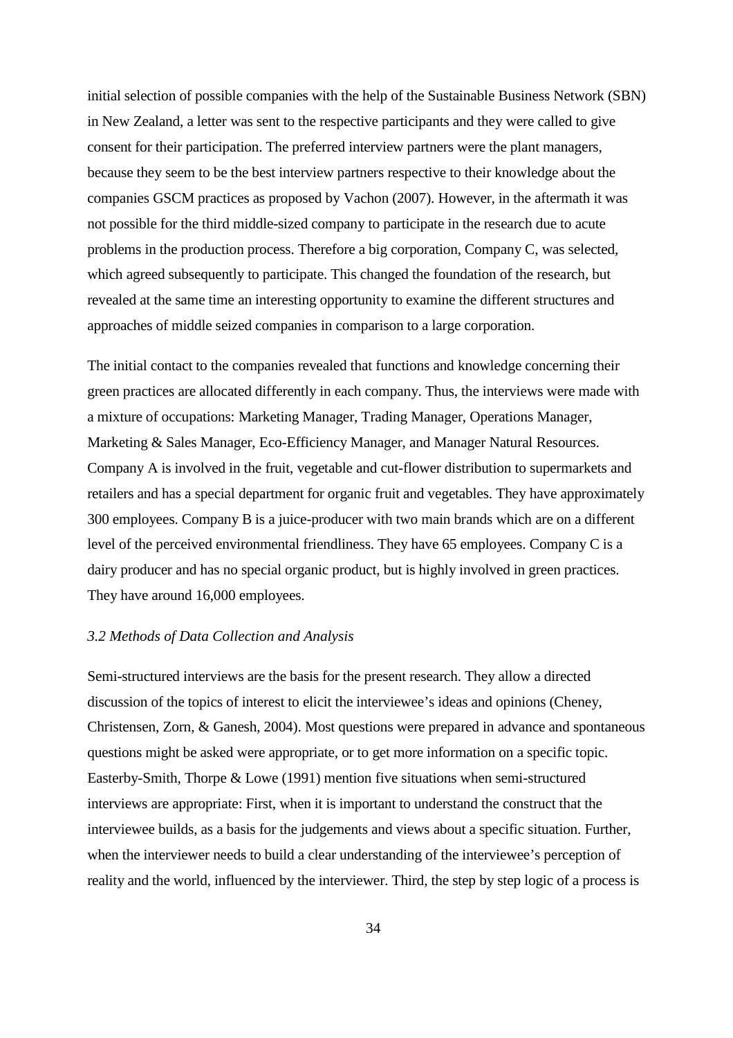initial selection of possible companies with the help of the Sustainable Business Network (SBN) in New Zealand, a letter was sent to the respective participants and they were called to give consent for their participation. The preferred interview partners were the plant managers, because they seem to be the best interview partners respective to their knowledge about the companies GSCM practices as proposed by Vachon (2007). However, in the aftermath it was not possible for the third middle-sized company to participate in the research due to acute problems in the production process. Therefore a big corporation, Company C, was selected, which agreed subsequently to participate. This changed the foundation of the research, but revealed at the same time an interesting opportunity to examine the different structures and approaches of middle seized companies in comparison to a large corporation.

The initial contact to the companies revealed that functions and knowledge concerning their green practices are allocated differently in each company. Thus, the interviews were made with a mixture of occupations: Marketing Manager, Trading Manager, Operations Manager, Marketing & Sales Manager, Eco-Efficiency Manager, and Manager Natural Resources. Company A is involved in the fruit, vegetable and cut-flower distribution to supermarkets and retailers and has a special department for organic fruit and vegetables. They have approximately 300 employees. Company B is a juice-producer with two main brands which are on a different level of the perceived environmental friendliness. They have 65 employees. Company C is a dairy producer and has no special organic product, but is highly involved in green practices. They have around 16,000 employees.

### *3.2 Methods of Data Collection and Analysis*

Semi-structured interviews are the basis for the present research. They allow a directed discussion of the topics of interest to elicit the interviewee's ideas and opinions (Cheney, Christensen, Zorn, & Ganesh, 2004). Most questions were prepared in advance and spontaneous questions might be asked were appropriate, or to get more information on a specific topic. Easterby-Smith, Thorpe & Lowe (1991) mention five situations when semi-structured interviews are appropriate: First, when it is important to understand the construct that the interviewee builds, as a basis for the judgements and views about a specific situation. Further, when the interviewer needs to build a clear understanding of the interviewee's perception of reality and the world, influenced by the interviewer. Third, the step by step logic of a process is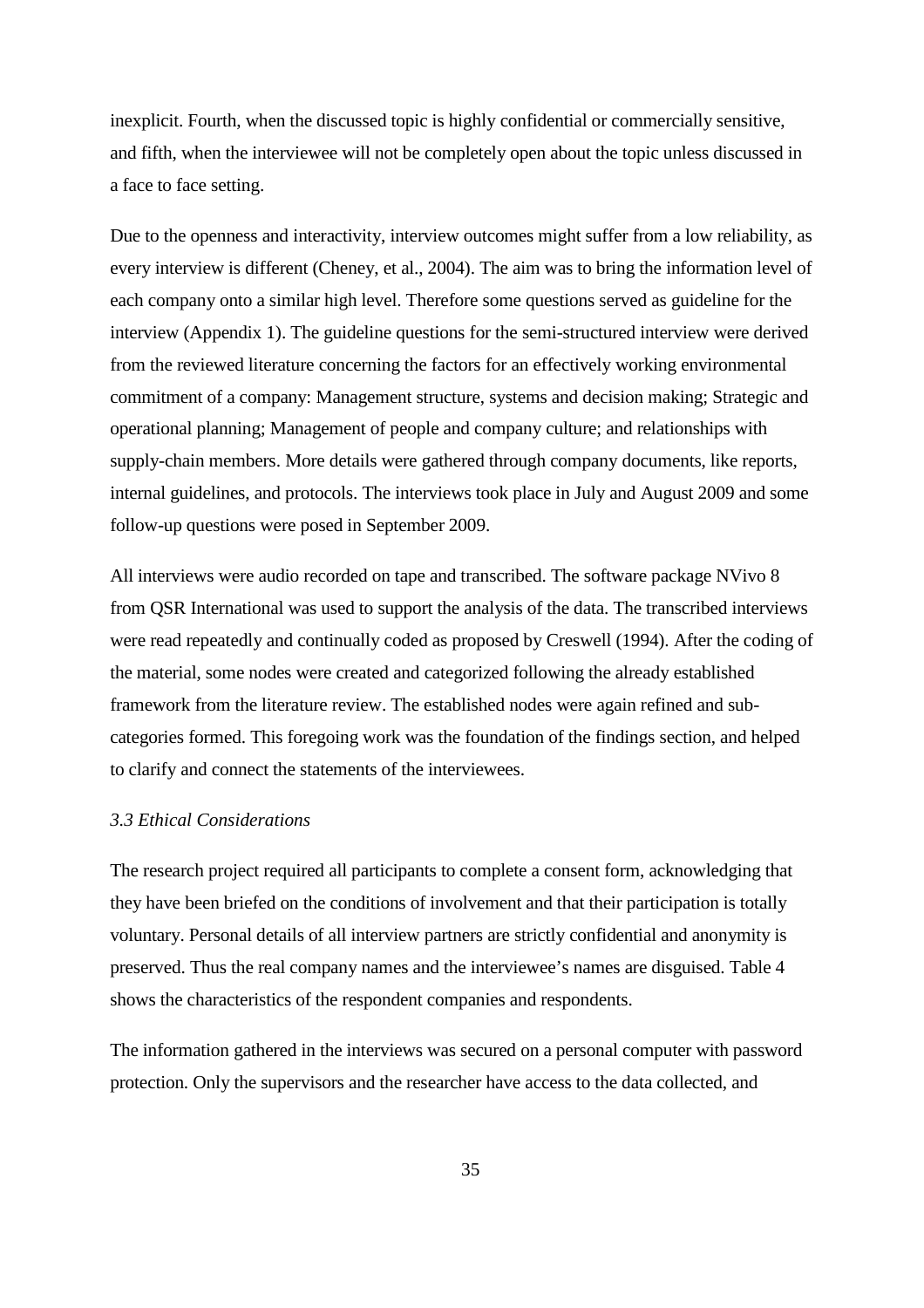inexplicit. Fourth, when the discussed topic is highly confidential or commercially sensitive, and fifth, when the interviewee will not be completely open about the topic unless discussed in a face to face setting.

Due to the openness and interactivity, interview outcomes might suffer from a low reliability, as every interview is different (Cheney, et al., 2004). The aim was to bring the information level of each company onto a similar high level. Therefore some questions served as guideline for the interview (Appendix 1). The guideline questions for the semi-structured interview were derived from the reviewed literature concerning the factors for an effectively working environmental commitment of a company: Management structure, systems and decision making; Strategic and operational planning; Management of people and company culture; and relationships with supply-chain members. More details were gathered through company documents, like reports, internal guidelines, and protocols. The interviews took place in July and August 2009 and some follow-up questions were posed in September 2009.

All interviews were audio recorded on tape and transcribed. The software package NVivo 8 from QSR International was used to support the analysis of the data. The transcribed interviews were read repeatedly and continually coded as proposed by Creswell (1994). After the coding of the material, some nodes were created and categorized following the already established framework from the literature review. The established nodes were again refined and sub-categories formed. This foregoing work was the foundation of the findings section, and helped to clarify and connect the statements of the interviewees.

### *3.3 Ethical Considerations*

The research project required all participants to complete a consent form, acknowledging that they have been briefed on the conditions of involvement and that their participation is totally voluntary. Personal details of all interview partners are strictly confidential and anonymity is preserved. Thus the real company names and the interviewee's names are disguised. Table 4 shows the characteristics of the respondent companies and respondents.

The information gathered in the interviews was secured on a personal computer with password protection. Only the supervisors and the researcher have access to the data collected, and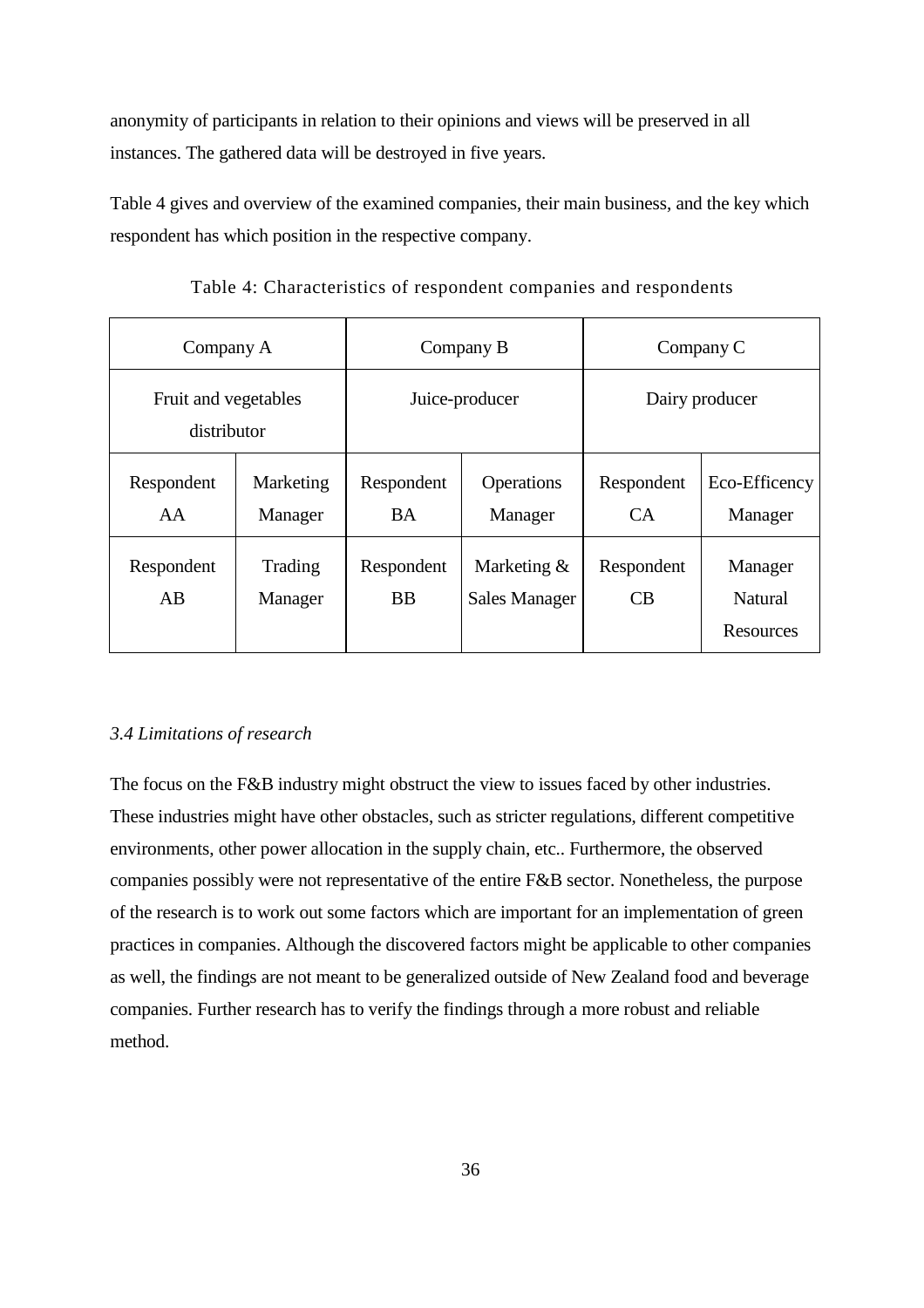anonymity of participants in relation to their opinions and views will be preserved in all instances. The gathered data will be destroyed in five years.

Table 4 gives and overview of the examined companies, their main business, and the key which respondent has which position in the respective company.

Table 4: Characteristics of respondent companies and respondents

| Company A | | Company B | | Company C | |
|---|---|---|---|---|---|
| Fruit and vegetables distributor | | Juice-producer | | Dairy producer | |
| Respondent AA | Marketing Manager | Respondent BA | Operations Manager | Respondent CA | Eco-Efficency Manager |
| Respondent AB | Trading Manager | Respondent BB | Marketing & Sales Manager | Respondent CB | Manager Natural Resources |

### *3.4 Limitations of research*

The focus on the F&B industry might obstruct the view to issues faced by other industries. These industries might have other obstacles, such as stricter regulations, different competitive environments, other power allocation in the supply chain, etc.. Furthermore, the observed companies possibly were not representative of the entire F&B sector. Nonetheless, the purpose of the research is to work out some factors which are important for an implementation of green practices in companies. Although the discovered factors might be applicable to other companies as well, the findings are not meant to be generalized outside of New Zealand food and beverage companies. Further research has to verify the findings through a more robust and reliable method.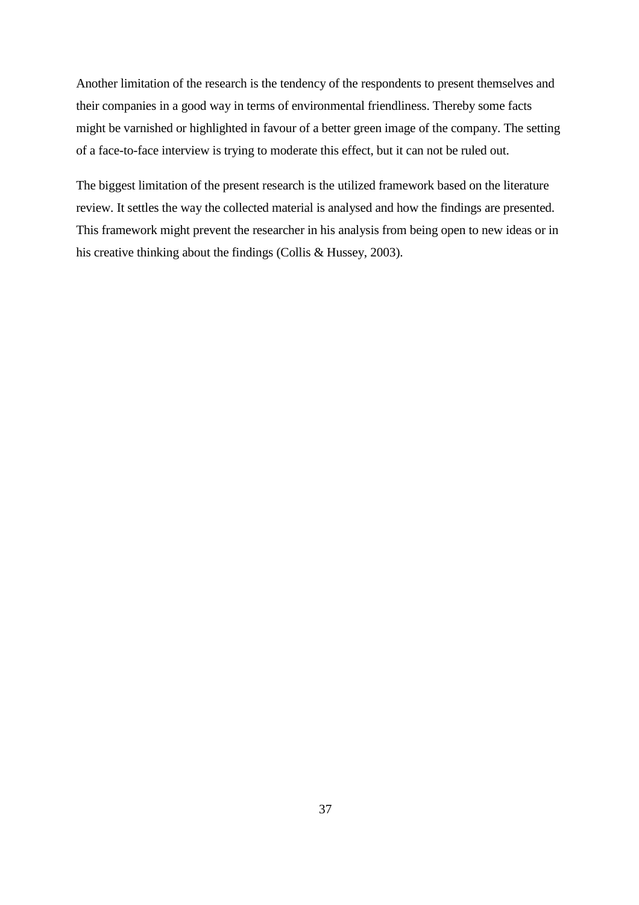Another limitation of the research is the tendency of the respondents to present themselves and their companies in a good way in terms of environmental friendliness. Thereby some facts might be varnished or highlighted in favour of a better green image of the company. The setting of a face-to-face interview is trying to moderate this effect, but it can not be ruled out.

The biggest limitation of the present research is the utilized framework based on the literature review. It settles the way the collected material is analysed and how the findings are presented. This framework might prevent the researcher in his analysis from being open to new ideas or in his creative thinking about the findings (Collis & Hussey, 2003).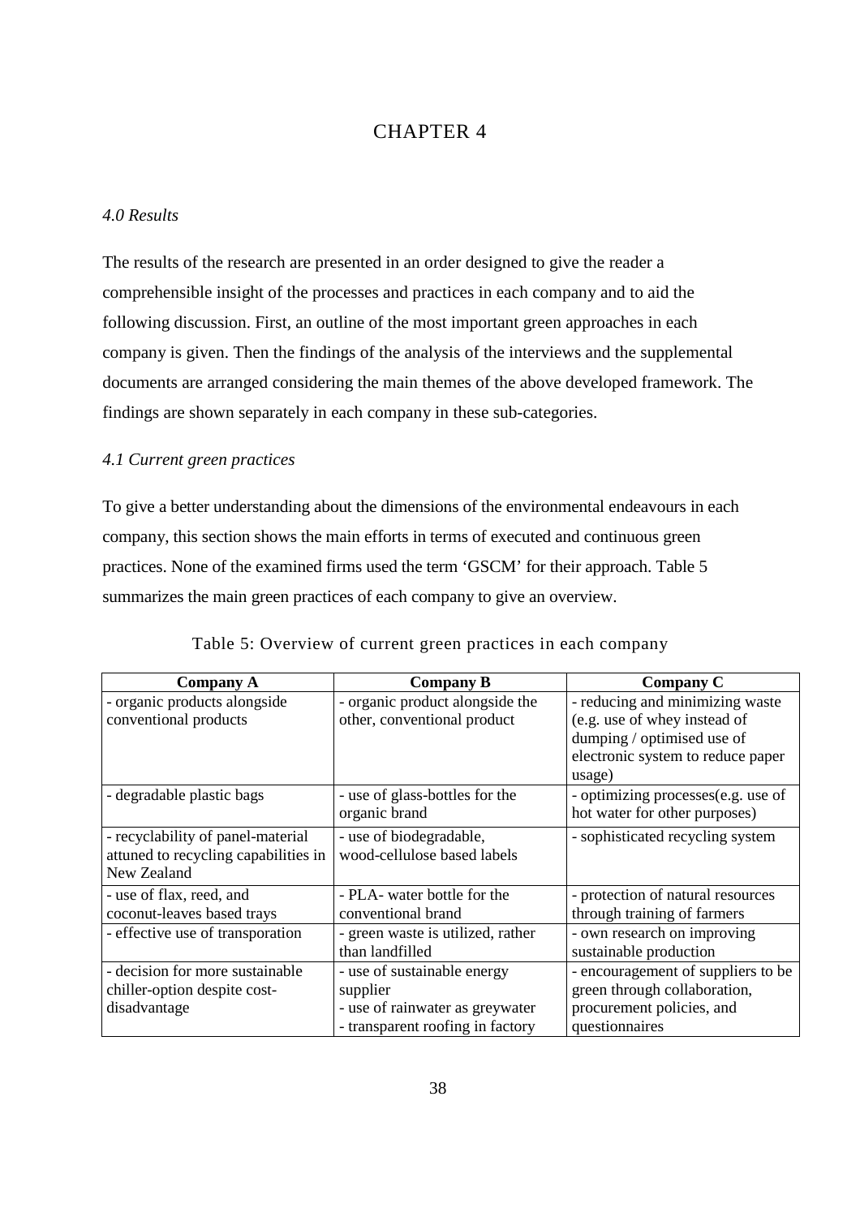# CHAPTER 4

*4.0 Results*

The results of the research are presented in an order designed to give the reader a comprehensible insight of the processes and practices in each company and to aid the following discussion. First, an outline of the most important green approaches in each company is given. Then the findings of the analysis of the interviews and the supplemental documents are arranged considering the main themes of the above developed framework. The findings are shown separately in each company in these sub-categories.

*4.1 Current green practices*

To give a better understanding about the dimensions of the environmental endeavours in each company, this section shows the main efforts in terms of executed and continuous green practices. None of the examined firms used the term 'GSCM' for their approach. Table 5 summarizes the main green practices of each company to give an overview.

Table 5: Overview of current green practices in each company

| Company A | Company B | Company C |
|---|---|---|
| - organic products alongside conventional products | - organic product alongside the other, conventional product | - reducing and minimizing waste (e.g. use of whey instead of dumping / optimised use of electronic system to reduce paper usage) |
| - degradable plastic bags | - use of glass-bottles for the organic brand | - optimizing processes(e.g. use of hot water for other purposes) |
| - recyclability of panel-material attuned to recycling capabilities in New Zealand | - use of biodegradable, wood-cellulose based labels | - sophisticated recycling system |
| - use of flax, reed, and coconut-leaves based trays | - PLA- water bottle for the conventional brand | - protection of natural resources through training of farmers |
| - effective use of transporation | - green waste is utilized, rather than landfilled | - own research on improving sustainable production |
| - decision for more sustainable chiller-option despite cost-disadvantage | - use of sustainable energy supplier<br>- use of rainwater as greywater<br>- transparent roofing in factory | - encouragement of suppliers to be green through collaboration, procurement policies, and questionnaires |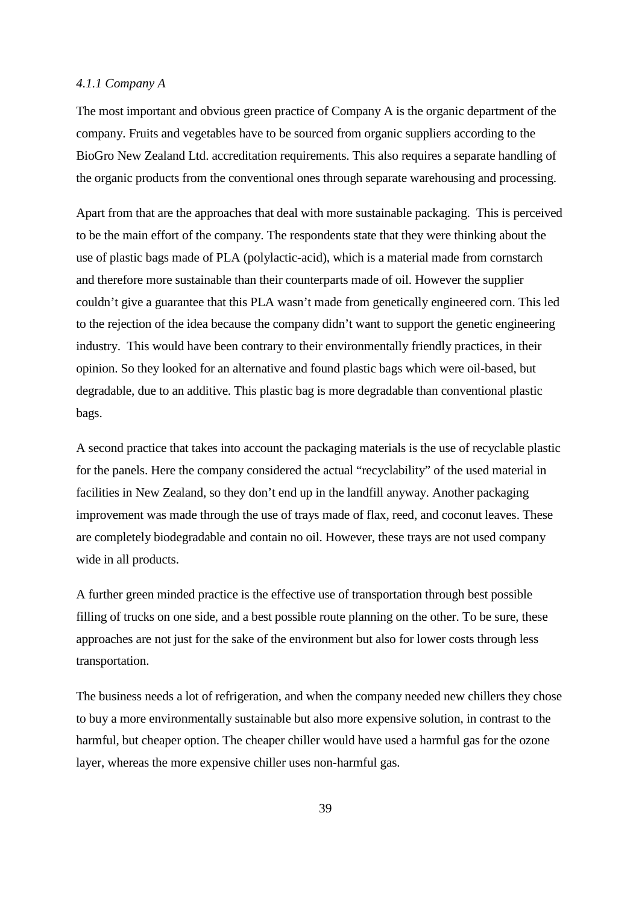#### *4.1.1 Company A*

The most important and obvious green practice of Company A is the organic department of the company. Fruits and vegetables have to be sourced from organic suppliers according to the BioGro New Zealand Ltd. accreditation requirements. This also requires a separate handling of the organic products from the conventional ones through separate warehousing and processing.

Apart from that are the approaches that deal with more sustainable packaging. This is perceived to be the main effort of the company. The respondents state that they were thinking about the use of plastic bags made of PLA (polylactic-acid), which is a material made from cornstarch and therefore more sustainable than their counterparts made of oil. However the supplier couldn't give a guarantee that this PLA wasn't made from genetically engineered corn. This led to the rejection of the idea because the company didn't want to support the genetic engineering industry. This would have been contrary to their environmentally friendly practices, in their opinion. So they looked for an alternative and found plastic bags which were oil-based, but degradable, due to an additive. This plastic bag is more degradable than conventional plastic bags.

A second practice that takes into account the packaging materials is the use of recyclable plastic for the panels. Here the company considered the actual "recyclability" of the used material in facilities in New Zealand, so they don't end up in the landfill anyway. Another packaging improvement was made through the use of trays made of flax, reed, and coconut leaves. These are completely biodegradable and contain no oil. However, these trays are not used company wide in all products.

A further green minded practice is the effective use of transportation through best possible filling of trucks on one side, and a best possible route planning on the other. To be sure, these approaches are not just for the sake of the environment but also for lower costs through less transportation.

The business needs a lot of refrigeration, and when the company needed new chillers they chose to buy a more environmentally sustainable but also more expensive solution, in contrast to the harmful, but cheaper option. The cheaper chiller would have used a harmful gas for the ozone layer, whereas the more expensive chiller uses non-harmful gas.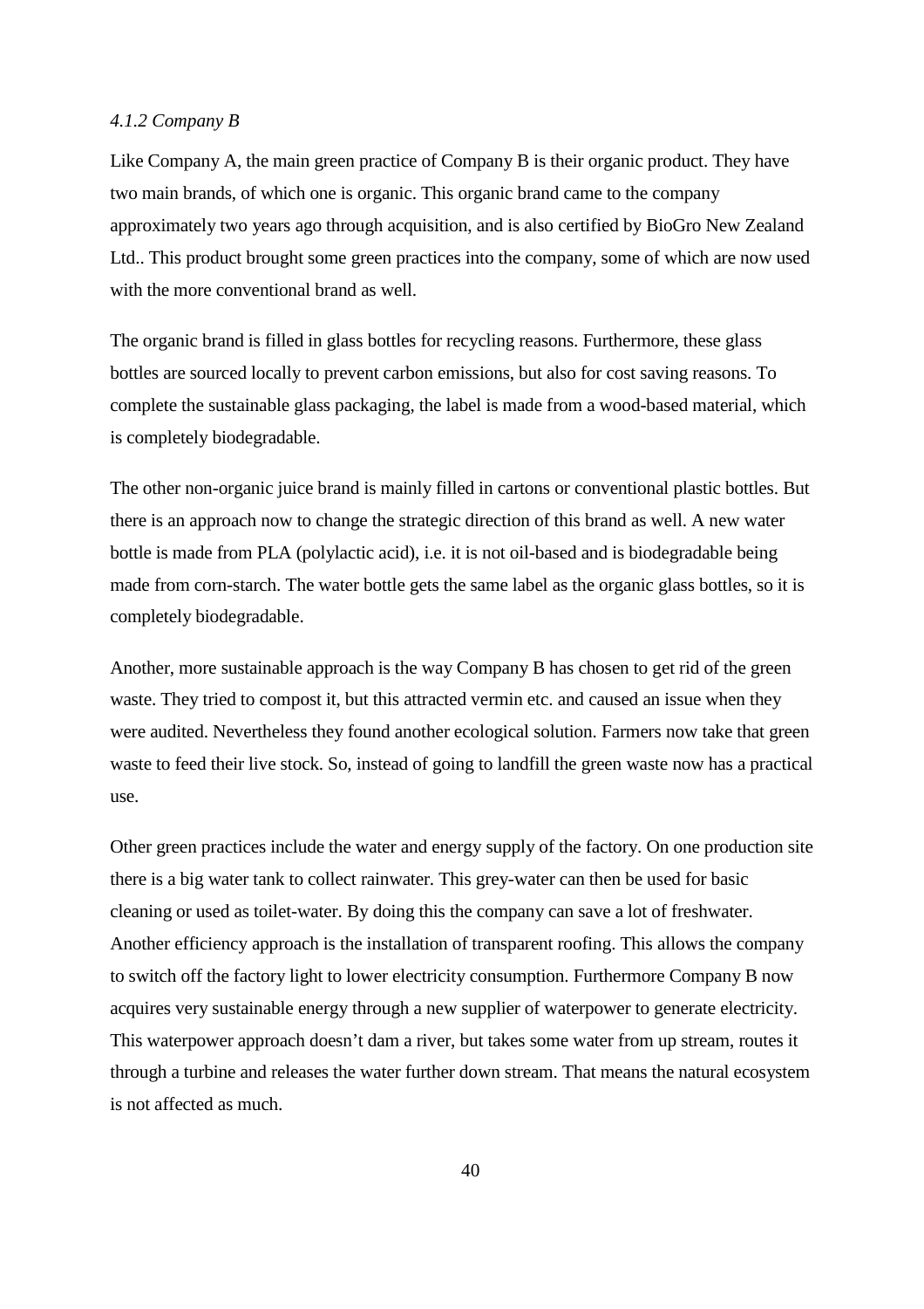#### *4.1.2 Company B*

Like Company A, the main green practice of Company B is their organic product. They have two main brands, of which one is organic. This organic brand came to the company approximately two years ago through acquisition, and is also certified by BioGro New Zealand Ltd.. This product brought some green practices into the company, some of which are now used with the more conventional brand as well.

The organic brand is filled in glass bottles for recycling reasons. Furthermore, these glass bottles are sourced locally to prevent carbon emissions, but also for cost saving reasons. To complete the sustainable glass packaging, the label is made from a wood-based material, which is completely biodegradable.

The other non-organic juice brand is mainly filled in cartons or conventional plastic bottles. But there is an approach now to change the strategic direction of this brand as well. A new water bottle is made from PLA (polylactic acid), i.e. it is not oil-based and is biodegradable being made from corn-starch. The water bottle gets the same label as the organic glass bottles, so it is completely biodegradable.

Another, more sustainable approach is the way Company B has chosen to get rid of the green waste. They tried to compost it, but this attracted vermin etc. and caused an issue when they were audited. Nevertheless they found another ecological solution. Farmers now take that green waste to feed their live stock. So, instead of going to landfill the green waste now has a practical use.

Other green practices include the water and energy supply of the factory. On one production site there is a big water tank to collect rainwater. This grey-water can then be used for basic cleaning or used as toilet-water. By doing this the company can save a lot of freshwater. Another efficiency approach is the installation of transparent roofing. This allows the company to switch off the factory light to lower electricity consumption. Furthermore Company B now acquires very sustainable energy through a new supplier of waterpower to generate electricity. This waterpower approach doesn't dam a river, but takes some water from up stream, routes it through a turbine and releases the water further down stream. That means the natural ecosystem is not affected as much.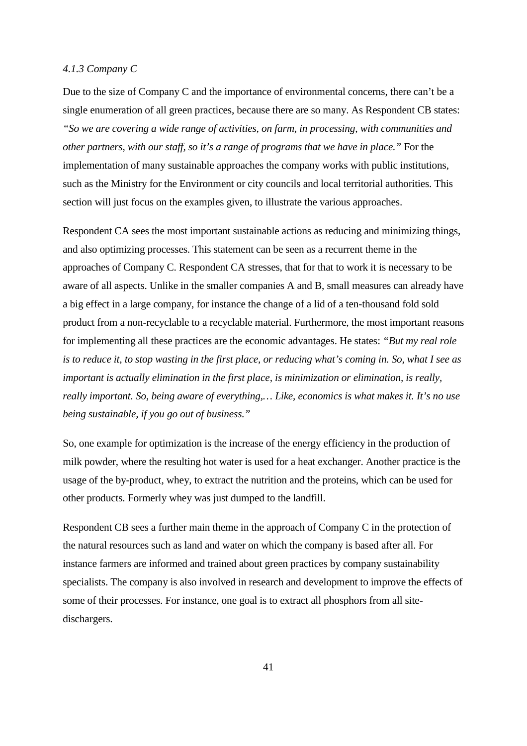#### *4.1.3 Company C*

Due to the size of Company C and the importance of environmental concerns, there can't be a single enumeration of all green practices, because there are so many. As Respondent CB states: *"So we are covering a wide range of activities, on farm, in processing, with communities and other partners, with our staff, so it's a range of programs that we have in place."* For the implementation of many sustainable approaches the company works with public institutions, such as the Ministry for the Environment or city councils and local territorial authorities. This section will just focus on the examples given, to illustrate the various approaches.

Respondent CA sees the most important sustainable actions as reducing and minimizing things, and also optimizing processes. This statement can be seen as a recurrent theme in the approaches of Company C. Respondent CA stresses, that for that to work it is necessary to be aware of all aspects. Unlike in the smaller companies A and B, small measures can already have a big effect in a large company, for instance the change of a lid of a ten-thousand fold sold product from a non-recyclable to a recyclable material. Furthermore, the most important reasons for implementing all these practices are the economic advantages. He states: *"But my real role is to reduce it, to stop wasting in the first place, or reducing what's coming in. So, what I see as important is actually elimination in the first place, is minimization or elimination, is really, really important. So, being aware of everything,… Like, economics is what makes it. It's no use being sustainable, if you go out of business."*

So, one example for optimization is the increase of the energy efficiency in the production of milk powder, where the resulting hot water is used for a heat exchanger. Another practice is the usage of the by-product, whey, to extract the nutrition and the proteins, which can be used for other products. Formerly whey was just dumped to the landfill.

Respondent CB sees a further main theme in the approach of Company C in the protection of the natural resources such as land and water on which the company is based after all. For instance farmers are informed and trained about green practices by company sustainability specialists. The company is also involved in research and development to improve the effects of some of their processes. For instance, one goal is to extract all phosphors from all site-dischargers.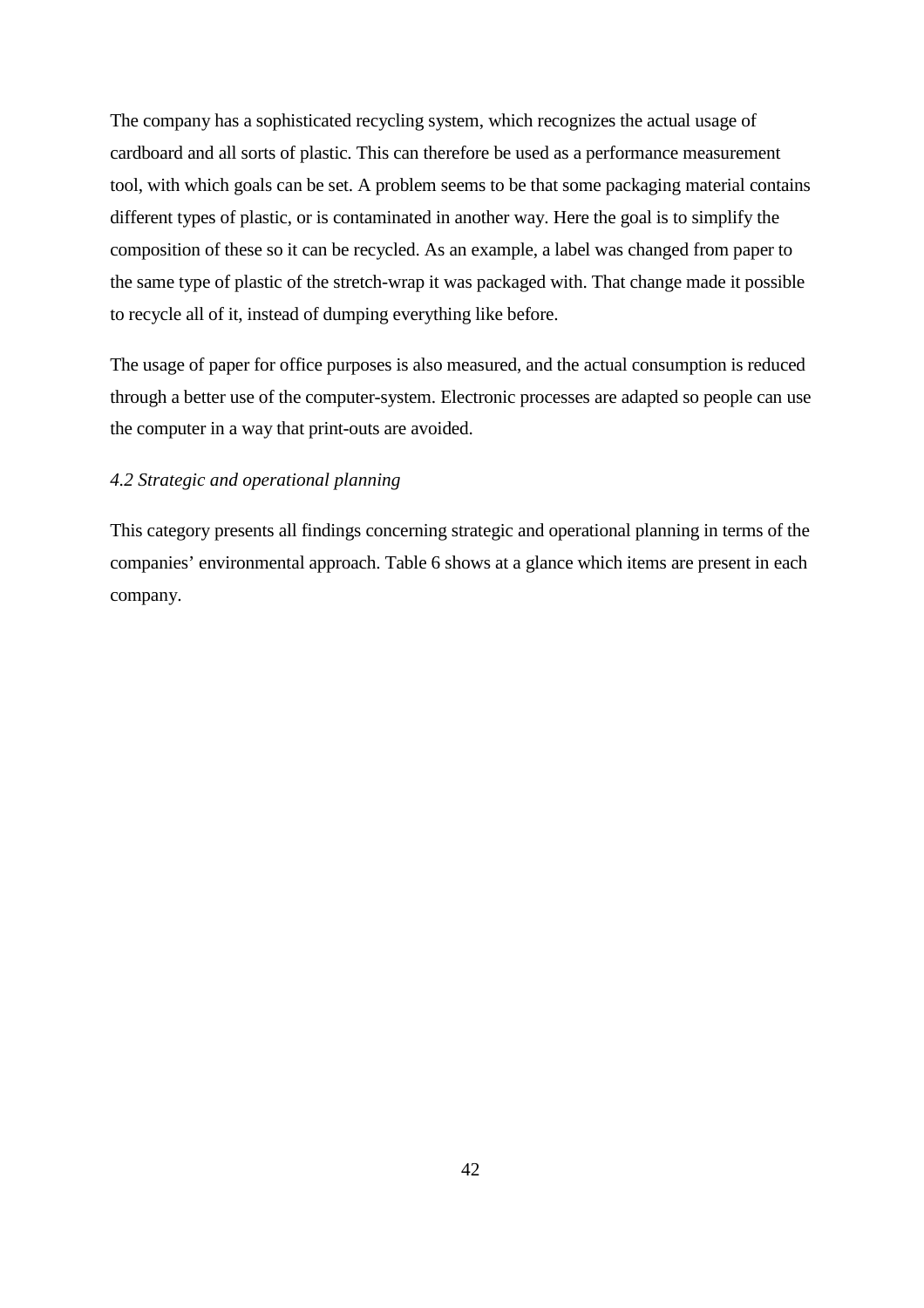The company has a sophisticated recycling system, which recognizes the actual usage of cardboard and all sorts of plastic. This can therefore be used as a performance measurement tool, with which goals can be set. A problem seems to be that some packaging material contains different types of plastic, or is contaminated in another way. Here the goal is to simplify the composition of these so it can be recycled. As an example, a label was changed from paper to the same type of plastic of the stretch-wrap it was packaged with. That change made it possible to recycle all of it, instead of dumping everything like before.

The usage of paper for office purposes is also measured, and the actual consumption is reduced through a better use of the computer-system. Electronic processes are adapted so people can use the computer in a way that print-outs are avoided.

### *4.2 Strategic and operational planning*

This category presents all findings concerning strategic and operational planning in terms of the companies' environmental approach. Table 6 shows at a glance which items are present in each company.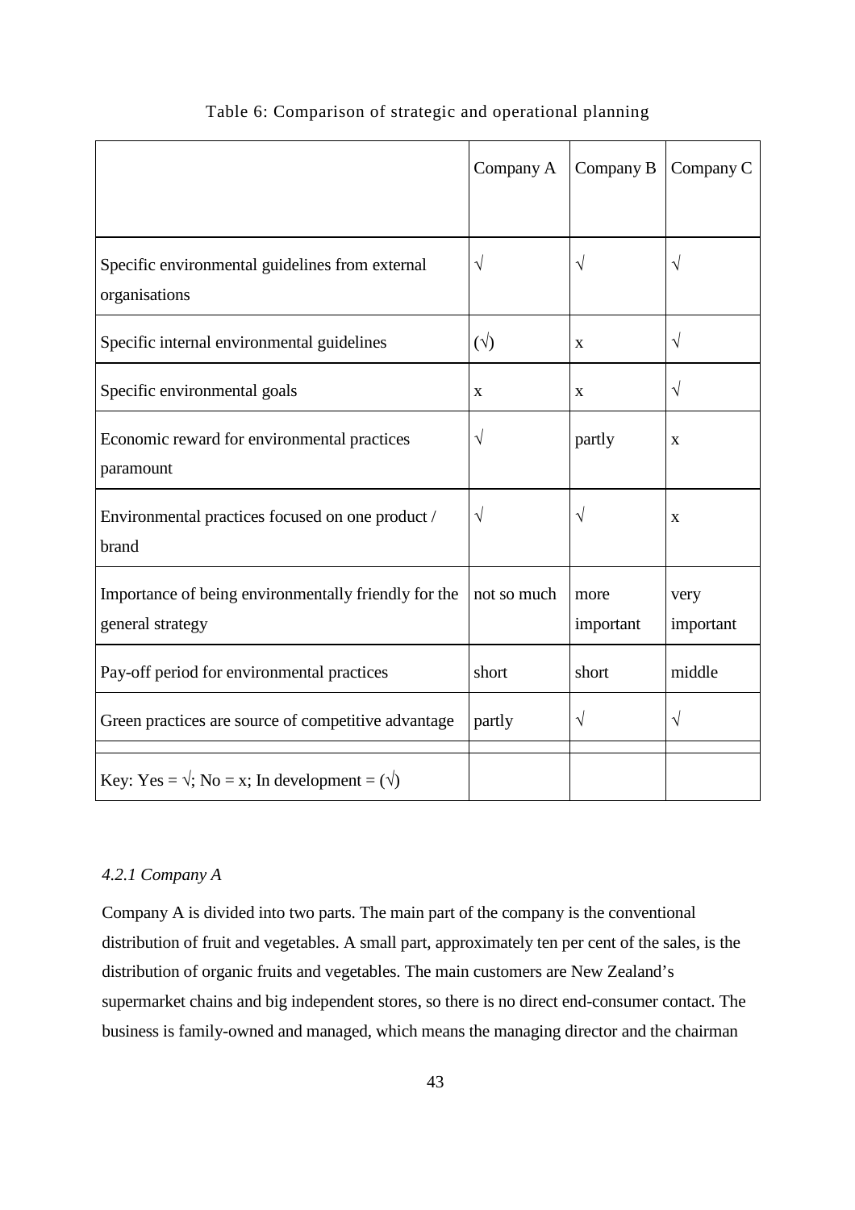Table 6: Comparison of strategic and operational planning

| | Company A | Company B | Company C |
|---|---|---|---|
| Specific environmental guidelines from external organisations | √ | √ | √ |
| Specific internal environmental guidelines | (√) | x | √ |
| Specific environmental goals | x | x | √ |
| Economic reward for environmental practices paramount | √ | partly | x |
| Environmental practices focused on one product / brand | √ | √ | x |
| Importance of being environmentally friendly for the general strategy | not so much | more important | very important |
| Pay-off period for environmental practices | short | short | middle |
| Green practices are source of competitive advantage | partly | √ | √ |
| Key: Yes = √; No = x; In development = (√) | | | |

*4.2.1 Company A*

Company A is divided into two parts. The main part of the company is the conventional distribution of fruit and vegetables. A small part, approximately ten per cent of the sales, is the distribution of organic fruits and vegetables. The main customers are New Zealand's supermarket chains and big independent stores, so there is no direct end-consumer contact. The business is family-owned and managed, which means the managing director and the chairman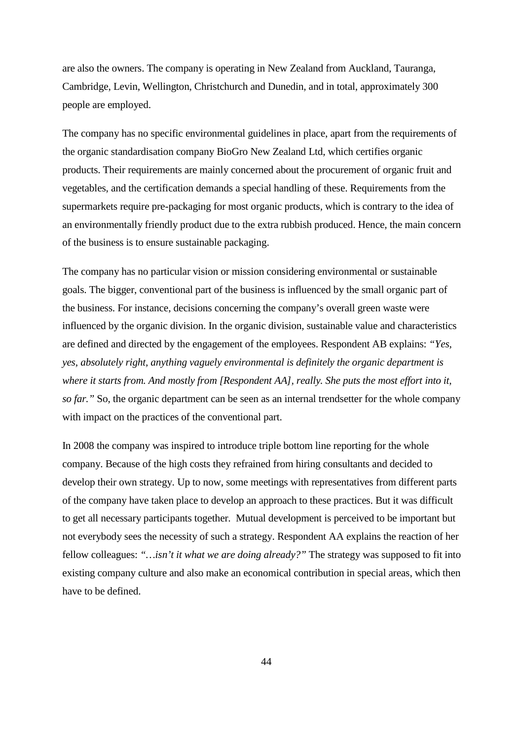are also the owners. The company is operating in New Zealand from Auckland, Tauranga, Cambridge, Levin, Wellington, Christchurch and Dunedin, and in total, approximately 300 people are employed.

The company has no specific environmental guidelines in place, apart from the requirements of the organic standardisation company BioGro New Zealand Ltd, which certifies organic products. Their requirements are mainly concerned about the procurement of organic fruit and vegetables, and the certification demands a special handling of these. Requirements from the supermarkets require pre-packaging for most organic products, which is contrary to the idea of an environmentally friendly product due to the extra rubbish produced. Hence, the main concern of the business is to ensure sustainable packaging.

The company has no particular vision or mission considering environmental or sustainable goals. The bigger, conventional part of the business is influenced by the small organic part of the business. For instance, decisions concerning the company's overall green waste were influenced by the organic division. In the organic division, sustainable value and characteristics are defined and directed by the engagement of the employees. Respondent AB explains: *"Yes, yes, absolutely right, anything vaguely environmental is definitely the organic department is where it starts from. And mostly from [Respondent AA], really. She puts the most effort into it, so far."* So, the organic department can be seen as an internal trendsetter for the whole company with impact on the practices of the conventional part.

In 2008 the company was inspired to introduce triple bottom line reporting for the whole company. Because of the high costs they refrained from hiring consultants and decided to develop their own strategy. Up to now, some meetings with representatives from different parts of the company have taken place to develop an approach to these practices. But it was difficult to get all necessary participants together. Mutual development is perceived to be important but not everybody sees the necessity of such a strategy. Respondent AA explains the reaction of her fellow colleagues: *"…isn't it what we are doing already?"* The strategy was supposed to fit into existing company culture and also make an economical contribution in special areas, which then have to be defined.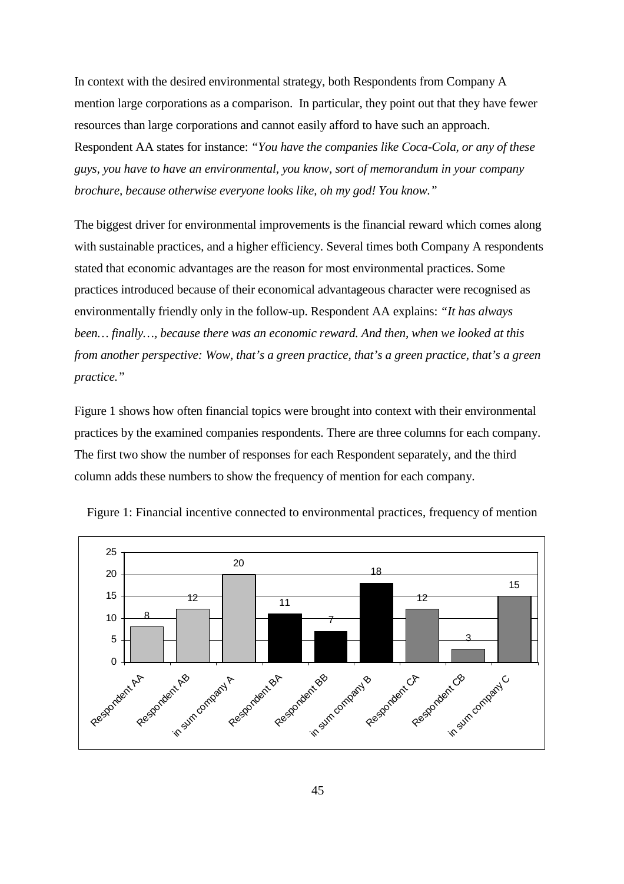In context with the desired environmental strategy, both Respondents from Company A mention large corporations as a comparison. In particular, they point out that they have fewer resources than large corporations and cannot easily afford to have such an approach. Respondent AA states for instance: *"You have the companies like Coca-Cola, or any of these guys, you have to have an environmental, you know, sort of memorandum in your company brochure, because otherwise everyone looks like, oh my god! You know."*

The biggest driver for environmental improvements is the financial reward which comes along with sustainable practices, and a higher efficiency. Several times both Company A respondents stated that economic advantages are the reason for most environmental practices. Some practices introduced because of their economical advantageous character were recognised as environmentally friendly only in the follow-up. Respondent AA explains: *"It has always been… finally…, because there was an economic reward. And then, when we looked at this from another perspective: Wow, that's a green practice, that's a green practice, that's a green practice."*

Figure 1 shows how often financial topics were brought into context with their environmental practices by the examined companies respondents. There are three columns for each company. The first two show the number of responses for each Respondent separately, and the third column adds these numbers to show the frequency of mention for each company.

Figure 1: Financial incentive connected to environmental practices, frequency of mention

| | Frequency of mention |
|---|---|
| Respondent AA | 8 |
| Respondent AB | 12 |
| in sum company A | 20 |
| Respondent BA | 11 |
| Respondent BB | 7 |
| in sum company B | 18 |
| Respondent CA | 12 |
| Respondent CB | 3 |
| in sum company C | 15 |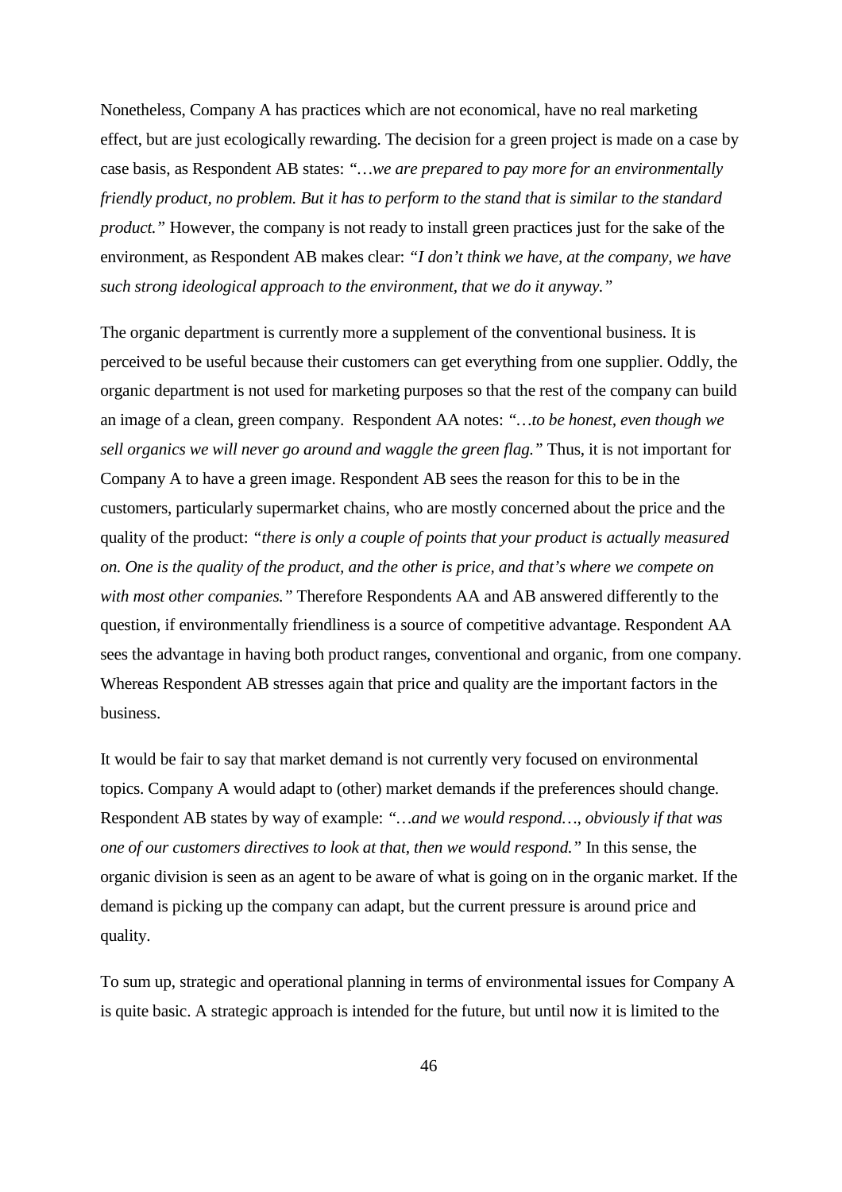Nonetheless, Company A has practices which are not economical, have no real marketing effect, but are just ecologically rewarding. The decision for a green project is made on a case by case basis, as Respondent AB states: *"…we are prepared to pay more for an environmentally friendly product, no problem. But it has to perform to the stand that is similar to the standard product."* However, the company is not ready to install green practices just for the sake of the environment, as Respondent AB makes clear: *"I don't think we have, at the company, we have such strong ideological approach to the environment, that we do it anyway."*

The organic department is currently more a supplement of the conventional business. It is perceived to be useful because their customers can get everything from one supplier. Oddly, the organic department is not used for marketing purposes so that the rest of the company can build an image of a clean, green company. Respondent AA notes: *"…to be honest, even though we sell organics we will never go around and waggle the green flag."* Thus, it is not important for Company A to have a green image. Respondent AB sees the reason for this to be in the customers, particularly supermarket chains, who are mostly concerned about the price and the quality of the product: *"there is only a couple of points that your product is actually measured on. One is the quality of the product, and the other is price, and that's where we compete on with most other companies."* Therefore Respondents AA and AB answered differently to the question, if environmentally friendliness is a source of competitive advantage. Respondent AA sees the advantage in having both product ranges, conventional and organic, from one company. Whereas Respondent AB stresses again that price and quality are the important factors in the business.

It would be fair to say that market demand is not currently very focused on environmental topics. Company A would adapt to (other) market demands if the preferences should change. Respondent AB states by way of example: *"…and we would respond…, obviously if that was one of our customers directives to look at that, then we would respond."* In this sense, the organic division is seen as an agent to be aware of what is going on in the organic market. If the demand is picking up the company can adapt, but the current pressure is around price and quality.

To sum up, strategic and operational planning in terms of environmental issues for Company A is quite basic. A strategic approach is intended for the future, but until now it is limited to the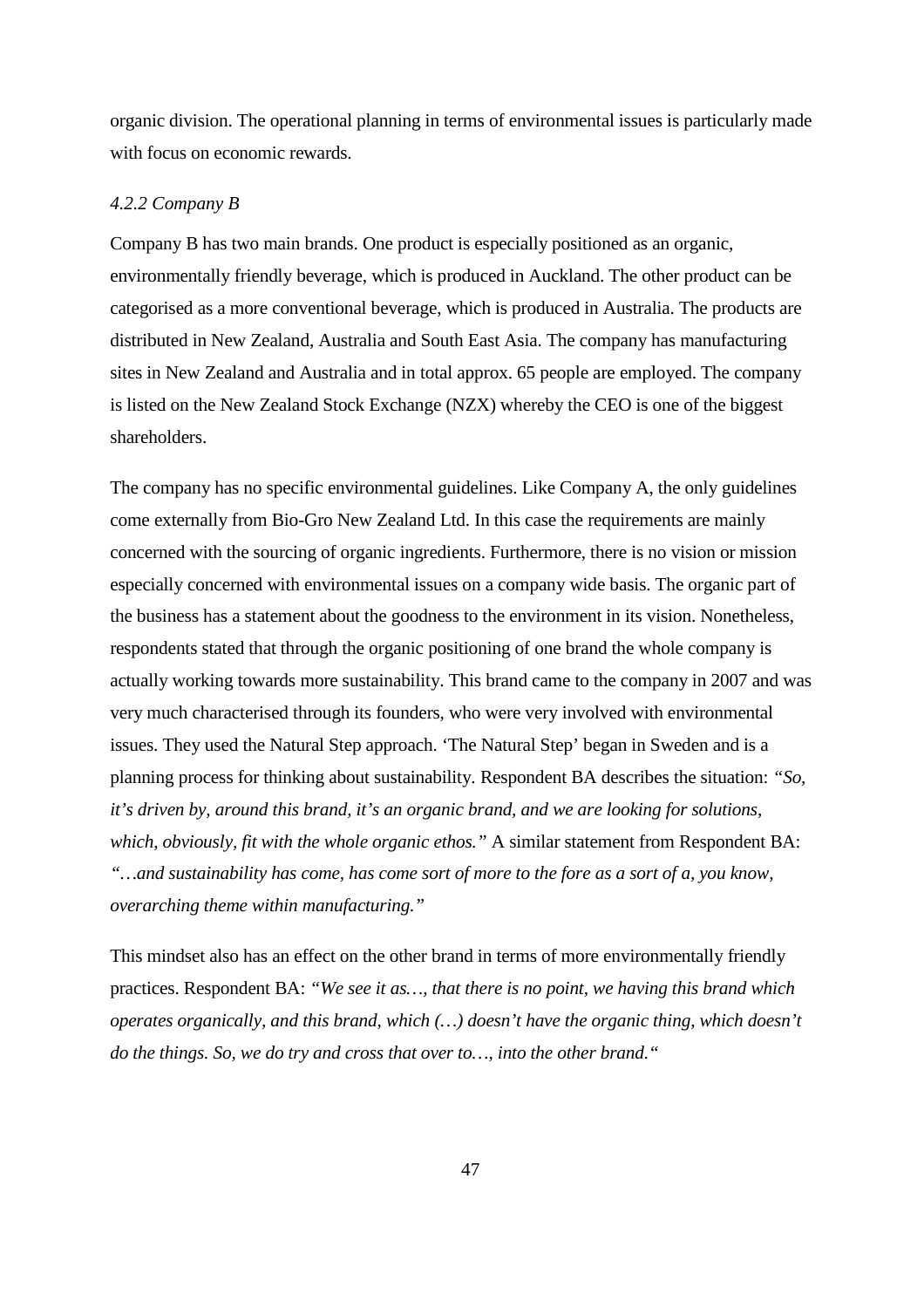organic division. The operational planning in terms of environmental issues is particularly made with focus on economic rewards.

### *4.2.2 Company B*

Company B has two main brands. One product is especially positioned as an organic, environmentally friendly beverage, which is produced in Auckland. The other product can be categorised as a more conventional beverage, which is produced in Australia. The products are distributed in New Zealand, Australia and South East Asia. The company has manufacturing sites in New Zealand and Australia and in total approx. 65 people are employed. The company is listed on the New Zealand Stock Exchange (NZX) whereby the CEO is one of the biggest shareholders.

The company has no specific environmental guidelines. Like Company A, the only guidelines come externally from Bio-Gro New Zealand Ltd. In this case the requirements are mainly concerned with the sourcing of organic ingredients. Furthermore, there is no vision or mission especially concerned with environmental issues on a company wide basis. The organic part of the business has a statement about the goodness to the environment in its vision. Nonetheless, respondents stated that through the organic positioning of one brand the whole company is actually working towards more sustainability. This brand came to the company in 2007 and was very much characterised through its founders, who were very involved with environmental issues. They used the Natural Step approach. 'The Natural Step' began in Sweden and is a planning process for thinking about sustainability. Respondent BA describes the situation: *"So, it's driven by, around this brand, it's an organic brand, and we are looking for solutions, which, obviously, fit with the whole organic ethos."* A similar statement from Respondent BA: *"…and sustainability has come, has come sort of more to the fore as a sort of a, you know, overarching theme within manufacturing."*

This mindset also has an effect on the other brand in terms of more environmentally friendly practices. Respondent BA: *"We see it as…, that there is no point, we having this brand which operates organically, and this brand, which (…) doesn't have the organic thing, which doesn't do the things. So, we do try and cross that over to…, into the other brand."*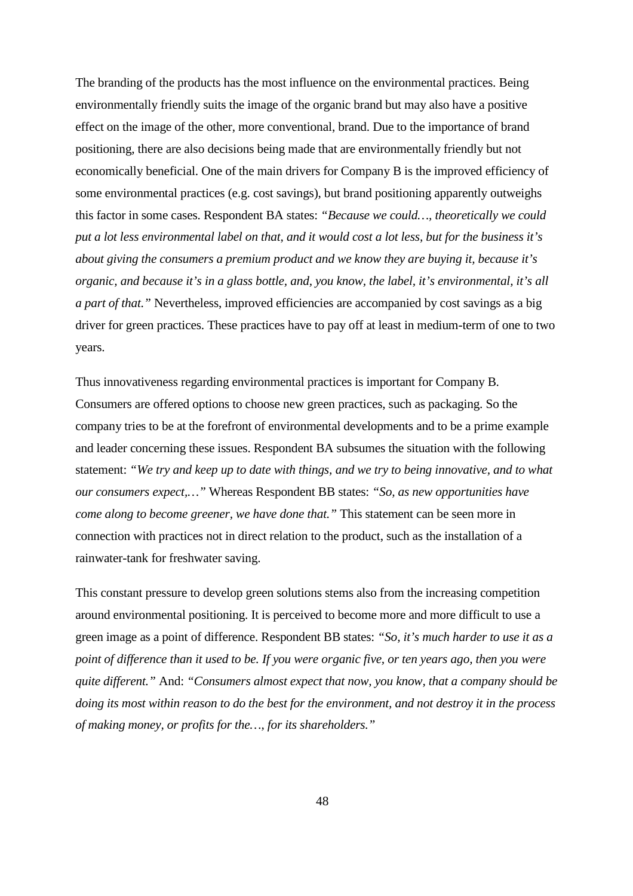The branding of the products has the most influence on the environmental practices. Being environmentally friendly suits the image of the organic brand but may also have a positive effect on the image of the other, more conventional, brand. Due to the importance of brand positioning, there are also decisions being made that are environmentally friendly but not economically beneficial. One of the main drivers for Company B is the improved efficiency of some environmental practices (e.g. cost savings), but brand positioning apparently outweighs this factor in some cases. Respondent BA states: *"Because we could…, theoretically we could put a lot less environmental label on that, and it would cost a lot less, but for the business it's about giving the consumers a premium product and we know they are buying it, because it's organic, and because it's in a glass bottle, and, you know, the label, it's environmental, it's all a part of that."* Nevertheless, improved efficiencies are accompanied by cost savings as a big driver for green practices. These practices have to pay off at least in medium-term of one to two years.

Thus innovativeness regarding environmental practices is important for Company B. Consumers are offered options to choose new green practices, such as packaging. So the company tries to be at the forefront of environmental developments and to be a prime example and leader concerning these issues. Respondent BA subsumes the situation with the following statement: *"We try and keep up to date with things, and we try to being innovative, and to what our consumers expect,…"* Whereas Respondent BB states: *"So, as new opportunities have come along to become greener, we have done that."* This statement can be seen more in connection with practices not in direct relation to the product, such as the installation of a rainwater-tank for freshwater saving.

This constant pressure to develop green solutions stems also from the increasing competition around environmental positioning. It is perceived to become more and more difficult to use a green image as a point of difference. Respondent BB states: *"So, it's much harder to use it as a point of difference than it used to be. If you were organic five, or ten years ago, then you were quite different."* And: *"Consumers almost expect that now, you know, that a company should be doing its most within reason to do the best for the environment, and not destroy it in the process of making money, or profits for the…, for its shareholders."*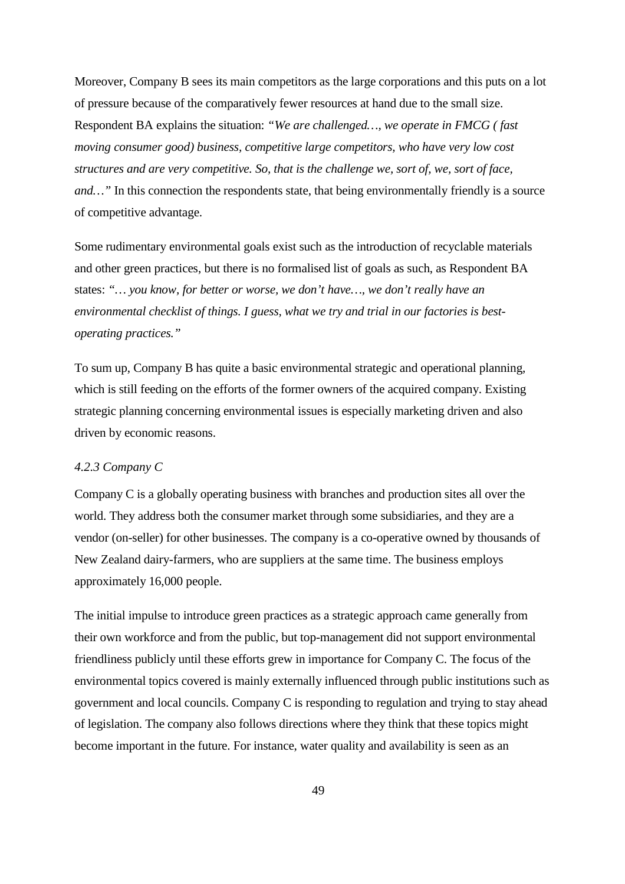Moreover, Company B sees its main competitors as the large corporations and this puts on a lot of pressure because of the comparatively fewer resources at hand due to the small size. Respondent BA explains the situation: *"We are challenged…, we operate in FMCG ( fast moving consumer good) business, competitive large competitors, who have very low cost structures and are very competitive. So, that is the challenge we, sort of, we, sort of face, and…"* In this connection the respondents state, that being environmentally friendly is a source of competitive advantage.

Some rudimentary environmental goals exist such as the introduction of recyclable materials and other green practices, but there is no formalised list of goals as such, as Respondent BA states: *"… you know, for better or worse, we don't have…, we don't really have an environmental checklist of things. I guess, what we try and trial in our factories is best-operating practices."*

To sum up, Company B has quite a basic environmental strategic and operational planning, which is still feeding on the efforts of the former owners of the acquired company. Existing strategic planning concerning environmental issues is especially marketing driven and also driven by economic reasons.

#### *4.2.3 Company C*

Company C is a globally operating business with branches and production sites all over the world. They address both the consumer market through some subsidiaries, and they are a vendor (on-seller) for other businesses. The company is a co-operative owned by thousands of New Zealand dairy-farmers, who are suppliers at the same time. The business employs approximately 16,000 people.

The initial impulse to introduce green practices as a strategic approach came generally from their own workforce and from the public, but top-management did not support environmental friendliness publicly until these efforts grew in importance for Company C. The focus of the environmental topics covered is mainly externally influenced through public institutions such as government and local councils. Company C is responding to regulation and trying to stay ahead of legislation. The company also follows directions where they think that these topics might become important in the future. For instance, water quality and availability is seen as an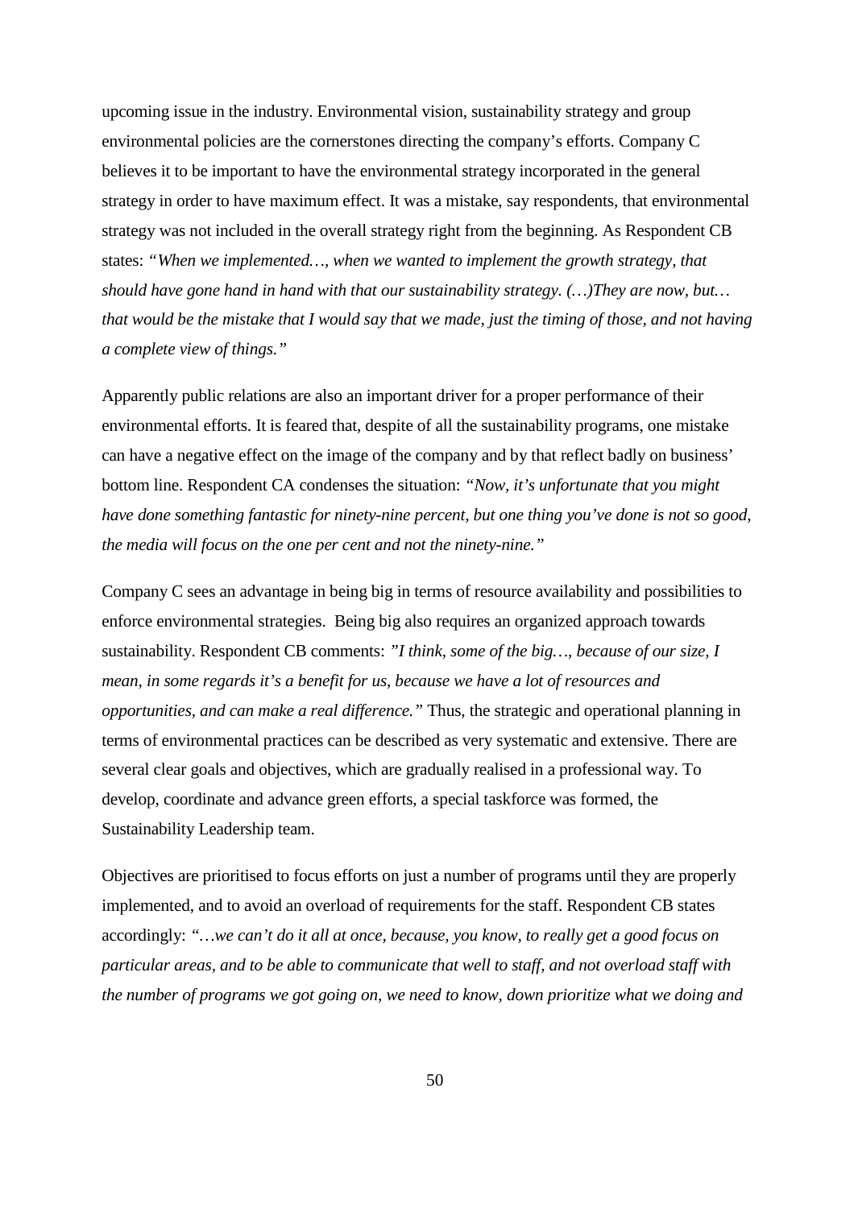upcoming issue in the industry. Environmental vision, sustainability strategy and group environmental policies are the cornerstones directing the company's efforts. Company C believes it to be important to have the environmental strategy incorporated in the general strategy in order to have maximum effect. It was a mistake, say respondents, that environmental strategy was not included in the overall strategy right from the beginning. As Respondent CB states: *"When we implemented…, when we wanted to implement the growth strategy, that should have gone hand in hand with that our sustainability strategy. (…)They are now, but… that would be the mistake that I would say that we made, just the timing of those, and not having a complete view of things."*

Apparently public relations are also an important driver for a proper performance of their environmental efforts. It is feared that, despite of all the sustainability programs, one mistake can have a negative effect on the image of the company and by that reflect badly on business' bottom line. Respondent CA condenses the situation: *"Now, it's unfortunate that you might have done something fantastic for ninety-nine percent, but one thing you've done is not so good, the media will focus on the one per cent and not the ninety-nine."*

Company C sees an advantage in being big in terms of resource availability and possibilities to enforce environmental strategies. Being big also requires an organized approach towards sustainability. Respondent CB comments: *"I think, some of the big…, because of our size, I mean, in some regards it's a benefit for us, because we have a lot of resources and opportunities, and can make a real difference."* Thus, the strategic and operational planning in terms of environmental practices can be described as very systematic and extensive. There are several clear goals and objectives, which are gradually realised in a professional way. To develop, coordinate and advance green efforts, a special taskforce was formed, the Sustainability Leadership team.

Objectives are prioritised to focus efforts on just a number of programs until they are properly implemented, and to avoid an overload of requirements for the staff. Respondent CB states accordingly: *"…we can't do it all at once, because, you know, to really get a good focus on particular areas, and to be able to communicate that well to staff, and not overload staff with the number of programs we got going on, we need to know, down prioritize what we doing and*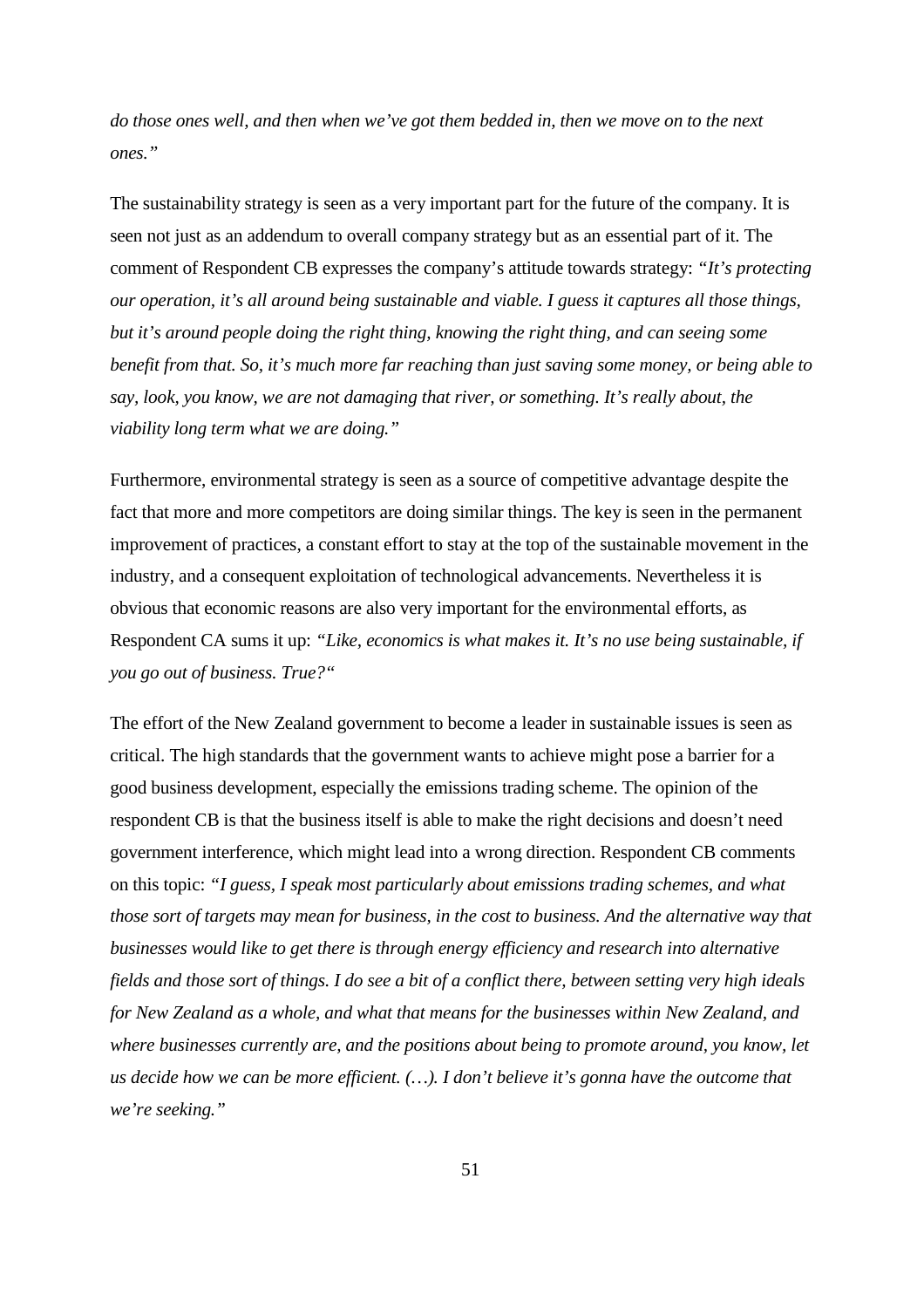*do those ones well, and then when we've got them bedded in, then we move on to the next ones."*

The sustainability strategy is seen as a very important part for the future of the company. It is seen not just as an addendum to overall company strategy but as an essential part of it. The comment of Respondent CB expresses the company's attitude towards strategy: *"It's protecting our operation, it's all around being sustainable and viable. I guess it captures all those things, but it's around people doing the right thing, knowing the right thing, and can seeing some benefit from that. So, it's much more far reaching than just saving some money, or being able to say, look, you know, we are not damaging that river, or something. It's really about, the viability long term what we are doing."*

Furthermore, environmental strategy is seen as a source of competitive advantage despite the fact that more and more competitors are doing similar things. The key is seen in the permanent improvement of practices, a constant effort to stay at the top of the sustainable movement in the industry, and a consequent exploitation of technological advancements. Nevertheless it is obvious that economic reasons are also very important for the environmental efforts, as Respondent CA sums it up: *"Like, economics is what makes it. It's no use being sustainable, if you go out of business. True?"*

The effort of the New Zealand government to become a leader in sustainable issues is seen as critical. The high standards that the government wants to achieve might pose a barrier for a good business development, especially the emissions trading scheme. The opinion of the respondent CB is that the business itself is able to make the right decisions and doesn't need government interference, which might lead into a wrong direction. Respondent CB comments on this topic: *"I guess, I speak most particularly about emissions trading schemes, and what those sort of targets may mean for business, in the cost to business. And the alternative way that businesses would like to get there is through energy efficiency and research into alternative fields and those sort of things. I do see a bit of a conflict there, between setting very high ideals for New Zealand as a whole, and what that means for the businesses within New Zealand, and where businesses currently are, and the positions about being to promote around, you know, let us decide how we can be more efficient. (…). I don't believe it's gonna have the outcome that we're seeking."*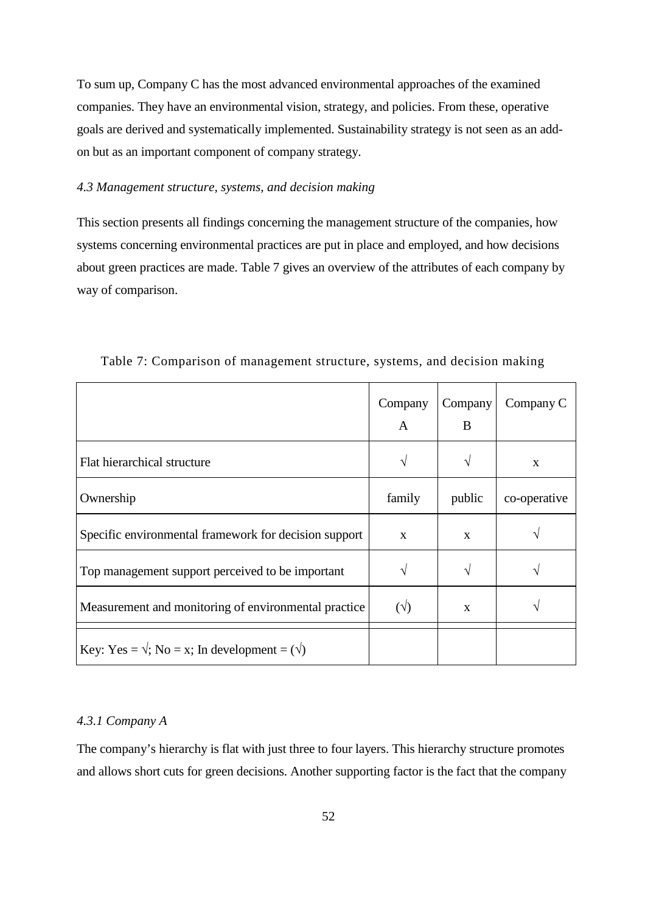To sum up, Company C has the most advanced environmental approaches of the examined companies. They have an environmental vision, strategy, and policies. From these, operative goals are derived and systematically implemented. Sustainability strategy is not seen as an add-on but as an important component of company strategy.

### *4.3 Management structure, systems, and decision making*

This section presents all findings concerning the management structure of the companies, how systems concerning environmental practices are put in place and employed, and how decisions about green practices are made. Table 7 gives an overview of the attributes of each company by way of comparison.

Table 7: Comparison of management structure, systems, and decision making

| | Company A | Company B | Company C |
|---|---|---|---|
| Flat hierarchical structure | √ | √ | x |
| Ownership | family | public | co-operative |
| Specific environmental framework for decision support | x | x | √ |
| Top management support perceived to be important | √ | √ | √ |
| Measurement and monitoring of environmental practice | (√) | x | √ |
| Key: Yes = √; No = x; In development = (√) | | | |

#### *4.3.1 Company A*

The company's hierarchy is flat with just three to four layers. This hierarchy structure promotes and allows short cuts for green decisions. Another supporting factor is the fact that the company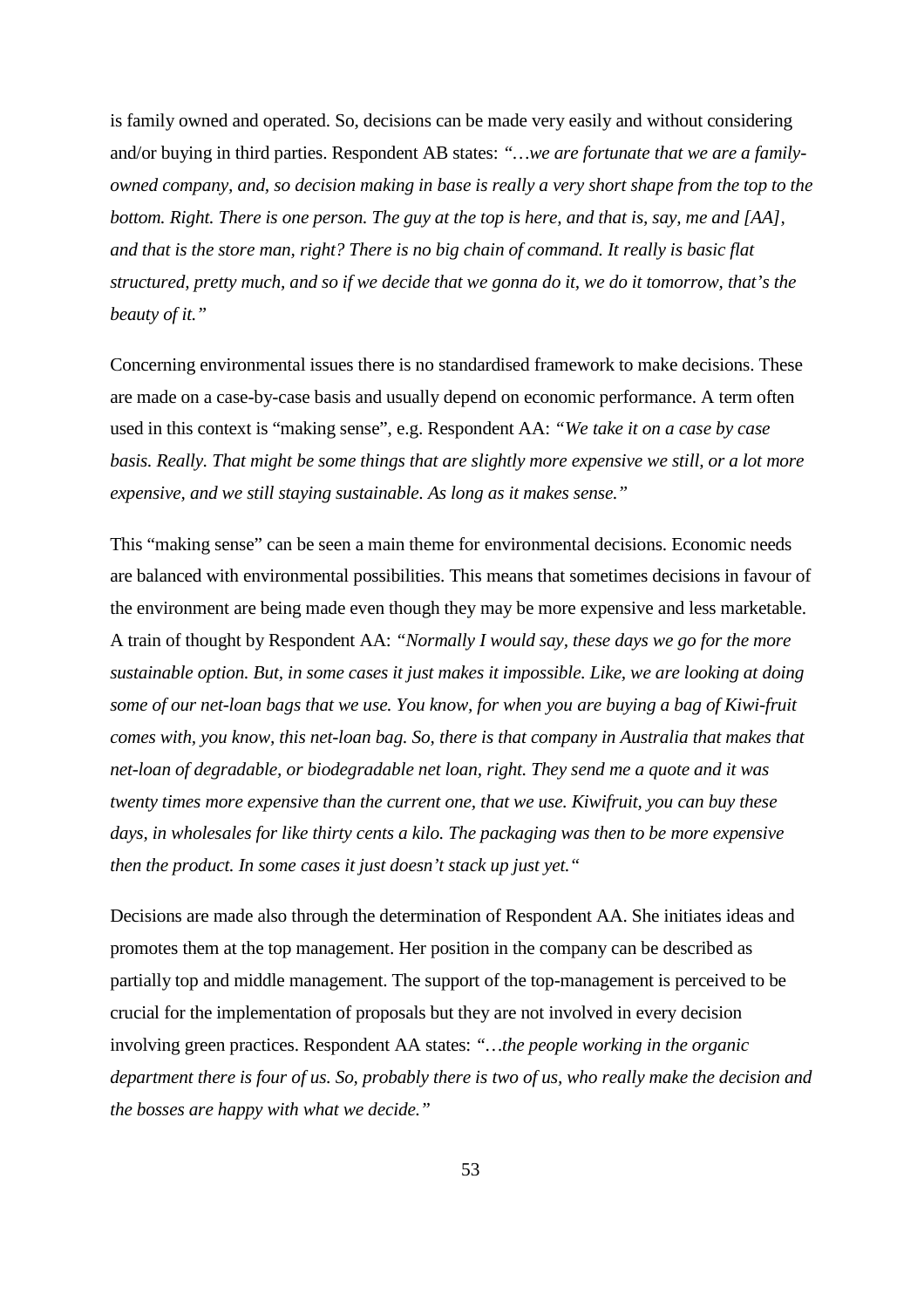is family owned and operated. So, decisions can be made very easily and without considering and/or buying in third parties. Respondent AB states: *"…we are fortunate that we are a family-owned company, and, so decision making in base is really a very short shape from the top to the bottom. Right. There is one person. The guy at the top is here, and that is, say, me and [AA], and that is the store man, right? There is no big chain of command. It really is basic flat structured, pretty much, and so if we decide that we gonna do it, we do it tomorrow, that's the beauty of it."*

Concerning environmental issues there is no standardised framework to make decisions. These are made on a case-by-case basis and usually depend on economic performance. A term often used in this context is "making sense", e.g. Respondent AA: *"We take it on a case by case basis. Really. That might be some things that are slightly more expensive we still, or a lot more expensive, and we still staying sustainable. As long as it makes sense."*

This "making sense" can be seen a main theme for environmental decisions. Economic needs are balanced with environmental possibilities. This means that sometimes decisions in favour of the environment are being made even though they may be more expensive and less marketable. A train of thought by Respondent AA: *"Normally I would say, these days we go for the more sustainable option. But, in some cases it just makes it impossible. Like, we are looking at doing some of our net-loan bags that we use. You know, for when you are buying a bag of Kiwi-fruit comes with, you know, this net-loan bag. So, there is that company in Australia that makes that net-loan of degradable, or biodegradable net loan, right. They send me a quote and it was twenty times more expensive than the current one, that we use. Kiwifruit, you can buy these days, in wholesales for like thirty cents a kilo. The packaging was then to be more expensive then the product. In some cases it just doesn't stack up just yet."*

Decisions are made also through the determination of Respondent AA. She initiates ideas and promotes them at the top management. Her position in the company can be described as partially top and middle management. The support of the top-management is perceived to be crucial for the implementation of proposals but they are not involved in every decision involving green practices. Respondent AA states: *"…the people working in the organic department there is four of us. So, probably there is two of us, who really make the decision and the bosses are happy with what we decide."*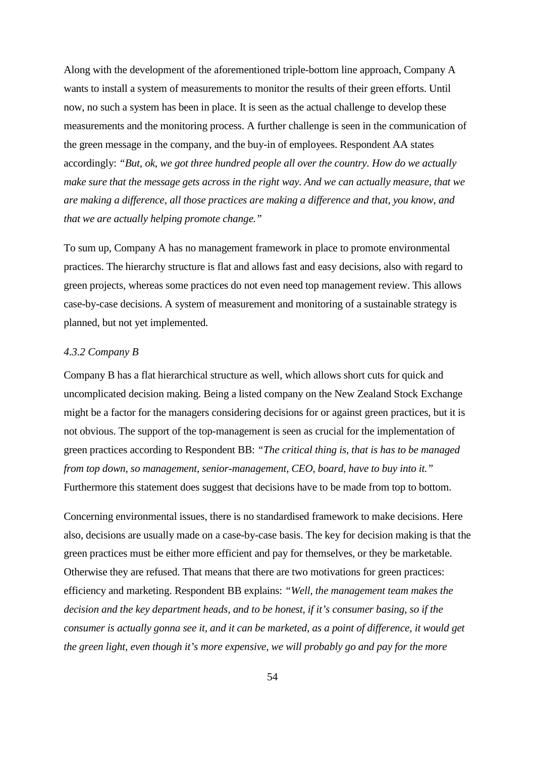Along with the development of the aforementioned triple-bottom line approach, Company A wants to install a system of measurements to monitor the results of their green efforts. Until now, no such a system has been in place. It is seen as the actual challenge to develop these measurements and the monitoring process. A further challenge is seen in the communication of the green message in the company, and the buy-in of employees. Respondent AA states accordingly: *"But, ok, we got three hundred people all over the country. How do we actually make sure that the message gets across in the right way. And we can actually measure, that we are making a difference, all those practices are making a difference and that, you know, and that we are actually helping promote change."*

To sum up, Company A has no management framework in place to promote environmental practices. The hierarchy structure is flat and allows fast and easy decisions, also with regard to green projects, whereas some practices do not even need top management review. This allows case-by-case decisions. A system of measurement and monitoring of a sustainable strategy is planned, but not yet implemented.

#### *4.3.2 Company B*

Company B has a flat hierarchical structure as well, which allows short cuts for quick and uncomplicated decision making. Being a listed company on the New Zealand Stock Exchange might be a factor for the managers considering decisions for or against green practices, but it is not obvious. The support of the top-management is seen as crucial for the implementation of green practices according to Respondent BB: *"The critical thing is, that is has to be managed from top down, so management, senior-management, CEO, board, have to buy into it."* Furthermore this statement does suggest that decisions have to be made from top to bottom.

Concerning environmental issues, there is no standardised framework to make decisions. Here also, decisions are usually made on a case-by-case basis. The key for decision making is that the green practices must be either more efficient and pay for themselves, or they be marketable. Otherwise they are refused. That means that there are two motivations for green practices: efficiency and marketing. Respondent BB explains: *"Well, the management team makes the decision and the key department heads, and to be honest, if it's consumer basing, so if the consumer is actually gonna see it, and it can be marketed, as a point of difference, it would get the green light, even though it's more expensive, we will probably go and pay for the more*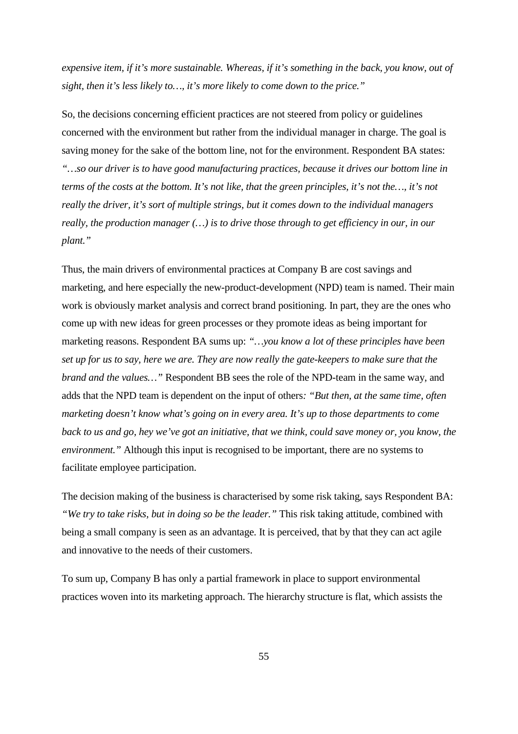*expensive item, if it's more sustainable. Whereas, if it's something in the back, you know, out of sight, then it's less likely to…, it's more likely to come down to the price."*

So, the decisions concerning efficient practices are not steered from policy or guidelines concerned with the environment but rather from the individual manager in charge. The goal is saving money for the sake of the bottom line, not for the environment. Respondent BA states: *"…so our driver is to have good manufacturing practices, because it drives our bottom line in terms of the costs at the bottom. It's not like, that the green principles, it's not the…, it's not really the driver, it's sort of multiple strings, but it comes down to the individual managers really, the production manager (…) is to drive those through to get efficiency in our, in our plant."*

Thus, the main drivers of environmental practices at Company B are cost savings and marketing, and here especially the new-product-development (NPD) team is named. Their main work is obviously market analysis and correct brand positioning. In part, they are the ones who come up with new ideas for green processes or they promote ideas as being important for marketing reasons. Respondent BA sums up: *"…you know a lot of these principles have been set up for us to say, here we are. They are now really the gate-keepers to make sure that the brand and the values…"* Respondent BB sees the role of the NPD-team in the same way, and adds that the NPD team is dependent on the input of others*: "But then, at the same time, often marketing doesn't know what's going on in every area. It's up to those departments to come back to us and go, hey we've got an initiative, that we think, could save money or, you know, the environment."* Although this input is recognised to be important, there are no systems to facilitate employee participation.

The decision making of the business is characterised by some risk taking, says Respondent BA: *"We try to take risks, but in doing so be the leader."* This risk taking attitude, combined with being a small company is seen as an advantage. It is perceived, that by that they can act agile and innovative to the needs of their customers.

To sum up, Company B has only a partial framework in place to support environmental practices woven into its marketing approach. The hierarchy structure is flat, which assists the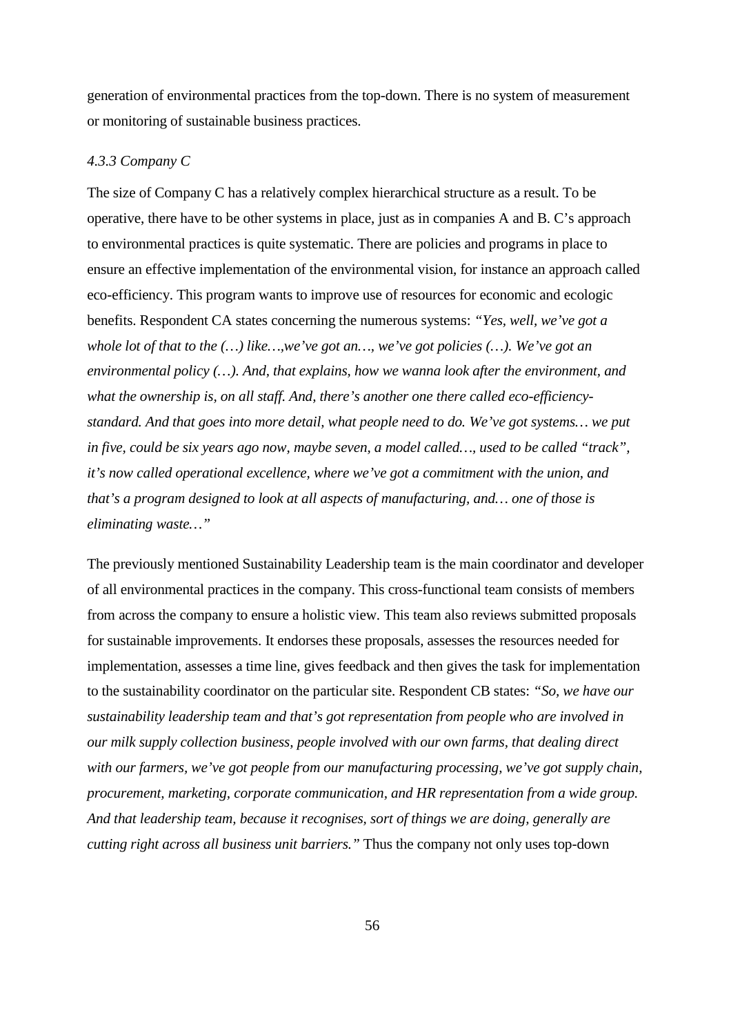generation of environmental practices from the top-down. There is no system of measurement or monitoring of sustainable business practices.

### *4.3.3 Company C*

The size of Company C has a relatively complex hierarchical structure as a result. To be operative, there have to be other systems in place, just as in companies A and B. C's approach to environmental practices is quite systematic. There are policies and programs in place to ensure an effective implementation of the environmental vision, for instance an approach called eco-efficiency. This program wants to improve use of resources for economic and ecologic benefits. Respondent CA states concerning the numerous systems: *"Yes, well, we've got a whole lot of that to the (…) like…,we've got an…, we've got policies (…). We've got an environmental policy (…). And, that explains, how we wanna look after the environment, and what the ownership is, on all staff. And, there's another one there called eco-efficiency-standard. And that goes into more detail, what people need to do. We've got systems… we put in five, could be six years ago now, maybe seven, a model called…, used to be called "track", it's now called operational excellence, where we've got a commitment with the union, and that's a program designed to look at all aspects of manufacturing, and… one of those is eliminating waste…"*

The previously mentioned Sustainability Leadership team is the main coordinator and developer of all environmental practices in the company. This cross-functional team consists of members from across the company to ensure a holistic view. This team also reviews submitted proposals for sustainable improvements. It endorses these proposals, assesses the resources needed for implementation, assesses a time line, gives feedback and then gives the task for implementation to the sustainability coordinator on the particular site. Respondent CB states: *"So, we have our sustainability leadership team and that's got representation from people who are involved in our milk supply collection business, people involved with our own farms, that dealing direct with our farmers, we've got people from our manufacturing processing, we've got supply chain, procurement, marketing, corporate communication, and HR representation from a wide group. And that leadership team, because it recognises, sort of things we are doing, generally are cutting right across all business unit barriers."* Thus the company not only uses top-down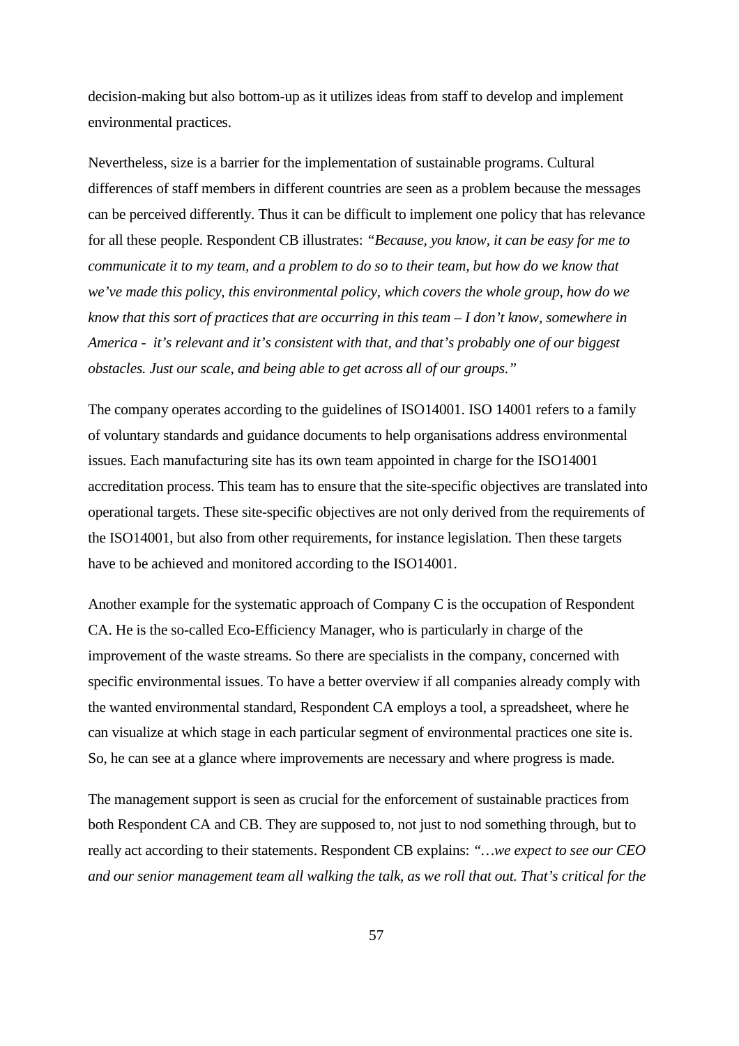decision-making but also bottom-up as it utilizes ideas from staff to develop and implement environmental practices.

Nevertheless, size is a barrier for the implementation of sustainable programs. Cultural differences of staff members in different countries are seen as a problem because the messages can be perceived differently. Thus it can be difficult to implement one policy that has relevance for all these people. Respondent CB illustrates: *"Because, you know, it can be easy for me to communicate it to my team, and a problem to do so to their team, but how do we know that we've made this policy, this environmental policy, which covers the whole group, how do we know that this sort of practices that are occurring in this team – I don't know, somewhere in America - it's relevant and it's consistent with that, and that's probably one of our biggest obstacles. Just our scale, and being able to get across all of our groups."*

The company operates according to the guidelines of ISO14001. ISO 14001 refers to a family of voluntary standards and guidance documents to help organisations address environmental issues. Each manufacturing site has its own team appointed in charge for the ISO14001 accreditation process. This team has to ensure that the site-specific objectives are translated into operational targets. These site-specific objectives are not only derived from the requirements of the ISO14001, but also from other requirements, for instance legislation. Then these targets have to be achieved and monitored according to the ISO14001.

Another example for the systematic approach of Company C is the occupation of Respondent CA. He is the so-called Eco-Efficiency Manager, who is particularly in charge of the improvement of the waste streams. So there are specialists in the company, concerned with specific environmental issues. To have a better overview if all companies already comply with the wanted environmental standard, Respondent CA employs a tool, a spreadsheet, where he can visualize at which stage in each particular segment of environmental practices one site is. So, he can see at a glance where improvements are necessary and where progress is made.

The management support is seen as crucial for the enforcement of sustainable practices from both Respondent CA and CB. They are supposed to, not just to nod something through, but to really act according to their statements. Respondent CB explains: *"…we expect to see our CEO and our senior management team all walking the talk, as we roll that out. That's critical for the*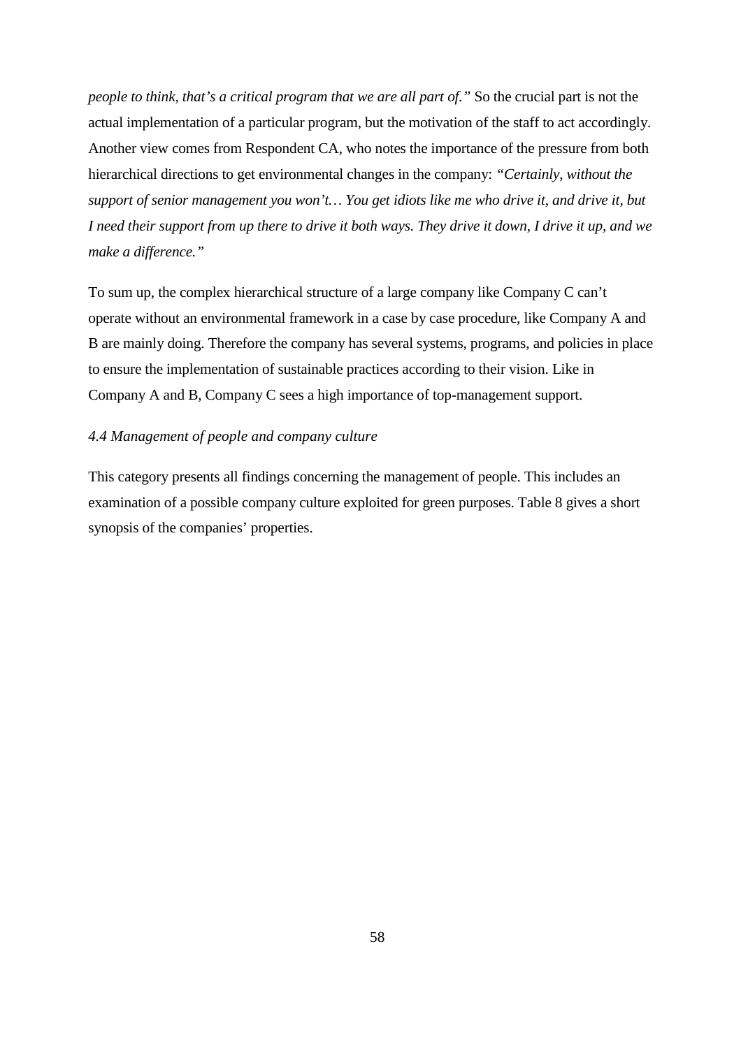*people to think, that's a critical program that we are all part of."* So the crucial part is not the actual implementation of a particular program, but the motivation of the staff to act accordingly. Another view comes from Respondent CA, who notes the importance of the pressure from both hierarchical directions to get environmental changes in the company: *"Certainly, without the support of senior management you won't… You get idiots like me who drive it, and drive it, but I need their support from up there to drive it both ways. They drive it down, I drive it up, and we make a difference."*

To sum up, the complex hierarchical structure of a large company like Company C can't operate without an environmental framework in a case by case procedure, like Company A and B are mainly doing. Therefore the company has several systems, programs, and policies in place to ensure the implementation of sustainable practices according to their vision. Like in Company A and B, Company C sees a high importance of top-management support.

### *4.4 Management of people and company culture*

This category presents all findings concerning the management of people. This includes an examination of a possible company culture exploited for green purposes. Table 8 gives a short synopsis of the companies' properties.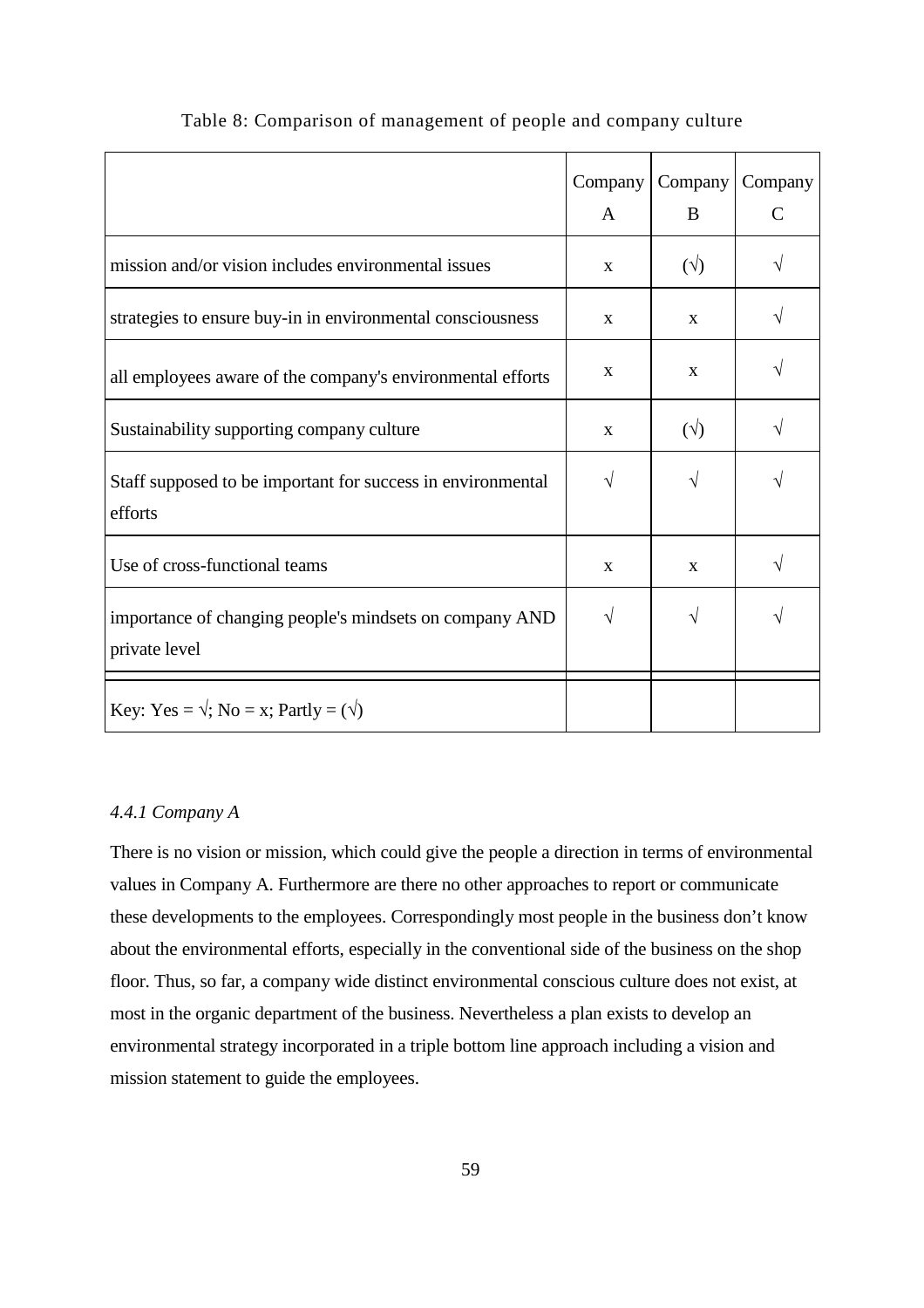Table 8: Comparison of management of people and company culture

| | Company A | Company B | Company C |
|---|---|---|---|
| mission and/or vision includes environmental issues | x | (√) | √ |
| strategies to ensure buy-in in environmental consciousness | x | x | √ |
| all employees aware of the company's environmental efforts | x | x | √ |
| Sustainability supporting company culture | x | (√) | √ |
| Staff supposed to be important for success in environmental efforts | √ | √ | √ |
| Use of cross-functional teams | x | x | √ |
| importance of changing people's mindsets on company AND private level | √ | √ | √ |
| Key: Yes = √; No = x; Partly = (√) | | | |

#### *4.4.1 Company A*

There is no vision or mission, which could give the people a direction in terms of environmental values in Company A. Furthermore are there no other approaches to report or communicate these developments to the employees. Correspondingly most people in the business don't know about the environmental efforts, especially in the conventional side of the business on the shop floor. Thus, so far, a company wide distinct environmental conscious culture does not exist, at most in the organic department of the business. Nevertheless a plan exists to develop an environmental strategy incorporated in a triple bottom line approach including a vision and mission statement to guide the employees.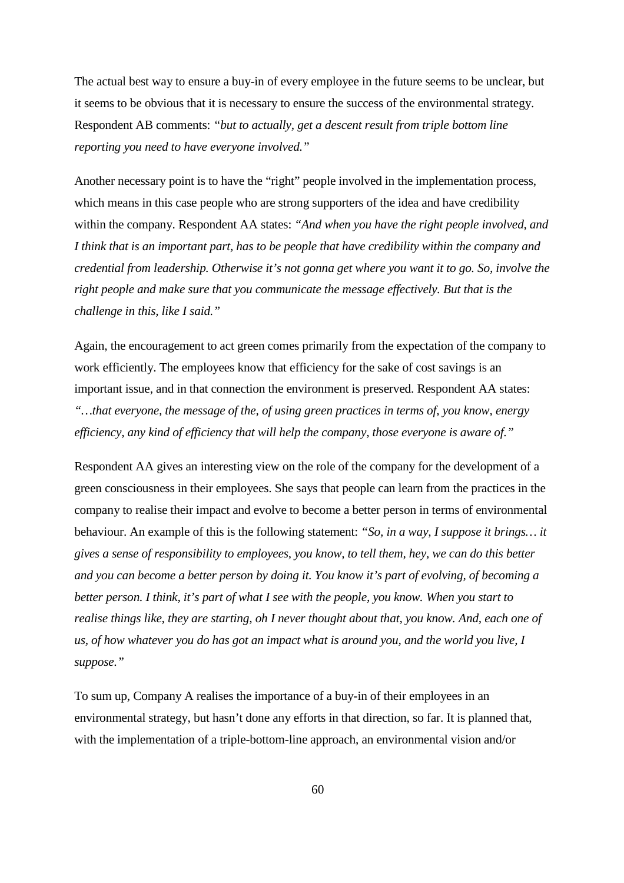The actual best way to ensure a buy-in of every employee in the future seems to be unclear, but it seems to be obvious that it is necessary to ensure the success of the environmental strategy. Respondent AB comments: *"but to actually, get a descent result from triple bottom line reporting you need to have everyone involved."*

Another necessary point is to have the "right" people involved in the implementation process, which means in this case people who are strong supporters of the idea and have credibility within the company. Respondent AA states: *"And when you have the right people involved, and I think that is an important part, has to be people that have credibility within the company and credential from leadership. Otherwise it's not gonna get where you want it to go. So, involve the right people and make sure that you communicate the message effectively. But that is the challenge in this, like I said."*

Again, the encouragement to act green comes primarily from the expectation of the company to work efficiently. The employees know that efficiency for the sake of cost savings is an important issue, and in that connection the environment is preserved. Respondent AA states: *"…that everyone, the message of the, of using green practices in terms of, you know, energy efficiency, any kind of efficiency that will help the company, those everyone is aware of."*

Respondent AA gives an interesting view on the role of the company for the development of a green consciousness in their employees. She says that people can learn from the practices in the company to realise their impact and evolve to become a better person in terms of environmental behaviour. An example of this is the following statement: *"So, in a way, I suppose it brings… it gives a sense of responsibility to employees, you know, to tell them, hey, we can do this better and you can become a better person by doing it. You know it's part of evolving, of becoming a better person. I think, it's part of what I see with the people, you know. When you start to realise things like, they are starting, oh I never thought about that, you know. And, each one of us, of how whatever you do has got an impact what is around you, and the world you live, I suppose."*

To sum up, Company A realises the importance of a buy-in of their employees in an environmental strategy, but hasn't done any efforts in that direction, so far. It is planned that, with the implementation of a triple-bottom-line approach, an environmental vision and/or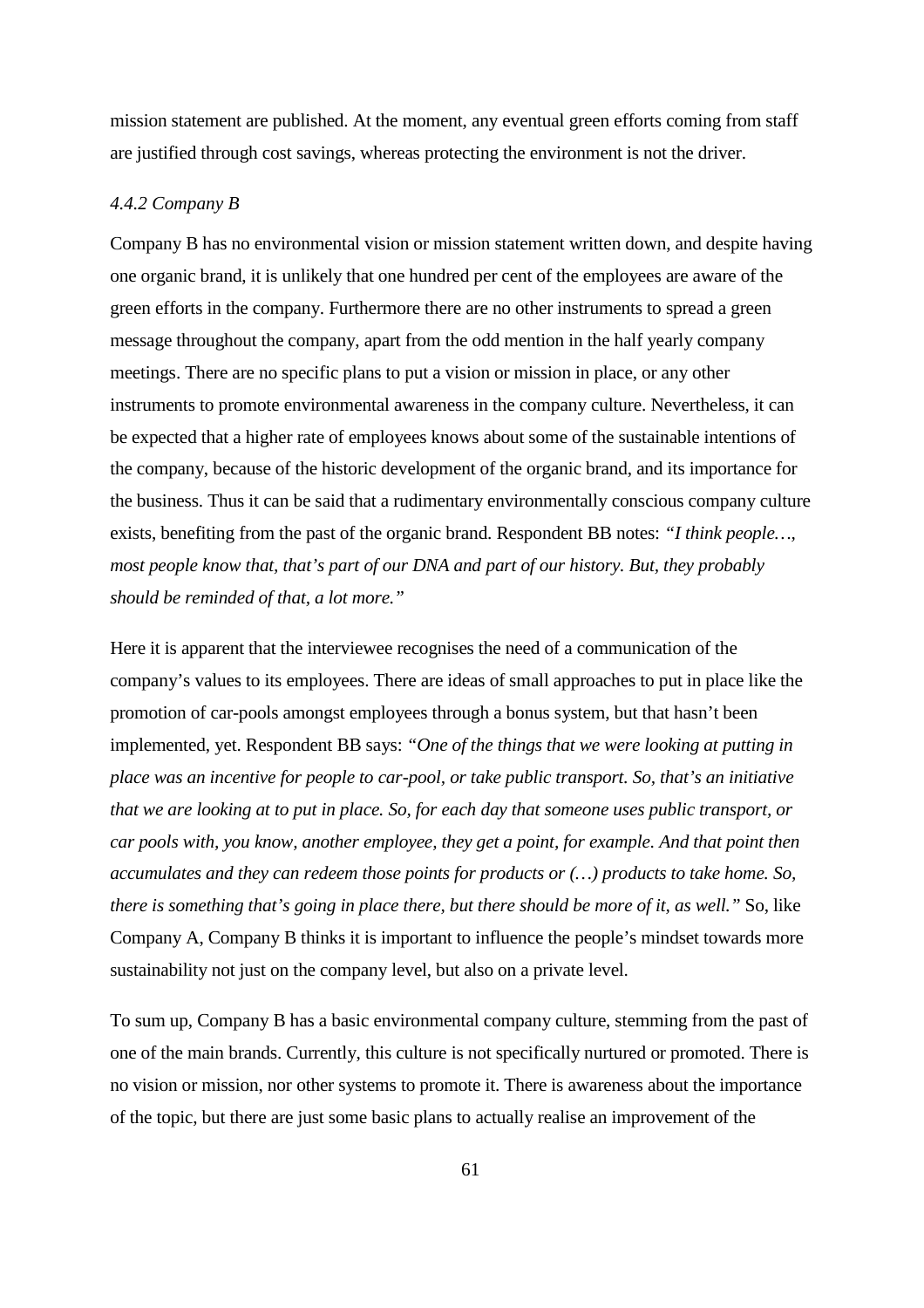mission statement are published. At the moment, any eventual green efforts coming from staff are justified through cost savings, whereas protecting the environment is not the driver.

### *4.4.2 Company B*

Company B has no environmental vision or mission statement written down, and despite having one organic brand, it is unlikely that one hundred per cent of the employees are aware of the green efforts in the company. Furthermore there are no other instruments to spread a green message throughout the company, apart from the odd mention in the half yearly company meetings. There are no specific plans to put a vision or mission in place, or any other instruments to promote environmental awareness in the company culture. Nevertheless, it can be expected that a higher rate of employees knows about some of the sustainable intentions of the company, because of the historic development of the organic brand, and its importance for the business. Thus it can be said that a rudimentary environmentally conscious company culture exists, benefiting from the past of the organic brand. Respondent BB notes: *"I think people…, most people know that, that's part of our DNA and part of our history. But, they probably should be reminded of that, a lot more."*

Here it is apparent that the interviewee recognises the need of a communication of the company's values to its employees. There are ideas of small approaches to put in place like the promotion of car-pools amongst employees through a bonus system, but that hasn't been implemented, yet. Respondent BB says: *"One of the things that we were looking at putting in place was an incentive for people to car-pool, or take public transport. So, that's an initiative that we are looking at to put in place. So, for each day that someone uses public transport, or car pools with, you know, another employee, they get a point, for example. And that point then accumulates and they can redeem those points for products or (…) products to take home. So, there is something that's going in place there, but there should be more of it, as well."* So, like Company A, Company B thinks it is important to influence the people's mindset towards more sustainability not just on the company level, but also on a private level.

To sum up, Company B has a basic environmental company culture, stemming from the past of one of the main brands. Currently, this culture is not specifically nurtured or promoted. There is no vision or mission, nor other systems to promote it. There is awareness about the importance of the topic, but there are just some basic plans to actually realise an improvement of the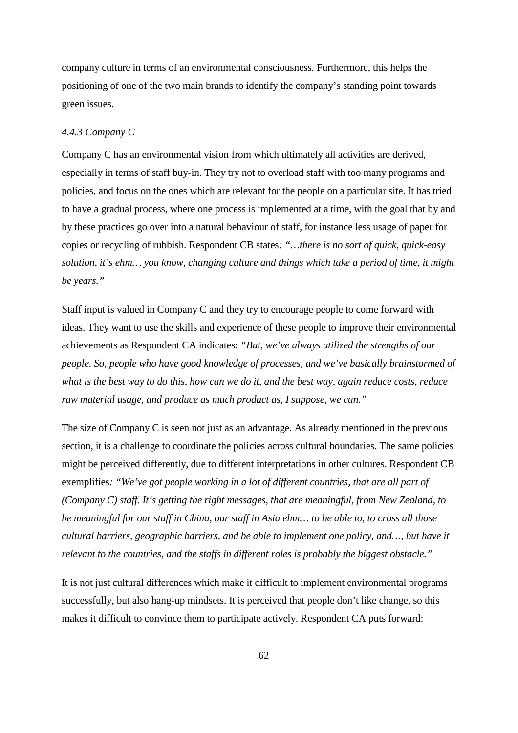company culture in terms of an environmental consciousness. Furthermore, this helps the positioning of one of the two main brands to identify the company's standing point towards green issues.

#### *4.4.3 Company C*

Company C has an environmental vision from which ultimately all activities are derived, especially in terms of staff buy-in. They try not to overload staff with too many programs and policies, and focus on the ones which are relevant for the people on a particular site. It has tried to have a gradual process, where one process is implemented at a time, with the goal that by and by these practices go over into a natural behaviour of staff, for instance less usage of paper for copies or recycling of rubbish. Respondent CB states: *"…there is no sort of quick, quick-easy solution, it's ehm… you know, changing culture and things which take a period of time, it might be years."*

Staff input is valued in Company C and they try to encourage people to come forward with ideas. They want to use the skills and experience of these people to improve their environmental achievements as Respondent CA indicates: *"But, we've always utilized the strengths of our people. So, people who have good knowledge of processes, and we've basically brainstormed of what is the best way to do this, how can we do it, and the best way, again reduce costs, reduce raw material usage, and produce as much product as, I suppose, we can."*

The size of Company C is seen not just as an advantage. As already mentioned in the previous section, it is a challenge to coordinate the policies across cultural boundaries. The same policies might be perceived differently, due to different interpretations in other cultures. Respondent CB exemplifies: *"We've got people working in a lot of different countries, that are all part of (Company C) staff. It's getting the right messages, that are meaningful, from New Zealand, to be meaningful for our staff in China, our staff in Asia ehm… to be able to, to cross all those cultural barriers, geographic barriers, and be able to implement one policy, and…, but have it relevant to the countries, and the staffs in different roles is probably the biggest obstacle."*

It is not just cultural differences which make it difficult to implement environmental programs successfully, but also hang-up mindsets. It is perceived that people don't like change, so this makes it difficult to convince them to participate actively. Respondent CA puts forward: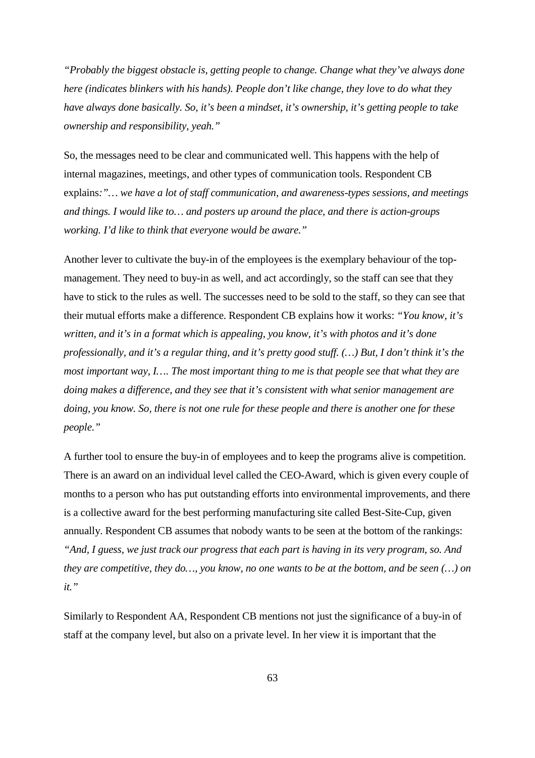*"Probably the biggest obstacle is, getting people to change. Change what they've always done here (indicates blinkers with his hands). People don't like change, they love to do what they have always done basically. So, it's been a mindset, it's ownership, it's getting people to take ownership and responsibility, yeah."*

So, the messages need to be clear and communicated well. This happens with the help of internal magazines, meetings, and other types of communication tools. Respondent CB explains*:"… we have a lot of staff communication, and awareness-types sessions, and meetings and things. I would like to… and posters up around the place, and there is action-groups working. I'd like to think that everyone would be aware."*

Another lever to cultivate the buy-in of the employees is the exemplary behaviour of the top-management. They need to buy-in as well, and act accordingly, so the staff can see that they have to stick to the rules as well. The successes need to be sold to the staff, so they can see that their mutual efforts make a difference. Respondent CB explains how it works: *"You know, it's written, and it's in a format which is appealing, you know, it's with photos and it's done professionally, and it's a regular thing, and it's pretty good stuff. (…) But, I don't think it's the most important way, I…. The most important thing to me is that people see that what they are doing makes a difference, and they see that it's consistent with what senior management are doing, you know. So, there is not one rule for these people and there is another one for these people."*

A further tool to ensure the buy-in of employees and to keep the programs alive is competition. There is an award on an individual level called the CEO-Award, which is given every couple of months to a person who has put outstanding efforts into environmental improvements, and there is a collective award for the best performing manufacturing site called Best-Site-Cup, given annually. Respondent CB assumes that nobody wants to be seen at the bottom of the rankings: *"And, I guess, we just track our progress that each part is having in its very program, so. And they are competitive, they do…, you know, no one wants to be at the bottom, and be seen (…) on it."*

Similarly to Respondent AA, Respondent CB mentions not just the significance of a buy-in of staff at the company level, but also on a private level. In her view it is important that the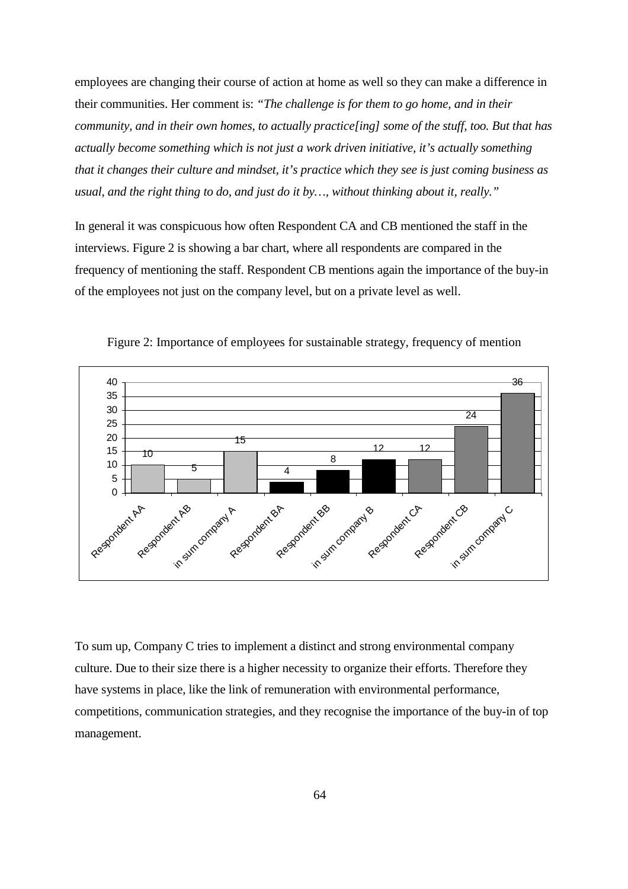employees are changing their course of action at home as well so they can make a difference in their communities. Her comment is: *"The challenge is for them to go home, and in their community, and in their own homes, to actually practice[ing] some of the stuff, too. But that has actually become something which is not just a work driven initiative, it's actually something that it changes their culture and mindset, it's practice which they see is just coming business as usual, and the right thing to do, and just do it by…, without thinking about it, really."*

In general it was conspicuous how often Respondent CA and CB mentioned the staff in the interviews. Figure 2 is showing a bar chart, where all respondents are compared in the frequency of mentioning the staff. Respondent CB mentions again the importance of the buy-in of the employees not just on the company level, but on a private level as well.

Figure 2: Importance of employees for sustainable strategy, frequency of mention

| Respondent AA | Respondent AB | in sum company A | Respondent BA | Respondent BB | in sum company B | Respondent CA | Respondent CB | in sum company C |
|---|---|---|---|---|---|---|---|---|
| 10 | 5 | 15 | 4 | 8 | 12 | 12 | 24 | 36 |

To sum up, Company C tries to implement a distinct and strong environmental company culture. Due to their size there is a higher necessity to organize their efforts. Therefore they have systems in place, like the link of remuneration with environmental performance, competitions, communication strategies, and they recognise the importance of the buy-in of top management.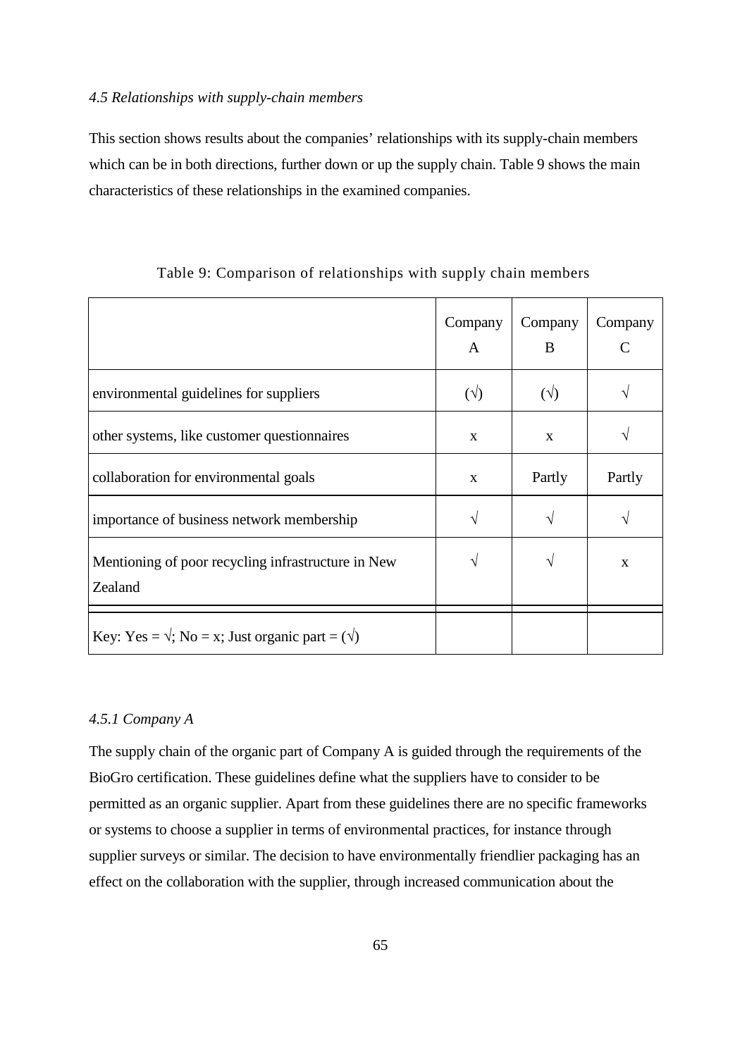*4.5 Relationships with supply-chain members*

This section shows results about the companies' relationships with its supply-chain members which can be in both directions, further down or up the supply chain. Table 9 shows the main characteristics of these relationships in the examined companies.

Table 9: Comparison of relationships with supply chain members

| | Company A | Company B | Company C |
|---|---|---|---|
| environmental guidelines for suppliers | (√) | (√) | √ |
| other systems, like customer questionnaires | x | x | √ |
| collaboration for environmental goals | x | Partly | Partly |
| importance of business network membership | √ | √ | √ |
| Mentioning of poor recycling infrastructure in New Zealand | √ | √ | x |
| Key: Yes = √; No = x; Just organic part = (√) | | | |

*4.5.1 Company A*

The supply chain of the organic part of Company A is guided through the requirements of the BioGro certification. These guidelines define what the suppliers have to consider to be permitted as an organic supplier. Apart from these guidelines there are no specific frameworks or systems to choose a supplier in terms of environmental practices, for instance through supplier surveys or similar. The decision to have environmentally friendlier packaging has an effect on the collaboration with the supplier, through increased communication about the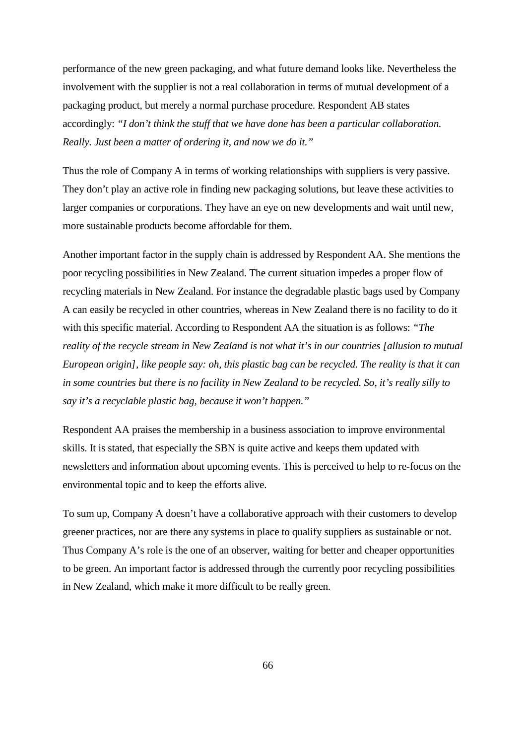performance of the new green packaging, and what future demand looks like. Nevertheless the involvement with the supplier is not a real collaboration in terms of mutual development of a packaging product, but merely a normal purchase procedure. Respondent AB states accordingly: *"I don't think the stuff that we have done has been a particular collaboration. Really. Just been a matter of ordering it, and now we do it."*

Thus the role of Company A in terms of working relationships with suppliers is very passive. They don't play an active role in finding new packaging solutions, but leave these activities to larger companies or corporations. They have an eye on new developments and wait until new, more sustainable products become affordable for them.

Another important factor in the supply chain is addressed by Respondent AA. She mentions the poor recycling possibilities in New Zealand. The current situation impedes a proper flow of recycling materials in New Zealand. For instance the degradable plastic bags used by Company A can easily be recycled in other countries, whereas in New Zealand there is no facility to do it with this specific material. According to Respondent AA the situation is as follows: *"The reality of the recycle stream in New Zealand is not what it's in our countries [allusion to mutual European origin], like people say: oh, this plastic bag can be recycled. The reality is that it can in some countries but there is no facility in New Zealand to be recycled. So, it's really silly to say it's a recyclable plastic bag, because it won't happen."*

Respondent AA praises the membership in a business association to improve environmental skills. It is stated, that especially the SBN is quite active and keeps them updated with newsletters and information about upcoming events. This is perceived to help to re-focus on the environmental topic and to keep the efforts alive.

To sum up, Company A doesn't have a collaborative approach with their customers to develop greener practices, nor are there any systems in place to qualify suppliers as sustainable or not. Thus Company A's role is the one of an observer, waiting for better and cheaper opportunities to be green. An important factor is addressed through the currently poor recycling possibilities in New Zealand, which make it more difficult to be really green.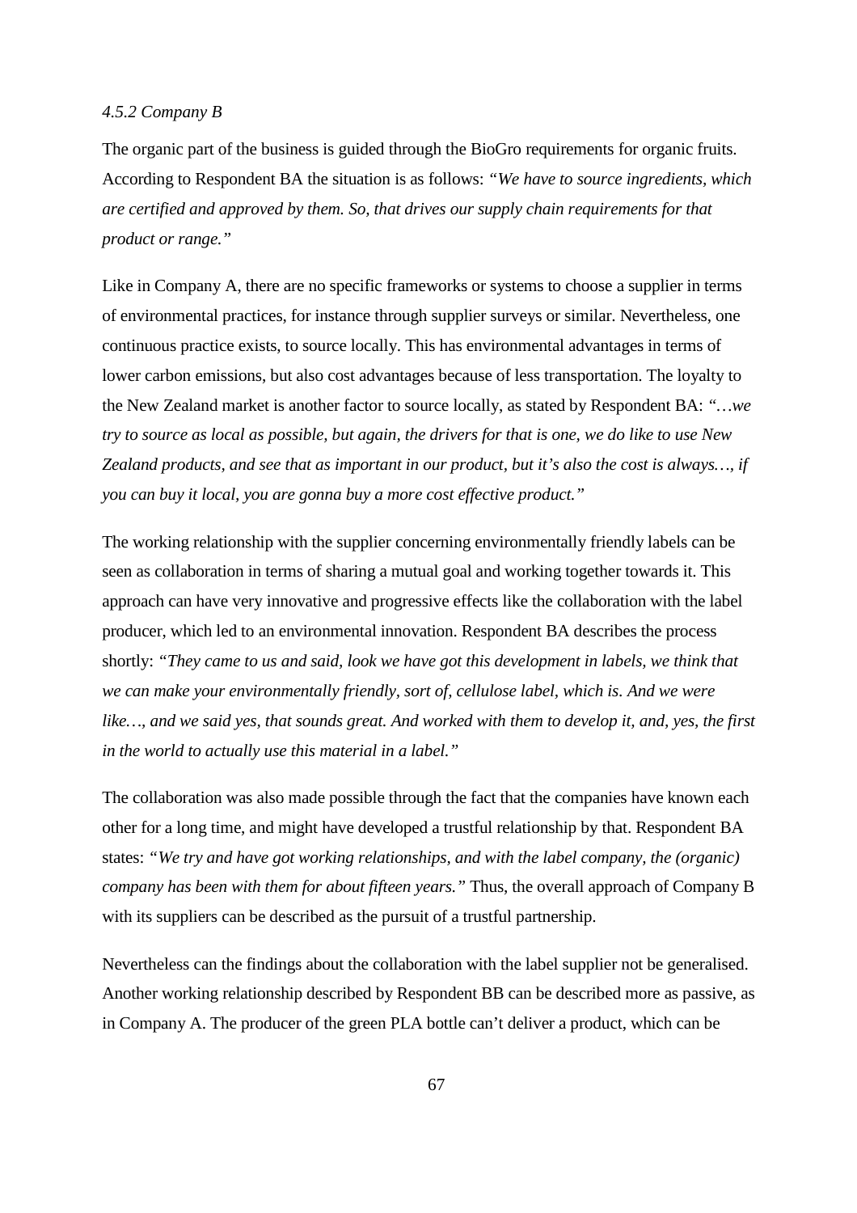#### *4.5.2 Company B*

The organic part of the business is guided through the BioGro requirements for organic fruits. According to Respondent BA the situation is as follows: *"We have to source ingredients, which are certified and approved by them. So, that drives our supply chain requirements for that product or range."*

Like in Company A, there are no specific frameworks or systems to choose a supplier in terms of environmental practices, for instance through supplier surveys or similar. Nevertheless, one continuous practice exists, to source locally. This has environmental advantages in terms of lower carbon emissions, but also cost advantages because of less transportation. The loyalty to the New Zealand market is another factor to source locally, as stated by Respondent BA: *"…we try to source as local as possible, but again, the drivers for that is one, we do like to use New Zealand products, and see that as important in our product, but it's also the cost is always…, if you can buy it local, you are gonna buy a more cost effective product."*

The working relationship with the supplier concerning environmentally friendly labels can be seen as collaboration in terms of sharing a mutual goal and working together towards it. This approach can have very innovative and progressive effects like the collaboration with the label producer, which led to an environmental innovation. Respondent BA describes the process shortly: *"They came to us and said, look we have got this development in labels, we think that we can make your environmentally friendly, sort of, cellulose label, which is. And we were like…, and we said yes, that sounds great. And worked with them to develop it, and, yes, the first in the world to actually use this material in a label."*

The collaboration was also made possible through the fact that the companies have known each other for a long time, and might have developed a trustful relationship by that. Respondent BA states: *"We try and have got working relationships, and with the label company, the (organic) company has been with them for about fifteen years."* Thus, the overall approach of Company B with its suppliers can be described as the pursuit of a trustful partnership.

Nevertheless can the findings about the collaboration with the label supplier not be generalised. Another working relationship described by Respondent BB can be described more as passive, as in Company A. The producer of the green PLA bottle can't deliver a product, which can be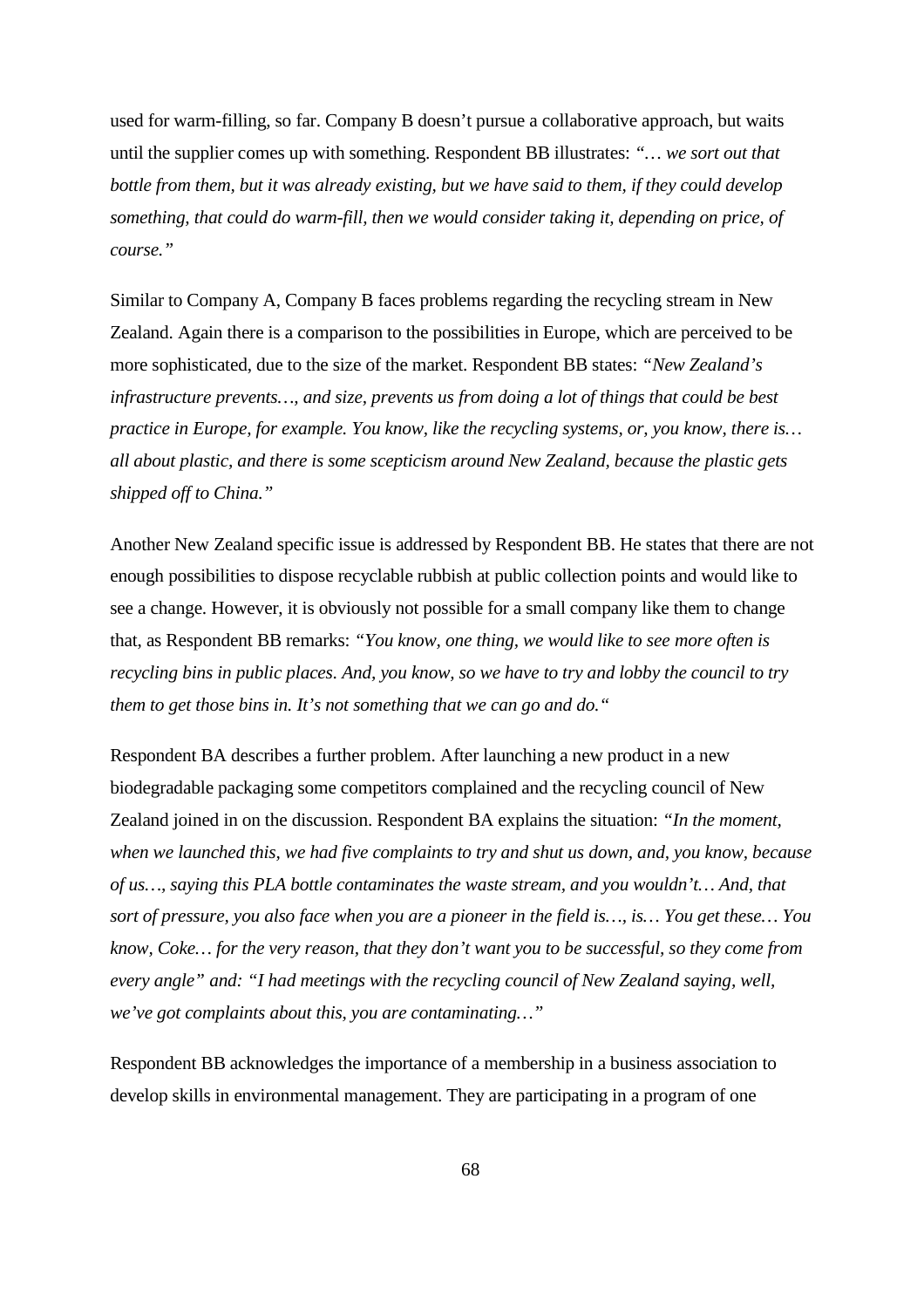used for warm-filling, so far. Company B doesn't pursue a collaborative approach, but waits until the supplier comes up with something. Respondent BB illustrates: *"… we sort out that bottle from them, but it was already existing, but we have said to them, if they could develop something, that could do warm-fill, then we would consider taking it, depending on price, of course."*

Similar to Company A, Company B faces problems regarding the recycling stream in New Zealand. Again there is a comparison to the possibilities in Europe, which are perceived to be more sophisticated, due to the size of the market. Respondent BB states: *"New Zealand's infrastructure prevents…, and size, prevents us from doing a lot of things that could be best practice in Europe, for example. You know, like the recycling systems, or, you know, there is… all about plastic, and there is some scepticism around New Zealand, because the plastic gets shipped off to China."*

Another New Zealand specific issue is addressed by Respondent BB. He states that there are not enough possibilities to dispose recyclable rubbish at public collection points and would like to see a change. However, it is obviously not possible for a small company like them to change that, as Respondent BB remarks: *"You know, one thing, we would like to see more often is recycling bins in public places. And, you know, so we have to try and lobby the council to try them to get those bins in. It's not something that we can go and do."*

Respondent BA describes a further problem. After launching a new product in a new biodegradable packaging some competitors complained and the recycling council of New Zealand joined in on the discussion. Respondent BA explains the situation: *"In the moment, when we launched this, we had five complaints to try and shut us down, and, you know, because of us…, saying this PLA bottle contaminates the waste stream, and you wouldn't… And, that sort of pressure, you also face when you are a pioneer in the field is…, is… You get these… You know, Coke… for the very reason, that they don't want you to be successful, so they come from every angle"* and: *"I had meetings with the recycling council of New Zealand saying, well, we've got complaints about this, you are contaminating…"*

Respondent BB acknowledges the importance of a membership in a business association to develop skills in environmental management. They are participating in a program of one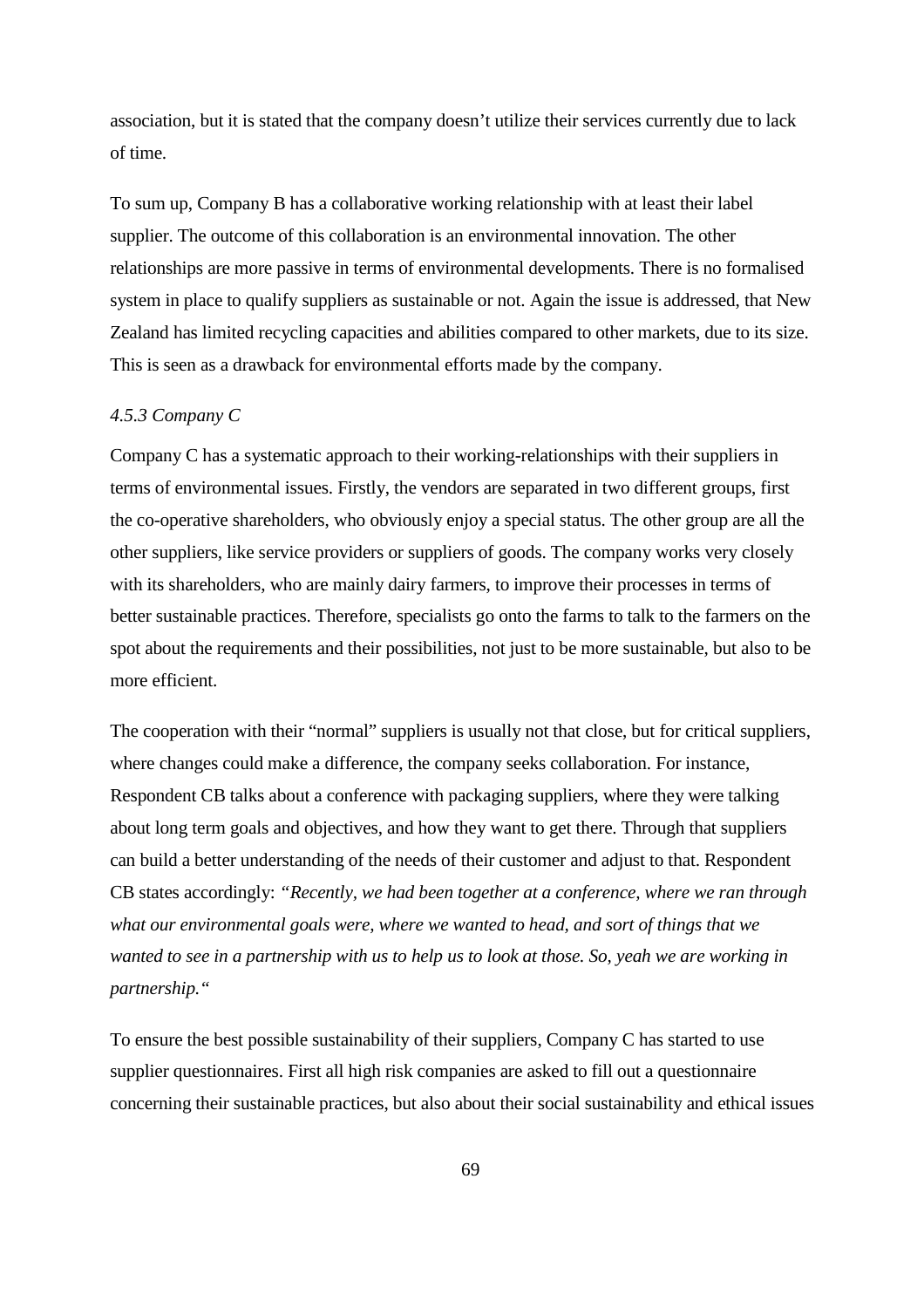association, but it is stated that the company doesn't utilize their services currently due to lack of time.

To sum up, Company B has a collaborative working relationship with at least their label supplier. The outcome of this collaboration is an environmental innovation. The other relationships are more passive in terms of environmental developments. There is no formalised system in place to qualify suppliers as sustainable or not. Again the issue is addressed, that New Zealand has limited recycling capacities and abilities compared to other markets, due to its size. This is seen as a drawback for environmental efforts made by the company.

#### *4.5.3 Company C*

Company C has a systematic approach to their working-relationships with their suppliers in terms of environmental issues. Firstly, the vendors are separated in two different groups, first the co-operative shareholders, who obviously enjoy a special status. The other group are all the other suppliers, like service providers or suppliers of goods. The company works very closely with its shareholders, who are mainly dairy farmers, to improve their processes in terms of better sustainable practices. Therefore, specialists go onto the farms to talk to the farmers on the spot about the requirements and their possibilities, not just to be more sustainable, but also to be more efficient.

The cooperation with their "normal" suppliers is usually not that close, but for critical suppliers, where changes could make a difference, the company seeks collaboration. For instance, Respondent CB talks about a conference with packaging suppliers, where they were talking about long term goals and objectives, and how they want to get there. Through that suppliers can build a better understanding of the needs of their customer and adjust to that. Respondent CB states accordingly: *"Recently, we had been together at a conference, where we ran through what our environmental goals were, where we wanted to head, and sort of things that we wanted to see in a partnership with us to help us to look at those. So, yeah we are working in partnership."*

To ensure the best possible sustainability of their suppliers, Company C has started to use supplier questionnaires. First all high risk companies are asked to fill out a questionnaire concerning their sustainable practices, but also about their social sustainability and ethical issues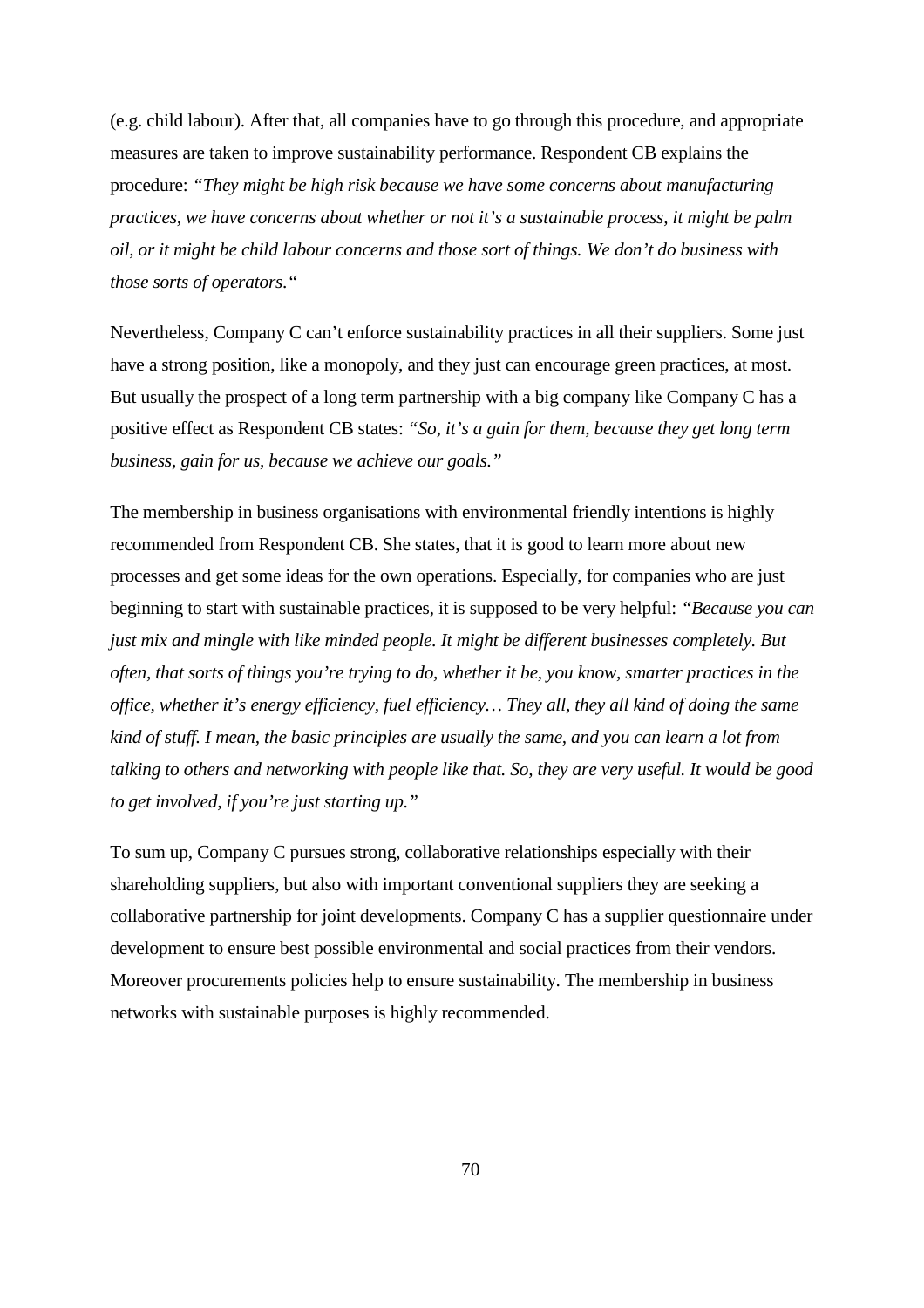(e.g. child labour). After that, all companies have to go through this procedure, and appropriate measures are taken to improve sustainability performance. Respondent CB explains the procedure: *"They might be high risk because we have some concerns about manufacturing practices, we have concerns about whether or not it's a sustainable process, it might be palm oil, or it might be child labour concerns and those sort of things. We don't do business with those sorts of operators."*

Nevertheless, Company C can't enforce sustainability practices in all their suppliers. Some just have a strong position, like a monopoly, and they just can encourage green practices, at most. But usually the prospect of a long term partnership with a big company like Company C has a positive effect as Respondent CB states: *"So, it's a gain for them, because they get long term business, gain for us, because we achieve our goals."*

The membership in business organisations with environmental friendly intentions is highly recommended from Respondent CB. She states, that it is good to learn more about new processes and get some ideas for the own operations. Especially, for companies who are just beginning to start with sustainable practices, it is supposed to be very helpful: *"Because you can just mix and mingle with like minded people. It might be different businesses completely. But often, that sorts of things you're trying to do, whether it be, you know, smarter practices in the office, whether it's energy efficiency, fuel efficiency… They all, they all kind of doing the same kind of stuff. I mean, the basic principles are usually the same, and you can learn a lot from talking to others and networking with people like that. So, they are very useful. It would be good to get involved, if you're just starting up."*

To sum up, Company C pursues strong, collaborative relationships especially with their shareholding suppliers, but also with important conventional suppliers they are seeking a collaborative partnership for joint developments. Company C has a supplier questionnaire under development to ensure best possible environmental and social practices from their vendors. Moreover procurements policies help to ensure sustainability. The membership in business networks with sustainable purposes is highly recommended.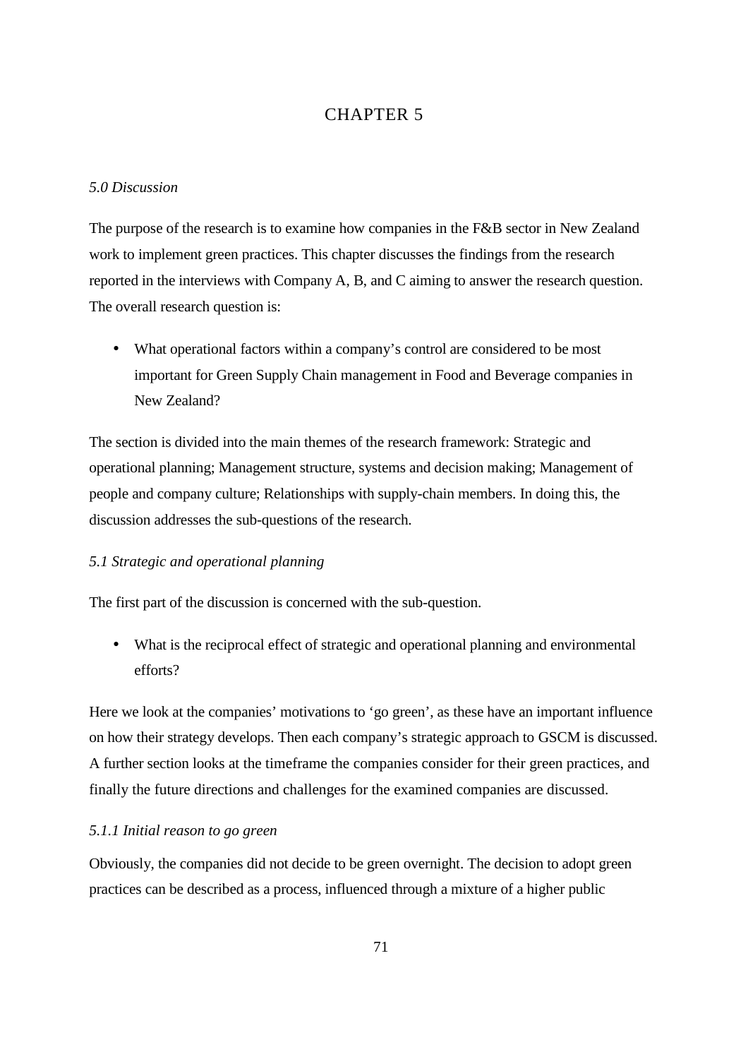# CHAPTER 5

*5.0 Discussion*

The purpose of the research is to examine how companies in the F&B sector in New Zealand work to implement green practices. This chapter discusses the findings from the research reported in the interviews with Company A, B, and C aiming to answer the research question. The overall research question is:

- What operational factors within a company's control are considered to be most important for Green Supply Chain management in Food and Beverage companies in New Zealand?

The section is divided into the main themes of the research framework: Strategic and operational planning; Management structure, systems and decision making; Management of people and company culture; Relationships with supply-chain members. In doing this, the discussion addresses the sub-questions of the research.

## *5.1 Strategic and operational planning*

The first part of the discussion is concerned with the sub-question.

- What is the reciprocal effect of strategic and operational planning and environmental efforts?

Here we look at the companies' motivations to 'go green', as these have an important influence on how their strategy develops. Then each company's strategic approach to GSCM is discussed. A further section looks at the timeframe the companies consider for their green practices, and finally the future directions and challenges for the examined companies are discussed.

### *5.1.1 Initial reason to go green*

Obviously, the companies did not decide to be green overnight. The decision to adopt green practices can be described as a process, influenced through a mixture of a higher public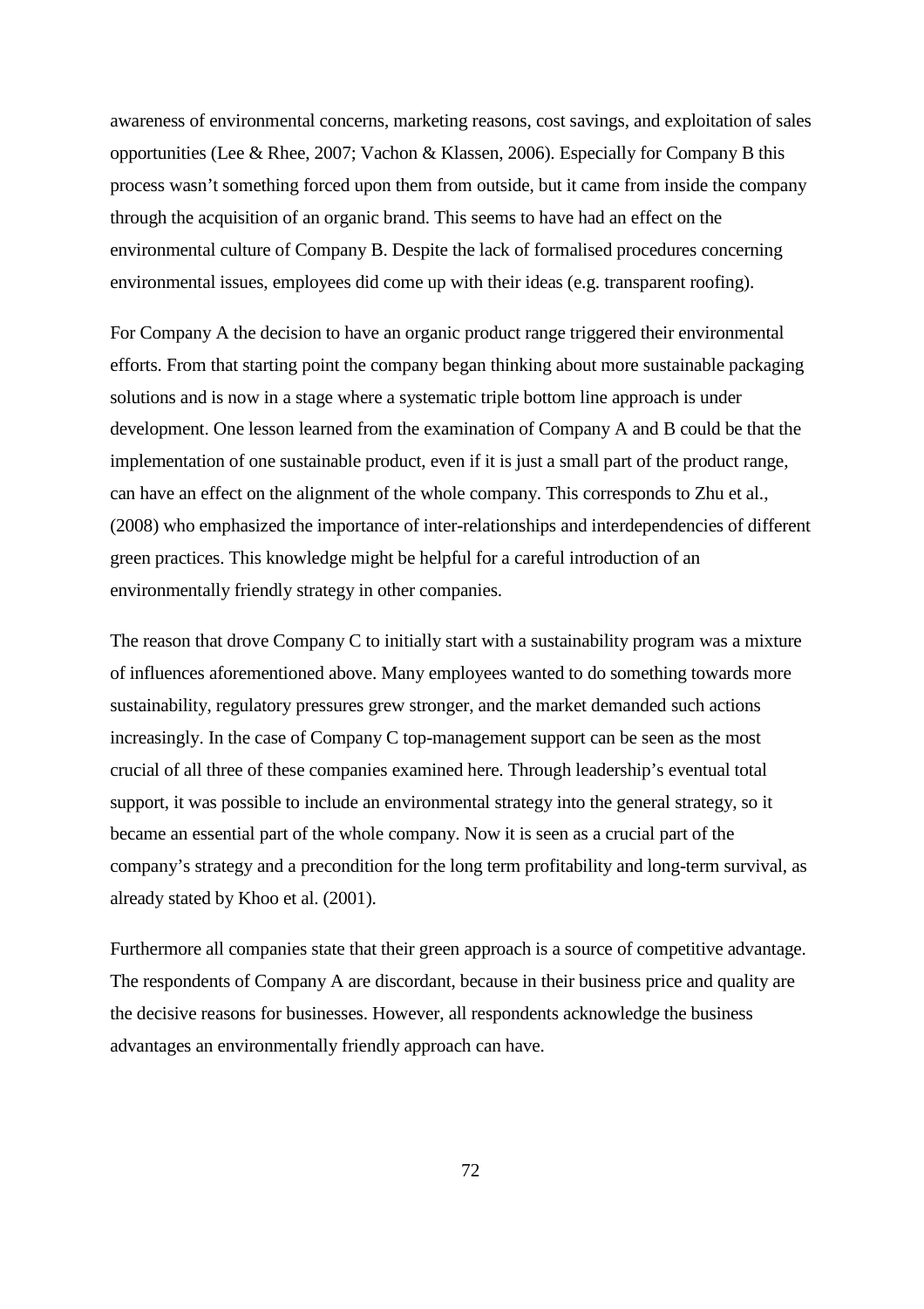awareness of environmental concerns, marketing reasons, cost savings, and exploitation of sales opportunities (Lee & Rhee, 2007; Vachon & Klassen, 2006). Especially for Company B this process wasn't something forced upon them from outside, but it came from inside the company through the acquisition of an organic brand. This seems to have had an effect on the environmental culture of Company B. Despite the lack of formalised procedures concerning environmental issues, employees did come up with their ideas (e.g. transparent roofing).

For Company A the decision to have an organic product range triggered their environmental efforts. From that starting point the company began thinking about more sustainable packaging solutions and is now in a stage where a systematic triple bottom line approach is under development. One lesson learned from the examination of Company A and B could be that the implementation of one sustainable product, even if it is just a small part of the product range, can have an effect on the alignment of the whole company. This corresponds to Zhu et al., (2008) who emphasized the importance of inter-relationships and interdependencies of different green practices. This knowledge might be helpful for a careful introduction of an environmentally friendly strategy in other companies.

The reason that drove Company C to initially start with a sustainability program was a mixture of influences aforementioned above. Many employees wanted to do something towards more sustainability, regulatory pressures grew stronger, and the market demanded such actions increasingly. In the case of Company C top-management support can be seen as the most crucial of all three of these companies examined here. Through leadership's eventual total support, it was possible to include an environmental strategy into the general strategy, so it became an essential part of the whole company. Now it is seen as a crucial part of the company's strategy and a precondition for the long term profitability and long-term survival, as already stated by Khoo et al. (2001).

Furthermore all companies state that their green approach is a source of competitive advantage. The respondents of Company A are discordant, because in their business price and quality are the decisive reasons for businesses. However, all respondents acknowledge the business advantages an environmentally friendly approach can have.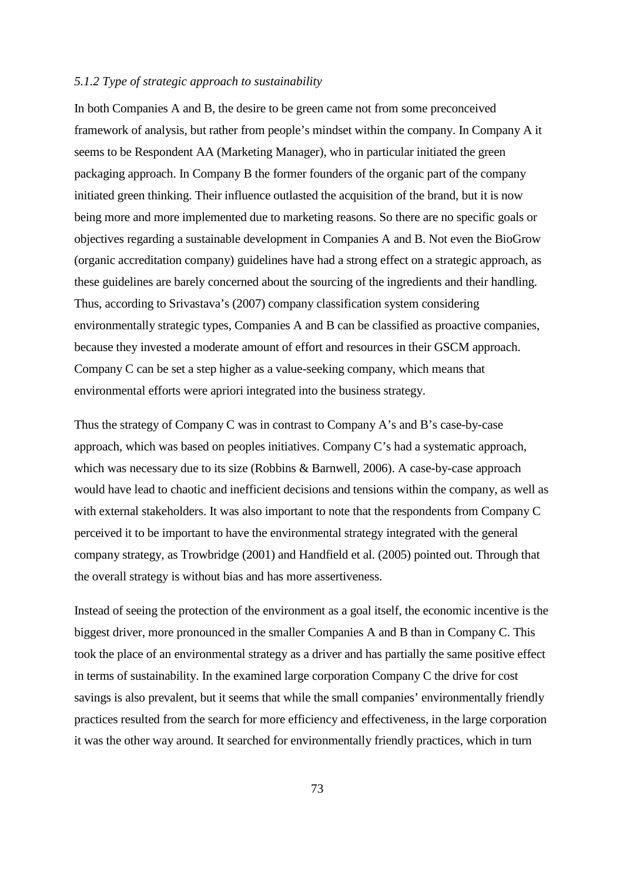### *5.1.2 Type of strategic approach to sustainability*

In both Companies A and B, the desire to be green came not from some preconceived framework of analysis, but rather from people's mindset within the company. In Company A it seems to be Respondent AA (Marketing Manager), who in particular initiated the green packaging approach. In Company B the former founders of the organic part of the company initiated green thinking. Their influence outlasted the acquisition of the brand, but it is now being more and more implemented due to marketing reasons. So there are no specific goals or objectives regarding a sustainable development in Companies A and B. Not even the BioGrow (organic accreditation company) guidelines have had a strong effect on a strategic approach, as these guidelines are barely concerned about the sourcing of the ingredients and their handling. Thus, according to Srivastava's (2007) company classification system considering environmentally strategic types, Companies A and B can be classified as proactive companies, because they invested a moderate amount of effort and resources in their GSCM approach. Company C can be set a step higher as a value-seeking company, which means that environmental efforts were apriori integrated into the business strategy.

Thus the strategy of Company C was in contrast to Company A's and B's case-by-case approach, which was based on peoples initiatives. Company C's had a systematic approach, which was necessary due to its size (Robbins & Barnwell, 2006). A case-by-case approach would have lead to chaotic and inefficient decisions and tensions within the company, as well as with external stakeholders. It was also important to note that the respondents from Company C perceived it to be important to have the environmental strategy integrated with the general company strategy, as Trowbridge (2001) and Handfield et al. (2005) pointed out. Through that the overall strategy is without bias and has more assertiveness.

Instead of seeing the protection of the environment as a goal itself, the economic incentive is the biggest driver, more pronounced in the smaller Companies A and B than in Company C. This took the place of an environmental strategy as a driver and has partially the same positive effect in terms of sustainability. In the examined large corporation Company C the drive for cost savings is also prevalent, but it seems that while the small companies' environmentally friendly practices resulted from the search for more efficiency and effectiveness, in the large corporation it was the other way around. It searched for environmentally friendly practices, which in turn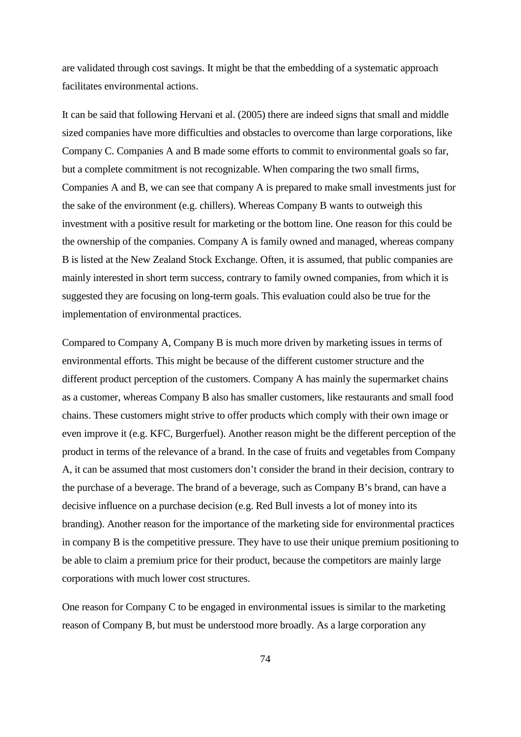are validated through cost savings. It might be that the embedding of a systematic approach facilitates environmental actions.

It can be said that following Hervani et al. (2005) there are indeed signs that small and middle sized companies have more difficulties and obstacles to overcome than large corporations, like Company C. Companies A and B made some efforts to commit to environmental goals so far, but a complete commitment is not recognizable. When comparing the two small firms, Companies A and B, we can see that company A is prepared to make small investments just for the sake of the environment (e.g. chillers). Whereas Company B wants to outweigh this investment with a positive result for marketing or the bottom line. One reason for this could be the ownership of the companies. Company A is family owned and managed, whereas company B is listed at the New Zealand Stock Exchange. Often, it is assumed, that public companies are mainly interested in short term success, contrary to family owned companies, from which it is suggested they are focusing on long-term goals. This evaluation could also be true for the implementation of environmental practices.

Compared to Company A, Company B is much more driven by marketing issues in terms of environmental efforts. This might be because of the different customer structure and the different product perception of the customers. Company A has mainly the supermarket chains as a customer, whereas Company B also has smaller customers, like restaurants and small food chains. These customers might strive to offer products which comply with their own image or even improve it (e.g. KFC, Burgerfuel). Another reason might be the different perception of the product in terms of the relevance of a brand. In the case of fruits and vegetables from Company A, it can be assumed that most customers don't consider the brand in their decision, contrary to the purchase of a beverage. The brand of a beverage, such as Company B's brand, can have a decisive influence on a purchase decision (e.g. Red Bull invests a lot of money into its branding). Another reason for the importance of the marketing side for environmental practices in company B is the competitive pressure. They have to use their unique premium positioning to be able to claim a premium price for their product, because the competitors are mainly large corporations with much lower cost structures.

One reason for Company C to be engaged in environmental issues is similar to the marketing reason of Company B, but must be understood more broadly. As a large corporation any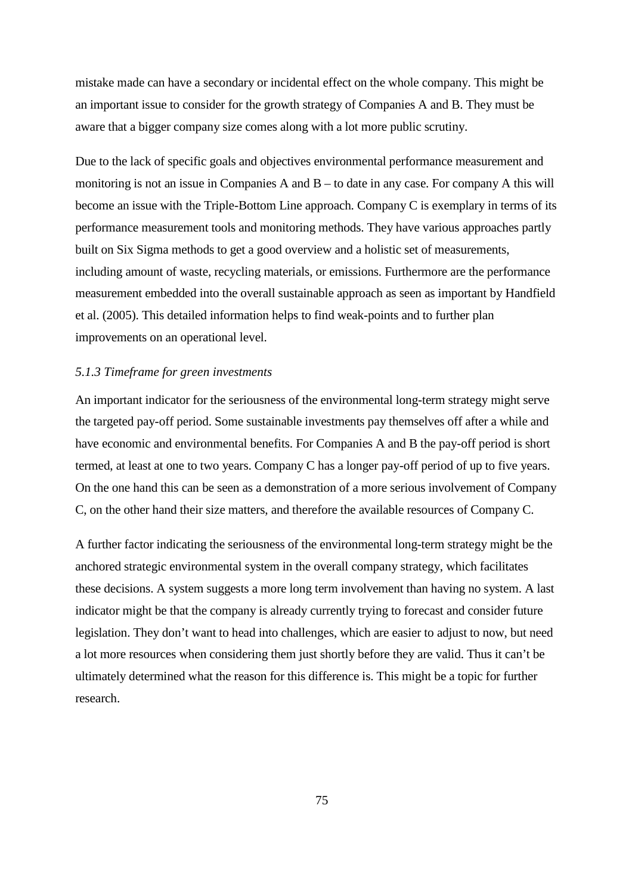mistake made can have a secondary or incidental effect on the whole company. This might be an important issue to consider for the growth strategy of Companies A and B. They must be aware that a bigger company size comes along with a lot more public scrutiny.

Due to the lack of specific goals and objectives environmental performance measurement and monitoring is not an issue in Companies A and B – to date in any case. For company A this will become an issue with the Triple-Bottom Line approach. Company C is exemplary in terms of its performance measurement tools and monitoring methods. They have various approaches partly built on Six Sigma methods to get a good overview and a holistic set of measurements, including amount of waste, recycling materials, or emissions. Furthermore are the performance measurement embedded into the overall sustainable approach as seen as important by Handfield et al. (2005). This detailed information helps to find weak-points and to further plan improvements on an operational level.

### *5.1.3 Timeframe for green investments*

An important indicator for the seriousness of the environmental long-term strategy might serve the targeted pay-off period. Some sustainable investments pay themselves off after a while and have economic and environmental benefits. For Companies A and B the pay-off period is short termed, at least at one to two years. Company C has a longer pay-off period of up to five years. On the one hand this can be seen as a demonstration of a more serious involvement of Company C, on the other hand their size matters, and therefore the available resources of Company C.

A further factor indicating the seriousness of the environmental long-term strategy might be the anchored strategic environmental system in the overall company strategy, which facilitates these decisions. A system suggests a more long term involvement than having no system. A last indicator might be that the company is already currently trying to forecast and consider future legislation. They don't want to head into challenges, which are easier to adjust to now, but need a lot more resources when considering them just shortly before they are valid. Thus it can't be ultimately determined what the reason for this difference is. This might be a topic for further research.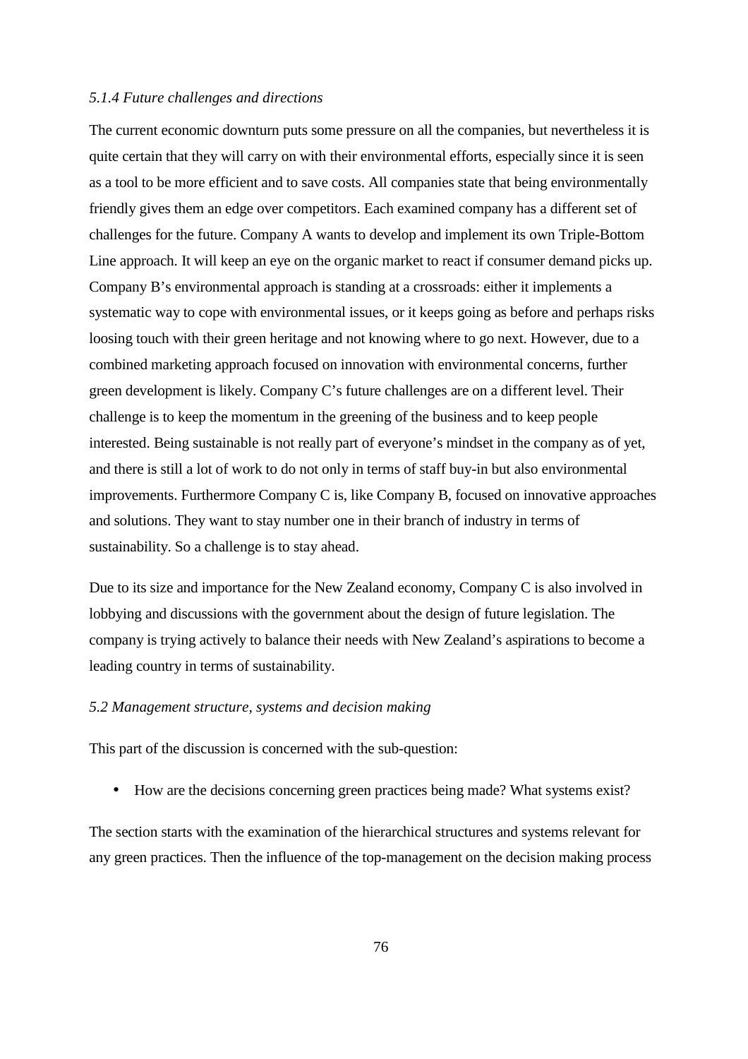*5.1.4 Future challenges and directions*

The current economic downturn puts some pressure on all the companies, but nevertheless it is quite certain that they will carry on with their environmental efforts, especially since it is seen as a tool to be more efficient and to save costs. All companies state that being environmentally friendly gives them an edge over competitors. Each examined company has a different set of challenges for the future. Company A wants to develop and implement its own Triple-Bottom Line approach. It will keep an eye on the organic market to react if consumer demand picks up. Company B's environmental approach is standing at a crossroads: either it implements a systematic way to cope with environmental issues, or it keeps going as before and perhaps risks loosing touch with their green heritage and not knowing where to go next. However, due to a combined marketing approach focused on innovation with environmental concerns, further green development is likely. Company C's future challenges are on a different level. Their challenge is to keep the momentum in the greening of the business and to keep people interested. Being sustainable is not really part of everyone's mindset in the company as of yet, and there is still a lot of work to do not only in terms of staff buy-in but also environmental improvements. Furthermore Company C is, like Company B, focused on innovative approaches and solutions. They want to stay number one in their branch of industry in terms of sustainability. So a challenge is to stay ahead.

Due to its size and importance for the New Zealand economy, Company C is also involved in lobbying and discussions with the government about the design of future legislation. The company is trying actively to balance their needs with New Zealand's aspirations to become a leading country in terms of sustainability.

*5.2 Management structure, systems and decision making*

This part of the discussion is concerned with the sub-question:

- How are the decisions concerning green practices being made? What systems exist?

The section starts with the examination of the hierarchical structures and systems relevant for any green practices. Then the influence of the top-management on the decision making process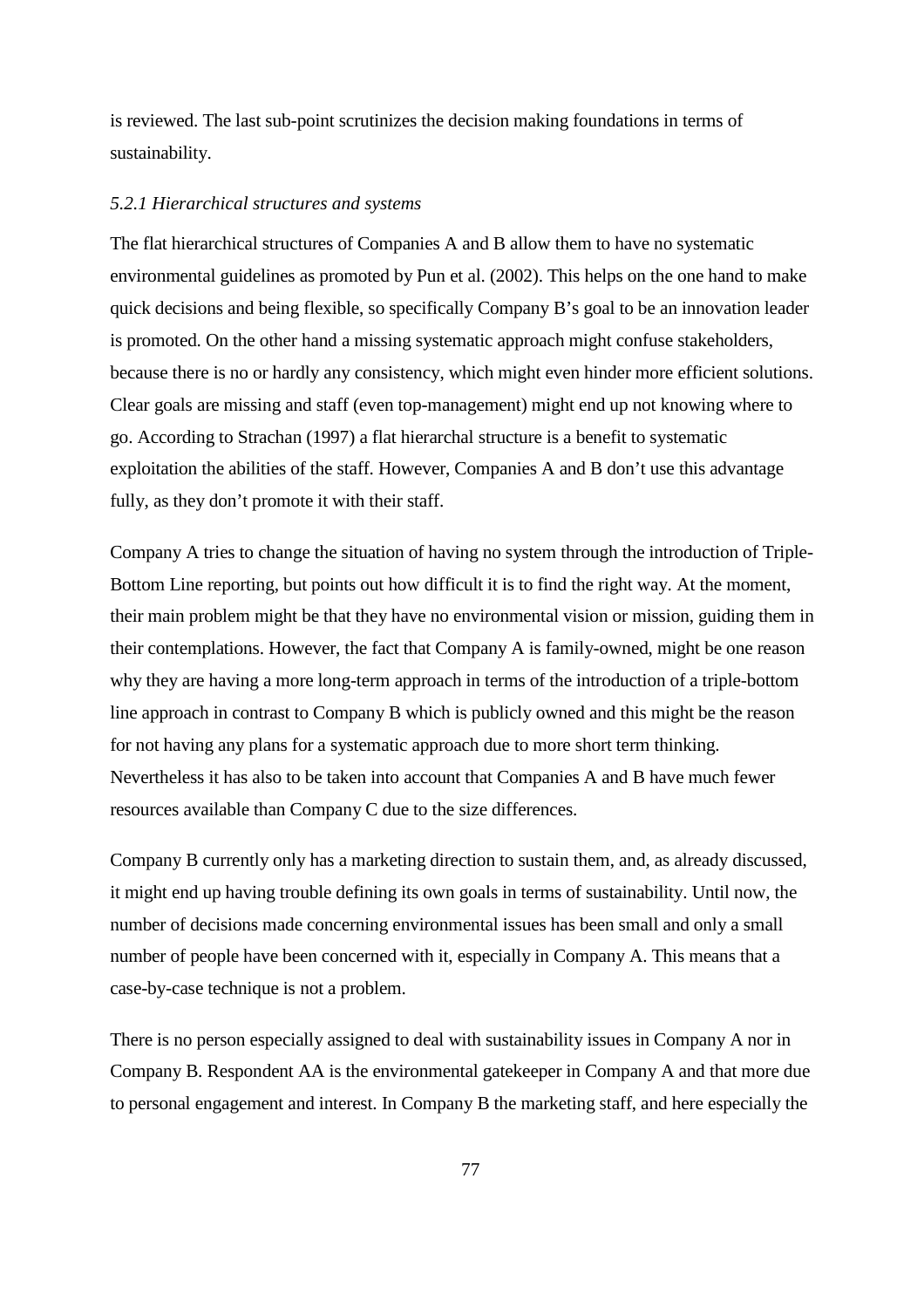is reviewed. The last sub-point scrutinizes the decision making foundations in terms of sustainability.

### *5.2.1 Hierarchical structures and systems*

The flat hierarchical structures of Companies A and B allow them to have no systematic environmental guidelines as promoted by Pun et al. (2002). This helps on the one hand to make quick decisions and being flexible, so specifically Company B's goal to be an innovation leader is promoted. On the other hand a missing systematic approach might confuse stakeholders, because there is no or hardly any consistency, which might even hinder more efficient solutions. Clear goals are missing and staff (even top-management) might end up not knowing where to go. According to Strachan (1997) a flat hierarchal structure is a benefit to systematic exploitation the abilities of the staff. However, Companies A and B don't use this advantage fully, as they don't promote it with their staff.

Company A tries to change the situation of having no system through the introduction of Triple-Bottom Line reporting, but points out how difficult it is to find the right way. At the moment, their main problem might be that they have no environmental vision or mission, guiding them in their contemplations. However, the fact that Company A is family-owned, might be one reason why they are having a more long-term approach in terms of the introduction of a triple-bottom line approach in contrast to Company B which is publicly owned and this might be the reason for not having any plans for a systematic approach due to more short term thinking. Nevertheless it has also to be taken into account that Companies A and B have much fewer resources available than Company C due to the size differences.

Company B currently only has a marketing direction to sustain them, and, as already discussed, it might end up having trouble defining its own goals in terms of sustainability. Until now, the number of decisions made concerning environmental issues has been small and only a small number of people have been concerned with it, especially in Company A. This means that a case-by-case technique is not a problem.

There is no person especially assigned to deal with sustainability issues in Company A nor in Company B. Respondent AA is the environmental gatekeeper in Company A and that more due to personal engagement and interest. In Company B the marketing staff, and here especially the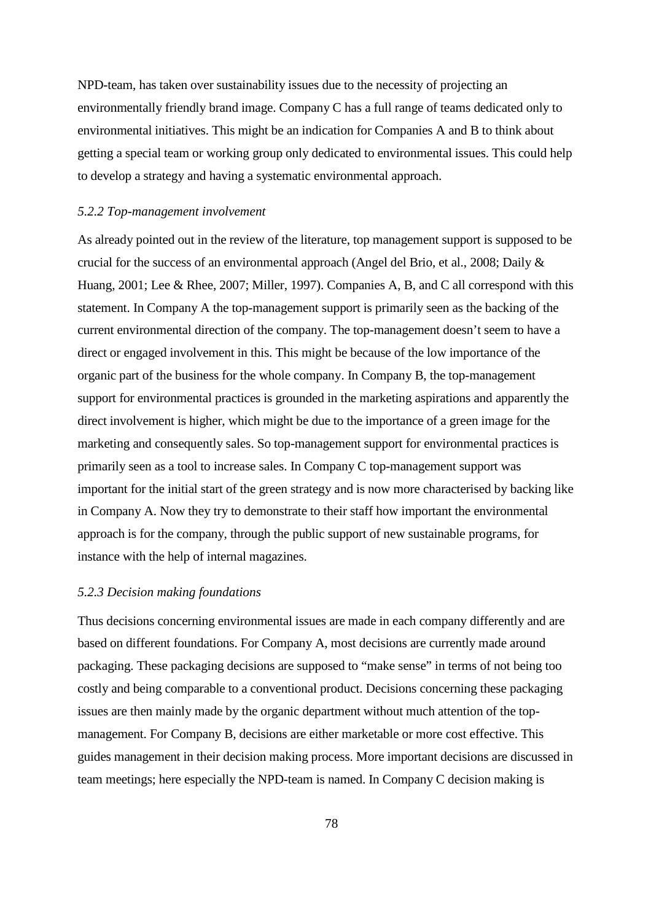NPD-team, has taken over sustainability issues due to the necessity of projecting an environmentally friendly brand image. Company C has a full range of teams dedicated only to environmental initiatives. This might be an indication for Companies A and B to think about getting a special team or working group only dedicated to environmental issues. This could help to develop a strategy and having a systematic environmental approach.

### *5.2.2 Top-management involvement*

As already pointed out in the review of the literature, top management support is supposed to be crucial for the success of an environmental approach (Angel del Brio, et al., 2008; Daily & Huang, 2001; Lee & Rhee, 2007; Miller, 1997). Companies A, B, and C all correspond with this statement. In Company A the top-management support is primarily seen as the backing of the current environmental direction of the company. The top-management doesn't seem to have a direct or engaged involvement in this. This might be because of the low importance of the organic part of the business for the whole company. In Company B, the top-management support for environmental practices is grounded in the marketing aspirations and apparently the direct involvement is higher, which might be due to the importance of a green image for the marketing and consequently sales. So top-management support for environmental practices is primarily seen as a tool to increase sales. In Company C top-management support was important for the initial start of the green strategy and is now more characterised by backing like in Company A. Now they try to demonstrate to their staff how important the environmental approach is for the company, through the public support of new sustainable programs, for instance with the help of internal magazines.

### *5.2.3 Decision making foundations*

Thus decisions concerning environmental issues are made in each company differently and are based on different foundations. For Company A, most decisions are currently made around packaging. These packaging decisions are supposed to "make sense" in terms of not being too costly and being comparable to a conventional product. Decisions concerning these packaging issues are then mainly made by the organic department without much attention of the top-management. For Company B, decisions are either marketable or more cost effective. This guides management in their decision making process. More important decisions are discussed in team meetings; here especially the NPD-team is named. In Company C decision making is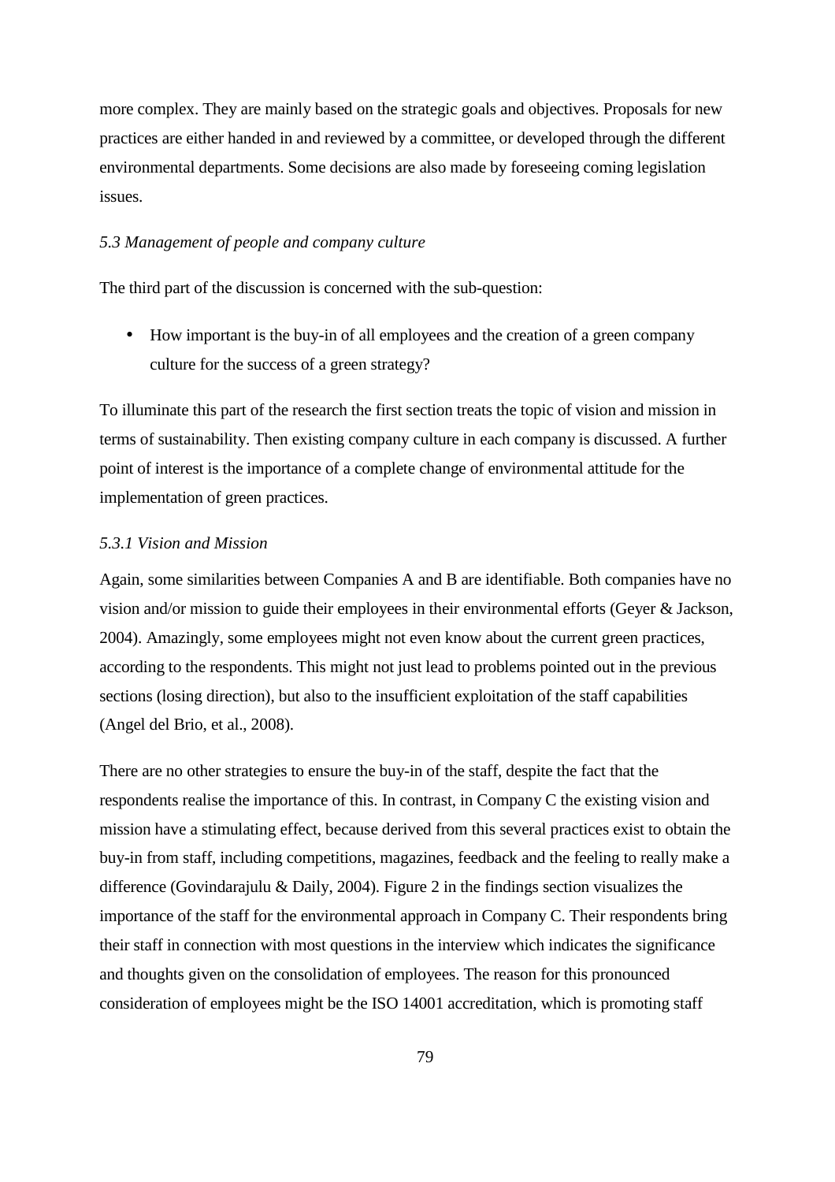more complex. They are mainly based on the strategic goals and objectives. Proposals for new practices are either handed in and reviewed by a committee, or developed through the different environmental departments. Some decisions are also made by foreseeing coming legislation issues.

### *5.3 Management of people and company culture*

The third part of the discussion is concerned with the sub-question:

- How important is the buy-in of all employees and the creation of a green company culture for the success of a green strategy?

To illuminate this part of the research the first section treats the topic of vision and mission in terms of sustainability. Then existing company culture in each company is discussed. A further point of interest is the importance of a complete change of environmental attitude for the implementation of green practices.

#### *5.3.1 Vision and Mission*

Again, some similarities between Companies A and B are identifiable. Both companies have no vision and/or mission to guide their employees in their environmental efforts (Geyer & Jackson, 2004). Amazingly, some employees might not even know about the current green practices, according to the respondents. This might not just lead to problems pointed out in the previous sections (losing direction), but also to the insufficient exploitation of the staff capabilities (Angel del Brio, et al., 2008).

There are no other strategies to ensure the buy-in of the staff, despite the fact that the respondents realise the importance of this. In contrast, in Company C the existing vision and mission have a stimulating effect, because derived from this several practices exist to obtain the buy-in from staff, including competitions, magazines, feedback and the feeling to really make a difference (Govindarajulu & Daily, 2004). Figure 2 in the findings section visualizes the importance of the staff for the environmental approach in Company C. Their respondents bring their staff in connection with most questions in the interview which indicates the significance and thoughts given on the consolidation of employees. The reason for this pronounced consideration of employees might be the ISO 14001 accreditation, which is promoting staff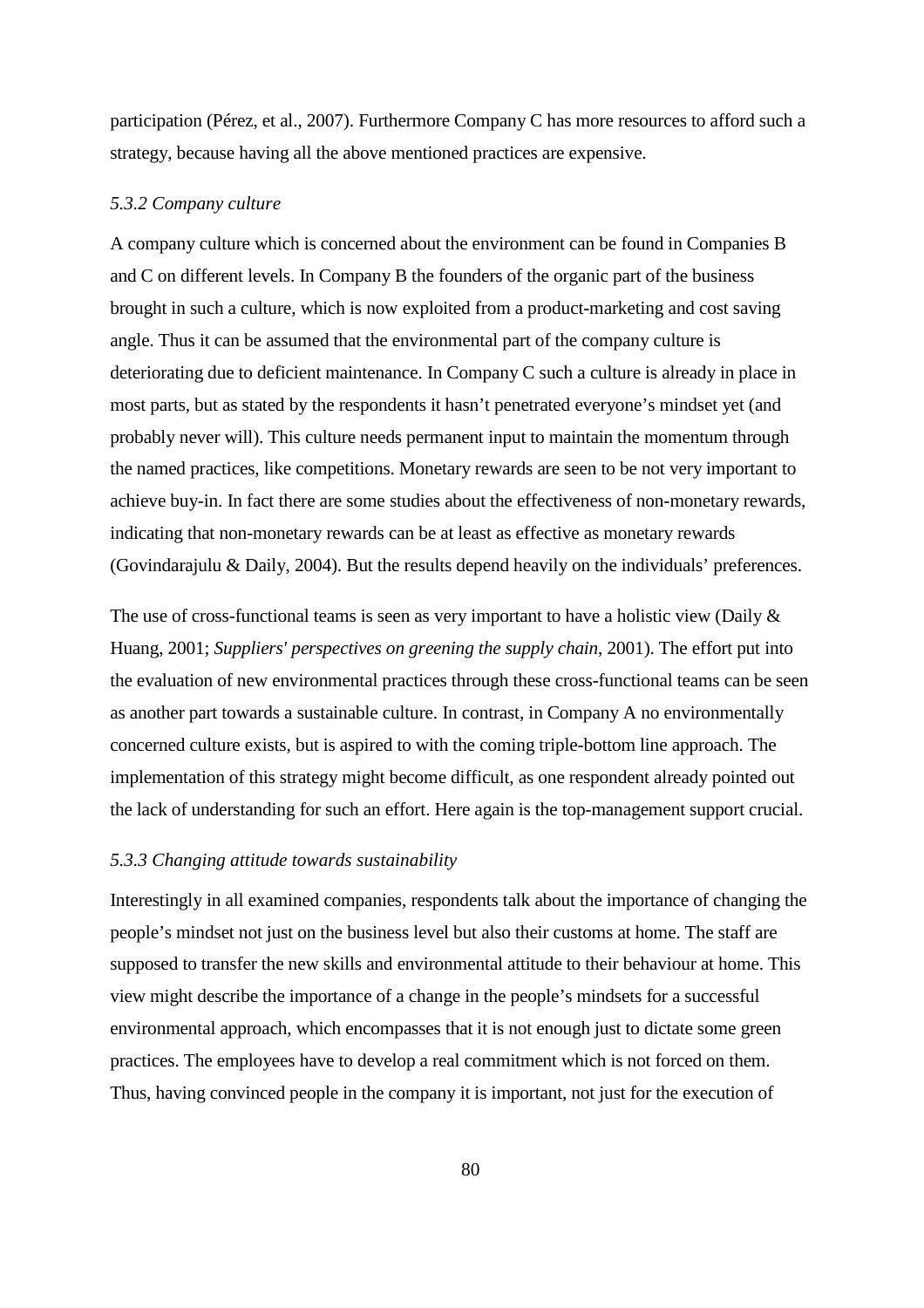participation (Pérez, et al., 2007). Furthermore Company C has more resources to afford such a strategy, because having all the above mentioned practices are expensive.

### *5.3.2 Company culture*

A company culture which is concerned about the environment can be found in Companies B and C on different levels. In Company B the founders of the organic part of the business brought in such a culture, which is now exploited from a product-marketing and cost saving angle. Thus it can be assumed that the environmental part of the company culture is deteriorating due to deficient maintenance. In Company C such a culture is already in place in most parts, but as stated by the respondents it hasn't penetrated everyone's mindset yet (and probably never will). This culture needs permanent input to maintain the momentum through the named practices, like competitions. Monetary rewards are seen to be not very important to achieve buy-in. In fact there are some studies about the effectiveness of non-monetary rewards, indicating that non-monetary rewards can be at least as effective as monetary rewards (Govindarajulu & Daily, 2004). But the results depend heavily on the individuals' preferences.

The use of cross-functional teams is seen as very important to have a holistic view (Daily & Huang, 2001; *Suppliers' perspectives on greening the supply chain*, 2001). The effort put into the evaluation of new environmental practices through these cross-functional teams can be seen as another part towards a sustainable culture. In contrast, in Company A no environmentally concerned culture exists, but is aspired to with the coming triple-bottom line approach. The implementation of this strategy might become difficult, as one respondent already pointed out the lack of understanding for such an effort. Here again is the top-management support crucial.

### *5.3.3 Changing attitude towards sustainability*

Interestingly in all examined companies, respondents talk about the importance of changing the people's mindset not just on the business level but also their customs at home. The staff are supposed to transfer the new skills and environmental attitude to their behaviour at home. This view might describe the importance of a change in the people's mindsets for a successful environmental approach, which encompasses that it is not enough just to dictate some green practices. The employees have to develop a real commitment which is not forced on them. Thus, having convinced people in the company it is important, not just for the execution of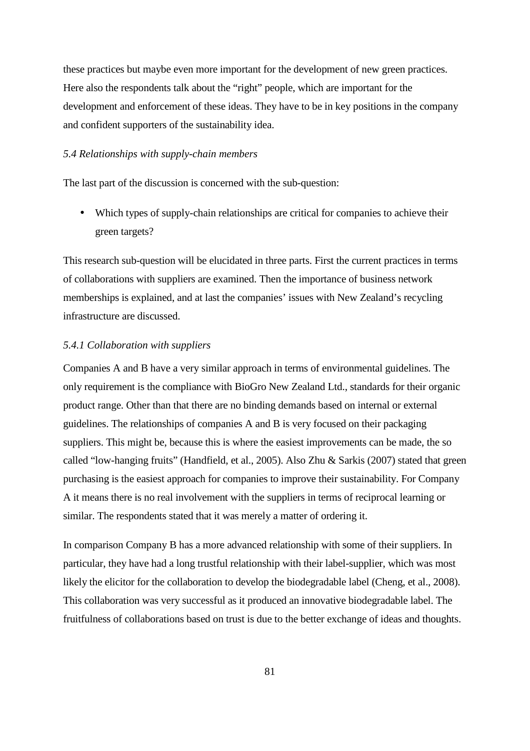these practices but maybe even more important for the development of new green practices. Here also the respondents talk about the "right" people, which are important for the development and enforcement of these ideas. They have to be in key positions in the company and confident supporters of the sustainability idea.

### *5.4 Relationships with supply-chain members*

The last part of the discussion is concerned with the sub-question:

- Which types of supply-chain relationships are critical for companies to achieve their green targets?

This research sub-question will be elucidated in three parts. First the current practices in terms of collaborations with suppliers are examined. Then the importance of business network memberships is explained, and at last the companies' issues with New Zealand's recycling infrastructure are discussed.

#### *5.4.1 Collaboration with suppliers*

Companies A and B have a very similar approach in terms of environmental guidelines. The only requirement is the compliance with BioGro New Zealand Ltd., standards for their organic product range. Other than that there are no binding demands based on internal or external guidelines. The relationships of companies A and B is very focused on their packaging suppliers. This might be, because this is where the easiest improvements can be made, the so called "low-hanging fruits" (Handfield, et al., 2005). Also Zhu & Sarkis (2007) stated that green purchasing is the easiest approach for companies to improve their sustainability. For Company A it means there is no real involvement with the suppliers in terms of reciprocal learning or similar. The respondents stated that it was merely a matter of ordering it.

In comparison Company B has a more advanced relationship with some of their suppliers. In particular, they have had a long trustful relationship with their label-supplier, which was most likely the elicitor for the collaboration to develop the biodegradable label (Cheng, et al., 2008). This collaboration was very successful as it produced an innovative biodegradable label. The fruitfulness of collaborations based on trust is due to the better exchange of ideas and thoughts.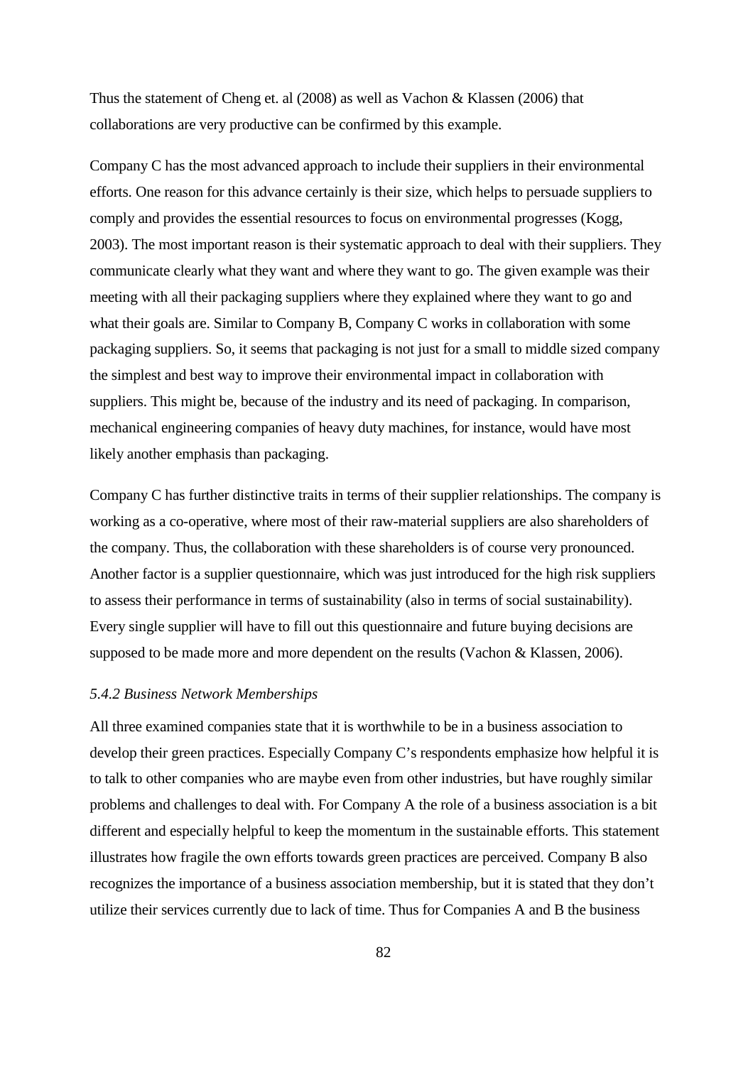Thus the statement of Cheng et. al (2008) as well as Vachon & Klassen (2006) that collaborations are very productive can be confirmed by this example.

Company C has the most advanced approach to include their suppliers in their environmental efforts. One reason for this advance certainly is their size, which helps to persuade suppliers to comply and provides the essential resources to focus on environmental progresses (Kogg, 2003). The most important reason is their systematic approach to deal with their suppliers. They communicate clearly what they want and where they want to go. The given example was their meeting with all their packaging suppliers where they explained where they want to go and what their goals are. Similar to Company B, Company C works in collaboration with some packaging suppliers. So, it seems that packaging is not just for a small to middle sized company the simplest and best way to improve their environmental impact in collaboration with suppliers. This might be, because of the industry and its need of packaging. In comparison, mechanical engineering companies of heavy duty machines, for instance, would have most likely another emphasis than packaging.

Company C has further distinctive traits in terms of their supplier relationships. The company is working as a co-operative, where most of their raw-material suppliers are also shareholders of the company. Thus, the collaboration with these shareholders is of course very pronounced. Another factor is a supplier questionnaire, which was just introduced for the high risk suppliers to assess their performance in terms of sustainability (also in terms of social sustainability). Every single supplier will have to fill out this questionnaire and future buying decisions are supposed to be made more and more dependent on the results (Vachon & Klassen, 2006).

### *5.4.2 Business Network Memberships*

All three examined companies state that it is worthwhile to be in a business association to develop their green practices. Especially Company C's respondents emphasize how helpful it is to talk to other companies who are maybe even from other industries, but have roughly similar problems and challenges to deal with. For Company A the role of a business association is a bit different and especially helpful to keep the momentum in the sustainable efforts. This statement illustrates how fragile the own efforts towards green practices are perceived. Company B also recognizes the importance of a business association membership, but it is stated that they don't utilize their services currently due to lack of time. Thus for Companies A and B the business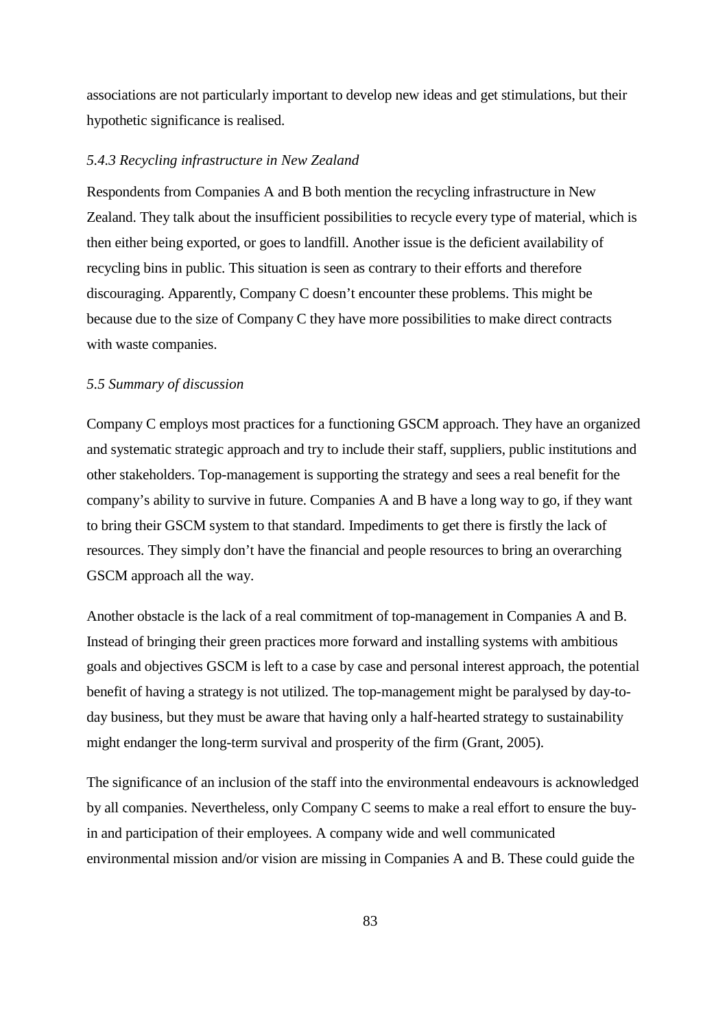associations are not particularly important to develop new ideas and get stimulations, but their hypothetic significance is realised.

### *5.4.3 Recycling infrastructure in New Zealand*

Respondents from Companies A and B both mention the recycling infrastructure in New Zealand. They talk about the insufficient possibilities to recycle every type of material, which is then either being exported, or goes to landfill. Another issue is the deficient availability of recycling bins in public. This situation is seen as contrary to their efforts and therefore discouraging. Apparently, Company C doesn't encounter these problems. This might be because due to the size of Company C they have more possibilities to make direct contracts with waste companies.

## *5.5 Summary of discussion*

Company C employs most practices for a functioning GSCM approach. They have an organized and systematic strategic approach and try to include their staff, suppliers, public institutions and other stakeholders. Top-management is supporting the strategy and sees a real benefit for the company's ability to survive in future. Companies A and B have a long way to go, if they want to bring their GSCM system to that standard. Impediments to get there is firstly the lack of resources. They simply don't have the financial and people resources to bring an overarching GSCM approach all the way.

Another obstacle is the lack of a real commitment of top-management in Companies A and B. Instead of bringing their green practices more forward and installing systems with ambitious goals and objectives GSCM is left to a case by case and personal interest approach, the potential benefit of having a strategy is not utilized. The top-management might be paralysed by day-to-day business, but they must be aware that having only a half-hearted strategy to sustainability might endanger the long-term survival and prosperity of the firm (Grant, 2005).

The significance of an inclusion of the staff into the environmental endeavours is acknowledged by all companies. Nevertheless, only Company C seems to make a real effort to ensure the buy-in and participation of their employees. A company wide and well communicated environmental mission and/or vision are missing in Companies A and B. These could guide the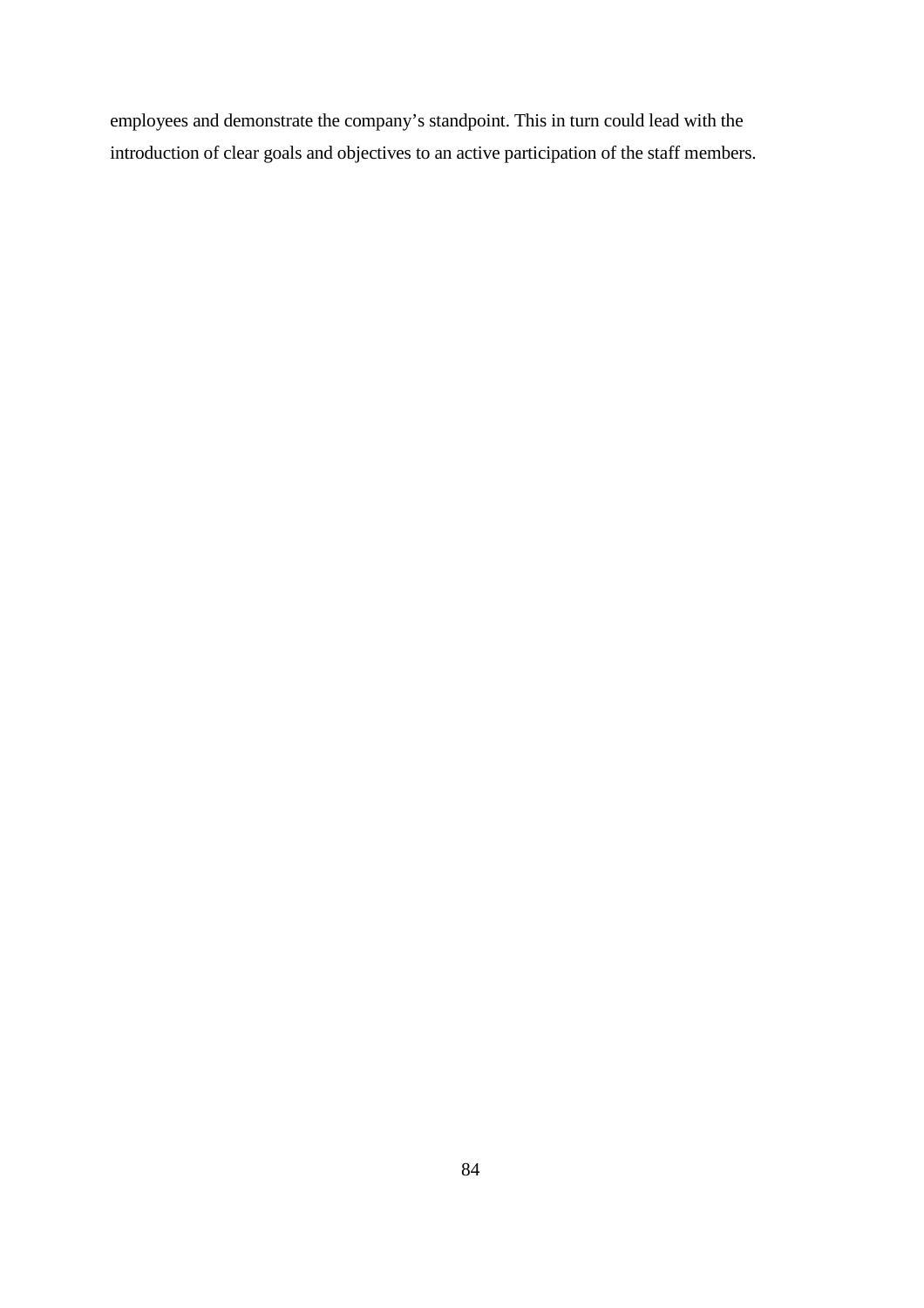employees and demonstrate the company's standpoint. This in turn could lead with the introduction of clear goals and objectives to an active participation of the staff members.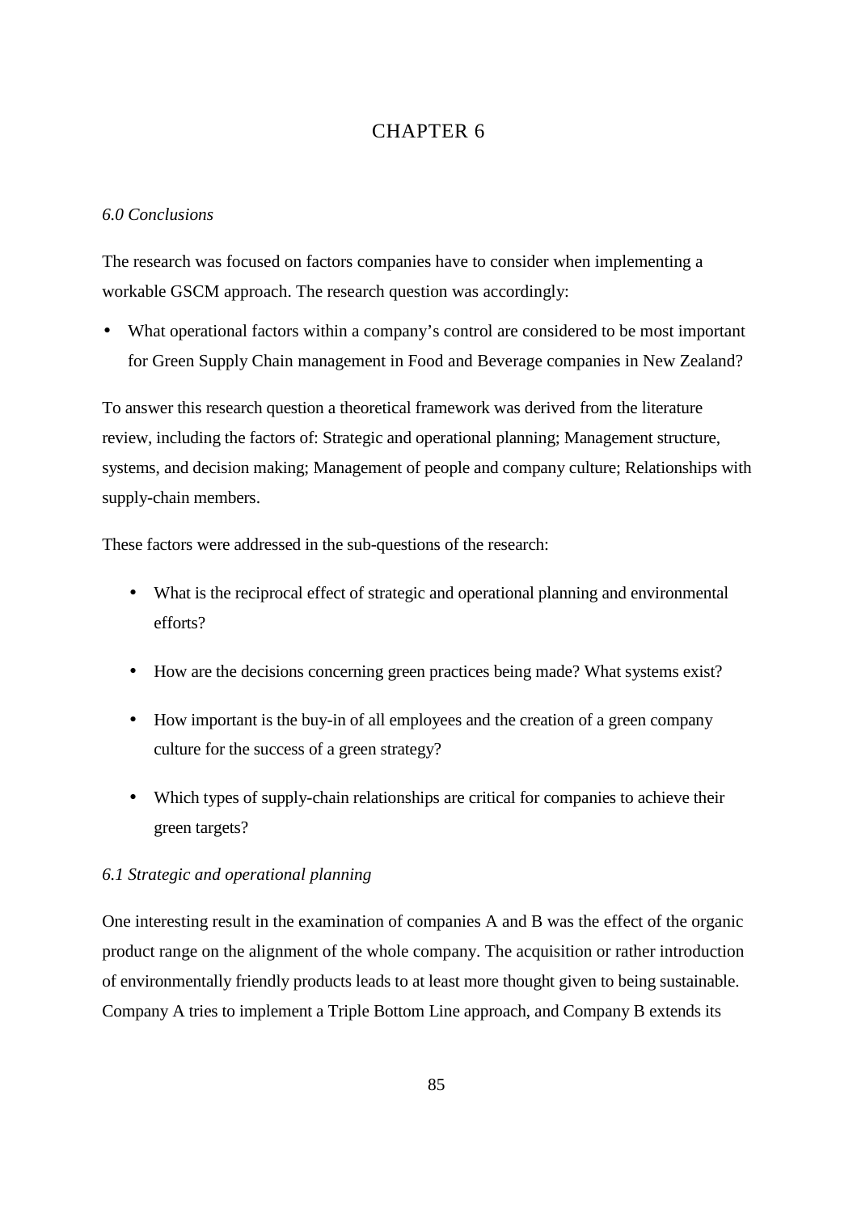# CHAPTER 6

*6.0 Conclusions*

The research was focused on factors companies have to consider when implementing a workable GSCM approach. The research question was accordingly:

- What operational factors within a company's control are considered to be most important for Green Supply Chain management in Food and Beverage companies in New Zealand?

To answer this research question a theoretical framework was derived from the literature review, including the factors of: Strategic and operational planning; Management structure, systems, and decision making; Management of people and company culture; Relationships with supply-chain members.

These factors were addressed in the sub-questions of the research:

- What is the reciprocal effect of strategic and operational planning and environmental efforts?
- How are the decisions concerning green practices being made? What systems exist?
- How important is the buy-in of all employees and the creation of a green company culture for the success of a green strategy?
- Which types of supply-chain relationships are critical for companies to achieve their green targets?

*6.1 Strategic and operational planning*

One interesting result in the examination of companies A and B was the effect of the organic product range on the alignment of the whole company. The acquisition or rather introduction of environmentally friendly products leads to at least more thought given to being sustainable. Company A tries to implement a Triple Bottom Line approach, and Company B extends its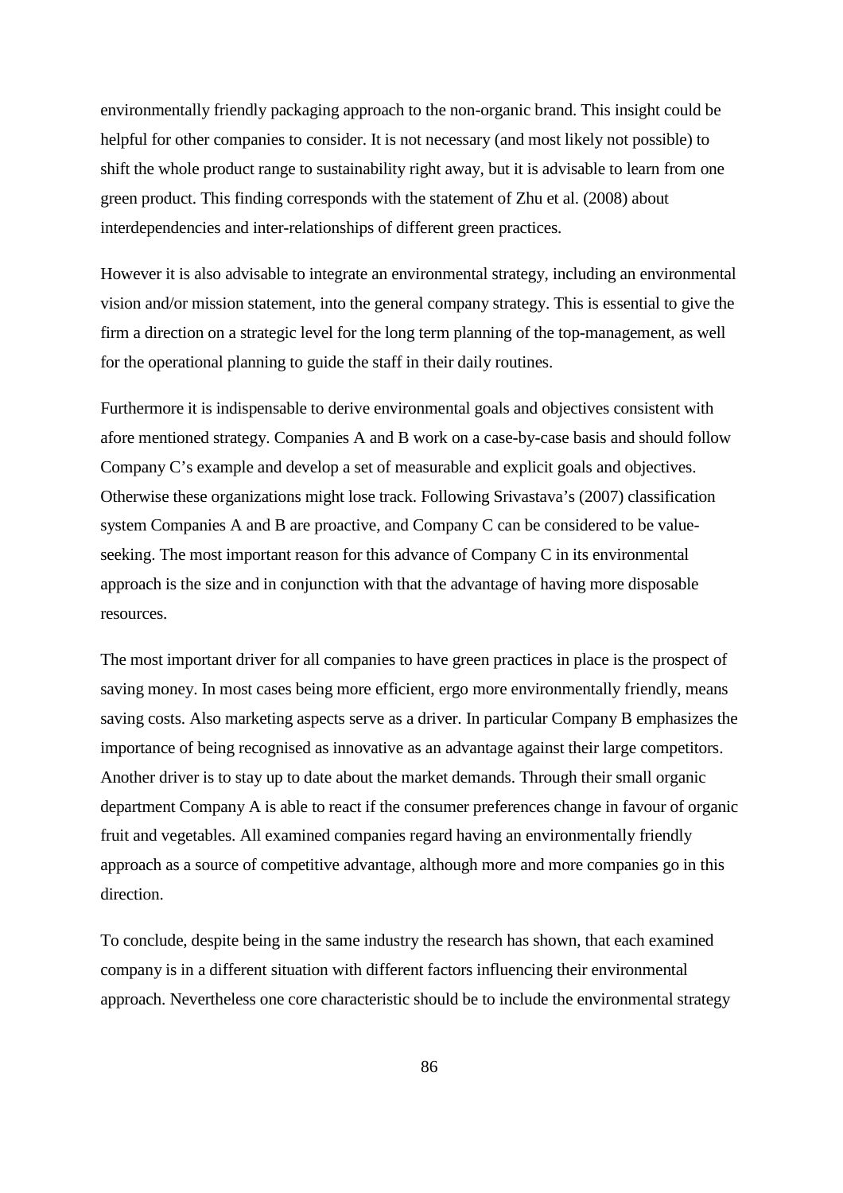environmentally friendly packaging approach to the non-organic brand. This insight could be helpful for other companies to consider. It is not necessary (and most likely not possible) to shift the whole product range to sustainability right away, but it is advisable to learn from one green product. This finding corresponds with the statement of Zhu et al. (2008) about interdependencies and inter-relationships of different green practices.

However it is also advisable to integrate an environmental strategy, including an environmental vision and/or mission statement, into the general company strategy. This is essential to give the firm a direction on a strategic level for the long term planning of the top-management, as well for the operational planning to guide the staff in their daily routines.

Furthermore it is indispensable to derive environmental goals and objectives consistent with afore mentioned strategy. Companies A and B work on a case-by-case basis and should follow Company C's example and develop a set of measurable and explicit goals and objectives. Otherwise these organizations might lose track. Following Srivastava's (2007) classification system Companies A and B are proactive, and Company C can be considered to be value-seeking. The most important reason for this advance of Company C in its environmental approach is the size and in conjunction with that the advantage of having more disposable resources.

The most important driver for all companies to have green practices in place is the prospect of saving money. In most cases being more efficient, ergo more environmentally friendly, means saving costs. Also marketing aspects serve as a driver. In particular Company B emphasizes the importance of being recognised as innovative as an advantage against their large competitors. Another driver is to stay up to date about the market demands. Through their small organic department Company A is able to react if the consumer preferences change in favour of organic fruit and vegetables. All examined companies regard having an environmentally friendly approach as a source of competitive advantage, although more and more companies go in this direction.

To conclude, despite being in the same industry the research has shown, that each examined company is in a different situation with different factors influencing their environmental approach. Nevertheless one core characteristic should be to include the environmental strategy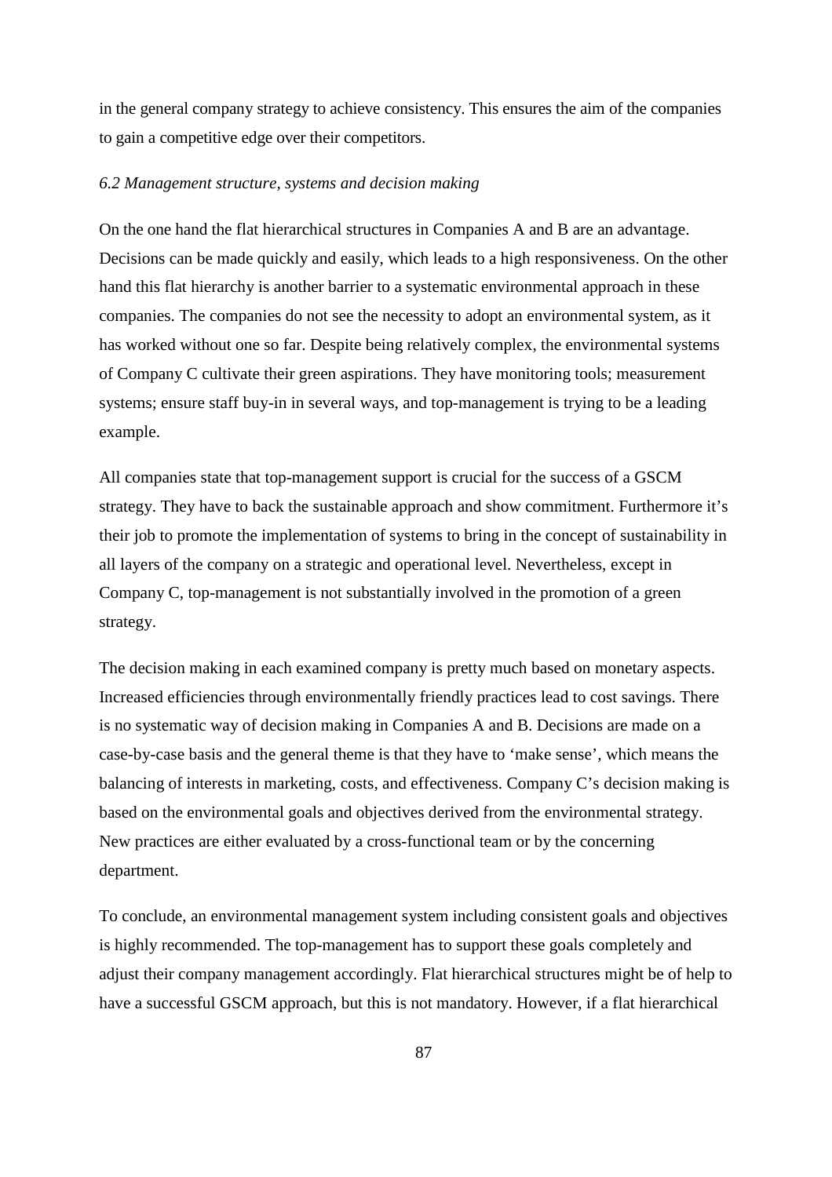in the general company strategy to achieve consistency. This ensures the aim of the companies to gain a competitive edge over their competitors.

### *6.2 Management structure, systems and decision making*

On the one hand the flat hierarchical structures in Companies A and B are an advantage. Decisions can be made quickly and easily, which leads to a high responsiveness. On the other hand this flat hierarchy is another barrier to a systematic environmental approach in these companies. The companies do not see the necessity to adopt an environmental system, as it has worked without one so far. Despite being relatively complex, the environmental systems of Company C cultivate their green aspirations. They have monitoring tools; measurement systems; ensure staff buy-in in several ways, and top-management is trying to be a leading example.

All companies state that top-management support is crucial for the success of a GSCM strategy. They have to back the sustainable approach and show commitment. Furthermore it's their job to promote the implementation of systems to bring in the concept of sustainability in all layers of the company on a strategic and operational level. Nevertheless, except in Company C, top-management is not substantially involved in the promotion of a green strategy.

The decision making in each examined company is pretty much based on monetary aspects. Increased efficiencies through environmentally friendly practices lead to cost savings. There is no systematic way of decision making in Companies A and B. Decisions are made on a case-by-case basis and the general theme is that they have to 'make sense', which means the balancing of interests in marketing, costs, and effectiveness. Company C's decision making is based on the environmental goals and objectives derived from the environmental strategy. New practices are either evaluated by a cross-functional team or by the concerning department.

To conclude, an environmental management system including consistent goals and objectives is highly recommended. The top-management has to support these goals completely and adjust their company management accordingly. Flat hierarchical structures might be of help to have a successful GSCM approach, but this is not mandatory. However, if a flat hierarchical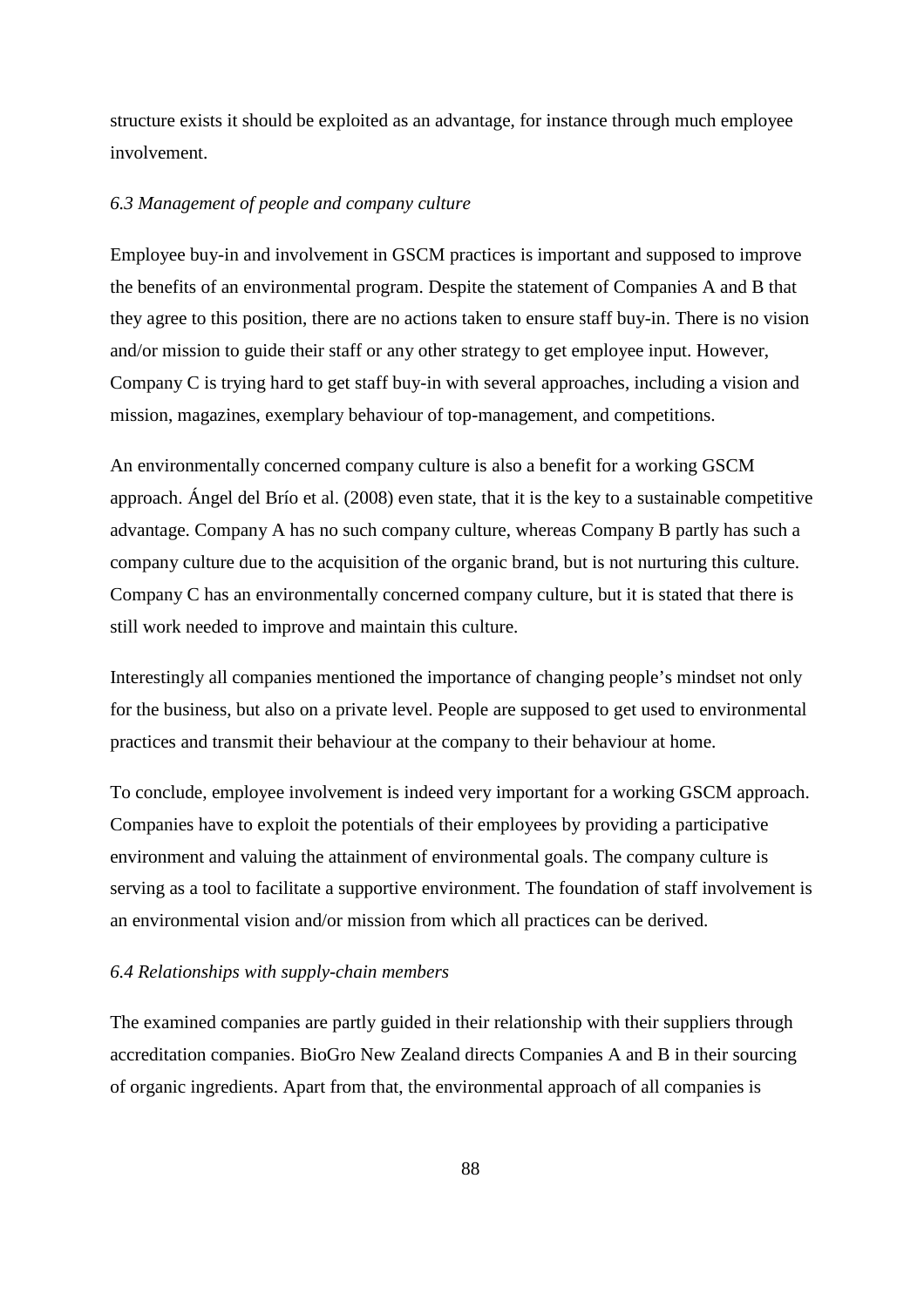structure exists it should be exploited as an advantage, for instance through much employee involvement.

### *6.3 Management of people and company culture*

Employee buy-in and involvement in GSCM practices is important and supposed to improve the benefits of an environmental program. Despite the statement of Companies A and B that they agree to this position, there are no actions taken to ensure staff buy-in. There is no vision and/or mission to guide their staff or any other strategy to get employee input. However, Company C is trying hard to get staff buy-in with several approaches, including a vision and mission, magazines, exemplary behaviour of top-management, and competitions.

An environmentally concerned company culture is also a benefit for a working GSCM approach. Ángel del Brío et al. (2008) even state, that it is the key to a sustainable competitive advantage. Company A has no such company culture, whereas Company B partly has such a company culture due to the acquisition of the organic brand, but is not nurturing this culture. Company C has an environmentally concerned company culture, but it is stated that there is still work needed to improve and maintain this culture.

Interestingly all companies mentioned the importance of changing people's mindset not only for the business, but also on a private level. People are supposed to get used to environmental practices and transmit their behaviour at the company to their behaviour at home.

To conclude, employee involvement is indeed very important for a working GSCM approach. Companies have to exploit the potentials of their employees by providing a participative environment and valuing the attainment of environmental goals. The company culture is serving as a tool to facilitate a supportive environment. The foundation of staff involvement is an environmental vision and/or mission from which all practices can be derived.

### *6.4 Relationships with supply-chain members*

The examined companies are partly guided in their relationship with their suppliers through accreditation companies. BioGro New Zealand directs Companies A and B in their sourcing of organic ingredients. Apart from that, the environmental approach of all companies is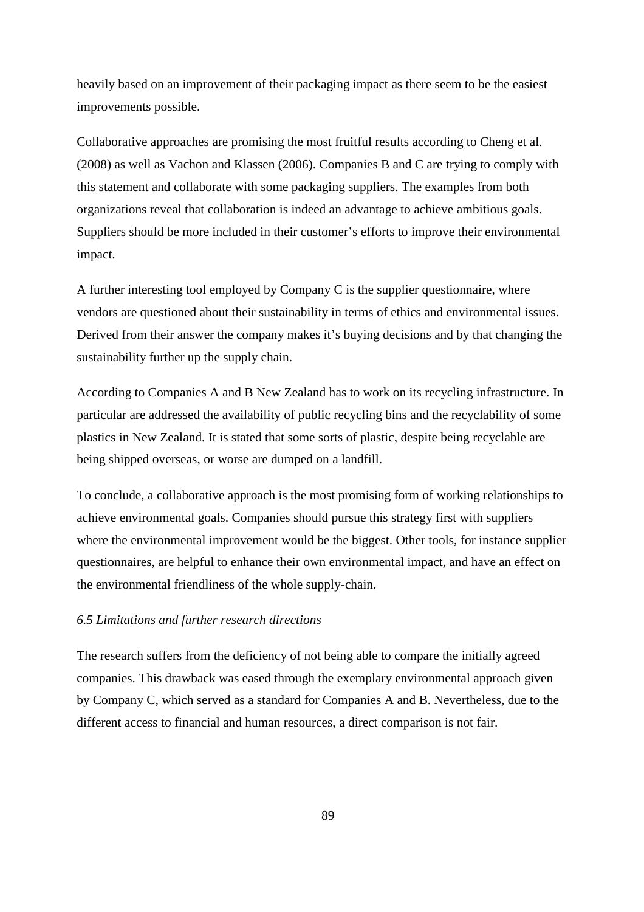heavily based on an improvement of their packaging impact as there seem to be the easiest improvements possible.

Collaborative approaches are promising the most fruitful results according to Cheng et al. (2008) as well as Vachon and Klassen (2006). Companies B and C are trying to comply with this statement and collaborate with some packaging suppliers. The examples from both organizations reveal that collaboration is indeed an advantage to achieve ambitious goals. Suppliers should be more included in their customer's efforts to improve their environmental impact.

A further interesting tool employed by Company C is the supplier questionnaire, where vendors are questioned about their sustainability in terms of ethics and environmental issues. Derived from their answer the company makes it's buying decisions and by that changing the sustainability further up the supply chain.

According to Companies A and B New Zealand has to work on its recycling infrastructure. In particular are addressed the availability of public recycling bins and the recyclability of some plastics in New Zealand. It is stated that some sorts of plastic, despite being recyclable are being shipped overseas, or worse are dumped on a landfill.

To conclude, a collaborative approach is the most promising form of working relationships to achieve environmental goals. Companies should pursue this strategy first with suppliers where the environmental improvement would be the biggest. Other tools, for instance supplier questionnaires, are helpful to enhance their own environmental impact, and have an effect on the environmental friendliness of the whole supply-chain.

### *6.5 Limitations and further research directions*

The research suffers from the deficiency of not being able to compare the initially agreed companies. This drawback was eased through the exemplary environmental approach given by Company C, which served as a standard for Companies A and B. Nevertheless, due to the different access to financial and human resources, a direct comparison is not fair.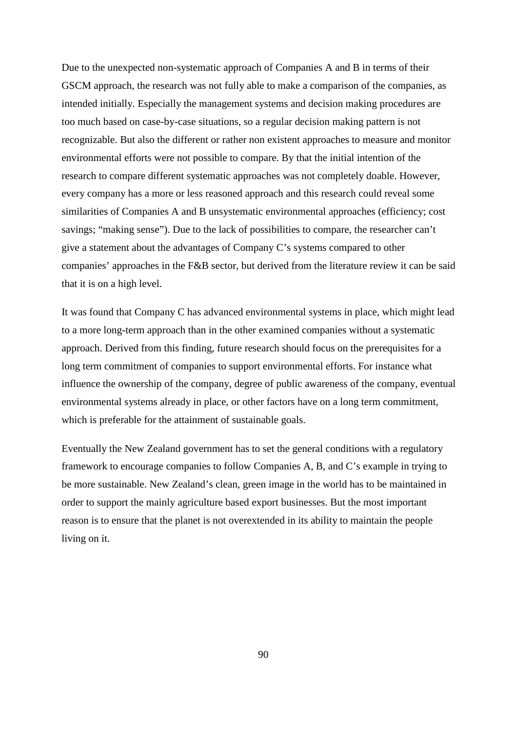Due to the unexpected non-systematic approach of Companies A and B in terms of their GSCM approach, the research was not fully able to make a comparison of the companies, as intended initially. Especially the management systems and decision making procedures are too much based on case-by-case situations, so a regular decision making pattern is not recognizable. But also the different or rather non existent approaches to measure and monitor environmental efforts were not possible to compare. By that the initial intention of the research to compare different systematic approaches was not completely doable. However, every company has a more or less reasoned approach and this research could reveal some similarities of Companies A and B unsystematic environmental approaches (efficiency; cost savings; "making sense"). Due to the lack of possibilities to compare, the researcher can't give a statement about the advantages of Company C's systems compared to other companies' approaches in the F&B sector, but derived from the literature review it can be said that it is on a high level.

It was found that Company C has advanced environmental systems in place, which might lead to a more long-term approach than in the other examined companies without a systematic approach. Derived from this finding, future research should focus on the prerequisites for a long term commitment of companies to support environmental efforts. For instance what influence the ownership of the company, degree of public awareness of the company, eventual environmental systems already in place, or other factors have on a long term commitment, which is preferable for the attainment of sustainable goals.

Eventually the New Zealand government has to set the general conditions with a regulatory framework to encourage companies to follow Companies A, B, and C's example in trying to be more sustainable. New Zealand's clean, green image in the world has to be maintained in order to support the mainly agriculture based export businesses. But the most important reason is to ensure that the planet is not overextended in its ability to maintain the people living on it.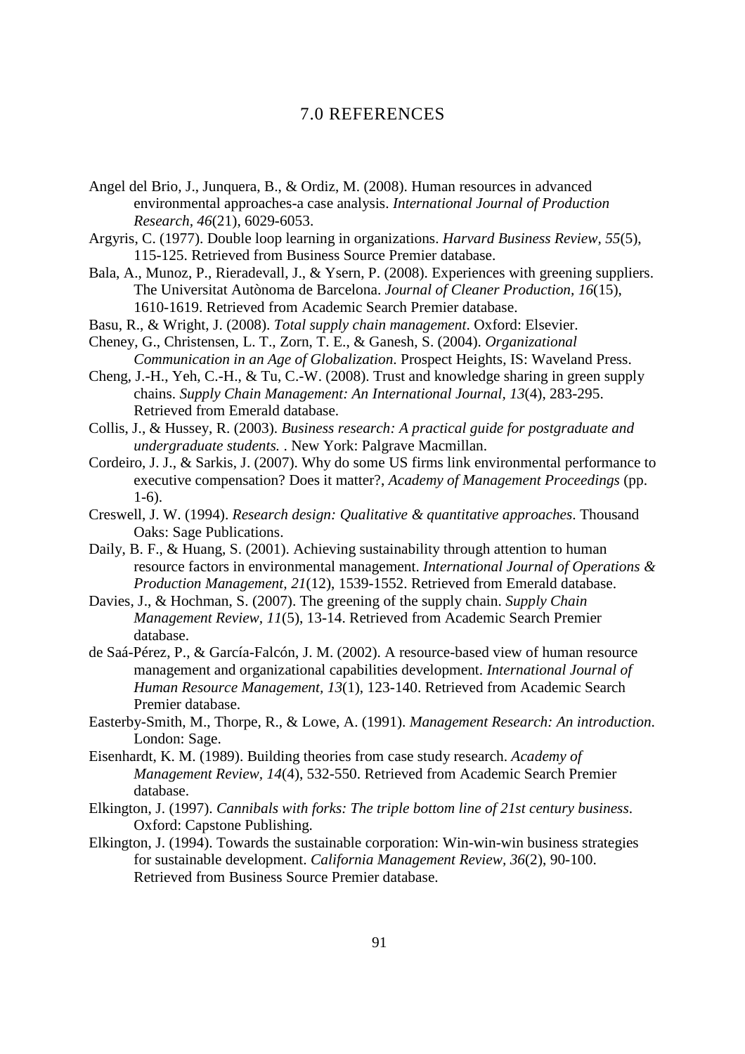# 7.0 REFERENCES

Angel del Brio, J., Junquera, B., & Ordiz, M. (2008). Human resources in advanced environmental approaches-a case analysis. *International Journal of Production Research, 46*(21), 6029-6053.

Argyris, C. (1977). Double loop learning in organizations. *Harvard Business Review, 55*(5), 115-125. Retrieved from Business Source Premier database.

Bala, A., Munoz, P., Rieradevall, J., & Ysern, P. (2008). Experiences with greening suppliers. The Universitat Autònoma de Barcelona. *Journal of Cleaner Production, 16*(15), 1610-1619. Retrieved from Academic Search Premier database.

Basu, R., & Wright, J. (2008). *Total supply chain management*. Oxford: Elsevier.

Cheney, G., Christensen, L. T., Zorn, T. E., & Ganesh, S. (2004). *Organizational Communication in an Age of Globalization*. Prospect Heights, IS: Waveland Press.

Cheng, J.-H., Yeh, C.-H., & Tu, C.-W. (2008). Trust and knowledge sharing in green supply chains. *Supply Chain Management: An International Journal, 13*(4), 283-295. Retrieved from Emerald database.

Collis, J., & Hussey, R. (2003). *Business research: A practical guide for postgraduate and undergraduate students.* . New York: Palgrave Macmillan.

Cordeiro, J. J., & Sarkis, J. (2007). Why do some US firms link environmental performance to executive compensation? Does it matter?, *Academy of Management Proceedings* (pp. 1-6).

Creswell, J. W. (1994). *Research design: Qualitative & quantitative approaches*. Thousand Oaks: Sage Publications.

Daily, B. F., & Huang, S. (2001). Achieving sustainability through attention to human resource factors in environmental management. *International Journal of Operations & Production Management, 21*(12), 1539-1552. Retrieved from Emerald database.

Davies, J., & Hochman, S. (2007). The greening of the supply chain. *Supply Chain Management Review, 11*(5), 13-14. Retrieved from Academic Search Premier database.

de Saá-Pérez, P., & García-Falcón, J. M. (2002). A resource-based view of human resource management and organizational capabilities development. *International Journal of Human Resource Management, 13*(1), 123-140. Retrieved from Academic Search Premier database.

Easterby-Smith, M., Thorpe, R., & Lowe, A. (1991). *Management Research: An introduction*. London: Sage.

Eisenhardt, K. M. (1989). Building theories from case study research. *Academy of Management Review, 14*(4), 532-550. Retrieved from Academic Search Premier database.

Elkington, J. (1997). *Cannibals with forks: The triple bottom line of 21st century business*. Oxford: Capstone Publishing.

Elkington, J. (1994). Towards the sustainable corporation: Win-win-win business strategies for sustainable development. *California Management Review, 36*(2), 90-100. Retrieved from Business Source Premier database.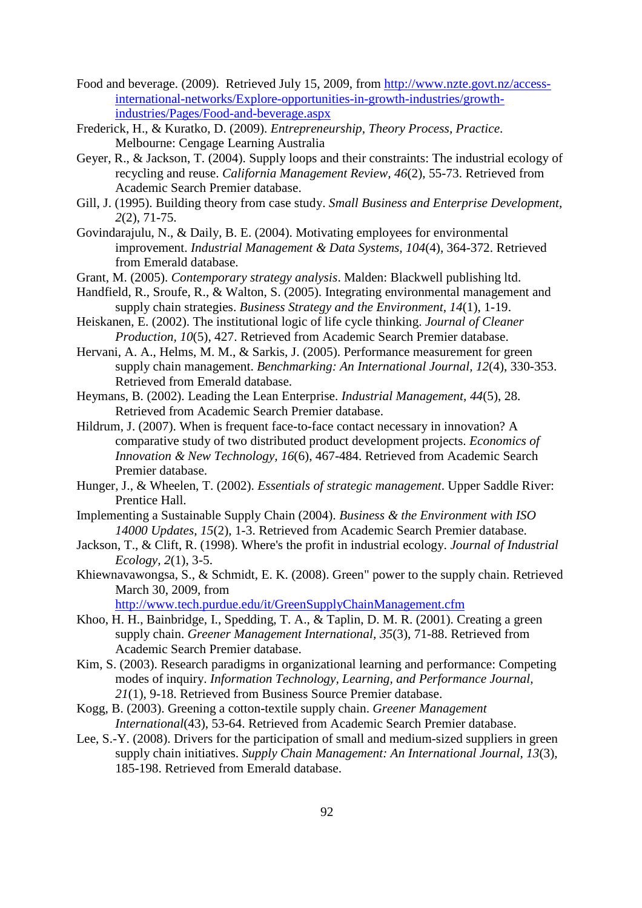Food and beverage. (2009). Retrieved July 15, 2009, from http://www.nzte.govt.nz/access-international-networks/Explore-opportunities-in-growth-industries/growth-industries/Pages/Food-and-beverage.aspx

Frederick, H., & Kuratko, D. (2009). *Entrepreneurship, Theory Process, Practice*. Melbourne: Cengage Learning Australia

Geyer, R., & Jackson, T. (2004). Supply loops and their constraints: The industrial ecology of recycling and reuse. *California Management Review*, *46*(2), 55-73. Retrieved from Academic Search Premier database.

Gill, J. (1995). Building theory from case study. *Small Business and Enterprise Development, 2*(2), 71-75.

Govindarajulu, N., & Daily, B. E. (2004). Motivating employees for environmental improvement. *Industrial Management & Data Systems, 104*(4), 364-372. Retrieved from Emerald database.

Grant, M. (2005). *Contemporary strategy analysis*. Malden: Blackwell publishing ltd.

Handfield, R., Sroufe, R., & Walton, S. (2005). Integrating environmental management and supply chain strategies. *Business Strategy and the Environment, 14*(1), 1-19.

Heiskanen, E. (2002). The institutional logic of life cycle thinking. *Journal of Cleaner Production, 10*(5), 427. Retrieved from Academic Search Premier database.

Hervani, A. A., Helms, M. M., & Sarkis, J. (2005). Performance measurement for green supply chain management. *Benchmarking: An International Journal, 12*(4), 330-353. Retrieved from Emerald database.

Heymans, B. (2002). Leading the Lean Enterprise. *Industrial Management, 44*(5), 28. Retrieved from Academic Search Premier database.

Hildrum, J. (2007). When is frequent face-to-face contact necessary in innovation? A comparative study of two distributed product development projects. *Economics of Innovation & New Technology, 16*(6), 467-484. Retrieved from Academic Search Premier database.

Hunger, J., & Wheelen, T. (2002). *Essentials of strategic management*. Upper Saddle River: Prentice Hall.

Implementing a Sustainable Supply Chain (2004). *Business & the Environment with ISO 14000 Updates, 15*(2), 1-3. Retrieved from Academic Search Premier database.

Jackson, T., & Clift, R. (1998). Where's the profit in industrial ecology. *Journal of Industrial Ecology, 2*(1), 3-5.

Khiewnavawongsa, S., & Schmidt, E. K. (2008). Green" power to the supply chain. Retrieved March 30, 2009, from http://www.tech.purdue.edu/it/GreenSupplyChainManagement.cfm

Khoo, H. H., Bainbridge, I., Spedding, T. A., & Taplin, D. M. R. (2001). Creating a green supply chain. *Greener Management International, 35*(3), 71-88. Retrieved from Academic Search Premier database.

Kim, S. (2003). Research paradigms in organizational learning and performance: Competing modes of inquiry. *Information Technology, Learning, and Performance Journal, 21*(1), 9-18. Retrieved from Business Source Premier database.

Kogg, B. (2003). Greening a cotton-textile supply chain. *Greener Management International*(43), 53-64. Retrieved from Academic Search Premier database.

Lee, S.-Y. (2008). Drivers for the participation of small and medium-sized suppliers in green supply chain initiatives. *Supply Chain Management: An International Journal, 13*(3), 185-198. Retrieved from Emerald database.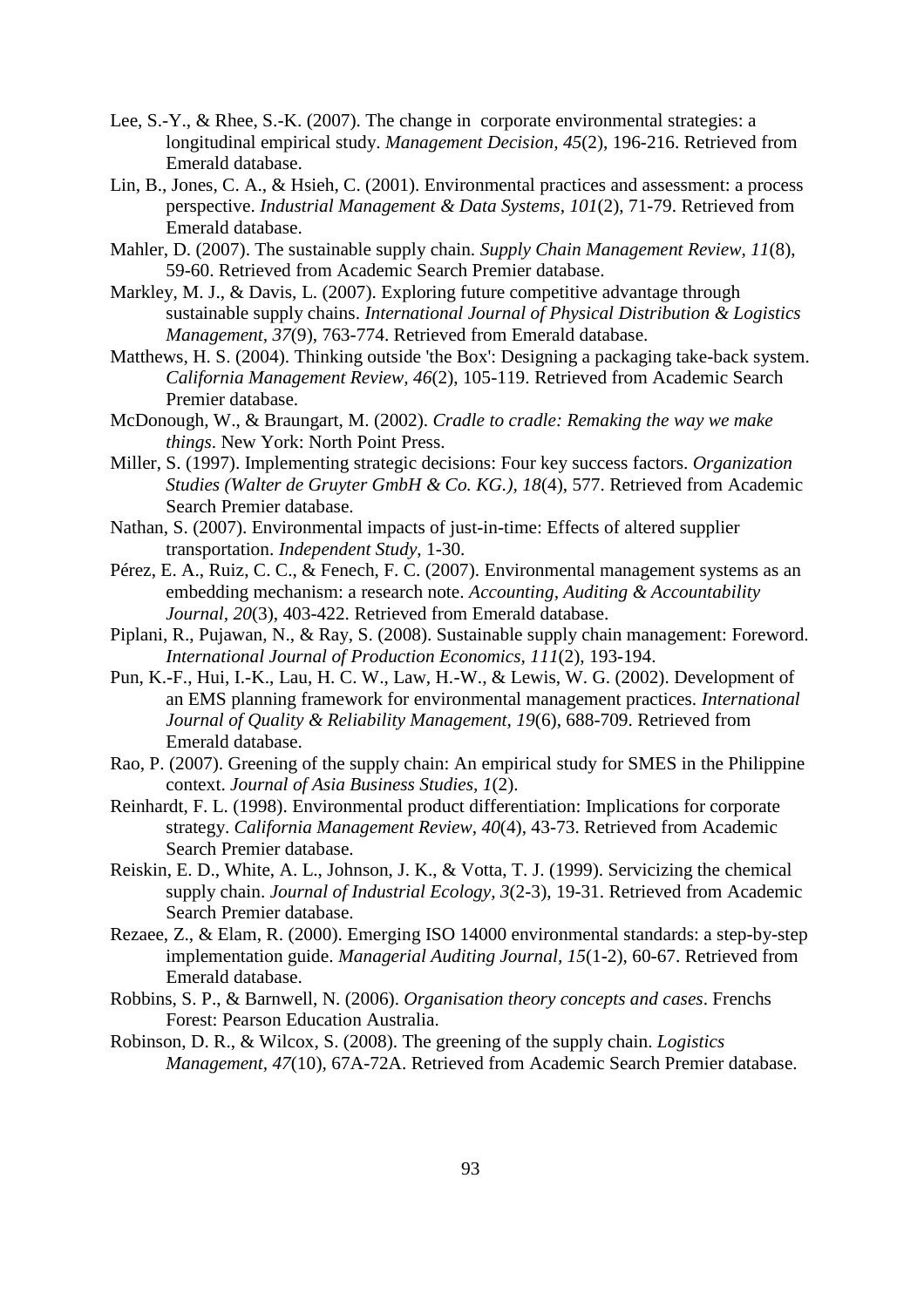Lee, S.-Y., & Rhee, S.-K. (2007). The change in corporate environmental strategies: a longitudinal empirical study. *Management Decision, 45*(2), 196-216. Retrieved from Emerald database.

Lin, B., Jones, C. A., & Hsieh, C. (2001). Environmental practices and assessment: a process perspective. *Industrial Management & Data Systems, 101*(2), 71-79. Retrieved from Emerald database.

Mahler, D. (2007). The sustainable supply chain. *Supply Chain Management Review, 11*(8), 59-60. Retrieved from Academic Search Premier database.

Markley, M. J., & Davis, L. (2007). Exploring future competitive advantage through sustainable supply chains. *International Journal of Physical Distribution & Logistics Management, 37*(9), 763-774. Retrieved from Emerald database.

Matthews, H. S. (2004). Thinking outside 'the Box': Designing a packaging take-back system. *California Management Review, 46*(2), 105-119. Retrieved from Academic Search Premier database.

McDonough, W., & Braungart, M. (2002). *Cradle to cradle: Remaking the way we make things*. New York: North Point Press.

Miller, S. (1997). Implementing strategic decisions: Four key success factors. *Organization Studies (Walter de Gruyter GmbH & Co. KG.), 18*(4), 577. Retrieved from Academic Search Premier database.

Nathan, S. (2007). Environmental impacts of just-in-time: Effects of altered supplier transportation. *Independent Study*, 1-30.

Pérez, E. A., Ruiz, C. C., & Fenech, F. C. (2007). Environmental management systems as an embedding mechanism: a research note. *Accounting, Auditing & Accountability Journal, 20*(3), 403-422. Retrieved from Emerald database.

Piplani, R., Pujawan, N., & Ray, S. (2008). Sustainable supply chain management: Foreword. *International Journal of Production Economics, 111*(2), 193-194.

Pun, K.-F., Hui, I.-K., Lau, H. C. W., Law, H.-W., & Lewis, W. G. (2002). Development of an EMS planning framework for environmental management practices. *International Journal of Quality & Reliability Management, 19*(6), 688-709. Retrieved from Emerald database.

Rao, P. (2007). Greening of the supply chain: An empirical study for SMES in the Philippine context. *Journal of Asia Business Studies, 1*(2).

Reinhardt, F. L. (1998). Environmental product differentiation: Implications for corporate strategy. *California Management Review, 40*(4), 43-73. Retrieved from Academic Search Premier database.

Reiskin, E. D., White, A. L., Johnson, J. K., & Votta, T. J. (1999). Servicizing the chemical supply chain. *Journal of Industrial Ecology, 3*(2-3), 19-31. Retrieved from Academic Search Premier database.

Rezaee, Z., & Elam, R. (2000). Emerging ISO 14000 environmental standards: a step-by-step implementation guide. *Managerial Auditing Journal, 15*(1-2), 60-67. Retrieved from Emerald database.

Robbins, S. P., & Barnwell, N. (2006). *Organisation theory concepts and cases*. Frenchs Forest: Pearson Education Australia.

Robinson, D. R., & Wilcox, S. (2008). The greening of the supply chain. *Logistics Management, 47*(10), 67A-72A. Retrieved from Academic Search Premier database.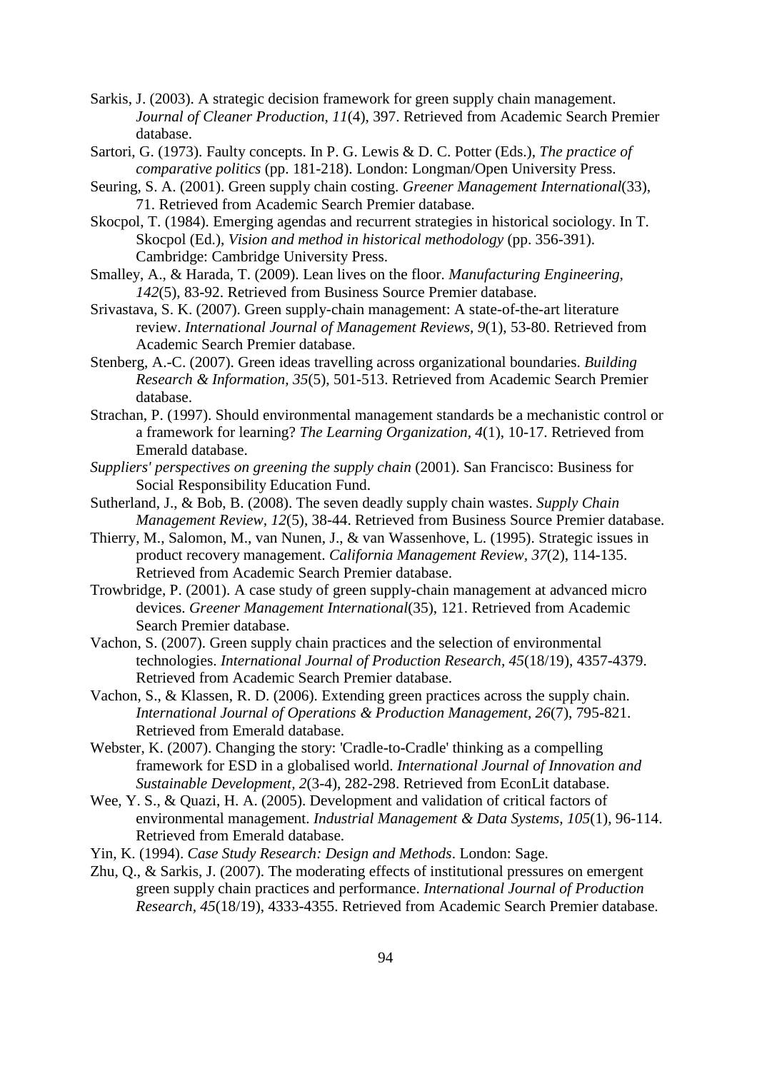Sarkis, J. (2003). A strategic decision framework for green supply chain management. *Journal of Cleaner Production, 11*(4), 397. Retrieved from Academic Search Premier database.

Sartori, G. (1973). Faulty concepts. In P. G. Lewis & D. C. Potter (Eds.), *The practice of comparative politics* (pp. 181-218). London: Longman/Open University Press.

Seuring, S. A. (2001). Green supply chain costing. *Greener Management International*(33), 71. Retrieved from Academic Search Premier database.

Skocpol, T. (1984). Emerging agendas and recurrent strategies in historical sociology. In T. Skocpol (Ed.), *Vision and method in historical methodology* (pp. 356-391). Cambridge: Cambridge University Press.

Smalley, A., & Harada, T. (2009). Lean lives on the floor. *Manufacturing Engineering, 142*(5), 83-92. Retrieved from Business Source Premier database.

Srivastava, S. K. (2007). Green supply-chain management: A state-of-the-art literature review. *International Journal of Management Reviews, 9*(1), 53-80. Retrieved from Academic Search Premier database.

Stenberg, A.-C. (2007). Green ideas travelling across organizational boundaries. *Building Research & Information, 35*(5), 501-513. Retrieved from Academic Search Premier database.

Strachan, P. (1997). Should environmental management standards be a mechanistic control or a framework for learning? *The Learning Organization, 4*(1), 10-17. Retrieved from Emerald database.

*Suppliers' perspectives on greening the supply chain* (2001). San Francisco: Business for Social Responsibility Education Fund.

Sutherland, J., & Bob, B. (2008). The seven deadly supply chain wastes. *Supply Chain Management Review, 12*(5), 38-44. Retrieved from Business Source Premier database.

Thierry, M., Salomon, M., van Nunen, J., & van Wassenhove, L. (1995). Strategic issues in product recovery management. *California Management Review, 37*(2), 114-135. Retrieved from Academic Search Premier database.

Trowbridge, P. (2001). A case study of green supply-chain management at advanced micro devices. *Greener Management International*(35), 121. Retrieved from Academic Search Premier database.

Vachon, S. (2007). Green supply chain practices and the selection of environmental technologies. *International Journal of Production Research, 45*(18/19), 4357-4379. Retrieved from Academic Search Premier database.

Vachon, S., & Klassen, R. D. (2006). Extending green practices across the supply chain. *International Journal of Operations & Production Management, 26*(7), 795-821. Retrieved from Emerald database.

Webster, K. (2007). Changing the story: 'Cradle-to-Cradle' thinking as a compelling framework for ESD in a globalised world. *International Journal of Innovation and Sustainable Development, 2*(3-4), 282-298. Retrieved from EconLit database.

Wee, Y. S., & Quazi, H. A. (2005). Development and validation of critical factors of environmental management. *Industrial Management & Data Systems, 105*(1), 96-114. Retrieved from Emerald database.

Yin, K. (1994). *Case Study Research: Design and Methods*. London: Sage.

Zhu, Q., & Sarkis, J. (2007). The moderating effects of institutional pressures on emergent green supply chain practices and performance. *International Journal of Production Research, 45*(18/19), 4333-4355. Retrieved from Academic Search Premier database.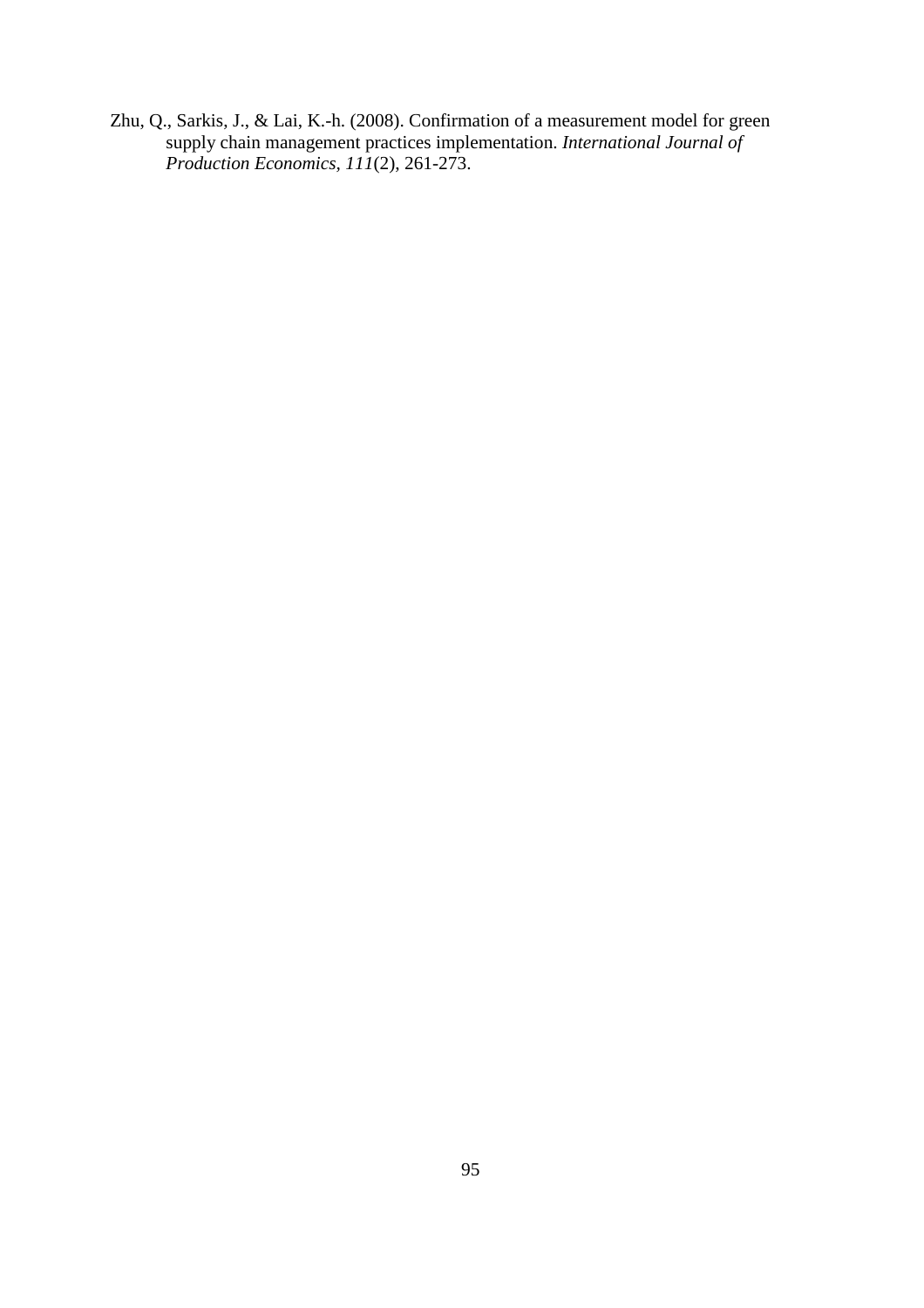Zhu, Q., Sarkis, J., & Lai, K.-h. (2008). Confirmation of a measurement model for green supply chain management practices implementation. *International Journal of Production Economics, 111*(2), 261-273.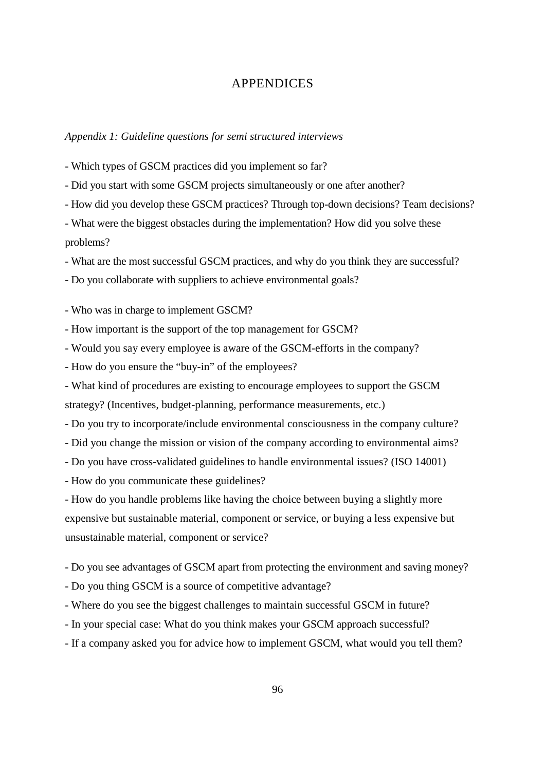# APPENDICES

*Appendix 1: Guideline questions for semi structured interviews*

- Which types of GSCM practices did you implement so far?
- Did you start with some GSCM projects simultaneously or one after another?
- How did you develop these GSCM practices? Through top-down decisions? Team decisions?
- What were the biggest obstacles during the implementation? How did you solve these problems?
- What are the most successful GSCM practices, and why do you think they are successful?
- Do you collaborate with suppliers to achieve environmental goals?

- Who was in charge to implement GSCM?
- How important is the support of the top management for GSCM?
- Would you say every employee is aware of the GSCM-efforts in the company?
- How do you ensure the "buy-in" of the employees?
- What kind of procedures are existing to encourage employees to support the GSCM strategy? (Incentives, budget-planning, performance measurements, etc.)
- Do you try to incorporate/include environmental consciousness in the company culture?
- Did you change the mission or vision of the company according to environmental aims?
- Do you have cross-validated guidelines to handle environmental issues? (ISO 14001)
- How do you communicate these guidelines?
- How do you handle problems like having the choice between buying a slightly more expensive but sustainable material, component or service, or buying a less expensive but unsustainable material, component or service?

- Do you see advantages of GSCM apart from protecting the environment and saving money?
- Do you thing GSCM is a source of competitive advantage?
- Where do you see the biggest challenges to maintain successful GSCM in future?
- In your special case: What do you think makes your GSCM approach successful?
- If a company asked you for advice how to implement GSCM, what would you tell them?